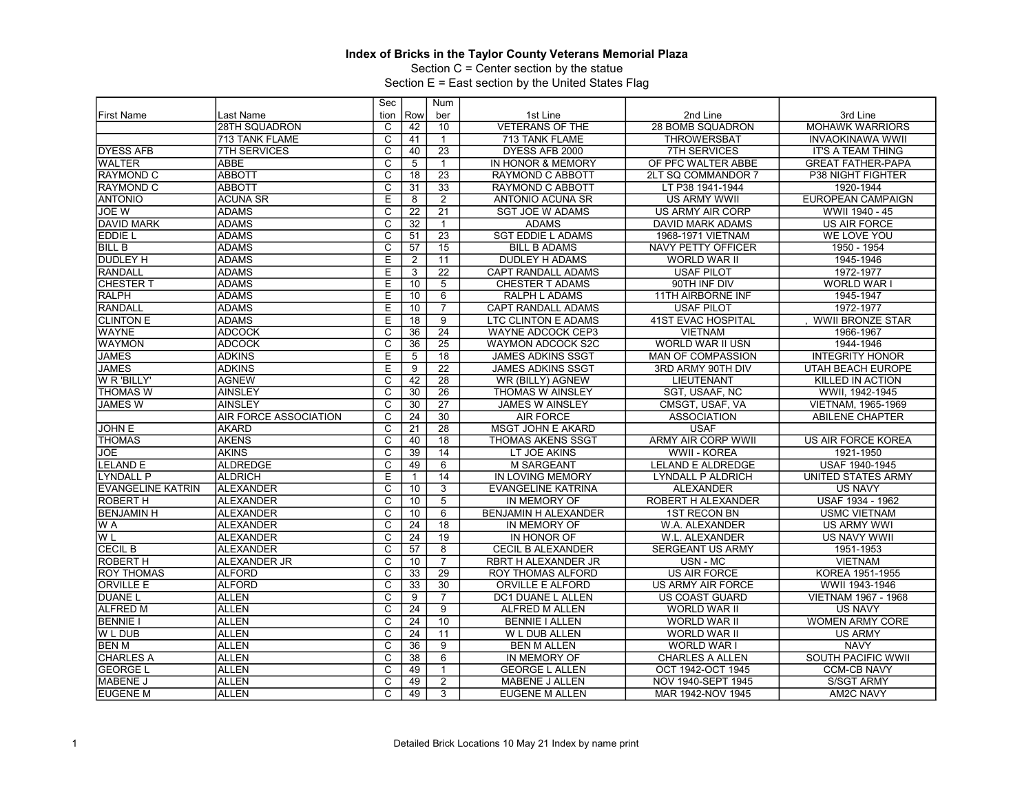**Index of Bricks in the Taylor County Veterans Memorial Plaza**

Section C = Center section by the statue

Section E = East section by the United States Flag

| First Name | Last Name | Section | Row | Number | 1st Line | 2nd Line | 3rd Line |
|---|---|---|---|---|---|---|---|
| | 28TH SQUADRON | C | 42 | 10 | VETERANS OF THE | 28 BOMB SQUADRON | MOHAWK WARRIORS |
| | 713 TANK FLAME | C | 41 | 1 | 713 TANK FLAME | THROWERSBAT | INVAOKINAWA WWII |
| DYESS AFB | 7TH SERVICES | C | 40 | 23 | DYESS AFB 2000 | 7TH SERVICES | IT'S A TEAM THING |
| WALTER | ABBE | C | 5 | 1 | IN HONOR & MEMORY | OF PFC WALTER ABBE | GREAT FATHER-PAPA |
| RAYMOND C | ABBOTT | C | 18 | 23 | RAYMOND C ABBOTT | 2LT SQ COMMANDOR 7 | P38 NIGHT FIGHTER |
| RAYMOND C | ABBOTT | C | 31 | 33 | RAYMOND C ABBOTT | LT P38 1941-1944 | 1920-1944 |
| ANTONIO | ACUNA SR | E | 8 | 2 | ANTONIO ACUNA SR | US ARMY WWII | EUROPEAN CAMPAIGN |
| JOE W | ADAMS | C | 22 | 21 | SGT JOE W ADAMS | US ARMY AIR CORP | WWII 1940 - 45 |
| DAVID MARK | ADAMS | C | 32 | 1 | ADAMS | DAVID MARK ADAMS | US AIR FORCE |
| EDDIE L | ADAMS | C | 51 | 23 | SGT EDDIE L ADAMS | 1968-1971 VIETNAM | WE LOVE YOU |
| BILL B | ADAMS | C | 57 | 15 | BILL B ADAMS | NAVY PETTY OFFICER | 1950 - 1954 |
| DUDLEY H | ADAMS | E | 2 | 11 | DUDLEY H ADAMS | WORLD WAR II | 1945-1946 |
| RANDALL | ADAMS | E | 3 | 22 | CAPT RANDALL ADAMS | USAF PILOT | 1972-1977 |
| CHESTER T | ADAMS | E | 10 | 5 | CHESTER T ADAMS | 90TH INF DIV | WORLD WAR I |
| RALPH | ADAMS | E | 10 | 6 | RALPH L ADAMS | 11TH AIRBORNE INF | 1945-1947 |
| RANDALL | ADAMS | E | 10 | 7 | CAPT RANDALL ADAMS | USAF PILOT | 1972-1977 |
| CLINTON E | ADAMS | E | 18 | 9 | LTC CLINTON E ADAMS | 41ST EVAC HOSPITAL | , WWII BRONZE STAR |
| WAYNE | ADCOCK | C | 36 | 24 | WAYNE ADCOCK CEP3 | VIETNAM | 1966-1967 |
| WAYMON | ADCOCK | C | 36 | 25 | WAYMON ADCOCK S2C | WORLD WAR II USN | 1944-1946 |
| JAMES | ADKINS | E | 5 | 18 | JAMES ADKINS SSGT | MAN OF COMPASSION | INTEGRITY HONOR |
| JAMES | ADKINS | E | 9 | 22 | JAMES ADKINS SSGT | 3RD ARMY 90TH DIV | UTAH BEACH EUROPE |
| W R 'BILLY' | AGNEW | C | 42 | 28 | WR (BILLY) AGNEW | LIEUTENANT | KILLED IN ACTION |
| THOMAS W | AINSLEY | C | 30 | 26 | THOMAS W AINSLEY | SGT, USAAF, NC | WWII, 1942-1945 |
| JAMES W | AINSLEY | C | 30 | 27 | JAMES W AINSLEY | CMSGT, USAF, VA | VIETNAM, 1965-1969 |
| | AIR FORCE ASSOCIATION | C | 24 | 30 | AIR FORCE | ASSOCIATION | ABILENE CHAPTER |
| JOHN E | AKARD | C | 21 | 28 | MSGT JOHN E AKARD | USAF | |
| THOMAS | AKENS | C | 40 | 18 | THOMAS AKENS SSGT | ARMY AIR CORP WWII | US AIR FORCE KOREA |
| JOE | AKINS | C | 39 | 14 | LT JOE AKINS | WWII - KOREA | 1921-1950 |
| LELAND E | ALDREDGE | C | 49 | 6 | M SARGEANT | LELAND E ALDREDGE | USAF 1940-1945 |
| LYNDALL P | ALDRICH | E | 1 | 14 | IN LOVING MEMORY | LYNDALL P ALDRICH | UNITED STATES ARMY |
| EVANGELINE KATRIN | ALEXANDER | C | 10 | 3 | EVANGELINE KATRINA | ALEXANDER | US NAVY |
| ROBERT H | ALEXANDER | C | 10 | 5 | IN MEMORY OF | ROBERT H ALEXANDER | USAF 1934 - 1962 |
| BENJAMIN H | ALEXANDER | C | 10 | 6 | BENJAMIN H ALEXANDER | 1ST RECON BN | USMC VIETNAM |
| W A | ALEXANDER | C | 24 | 18 | IN MEMORY OF | W.A. ALEXANDER | US ARMY WWI |
| W L | ALEXANDER | C | 24 | 19 | IN HONOR OF | W.L. ALEXANDER | US NAVY WWII |
| CECIL B | ALEXANDER | C | 57 | 8 | CECIL B ALEXANDER | SERGEANT US ARMY | 1951-1953 |
| ROBERT H | ALEXANDER JR | C | 10 | 7 | RBRT H ALEXANDER JR | USN - MC | VIETNAM |
| ROY THOMAS | ALFORD | C | 33 | 29 | ROY THOMAS ALFORD | US AIR FORCE | KOREA 1951-1955 |
| ORVILLE E | ALFORD | C | 33 | 30 | ORVILLE E ALFORD | US ARMY AIR FORCE | WWII 1943-1946 |
| DUANE L | ALLEN | C | 9 | 7 | DC1 DUANE L ALLEN | US COAST GUARD | VIETNAM 1967 - 1968 |
| ALFRED M | ALLEN | C | 24 | 9 | ALFRED M ALLEN | WORLD WAR II | US NAVY |
| BENNIE I | ALLEN | C | 24 | 10 | BENNIE I ALLEN | WORLD WAR II | WOMEN ARMY CORE |
| W L DUB | ALLEN | C | 24 | 11 | W L DUB ALLEN | WORLD WAR II | US ARMY |
| BEN M | ALLEN | C | 36 | 9 | BEN M ALLEN | WORLD WAR I | NAVY |
| CHARLES A | ALLEN | C | 38 | 6 | IN MEMORY OF | CHARLES A ALLEN | SOUTH PACIFIC WWII |
| GEORGE L | ALLEN | C | 49 | 1 | GEORGE L ALLEN | OCT 1942-OCT 1945 | CCM-CB NAVY |
| MABENE J | ALLEN | C | 49 | 2 | MABENE J ALLEN | NOV 1940-SEPT 1945 | S/SGT ARMY |
| EUGENE M | ALLEN | C | 49 | 3 | EUGENE M ALLEN | MAR 1942-NOV 1945 | AM2C NAVY |

Detailed Brick Locations 10 May 21 Index by name print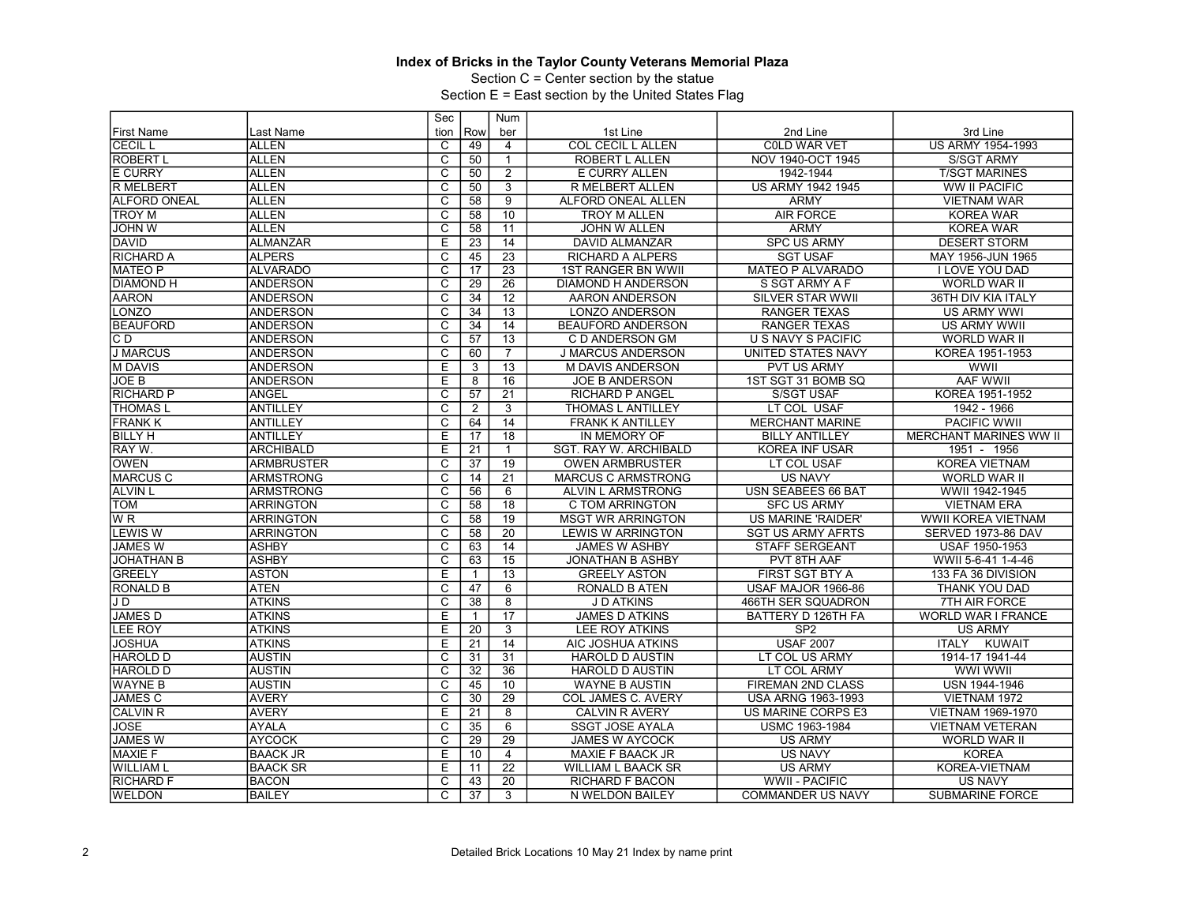**Index of Bricks in the Taylor County Veterans Memorial Plaza**

Section C = Center section by the statue

Section E = East section by the United States Flag

| First Name | Last Name | Section | Row | Number | 1st Line | 2nd Line | 3rd Line |
|---|---|---|---|---|---|---|---|
| CECIL L | ALLEN | C | 49 | 4 | COL CECIL L ALLEN | C0LD WAR VET | US ARMY 1954-1993 |
| ROBERT L | ALLEN | C | 50 | 1 | ROBERT L ALLEN | NOV 1940-OCT 1945 | S/SGT ARMY |
| E CURRY | ALLEN | C | 50 | 2 | E CURRY ALLEN | 1942-1944 | T/SGT MARINES |
| R MELBERT | ALLEN | C | 50 | 3 | R MELBERT ALLEN | US ARMY 1942 1945 | WW II PACIFIC |
| ALFORD ONEAL | ALLEN | C | 58 | 9 | ALFORD ONEAL ALLEN | ARMY | VIETNAM WAR |
| TROY M | ALLEN | C | 58 | 10 | TROY M ALLEN | AIR FORCE | KOREA WAR |
| JOHN W | ALLEN | C | 58 | 11 | JOHN W ALLEN | ARMY | KOREA WAR |
| DAVID | ALMANZAR | E | 23 | 14 | DAVID ALMANZAR | SPC US ARMY | DESERT STORM |
| RICHARD A | ALPERS | C | 45 | 23 | RICHARD A ALPERS | SGT USAF | MAY 1956-JUN 1965 |
| MATEO P | ALVARADO | C | 17 | 23 | 1ST RANGER BN WWII | MATEO P ALVARADO | I LOVE YOU DAD |
| DIAMOND H | ANDERSON | C | 29 | 26 | DIAMOND H ANDERSON | S SGT ARMY A F | WORLD WAR II |
| AARON | ANDERSON | C | 34 | 12 | AARON ANDERSON | SILVER STAR WWII | 36TH DIV KIA ITALY |
| LONZO | ANDERSON | C | 34 | 13 | LONZO ANDERSON | RANGER TEXAS | US ARMY WWI |
| BEAUFORD | ANDERSON | C | 34 | 14 | BEAUFORD ANDERSON | RANGER TEXAS | US ARMY WWII |
| C D | ANDERSON | C | 57 | 13 | C D ANDERSON GM | U S NAVY S PACIFIC | WORLD WAR II |
| J MARCUS | ANDERSON | C | 60 | 7 | J MARCUS ANDERSON | UNITED STATES NAVY | KOREA 1951-1953 |
| M DAVIS | ANDERSON | E | 3 | 13 | M DAVIS ANDERSON | PVT US ARMY | WWII |
| JOE B | ANDERSON | E | 8 | 16 | JOE B ANDERSON | 1ST SGT 31 BOMB SQ | AAF WWII |
| RICHARD P | ANGEL | C | 57 | 21 | RICHARD P ANGEL | S/SGT USAF | KOREA 1951-1952 |
| THOMAS L | ANTILLEY | C | 2 | 3 | THOMAS L ANTILLEY | LT COL USAF | 1942 - 1966 |
| FRANK K | ANTILLEY | C | 64 | 14 | FRANK K ANTILLEY | MERCHANT MARINE | PACIFIC WWII |
| BILLY H | ANTILLEY | E | 17 | 18 | IN MEMORY OF | BILLY ANTILLEY | MERCHANT MARINES WW II |
| RAY W. | ARCHIBALD | E | 21 | 1 | SGT. RAY W. ARCHIBALD | KOREA INF USAR | 1951 - 1956 |
| OWEN | ARMBRUSTER | C | 37 | 19 | OWEN ARMBRUSTER | LT COL USAF | KOREA VIETNAM |
| MARCUS C | ARMSTRONG | C | 14 | 21 | MARCUS C ARMSTRONG | US NAVY | WORLD WAR II |
| ALVIN L | ARMSTRONG | C | 56 | 6 | ALVIN L ARMSTRONG | USN SEABEES 66 BAT | WWII 1942-1945 |
| TOM | ARRINGTON | C | 58 | 18 | C TOM ARRINGTON | SFC US ARMY | VIETNAM ERA |
| W R | ARRINGTON | C | 58 | 19 | MSGT WR ARRINGTON | US MARINE 'RAIDER' | WWII KOREA VIETNAM |
| LEWIS W | ARRINGTON | C | 58 | 20 | LEWIS W ARRINGTON | SGT US ARMY AFRTS | SERVED 1973-86 DAV |
| JAMES W | ASHBY | C | 63 | 14 | JAMES W ASHBY | STAFF SERGEANT | USAF 1950-1953 |
| JOHATHAN B | ASHBY | C | 63 | 15 | JONATHAN B ASHBY | PVT 8TH AAF | WWII 5-6-41 1-4-46 |
| GREELY | ASTON | E | 1 | 13 | GREELY ASTON | FIRST SGT BTY A | 133 FA 36 DIVISION |
| RONALD B | ATEN | C | 47 | 6 | RONALD B ATEN | USAF MAJOR 1966-86 | THANK YOU DAD |
| J D | ATKINS | C | 38 | 8 | J D ATKINS | 466TH SER SQUADRON | 7TH AIR FORCE |
| JAMES D | ATKINS | E | 1 | 17 | JAMES D ATKINS | BATTERY D 126TH FA | WORLD WAR I FRANCE |
| LEE ROY | ATKINS | E | 20 | 3 | LEE ROY ATKINS | SP2 | US ARMY |
| JOSHUA | ATKINS | E | 21 | 14 | AIC JOSHUA ATKINS | USAF 2007 | ITALY KUWAIT |
| HAROLD D | AUSTIN | C | 31 | 31 | HAROLD D AUSTIN | LT COL US ARMY | 1914-17 1941-44 |
| HAROLD D | AUSTIN | C | 32 | 36 | HAROLD D AUSTIN | LT COL ARMY | WWI WWII |
| WAYNE B | AUSTIN | C | 45 | 10 | WAYNE B AUSTIN | FIREMAN 2ND CLASS | USN 1944-1946 |
| JAMES C | AVERY | C | 30 | 29 | COL JAMES C. AVERY | USA ARNG 1963-1993 | VIETNAM 1972 |
| CALVIN R | AVERY | E | 21 | 8 | CALVIN R AVERY | US MARINE CORPS E3 | VIETNAM 1969-1970 |
| JOSE | AYALA | C | 35 | 6 | SSGT JOSE AYALA | USMC 1963-1984 | VIETNAM VETERAN |
| JAMES W | AYCOCK | C | 29 | 29 | JAMES W AYCOCK | US ARMY | WORLD WAR II |
| MAXIE F | BAACK JR | E | 10 | 4 | MAXIE F BAACK JR | US NAVY | KOREA |
| WILLIAM L | BAACK SR | E | 11 | 22 | WILLIAM L BAACK SR | US ARMY | KOREA-VIETNAM |
| RICHARD F | BACON | C | 43 | 20 | RICHARD F BACON | WWII - PACIFIC | US NAVY |
| WELDON | BAILEY | C | 37 | 3 | N WELDON BAILEY | COMMANDER US NAVY | SUBMARINE FORCE |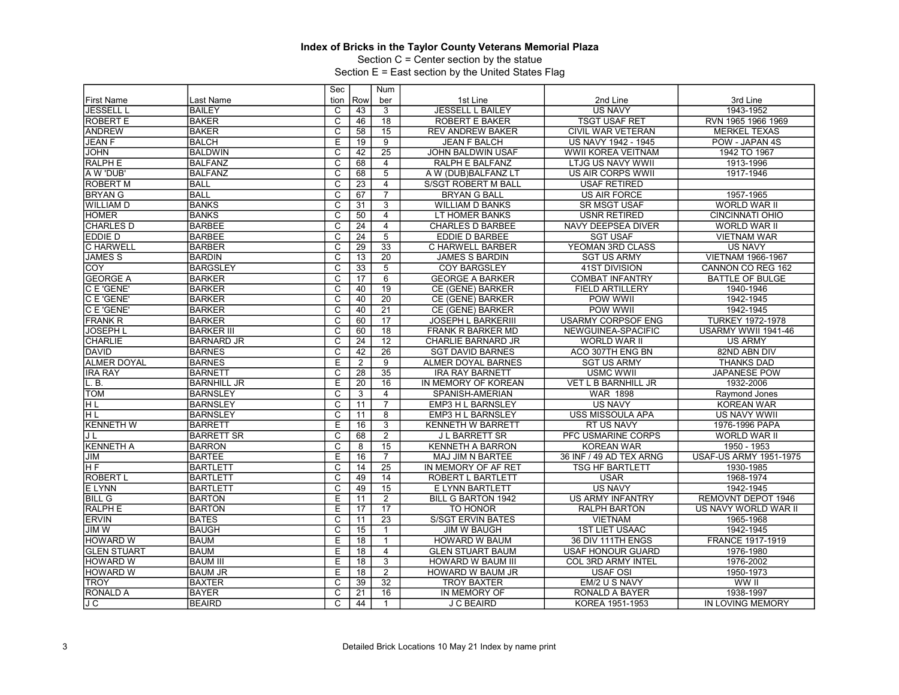**Index of Bricks in the Taylor County Veterans Memorial Plaza**

Section C = Center section by the statue

Section E = East section by the United States Flag

| First Name | Last Name | Section | Row | Number | 1st Line | 2nd Line | 3rd Line |
|---|---|---|---|---|---|---|---|
| JESSELL L | BAILEY | C | 43 | 3 | JESSELL L BAILEY | US NAVY | 1943-1952 |
| ROBERT E | BAKER | C | 46 | 18 | ROBERT E BAKER | TSGT USAF RET | RVN 1965 1966 1969 |
| ANDREW | BAKER | C | 58 | 15 | REV ANDREW BAKER | CIVIL WAR VETERAN | MERKEL TEXAS |
| JEAN F | BALCH | E | 19 | 9 | JEAN F BALCH | US NAVY 1942 - 1945 | POW - JAPAN 4S |
| JOHN | BALDWIN | C | 42 | 25 | JOHN BALDWIN USAF | WWII KOREA VEITNAM | 1942 TO 1967 |
| RALPH E | BALFANZ | C | 68 | 4 | RALPH E BALFANZ | LTJG US NAVY WWII | 1913-1996 |
| A W 'DUB' | BALFANZ | C | 68 | 5 | A W (DUB)BALFANZ LT | US AIR CORPS WWII | 1917-1946 |
| ROBERT M | BALL | C | 23 | 4 | S/SGT ROBERT M BALL | USAF RETIRED | |
| BRYAN G | BALL | C | 67 | 7 | BRYAN G BALL | US AIR FORCE | 1957-1965 |
| WILLIAM D | BANKS | C | 31 | 3 | WILLIAM D BANKS | SR MSGT USAF | WORLD WAR II |
| HOMER | BANKS | C | 50 | 4 | LT HOMER BANKS | USNR RETIRED | CINCINNATI OHIO |
| CHARLES D | BARBEE | C | 24 | 4 | CHARLES D BARBEE | NAVY DEEPSEA DIVER | WORLD WAR II |
| EDDIE D | BARBEE | C | 24 | 5 | EDDIE D BARBEE | SGT USAF | VIETNAM WAR |
| C HARWELL | BARBER | C | 29 | 33 | C HARWELL BARBER | YEOMAN 3RD CLASS | US NAVY |
| JAMES S | BARDIN | C | 13 | 20 | JAMES S BARDIN | SGT US ARMY | VIETNAM 1966-1967 |
| COY | BARGSLEY | C | 33 | 5 | COY BARGSLEY | 41ST DIVISION | CANNON CO REG 162 |
| GEORGE A | BARKER | C | 17 | 6 | GEORGE A BARKER | COMBAT INFANTRY | BATTLE OF BULGE |
| C E 'GENE' | BARKER | C | 40 | 19 | CE (GENE) BARKER | FIELD ARTILLERY | 1940-1946 |
| C E 'GENE' | BARKER | C | 40 | 20 | CE (GENE) BARKER | POW WWII | 1942-1945 |
| C E 'GENE' | BARKER | C | 40 | 21 | CE (GENE) BARKER | POW WWII | 1942-1945 |
| FRANK R | BARKER | C | 60 | 17 | JOSEPH L BARKERIII | USARMY CORPSOF ENG | TURKEY 1972-1978 |
| JOSEPH L | BARKER III | C | 60 | 18 | FRANK R BARKER MD | NEWGUINEA-SPACIFIC | USARMY WWII 1941-46 |
| CHARLIE | BARNARD JR | C | 24 | 12 | CHARLIE BARNARD JR | WORLD WAR II | US ARMY |
| DAVID | BARNES | C | 42 | 26 | SGT DAVID BARNES | ACO 307TH ENG BN | 82ND ABN DIV |
| ALMER DOYAL | BARNES | E | 2 | 9 | ALMER DOYAL BARNES | SGT US ARMY | THANKS DAD |
| IRA RAY | BARNETT | C | 28 | 35 | IRA RAY BARNETT | USMC WWII | JAPANESE POW |
| L. B. | BARNHILL JR | E | 20 | 16 | IN MEMORY OF KOREAN | VET L B BARNHILL JR | 1932-2006 |
| TOM | BARNSLEY | C | 3 | 4 | SPANISH-AMERIAN | WAR 1898 | Raymond Jones |
| H L | BARNSLEY | C | 11 | 7 | EMP3 H L BARNSLEY | US NAVY | KOREAN WAR |
| H L | BARNSLEY | C | 11 | 8 | EMP3 H L BARNSLEY | USS MISSOULA APA | US NAVY WWII |
| KENNETH W | BARRETT | E | 16 | 3 | KENNETH W BARRETT | RT US NAVY | 1976-1996 PAPA |
| J L | BARRETT SR | C | 68 | 2 | J L BARRETT SR | PFC USMARINE CORPS | WORLD WAR II |
| KENNETH A | BARRON | C | 8 | 15 | KENNETH A BARRON | KOREAN WAR | 1950 - 1953 |
| JIM | BARTEE | E | 16 | 7 | MAJ JIM N BARTEE | 36 INF / 49 AD TEX ARNG | USAF-US ARMY 1951-1975 |
| H F | BARTLETT | C | 14 | 25 | IN MEMORY OF AF RET | TSG HF BARTLETT | 1930-1985 |
| ROBERT L | BARTLETT | C | 49 | 14 | ROBERT L BARTLETT | USAR | 1968-1974 |
| E LYNN | BARTLETT | C | 49 | 15 | E LYNN BARTLETT | US NAVY | 1942-1945 |
| BILL G | BARTON | E | 11 | 2 | BILL G BARTON 1942 | US ARMY INFANTRY | REMOVNT DEPOT 1946 |
| RALPH E | BARTON | E | 17 | 17 | TO HONOR | RALPH BARTON | US NAVY WORLD WAR II |
| ERVIN | BATES | C | 11 | 23 | S/SGT ERVIN BATES | VIETNAM | 1965-1968 |
| JIM W | BAUGH | C | 15 | 1 | JIM W BAUGH | 1ST LIET USAAC | 1942-1945 |
| HOWARD W | BAUM | E | 18 | 1 | HOWARD W BAUM | 36 DIV 111TH ENGS | FRANCE 1917-1919 |
| GLEN STUART | BAUM | E | 18 | 4 | GLEN STUART BAUM | USAF HONOUR GUARD | 1976-1980 |
| HOWARD W | BAUM III | E | 18 | 3 | HOWARD W BAUM III | COL 3RD ARMY INTEL | 1976-2002 |
| HOWARD W | BAUM JR | E | 18 | 2 | HOWARD W BAUM JR | USAF OSI | 1950-1973 |
| TROY | BAXTER | C | 39 | 32 | TROY BAXTER | EM/2 U S NAVY | WW II |
| RONALD A | BAYER | C | 21 | 16 | IN MEMORY OF | RONALD A BAYER | 1938-1997 |
| J C | BEAIRD | C | 44 | 1 | J C BEAIRD | KOREA 1951-1953 | IN LOVING MEMORY |

Detailed Brick Locations 10 May 21 Index by name print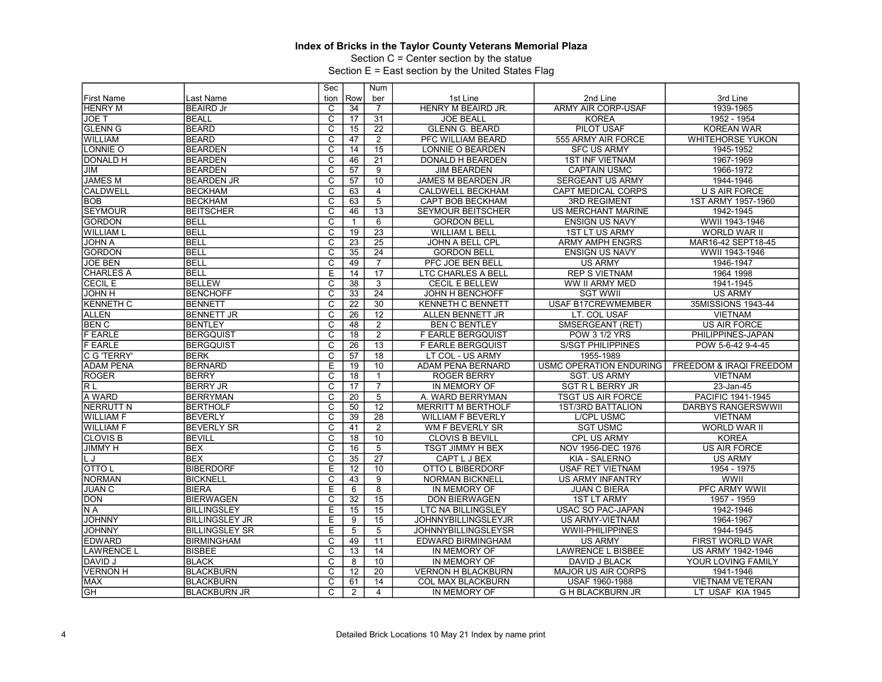**Index of Bricks in the Taylor County Veterans Memorial Plaza**

Section C = Center section by the statue

Section E = East section by the United States Flag

| First Name | Last Name | Section | Row | Number | 1st Line | 2nd Line | 3rd Line |
|---|---|---|---|---|---|---|---|
| HENRY M | BEAIRD Jr | C | 34 | 7 | HENRY M BEAIRD JR. | ARMY AIR CORP-USAF | 1939-1965 |
| JOE T | BEALL | C | 17 | 31 | JOE BEALL | KOREA | 1952 - 1954 |
| GLENN G | BEARD | C | 15 | 22 | GLENN G. BEARD | PILOT USAF | KOREAN WAR |
| WILLIAM | BEARD | C | 47 | 2 | PFC WILLIAM BEARD | 555 ARMY AIR FORCE | WHITEHORSE YUKON |
| LONNIE O | BEARDEN | C | 14 | 15 | LONNIE O BEARDEN | SFC US ARMY | 1945-1952 |
| DONALD H | BEARDEN | C | 46 | 21 | DONALD H BEARDEN | 1ST INF VIETNAM | 1967-1969 |
| JIM | BEARDEN | C | 57 | 9 | JIM BEARDEN | CAPTAIN USMC | 1966-1972 |
| JAMES M | BEARDEN JR | C | 57 | 10 | JAMES M BEARDEN JR | SERGEANT US ARMY | 1944-1946 |
| CALDWELL | BECKHAM | C | 63 | 4 | CALDWELL BECKHAM | CAPT MEDICAL CORPS | U S AIR FORCE |
| BOB | BECKHAM | C | 63 | 5 | CAPT BOB BECKHAM | 3RD REGIMENT | 1ST ARMY 1957-1960 |
| SEYMOUR | BEITSCHER | C | 46 | 13 | SEYMOUR BEITSCHER | US MERCHANT MARINE | 1942-1945 |
| GORDON | BELL | C | 1 | 6 | GORDON BELL | ENSIGN US NAVY | WWII 1943-1946 |
| WILLIAM L | BELL | C | 19 | 23 | WILLIAM L BELL | 1ST LT US ARMY | WORLD WAR II |
| JOHN A | BELL | C | 23 | 25 | JOHN A BELL CPL | ARMY AMPH ENGRS | MAR16-42 SEPT18-45 |
| GORDON | BELL | C | 35 | 24 | GORDON BELL | ENSIGN US NAVY | WWII 1943-1946 |
| JOE BEN | BELL | C | 49 | 7 | PFC JOE BEN BELL | US ARMY | 1946-1947 |
| CHARLES A | BELL | E | 14 | 17 | LTC CHARLES A BELL | REP S VIETNAM | 1964 1998 |
| CECIL E | BELLEW | C | 38 | 3 | CECIL E BELLEW | WW II ARMY MED | 1941-1945 |
| JOHN H | BENCHOFF | C | 33 | 24 | JOHN H BENCHOFF | SGT WWII | US ARMY |
| KENNETH C | BENNETT | C | 22 | 30 | KENNETH C BENNETT | USAF B17CREWMEMBER | 35MISSIONS 1943-44 |
| ALLEN | BENNETT JR | C | 26 | 12 | ALLEN BENNETT JR | LT. COL USAF | VIETNAM |
| BEN C | BENTLEY | C | 48 | 2 | BEN C BENTLEY | SMSERGEANT (RET) | US AIR FORCE |
| F EARLE | BERGQUIST | C | 18 | 2 | F EARLE BERGQUIST | POW 3 1/2 YRS | PHILIPPINES-JAPAN |
| F EARLE | BERGQUIST | C | 26 | 13 | F EARLE BERGQUIST | S/SGT PHILIPPINES | POW 5-6-42 9-4-45 |
| C G 'TERRY' | BERK | C | 57 | 18 | LT COL - US ARMY | 1955-1989 | |
| ADAM PENA | BERNARD | E | 19 | 10 | ADAM PENA BERNARD | USMC OPERATION ENDURING | FREEDOM & IRAQI FREEDOM |
| ROGER | BERRY | C | 18 | 1 | ROGER BERRY | SGT. US ARMY | VIETNAM |
| R L | BERRY JR | C | 17 | 7 | IN MEMORY OF | SGT R L BERRY JR | 23-Jan-45 |
| A WARD | BERRYMAN | C | 20 | 5 | A. WARD BERRYMAN | TSGT US AIR FORCE | PACIFIC 1941-1945 |
| NERRUTT N | BERTHOLF | C | 50 | 12 | MERRITT M BERTHOLF | 1ST/3RD BATTALION | DARBYS RANGERSWWII |
| WILLIAM F | BEVERLY | C | 39 | 28 | WILLIAM F BEVERLY | L/CPL USMC | VIETNAM |
| WILLIAM F | BEVERLY SR | C | 41 | 2 | WM F BEVERLY SR | SGT USMC | WORLD WAR II |
| CLOVIS B | BEVILL | C | 18 | 10 | CLOVIS B BEVILL | CPL US ARMY | KOREA |
| JIMMY H | BEX | C | 16 | 5 | TSGT JIMMY H BEX | NOV 1956-DEC 1976 | US AIR FORCE |
| L J | BEX | C | 35 | 27 | CAPT L J BEX | KIA - SALERNO | US ARMY |
| OTTO L | BIBERDORF | E | 12 | 10 | OTTO L BIBERDORF | USAF RET VIETNAM | 1954 - 1975 |
| NORMAN | BICKNELL | C | 43 | 9 | NORMAN BICKNELL | US ARMY INFANTRY | WWII |
| JUAN C | BIERA | E | 6 | 8 | IN MEMORY OF | JUAN C BIERA | PFC ARMY WWII |
| DON | BIERWAGEN | C | 32 | 15 | DON BIERWAGEN | 1ST LT ARMY | 1957 - 1959 |
| N A | BILLINGSLEY | E | 15 | 15 | LTC NA BILLINGSLEY | USAC SO PAC-JAPAN | 1942-1946 |
| JOHNNY | BILLINGSLEY JR | E | 9 | 15 | JOHNNYBILLINGSLEYJR | US ARMY-VIETNAM | 1964-1967 |
| JOHNNY | BILLINGSLEY SR | E | 5 | 5 | JOHNNYBILLINGSLEYSR | WWII-PHILIPPINES | 1944-1945 |
| EDWARD | BIRMINGHAM | C | 49 | 11 | EDWARD BIRMINGHAM | US ARMY | FIRST WORLD WAR |
| LAWRENCE L | BISBEE | C | 13 | 14 | IN MEMORY OF | LAWRENCE L BISBEE | US ARMY 1942-1946 |
| DAVID J | BLACK | C | 8 | 10 | IN MEMORY OF | DAVID J BLACK | YOUR LOVING FAMILY |
| VERNON H | BLACKBURN | C | 12 | 20 | VERNON H BLACKBURN | MAJOR US AIR CORPS | 1941-1946 |
| MAX | BLACKBURN | C | 61 | 14 | COL MAX BLACKBURN | USAF 1960-1988 | VIETNAM VETERAN |
| GH | BLACKBURN JR | C | 2 | 4 | IN MEMORY OF | G H BLACKBURN JR | LT USAF KIA 1945 |

Detailed Brick Locations 10 May 21 Index by name print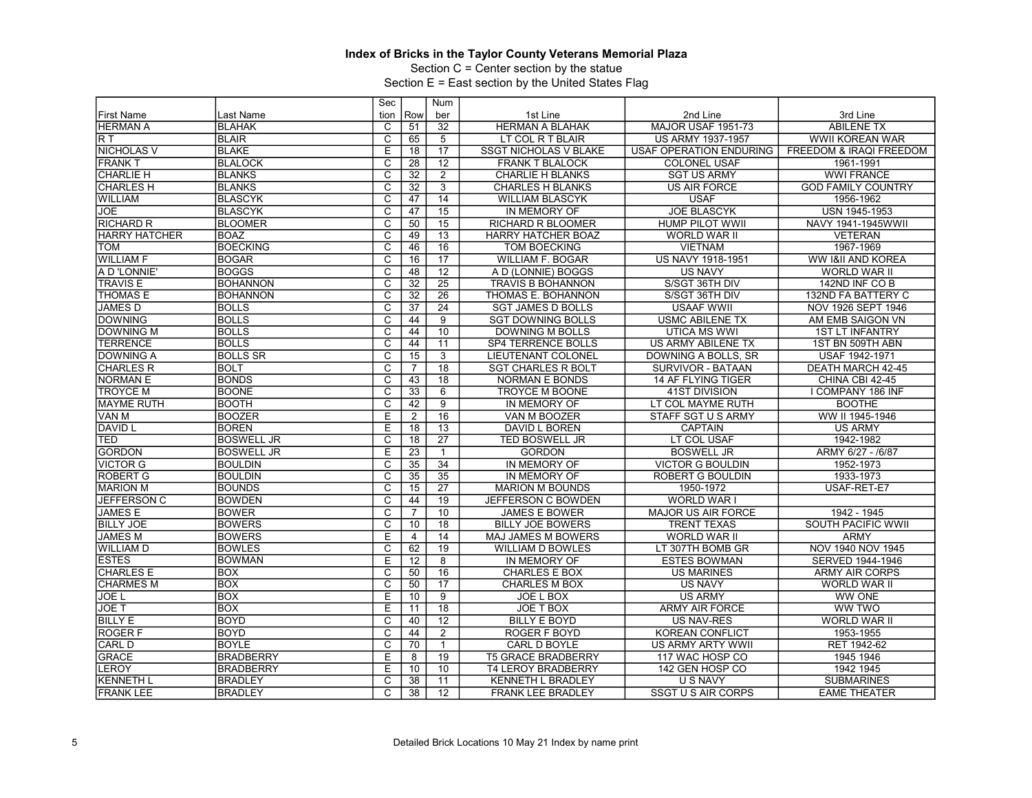**Index of Bricks in the Taylor County Veterans Memorial Plaza**

Section C = Center section by the statue

Section E = East section by the United States Flag

| First Name | Last Name | Section | Row | Number | 1st Line | 2nd Line | 3rd Line |
|---|---|---|---|---|---|---|---|
| HERMAN A | BLAHAK | C | 51 | 32 | HERMAN A BLAHAK | MAJOR USAF 1951-73 | ABILENE TX |
| R T | BLAIR | C | 65 | 5 | LT COL R T BLAIR | US ARMY 1937-1957 | WWII KOREAN WAR |
| NICHOLAS V | BLAKE | E | 18 | 17 | SSGT NICHOLAS V BLAKE | USAF OPERATION ENDURING | FREEDOM & IRAQI FREEDOM |
| FRANK T | BLALOCK | C | 28 | 12 | FRANK T BLALOCK | COLONEL USAF | 1961-1991 |
| CHARLIE H | BLANKS | C | 32 | 2 | CHARLIE H BLANKS | SGT US ARMY | WWI FRANCE |
| CHARLES H | BLANKS | C | 32 | 3 | CHARLES H BLANKS | US AIR FORCE | GOD FAMILY COUNTRY |
| WILLIAM | BLASCYK | C | 47 | 14 | WILLIAM BLASCYK | USAF | 1956-1962 |
| JOE | BLASCYK | C | 47 | 15 | IN MEMORY OF | JOE BLASCYK | USN 1945-1953 |
| RICHARD R | BLOOMER | C | 50 | 15 | RICHARD R BLOOMER | HUMP PILOT WWII | NAVY 1941-1945WWII |
| HARRY HATCHER | BOAZ | C | 49 | 13 | HARRY HATCHER BOAZ | WORLD WAR II | VETERAN |
| TOM | BOECKING | C | 46 | 16 | TOM BOECKING | VIETNAM | 1967-1969 |
| WILLIAM F | BOGAR | C | 16 | 17 | WILLIAM F. BOGAR | US NAVY 1918-1951 | WW I&II AND KOREA |
| A D 'LONNIE' | BOGGS | C | 48 | 12 | A D (LONNIE) BOGGS | US NAVY | WORLD WAR II |
| TRAVIS E | BOHANNON | C | 32 | 25 | TRAVIS B BOHANNON | S/SGT 36TH DIV | 142ND INF CO B |
| THOMAS E | BOHANNON | C | 32 | 26 | THOMAS E. BOHANNON | S/SGT 36TH DIV | 132ND FA BATTERY C |
| JAMES D | BOLLS | C | 37 | 24 | SGT JAMES D BOLLS | USAAF WWII | NOV 1926 SEPT 1946 |
| DOWNING | BOLLS | C | 44 | 9 | SGT DOWNING BOLLS | USMC ABILENE TX | AM EMB SAIGON VN |
| DOWNING M | BOLLS | C | 44 | 10 | DOWNING M BOLLS | UTICA MS WWI | 1ST LT INFANTRY |
| TERRENCE | BOLLS | C | 44 | 11 | SP4 TERRENCE BOLLS | US ARMY ABILENE TX | 1ST BN 509TH ABN |
| DOWNING A | BOLLS SR | C | 15 | 3 | LIEUTENANT COLONEL | DOWNING A BOLLS, SR | USAF 1942-1971 |
| CHARLES R | BOLT | C | 7 | 18 | SGT CHARLES R BOLT | SURVIVOR - BATAAN | DEATH MARCH 42-45 |
| NORMAN E | BONDS | C | 43 | 18 | NORMAN E BONDS | 14 AF FLYING TIGER | CHINA CBI 42-45 |
| TROYCE M | BOONE | C | 33 | 6 | TROYCE M BOONE | 41ST DIVISION | I COMPANY 186 INF |
| MAYME RUTH | BOOTH | C | 42 | 9 | IN MEMORY OF | LT COL MAYME RUTH | BOOTHE |
| VAN M | BOOZER | E | 2 | 16 | VAN M BOOZER | STAFF SGT U S ARMY | WW II 1945-1946 |
| DAVID L | BOREN | E | 18 | 13 | DAVID L BOREN | CAPTAIN | US ARMY |
| TED | BOSWELL JR | C | 18 | 27 | TED BOSWELL JR | LT COL USAF | 1942-1982 |
| GORDON | BOSWELL JR | E | 23 | 1 | GORDON | BOSWELL JR | ARMY 6/27 - /6/87 |
| VICTOR G | BOULDIN | C | 35 | 34 | IN MEMORY OF | VICTOR G BOULDIN | 1952-1973 |
| ROBERT G | BOULDIN | C | 35 | 35 | IN MEMORY OF | ROBERT G BOULDIN | 1933-1973 |
| MARION M | BOUNDS | C | 15 | 27 | MARION M BOUNDS | 1950-1972 | USAF-RET-E7 |
| JEFFERSON C | BOWDEN | C | 44 | 19 | JEFFERSON C BOWDEN | WORLD WAR I | |
| JAMES E | BOWER | C | 7 | 10 | JAMES E BOWER | MAJOR US AIR FORCE | 1942 - 1945 |
| BILLY JOE | BOWERS | C | 10 | 18 | BILLY JOE BOWERS | TRENT TEXAS | SOUTH PACIFIC WWII |
| JAMES M | BOWERS | E | 4 | 14 | MAJ JAMES M BOWERS | WORLD WAR II | ARMY |
| WILLIAM D | BOWLES | C | 62 | 19 | WILLIAM D BOWLES | LT 307TH BOMB GR | NOV 1940 NOV 1945 |
| ESTES | BOWMAN | E | 12 | 8 | IN MEMORY OF | ESTES BOWMAN | SERVED 1944-1946 |
| CHARLES E | BOX | C | 50 | 16 | CHARLES E BOX | US MARINES | ARMY AIR CORPS |
| CHARMES M | BOX | C | 50 | 17 | CHARLES M BOX | US NAVY | WORLD WAR II |
| JOE L | BOX | E | 10 | 9 | JOE L BOX | US ARMY | WW ONE |
| JOE T | BOX | E | 11 | 18 | JOE T BOX | ARMY AIR FORCE | WW TWO |
| BILLY E | BOYD | C | 40 | 12 | BILLY E BOYD | US NAV-RES | WORLD WAR II |
| ROGER F | BOYD | C | 44 | 2 | ROGER F BOYD | KOREAN CONFLICT | 1953-1955 |
| CARL D | BOYLE | C | 70 | 1 | CARL D BOYLE | US ARMY ARTY WWII | RET 1942-62 |
| GRACE | BRADBERRY | E | 8 | 19 | T5 GRACE BRADBERRY | 117 WAC HOSP CO | 1945 1946 |
| LEROY | BRADBERRY | E | 10 | 10 | T4 LEROY BRADBERRY | 142 GEN HOSP CO | 1942 1945 |
| KENNETH L | BRADLEY | C | 38 | 11 | KENNETH L BRADLEY | U S NAVY | SUBMARINES |
| FRANK LEE | BRADLEY | C | 38 | 12 | FRANK LEE BRADLEY | SSGT U S AIR CORPS | EAME THEATER |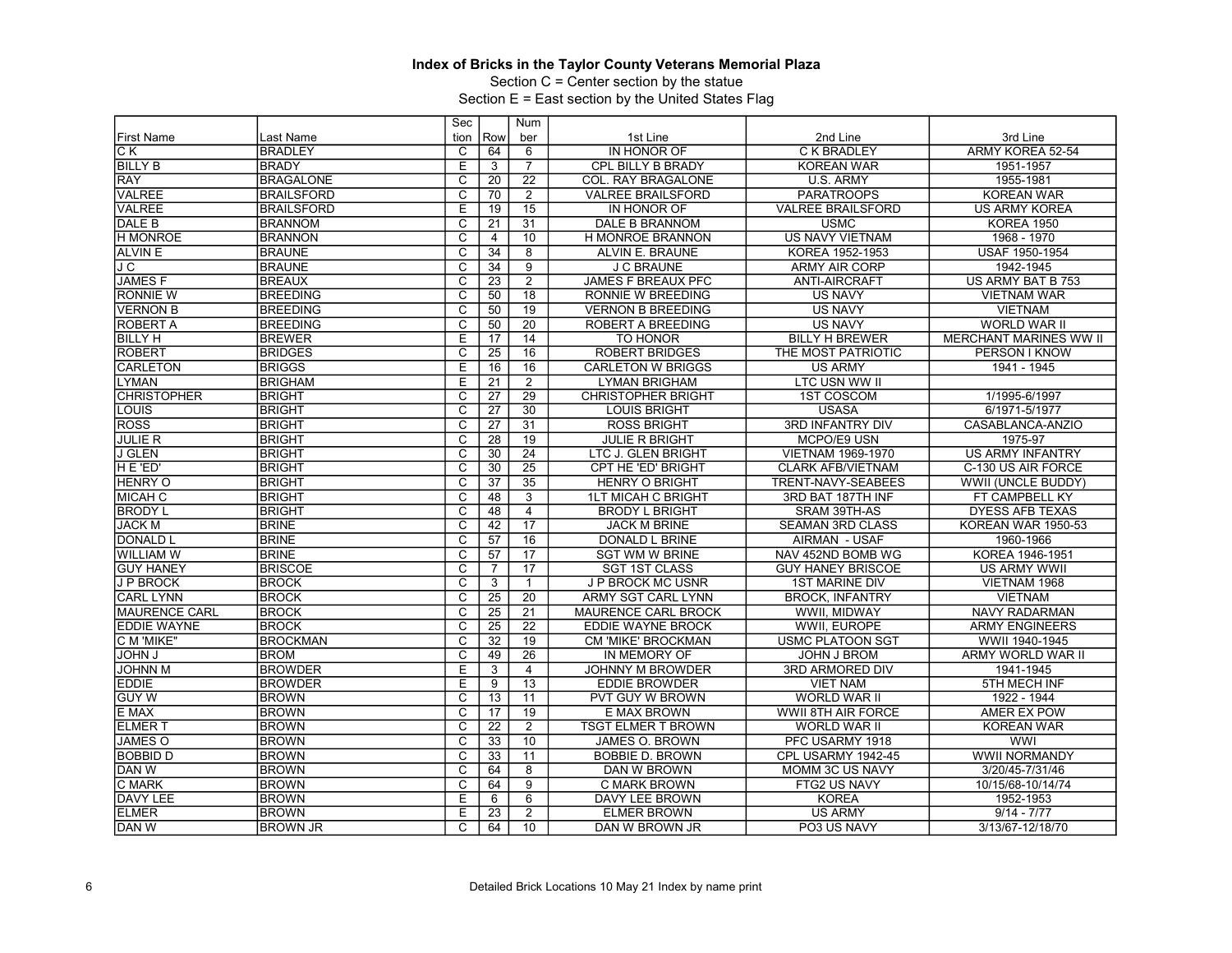**Index of Bricks in the Taylor County Veterans Memorial Plaza**

Section C = Center section by the statue

Section E = East section by the United States Flag

| First Name | Last Name | Section | Row | Number | 1st Line | 2nd Line | 3rd Line |
|---|---|---|---|---|---|---|---|
| C K | BRADLEY | C | 64 | 6 | IN HONOR OF | C K BRADLEY | ARMY KOREA 52-54 |
| BILLY B | BRADY | E | 3 | 7 | CPL BILLY B BRADY | KOREAN WAR | 1951-1957 |
| RAY | BRAGALONE | C | 20 | 22 | COL. RAY BRAGALONE | U.S. ARMY | 1955-1981 |
| VALREE | BRAILSFORD | C | 70 | 2 | VALREE BRAILSFORD | PARATROOPS | KOREAN WAR |
| VALREE | BRAILSFORD | E | 19 | 15 | IN HONOR OF | VALREE BRAILSFORD | US ARMY KOREA |
| DALE B | BRANNOM | C | 21 | 31 | DALE B BRANNOM | USMC | KOREA 1950 |
| H MONROE | BRANNON | C | 4 | 10 | H MONROE BRANNON | US NAVY VIETNAM | 1968 - 1970 |
| ALVIN E | BRAUNE | C | 34 | 8 | ALVIN E. BRAUNE | KOREA 1952-1953 | USAF 1950-1954 |
| J C | BRAUNE | C | 34 | 9 | J C BRAUNE | ARMY AIR CORP | 1942-1945 |
| JAMES F | BREAUX | C | 23 | 2 | JAMES F BREAUX PFC | ANTI-AIRCRAFT | US ARMY BAT B 753 |
| RONNIE W | BREEDING | C | 50 | 18 | RONNIE W BREEDING | US NAVY | VIETNAM WAR |
| VERNON B | BREEDING | C | 50 | 19 | VERNON B BREEDING | US NAVY | VIETNAM |
| ROBERT A | BREEDING | C | 50 | 20 | ROBERT A BREEDING | US NAVY | WORLD WAR II |
| BILLY H | BREWER | E | 17 | 14 | TO HONOR | BILLY H BREWER | MERCHANT MARINES WW II |
| ROBERT | BRIDGES | C | 25 | 16 | ROBERT BRIDGES | THE MOST PATRIOTIC | PERSON I KNOW |
| CARLETON | BRIGGS | E | 16 | 16 | CARLETON W BRIGGS | US ARMY | 1941 - 1945 |
| LYMAN | BRIGHAM | E | 21 | 2 | LYMAN BRIGHAM | LTC USN WW II | |
| CHRISTOPHER | BRIGHT | C | 27 | 29 | CHRISTOPHER BRIGHT | 1ST COSCOM | 1/1995-6/1997 |
| LOUIS | BRIGHT | C | 27 | 30 | LOUIS BRIGHT | USASA | 6/1971-5/1977 |
| ROSS | BRIGHT | C | 27 | 31 | ROSS BRIGHT | 3RD INFANTRY DIV | CASABLANCA-ANZIO |
| JULIE R | BRIGHT | C | 28 | 19 | JULIE R BRIGHT | MCPO/E9 USN | 1975-97 |
| J GLEN | BRIGHT | C | 30 | 24 | LTC J. GLEN BRIGHT | VIETNAM 1969-1970 | US ARMY INFANTRY |
| H E 'ED' | BRIGHT | C | 30 | 25 | CPT HE 'ED' BRIGHT | CLARK AFB/VIETNAM | C-130 US AIR FORCE |
| HENRY O | BRIGHT | C | 37 | 35 | HENRY O BRIGHT | TRENT-NAVY-SEABEES | WWII (UNCLE BUDDY) |
| MICAH C | BRIGHT | C | 48 | 3 | 1LT MICAH C BRIGHT | 3RD BAT 187TH INF | FT CAMPBELL KY |
| BRODY L | BRIGHT | C | 48 | 4 | BRODY L BRIGHT | SRAM 39TH-AS | DYESS AFB TEXAS |
| JACK M | BRINE | C | 42 | 17 | JACK M BRINE | SEAMAN 3RD CLASS | KOREAN WAR 1950-53 |
| DONALD L | BRINE | C | 57 | 16 | DONALD L BRINE | AIRMAN - USAF | 1960-1966 |
| WILLIAM W | BRINE | C | 57 | 17 | SGT WM W BRINE | NAV 452ND BOMB WG | KOREA 1946-1951 |
| GUY HANEY | BRISCOE | C | 7 | 17 | SGT 1ST CLASS | GUY HANEY BRISCOE | US ARMY WWII |
| J P BROCK | BROCK | C | 3 | 1 | J P BROCK MC USNR | 1ST MARINE DIV | VIETNAM 1968 |
| CARL LYNN | BROCK | C | 25 | 20 | ARMY SGT CARL LYNN | BROCK, INFANTRY | VIETNAM |
| MAURENCE CARL | BROCK | C | 25 | 21 | MAURENCE CARL BROCK | WWII, MIDWAY | NAVY RADARMAN |
| EDDIE WAYNE | BROCK | C | 25 | 22 | EDDIE WAYNE BROCK | WWII, EUROPE | ARMY ENGINEERS |
| C M 'MIKE" | BROCKMAN | C | 32 | 19 | CM 'MIKE' BROCKMAN | USMC PLATOON SGT | WWII 1940-1945 |
| JOHN J | BROM | C | 49 | 26 | IN MEMORY OF | JOHN J BROM | ARMY WORLD WAR II |
| JOHNN M | BROWDER | E | 3 | 4 | JOHNNY M BROWDER | 3RD ARMORED DIV | 1941-1945 |
| EDDIE | BROWDER | E | 9 | 13 | EDDIE BROWDER | VIET NAM | 5TH MECH INF |
| GUY W | BROWN | C | 13 | 11 | PVT GUY W BROWN | WORLD WAR II | 1922 - 1944 |
| E MAX | BROWN | C | 17 | 19 | E MAX BROWN | WWII 8TH AIR FORCE | AMER EX POW |
| ELMER T | BROWN | C | 22 | 2 | TSGT ELMER T BROWN | WORLD WAR II | KOREAN WAR |
| JAMES O | BROWN | C | 33 | 10 | JAMES O. BROWN | PFC USARMY 1918 | WWI |
| BOBBID D | BROWN | C | 33 | 11 | BOBBIE D. BROWN | CPL USARMY 1942-45 | WWII NORMANDY |
| DAN W | BROWN | C | 64 | 8 | DAN W BROWN | MOMM 3C US NAVY | 3/20/45-7/31/46 |
| C MARK | BROWN | C | 64 | 9 | C MARK BROWN | FTG2 US NAVY | 10/15/68-10/14/74 |
| DAVY LEE | BROWN | E | 6 | 6 | DAVY LEE BROWN | KOREA | 1952-1953 |
| ELMER | BROWN | E | 23 | 2 | ELMER BROWN | US ARMY | 9/14 - 7/77 |
| DAN W | BROWN JR | C | 64 | 10 | DAN W BROWN JR | PO3 US NAVY | 3/13/67-12/18/70 |

Detailed Brick Locations 10 May 21 Index by name print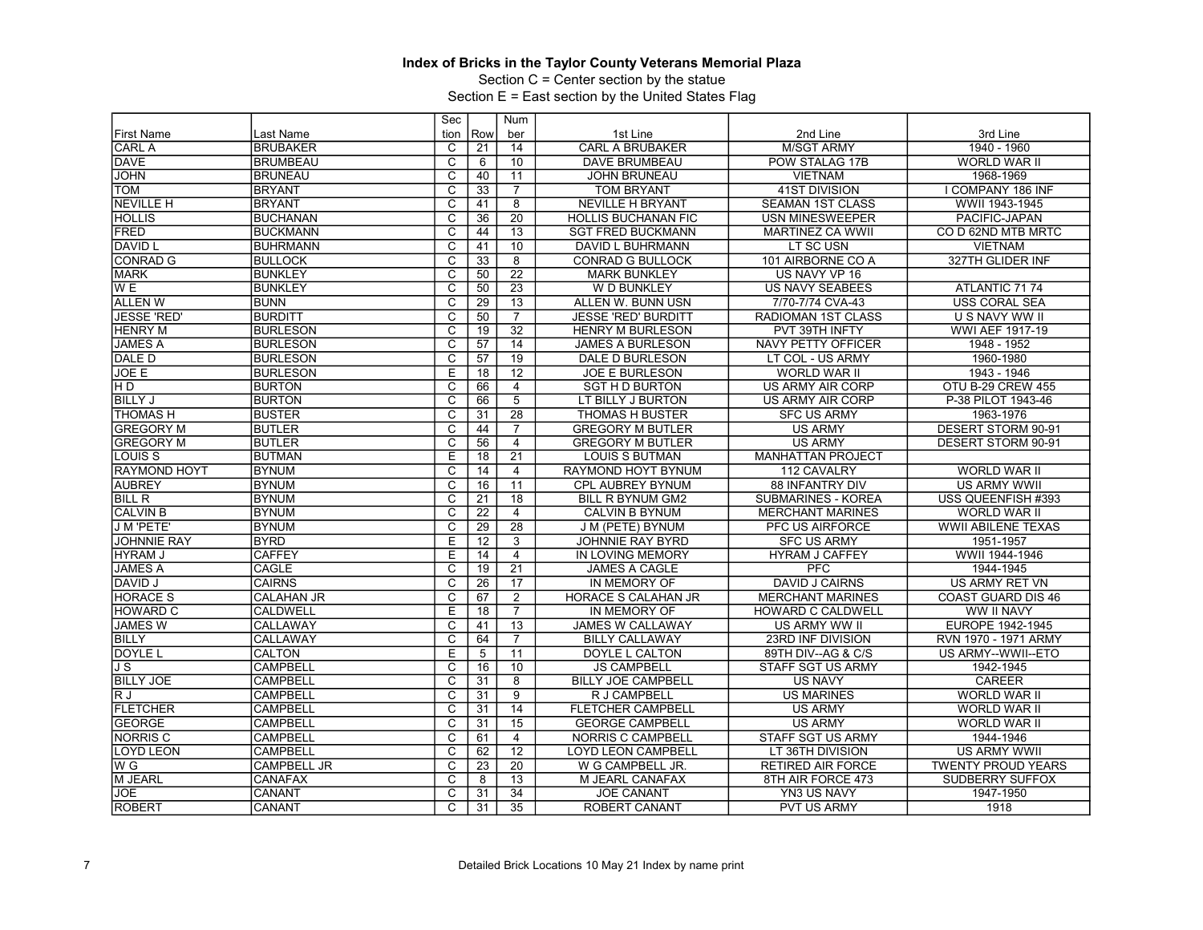# Index of Bricks in the Taylor County Veterans Memorial Plaza

Section C = Center section by the statue

Section E = East section by the United States Flag

| First Name | Last Name | Section | Row | Number | 1st Line | 2nd Line | 3rd Line |
|---|---|---|---|---|---|---|---|
| CARL A | BRUBAKER | C | 21 | 14 | CARL A BRUBAKER | M/SGT ARMY | 1940 - 1960 |
| DAVE | BRUMBEAU | C | 6 | 10 | DAVE BRUMBEAU | POW STALAG 17B | WORLD WAR II |
| JOHN | BRUNEAU | C | 40 | 11 | JOHN BRUNEAU | VIETNAM | 1968-1969 |
| TOM | BRYANT | C | 33 | 7 | TOM BRYANT | 41ST DIVISION | I COMPANY 186 INF |
| NEVILLE H | BRYANT | C | 41 | 8 | NEVILLE H BRYANT | SEAMAN 1ST CLASS | WWII 1943-1945 |
| HOLLIS | BUCHANAN | C | 36 | 20 | HOLLIS BUCHANAN FIC | USN MINESWEEPER | PACIFIC-JAPAN |
| FRED | BUCKMANN | C | 44 | 13 | SGT FRED BUCKMANN | MARTINEZ CA WWII | CO D 62ND MTB MRTC |
| DAVID L | BUHRMANN | C | 41 | 10 | DAVID L BUHRMANN | LT SC USN | VIETNAM |
| CONRAD G | BULLOCK | C | 33 | 8 | CONRAD G BULLOCK | 101 AIRBORNE CO A | 327TH GLIDER INF |
| MARK | BUNKLEY | C | 50 | 22 | MARK BUNKLEY | US NAVY VP 16 | |
| W E | BUNKLEY | C | 50 | 23 | W D BUNKLEY | US NAVY SEABEES | ATLANTIC 71 74 |
| ALLEN W | BUNN | C | 29 | 13 | ALLEN W. BUNN USN | 7/70-7/74 CVA-43 | USS CORAL SEA |
| JESSE 'RED' | BURDITT | C | 50 | 7 | JESSE 'RED' BURDITT | RADIOMAN 1ST CLASS | U S NAVY WW II |
| HENRY M | BURLESON | C | 19 | 32 | HENRY M BURLESON | PVT 39TH INFTY | WWI AEF 1917-19 |
| JAMES A | BURLESON | C | 57 | 14 | JAMES A BURLESON | NAVY PETTY OFFICER | 1948 - 1952 |
| DALE D | BURLESON | C | 57 | 19 | DALE D BURLESON | LT COL - US ARMY | 1960-1980 |
| JOE E | BURLESON | E | 18 | 12 | JOE E BURLESON | WORLD WAR II | 1943 - 1946 |
| H D | BURTON | C | 66 | 4 | SGT H D BURTON | US ARMY AIR CORP | OTU B-29 CREW 455 |
| BILLY J | BURTON | C | 66 | 5 | LT BILLY J BURTON | US ARMY AIR CORP | P-38 PILOT 1943-46 |
| THOMAS H | BUSTER | C | 31 | 28 | THOMAS H BUSTER | SFC US ARMY | 1963-1976 |
| GREGORY M | BUTLER | C | 44 | 7 | GREGORY M BUTLER | US ARMY | DESERT STORM 90-91 |
| GREGORY M | BUTLER | C | 56 | 4 | GREGORY M BUTLER | US ARMY | DESERT STORM 90-91 |
| LOUIS S | BUTMAN | E | 18 | 21 | LOUIS S BUTMAN | MANHATTAN PROJECT | |
| RAYMOND HOYT | BYNUM | C | 14 | 4 | RAYMOND HOYT BYNUM | 112 CAVALRY | WORLD WAR II |
| AUBREY | BYNUM | C | 16 | 11 | CPL AUBREY BYNUM | 88 INFANTRY DIV | US ARMY WWII |
| BILL R | BYNUM | C | 21 | 18 | BILL R BYNUM GM2 | SUBMARINES - KOREA | USS QUEENFISH #393 |
| CALVIN B | BYNUM | C | 22 | 4 | CALVIN B BYNUM | MERCHANT MARINES | WORLD WAR II |
| J M 'PETE' | BYNUM | C | 29 | 28 | J M (PETE) BYNUM | PFC US AIRFORCE | WWII ABILENE TEXAS |
| JOHNNIE RAY | BYRD | E | 12 | 3 | JOHNNIE RAY BYRD | SFC US ARMY | 1951-1957 |
| HYRAM J | CAFFEY | E | 14 | 4 | IN LOVING MEMORY | HYRAM J CAFFEY | WWII 1944-1946 |
| JAMES A | CAGLE | C | 19 | 21 | JAMES A CAGLE | PFC | 1944-1945 |
| DAVID J | CAIRNS | C | 26 | 17 | IN MEMORY OF | DAVID J CAIRNS | US ARMY RET VN |
| HORACE S | CALAHAN JR | C | 67 | 2 | HORACE S CALAHAN JR | MERCHANT MARINES | COAST GUARD DIS 46 |
| HOWARD C | CALDWELL | E | 18 | 7 | IN MEMORY OF | HOWARD C CALDWELL | WW II NAVY |
| JAMES W | CALLAWAY | C | 41 | 13 | JAMES W CALLAWAY | US ARMY WW II | EUROPE 1942-1945 |
| BILLY | CALLAWAY | C | 64 | 7 | BILLY CALLAWAY | 23RD INF DIVISION | RVN 1970 - 1971 ARMY |
| DOYLE L | CALTON | E | 5 | 11 | DOYLE L CALTON | 89TH DIV--AG & C/S | US ARMY--WWII--ETO |
| J S | CAMPBELL | C | 16 | 10 | JS CAMPBELL | STAFF SGT US ARMY | 1942-1945 |
| BILLY JOE | CAMPBELL | C | 31 | 8 | BILLY JOE CAMPBELL | US NAVY | CAREER |
| R J | CAMPBELL | C | 31 | 9 | R J CAMPBELL | US MARINES | WORLD WAR II |
| FLETCHER | CAMPBELL | C | 31 | 14 | FLETCHER CAMPBELL | US ARMY | WORLD WAR II |
| GEORGE | CAMPBELL | C | 31 | 15 | GEORGE CAMPBELL | US ARMY | WORLD WAR II |
| NORRIS C | CAMPBELL | C | 61 | 4 | NORRIS C CAMPBELL | STAFF SGT US ARMY | 1944-1946 |
| LOYD LEON | CAMPBELL | C | 62 | 12 | LOYD LEON CAMPBELL | LT 36TH DIVISION | US ARMY WWII |
| W G | CAMPBELL JR | C | 23 | 20 | W G CAMPBELL JR. | RETIRED AIR FORCE | TWENTY PROUD YEARS |
| M JEARL | CANAFAX | C | 8 | 13 | M JEARL CANAFAX | 8TH AIR FORCE 473 | SUDBERRY SUFFOX |
| JOE | CANANT | C | 31 | 34 | JOE CANANT | YN3 US NAVY | 1947-1950 |
| ROBERT | CANANT | C | 31 | 35 | ROBERT CANANT | PVT US ARMY | 1918 |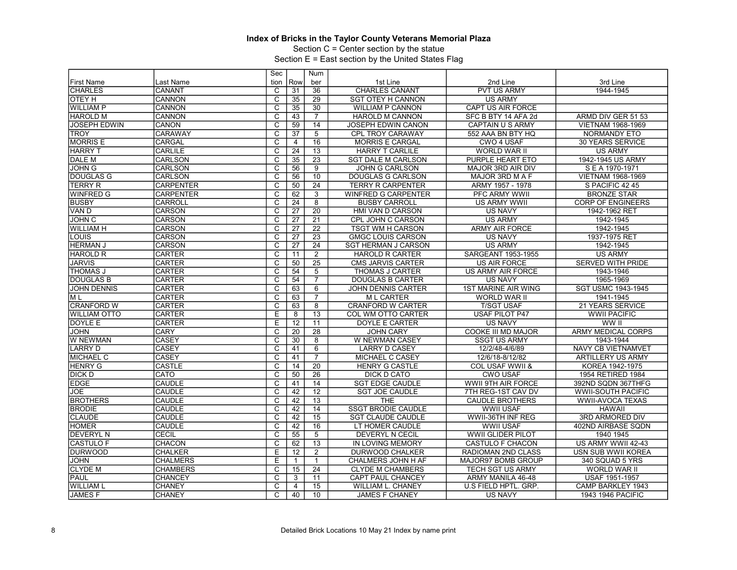## Index of Bricks in the Taylor County Veterans Memorial Plaza

Section C = Center section by the statue

Section E = East section by the United States Flag

| First Name | Last Name | Section | Row | Number | 1st Line | 2nd Line | 3rd Line |
|---|---|---|---|---|---|---|---|
| CHARLES | CANANT | C | 31 | 36 | CHARLES CANANT | PVT US ARMY | 1944-1945 |
| OTEY H | CANNON | C | 35 | 29 | SGT OTEY H CANNON | US ARMY | |
| WILLIAM P | CANNON | C | 35 | 30 | WILLIAM P CANNON | CAPT US AIR FORCE | |
| HAROLD M | CANNON | C | 43 | 7 | HAROLD M CANNON | SFC B BTY 14 AFA 2d | ARMD DIV GER 51 53 |
| JOSEPH EDWIN | CANON | C | 59 | 14 | JOSEPH EDWIN CANON | CAPTAIN U S ARMY | VIETNAM 1968-1969 |
| TROY | CARAWAY | C | 37 | 5 | CPL TROY CARAWAY | 552 AAA BN BTY HQ | NORMANDY ETO |
| MORRIS E | CARGAL | C | 4 | 16 | MORRIS E CARGAL | CWO 4 USAF | 30 YEARS SERVICE |
| HARRY T | CARLILE | C | 24 | 13 | HARRY T CARLILE | WORLD WAR II | US ARMY |
| DALE M | CARLSON | C | 35 | 23 | SGT DALE M CARLSON | PURPLE HEART ETO | 1942-1945 US ARMY |
| JOHN G | CARLSON | C | 56 | 9 | JOHN G CARLSON | MAJOR 3RD AIR DIV | S E A 1970-1971 |
| DOUGLAS G | CARLSON | C | 56 | 10 | DOUGLAS G CARLSON | MAJOR 3RD M A F | VIETNAM 1968-1969 |
| TERRY R | CARPENTER | C | 50 | 24 | TERRY R CARPENTER | ARMY 1957 - 1978 | S PACIFIC 42 45 |
| WINFRED G | CARPENTER | C | 62 | 3 | WINFRED G CARPENTER | PFC ARMY WWII | BRONZE STAR |
| BUSBY | CARROLL | C | 24 | 8 | BUSBY CARROLL | US ARMY WWII | CORP OF ENGINEERS |
| VAN D | CARSON | C | 27 | 20 | HMI VAN D CARSON | US NAVY | 1942-1962 RET |
| JOHN C | CARSON | C | 27 | 21 | CPL JOHN C CARSON | US ARMY | 1942-1945 |
| WILLIAM H | CARSON | C | 27 | 22 | TSGT WM H CARSON | ARMY AIR FORCE | 1942-1945 |
| LOUIS | CARSON | C | 27 | 23 | GMGC LOUIS CARSON | US NAVY | 1937-1975 RET |
| HERMAN J | CARSON | C | 27 | 24 | SGT HERMAN J CARSON | US ARMY | 1942-1945 |
| HAROLD R | CARTER | C | 11 | 2 | HAROLD R CARTER | SARGEANT 1953-1955 | US ARMY |
| JARVIS | CARTER | C | 50 | 25 | CMS JARVIS CARTER | US AIR FORCE | SERVED WITH PRIDE |
| THOMAS J | CARTER | C | 54 | 5 | THOMAS J CARTER | US ARMY AIR FORCE | 1943-1946 |
| DOUGLAS B | CARTER | C | 54 | 7 | DOUGLAS B CARTER | US NAVY | 1965-1969 |
| JOHN DENNIS | CARTER | C | 63 | 6 | JOHN DENNIS CARTER | 1ST MARINE AIR WING | SGT USMC 1943-1945 |
| M L | CARTER | C | 63 | 7 | M L CARTER | WORLD WAR II | 1941-1945 |
| CRANFORD W | CARTER | C | 63 | 8 | CRANFORD W CARTER | T/SGT USAF | 21 YEARS SERVICE |
| WILLIAM OTTO | CARTER | E | 8 | 13 | COL WM OTTO CARTER | USAF PILOT P47 | WWII PACIFIC |
| DOYLE E | CARTER | E | 12 | 11 | DOYLE E CARTER | US NAVY | WW II |
| JOHN | CARY | C | 20 | 28 | JOHN CARY | COOKE III MD MAJOR | ARMY MEDICAL CORPS |
| W NEWMAN | CASEY | C | 30 | 8 | W NEWMAN CASEY | SSGT US ARMY | 1943-1944 |
| LARRY D | CASEY | C | 41 | 6 | LARRY D CASEY | 12/2/48-4/6/89 | NAVY CB VIETNAMVET |
| MICHAEL C | CASEY | C | 41 | 7 | MICHAEL C CASEY | 12/6/18-8/12/82 | ARTILLERY US ARMY |
| HENRY G | CASTLE | C | 14 | 20 | HENRY G CASTLE | COL USAF WWII & | KOREA 1942-1975 |
| DICK D | CATO | C | 50 | 26 | DICK D CATO | CWO USAF | 1954 RETIRED 1984 |
| EDGE | CAUDLE | C | 41 | 14 | SGT EDGE CAUDLE | WWII 9TH AIR FORCE | 392ND SQDN 367THFG |
| JOE | CAUDLE | C | 42 | 12 | SGT JOE CAUDLE | 7TH REG-1ST CAV DV | WWII-SOUTH PACIFIC |
| BROTHERS | CAUDLE | C | 42 | 13 | THE | CAUDLE BROTHERS | WWII-AVOCA TEXAS |
| BRODIE | CAUDLE | C | 42 | 14 | SSGT BRODIE CAUDLE | WWII USAF | HAWAII |
| CLAUDE | CAUDLE | C | 42 | 15 | SGT CLAUDE CAUDLE | WWII-36TH INF REG | 3RD ARMORED DIV |
| HOMER | CAUDLE | C | 42 | 16 | LT HOMER CAUDLE | WWII USAF | 402ND AIRBASE SQDN |
| DEVERYL N | CECIL | C | 55 | 5 | DEVERYL N CECIL | WWII GLIDER PILOT | 1940 1945 |
| CASTULO F | CHACON | C | 62 | 13 | IN LOVING MEMORY | CASTULO F CHACON | US ARMY WWII 42-43 |
| DURWOOD | CHALKER | E | 12 | 2 | DURWOOD CHALKER | RADIOMAN 2ND CLASS | USN SUB WWII KOREA |
| JOHN | CHALMERS | E | 1 | 1 | CHALMERS JOHN H AF | MAJOR97 BOMB GROUP | 340 SQUAD 5 YRS |
| CLYDE M | CHAMBERS | C | 15 | 24 | CLYDE M CHAMBERS | TECH SGT US ARMY | WORLD WAR II |
| PAUL | CHANCEY | C | 3 | 11 | CAPT PAUL CHANCEY | ARMY MANILA 46-48 | USAF 1951-1957 |
| WILLIAM L | CHANEY | C | 4 | 15 | WILLIAM L. CHANEY | U.S FIELD HPTL. GRP. | CAMP BARKLEY 1943 |
| JAMES F | CHANEY | C | 40 | 10 | JAMES F CHANEY | US NAVY | 1943 1946 PACIFIC |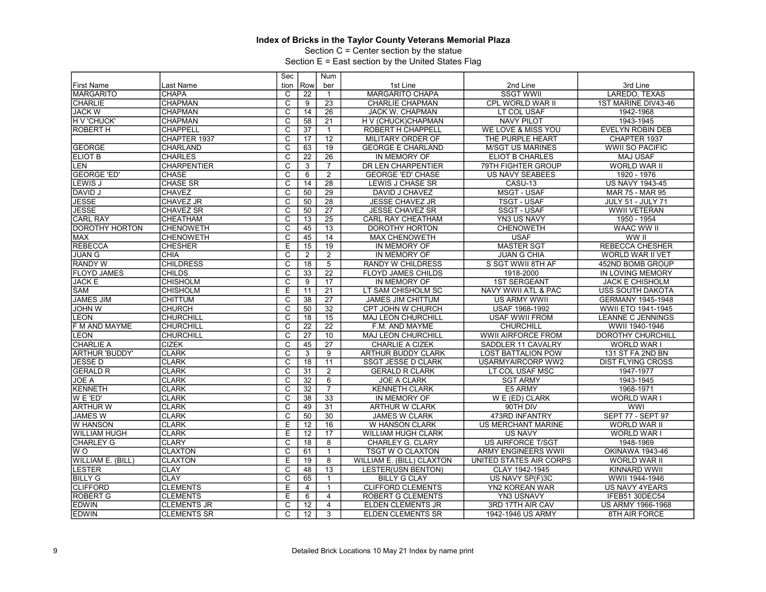**Index of Bricks in the Taylor County Veterans Memorial Plaza**

Section C = Center section by the statue

Section E = East section by the United States Flag

| First Name | Last Name | Section | Row | Number | 1st Line | 2nd Line | 3rd Line |
|---|---|---|---|---|---|---|---|
| MARGARITO | CHAPA | C | 22 | 1 | MARGARITO CHAPA | SSGT WWII | LAREDO, TEXAS |
| CHARLIE | CHAPMAN | C | 9 | 23 | CHARLIE CHAPMAN | CPL WORLD WAR II | 1ST MARINE DIV43-46 |
| JACK W | CHAPMAN | C | 14 | 26 | JACK W. CHAPMAN | LT COL USAF | 1942-1968 |
| H V 'CHUCK' | CHAPMAN | C | 58 | 21 | H V (CHUCK)CHAPMAN | NAVY PILOT | 1943-1945 |
| ROBERT H | CHAPPELL | C | 37 | 1 | ROBERT H CHAPPELL | WE LOVE & MISS YOU | EVELYN ROBIN DEB |
| | CHAPTER 1937 | C | 17 | 12 | MILITARY ORDER OF | THE PURPLE HEART | CHAPTER 1937 |
| GEORGE | CHARLAND | C | 63 | 19 | GEORGE E CHARLAND | M/SGT US MARINES | WWII SO PACIFIC |
| ELIOT B | CHARLES | C | 22 | 26 | IN MEMORY OF | ELIOT B CHARLES | MAJ USAF |
| LEN | CHARPENTIER | C | 3 | 7 | DR LEN CHARPENTIER | 79TH FIGHTER GROUP | WORLD WAR II |
| GEORGE 'ED' | CHASE | C | 6 | 2 | GEORGE 'ED' CHASE | US NAVY SEABEES | 1920 - 1976 |
| LEWIS J | CHASE SR | C | 14 | 28 | LEWIS J CHASE SR | CASU-13 | US NAVY 1943-45 |
| DAVID J | CHAVEZ | C | 50 | 29 | DAVID J CHAVEZ | MSGT - USAF | MAR 75 - MAR 95 |
| JESSE | CHAVEZ JR | C | 50 | 28 | JESSE CHAVEZ JR | TSGT - USAF | JULY 51 - JULY 71 |
| JESSE | CHAVEZ SR | C | 50 | 27 | JESSE CHAVEZ SR | SSGT - USAF | WWII VETERAN |
| CARL RAY | CHEATHAM | C | 13 | 25 | CARL RAY CHEATHAM | YN3 US NAVY | 1950 - 1954 |
| DOROTHY HORTON | CHENOWETH | C | 45 | 13 | DOROTHY HORTON | CHENOWETH | WAAC WW II |
| MAX | CHENOWETH | C | 45 | 14 | MAX CHENOWETH | USAF | WW II |
| REBECCA | CHESHER | E | 15 | 19 | IN MEMORY OF | MASTER SGT | REBECCA CHESHER |
| JUAN G | CHIA | C | 2 | 2 | IN MEMORY OF | JUAN G CHIA | WORLD WAR II VET |
| RANDY W | CHILDRESS | C | 18 | 5 | RANDY W CHILDRESS | S SGT WWII 8TH AF | 452ND BOMB GROUP |
| FLOYD JAMES | CHILDS | C | 33 | 22 | FLOYD JAMES CHILDS | 1918-2000 | IN LOVING MEMORY |
| JACK E | CHISHOLM | C | 9 | 17 | IN MEMORY OF | 1ST SERGEANT | JACK E CHISHOLM |
| SAM | CHISHOLM | E | 11 | 21 | LT SAM CHISHOLM SC | NAVY WWII ATL & PAC | USS SOUTH DAKOTA |
| JAMES JIM | CHITTUM | C | 38 | 27 | JAMES JIM CHITTUM | US ARMY WWII | GERMANY 1945-1948 |
| JOHN W | CHURCH | C | 50 | 32 | CPT JOHN W CHURCH | USAF 1968-1992 | WWII ETO 1941-1945 |
| LEON | CHURCHILL | C | 18 | 15 | MAJ LEON CHURCHILL | USAF WWII FROM | LEANNE C JENNINGS |
| F M AND MAYME | CHURCHILL | C | 22 | 22 | F.M. AND MAYME | CHURCHILL | WWII 1940-1946 |
| LEON | CHURCHILL | C | 27 | 10 | MAJ LEON CHURCHILL | WWII AIRFORCE FROM | DOROTHY CHURCHILL |
| CHARLIE A | CIZEK | C | 45 | 27 | CHARLIE A CIZEK | SADDLER 11 CAVALRY | WORLD WAR I |
| ARTHUR 'BUDDY' | CLARK | C | 3 | 9 | ARTHUR BUDDY CLARK | LOST BATTALION POW | 131 ST FA 2ND BN |
| JESSE D | CLARK | C | 18 | 11 | SSGT JESSE D CLARK | USARMYAIRCORP WW2 | DIST FLYING CROSS |
| GERALD R | CLARK | C | 31 | 2 | GERALD R CLARK | LT COL USAF MSC | 1947-1977 |
| JOE A | CLARK | C | 32 | 6 | JOE A CLARK | SGT ARMY | 1943-1945 |
| KENNETH | CLARK | C | 32 | 7 | KENNETH CLARK | E5 ARMY | 1968-1971 |
| W E 'ED' | CLARK | C | 38 | 33 | IN MEMORY OF | W E (ED) CLARK | WORLD WAR I |
| ARTHUR W | CLARK | C | 49 | 31 | ARTHUR W CLARK | 90TH DIV | WWI |
| JAMES W | CLARK | C | 50 | 30 | JAMES W CLARK | 473RD INFANTRY | SEPT 77 - SEPT 97 |
| W HANSON | CLARK | E | 12 | 16 | W HANSON CLARK | US MERCHANT MARINE | WORLD WAR II |
| WILLIAM HUGH | CLARK | E | 12 | 17 | WILLIAM HUGH CLARK | US NAVY | WORLD WAR I |
| CHARLEY G | CLARY | C | 18 | 8 | CHARLEY G. CLARY | US AIRFORCE T/SGT | 1948-1969 |
| W O | CLAXTON | C | 61 | 1 | TSGT W O CLAXTON | ARMY ENGINEERS WWII | OKINAWA 1943-46 |
| WILLIAM E. (BILL) | CLAXTON | E | 19 | 8 | WILLIAM E. (BILL) CLAXTON | UNITED STATES AIR CORPS | WORLD WAR II |
| LESTER | CLAY | C | 48 | 13 | LESTER(USN BENTON) | CLAY 1942-1945 | KINNARD WWII |
| BILLY G | CLAY | C | 65 | 1 | BILLY G CLAY | US NAVY SP(F)3C | WWII 1944-1946 |
| CLIFFORD | CLEMENTS | E | 4 | 1 | CLIFFORD CLEMENTS | YN2 KOREAN WAR | US NAVY 4YEARS |
| ROBERT G | CLEMENTS | E | 6 | 4 | ROBERT G CLEMENTS | YN3 USNAVY | IFEB51 30DEC54 |
| EDWIN | CLEMENTS JR | C | 12 | 4 | ELDEN CLEMENTS JR | 3RD 17TH AIR CAV | US ARMY 1966-1968 |
| EDWIN | CLEMENTS SR | C | 12 | 3 | ELDEN CLEMENTS SR | 1942-1946 US ARMY | 8TH AIR FORCE |

Detailed Brick Locations 10 May 21 Index by name print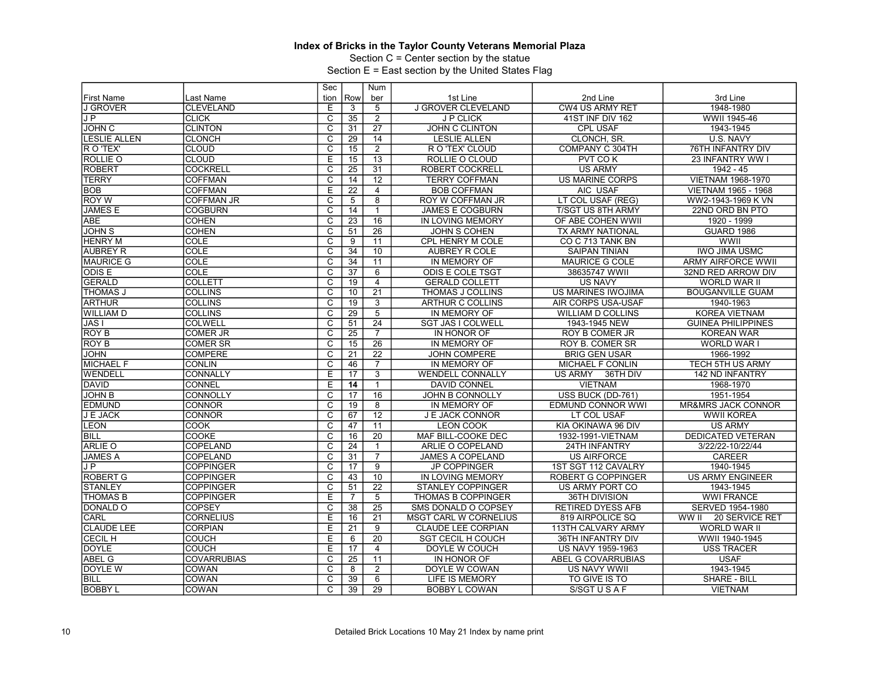**Index of Bricks in the Taylor County Veterans Memorial Plaza**

Section C = Center section by the statue

Section E = East section by the United States Flag

| First Name | Last Name | Section | Row | Number | 1st Line | 2nd Line | 3rd Line |
|---|---|---|---|---|---|---|---|
| J GROVER | CLEVELAND | E | 3 | 5 | J GROVER CLEVELAND | CW4 US ARMY RET | 1948-1980 |
| J P | CLICK | C | 35 | 2 | J P CLICK | 41ST INF DIV 162 | WWII 1945-46 |
| JOHN C | CLINTON | C | 31 | 27 | JOHN C CLINTON | CPL USAF | 1943-1945 |
| LESLIE ALLEN | CLONCH | C | 29 | 14 | LESLIE ALLEN | CLONCH, SR. | U.S. NAVY |
| R O 'TEX' | CLOUD | C | 15 | 2 | R O 'TEX' CLOUD | COMPANY C 304TH | 76TH INFANTRY DIV |
| ROLLIE O | CLOUD | E | 15 | 13 | ROLLIE O CLOUD | PVT CO K | 23 INFANTRY WW I |
| ROBERT | COCKRELL | C | 25 | 31 | ROBERT COCKRELL | US ARMY | 1942 - 45 |
| TERRY | COFFMAN | C | 14 | 12 | TERRY COFFMAN | US MARINE CORPS | VIETNAM 1968-1970 |
| BOB | COFFMAN | E | 22 | 4 | BOB COFFMAN | AIC USAF | VIETNAM 1965 - 1968 |
| ROY W | COFFMAN JR | C | 5 | 8 | ROY W COFFMAN JR | LT COL USAF (REG) | WW2-1943-1969 K VN |
| JAMES E | COGBURN | C | 14 | 1 | JAMES E COGBURN | T/SGT US 8TH ARMY | 22ND ORD BN PTO |
| ABE | COHEN | C | 23 | 16 | IN LOVING MEMORY | OF ABE COHEN WWII | 1920 - 1999 |
| JOHN S | COHEN | C | 51 | 26 | JOHN S COHEN | TX ARMY NATIONAL | GUARD 1986 |
| HENRY M | COLE | C | 9 | 11 | CPL HENRY M COLE | CO C 713 TANK BN | WWII |
| AUBREY R | COLE | C | 34 | 10 | AUBREY R COLE | SAIPAN TINIAN | IWO JIMA USMC |
| MAURICE G | COLE | C | 34 | 11 | IN MEMORY OF | MAURICE G COLE | ARMY AIRFORCE WWII |
| ODIS E | COLE | C | 37 | 6 | ODIS E COLE TSGT | 38635747 WWII | 32ND RED ARROW DIV |
| GERALD | COLLETT | C | 19 | 4 | GERALD COLLETT | US NAVY | WORLD WAR II |
| THOMAS J | COLLINS | C | 10 | 21 | THOMAS J COLLINS | US MARINES IWOJIMA | BOUGANVILLE GUAM |
| ARTHUR | COLLINS | C | 19 | 3 | ARTHUR C COLLINS | AIR CORPS USA-USAF | 1940-1963 |
| WILLIAM D | COLLINS | C | 29 | 5 | IN MEMORY OF | WILLIAM D COLLINS | KOREA VIETNAM |
| JAS I | COLWELL | C | 51 | 24 | SGT JAS I COLWELL | 1943-1945 NEW | GUINEA PHILIPPINES |
| ROY B | COMER JR | C | 25 | 7 | IN HONOR OF | ROY B COMER JR | KOREAN WAR |
| ROY B | COMER SR | C | 15 | 26 | IN MEMORY OF | ROY B. COMER SR | WORLD WAR I |
| JOHN | COMPERE | C | 21 | 22 | JOHN COMPERE | BRIG GEN USAR | 1966-1992 |
| MICHAEL F | CONLIN | C | 46 | 7 | IN MEMORY OF | MICHAEL F CONLIN | TECH 5TH US ARMY |
| WENDELL | CONNALLY | E | 17 | 3 | WENDELL CONNALLY | US ARMY 36TH DIV | 142 ND INFANTRY |
| DAVID | CONNEL | E | **14** | 1 | DAVID CONNEL | VIETNAM | 1968-1970 |
| JOHN B | CONNOLLY | C | 17 | 16 | JOHN B CONNOLLY | USS BUCK (DD-761) | 1951-1954 |
| EDMUND | CONNOR | C | 19 | 8 | IN MEMORY OF | EDMUND CONNOR WWI | MR&MRS JACK CONNOR |
| J E JACK | CONNOR | C | 67 | 12 | J E JACK CONNOR | LT COL USAF | WWII KOREA |
| LEON | COOK | C | 47 | 11 | LEON COOK | KIA OKINAWA 96 DIV | US ARMY |
| BILL | COOKE | C | 16 | 20 | MAF BILL-COOKE DEC | 1932-1991-VIETNAM | DEDICATED VETERAN |
| ARLIE O | COPELAND | C | 24 | 1 | ARLIE O COPELAND | 24TH INFANTRY | 3/22/22-10/22/44 |
| JAMES A | COPELAND | C | 31 | 7 | JAMES A COPELAND | US AIRFORCE | CAREER |
| J P | COPPINGER | C | 17 | 9 | JP COPPINGER | 1ST SGT 112 CAVALRY | 1940-1945 |
| ROBERT G | COPPINGER | C | 43 | 10 | IN LOVING MEMORY | ROBERT G COPPINGER | US ARMY ENGINEER |
| STANLEY | COPPINGER | C | 51 | 22 | STANLEY COPPINGER | US ARMY PORT CO | 1943-1945 |
| THOMAS B | COPPINGER | E | 7 | 5 | THOMAS B COPPINGER | 36TH DIVISION | WWI FRANCE |
| DONALD O | COPSEY | C | 38 | 25 | SMS DONALD O COPSEY | RETIRED DYESS AFB | SERVED 1954-1980 |
| CARL | CORNELIUS | E | 16 | 21 | MSGT CARL W CORNELIUS | 819 AIRPOLICE SQ | WW II 20 SERVICE RET |
| CLAUDE LEE | CORPIAN | E | 21 | 9 | CLAUDE LEE CORPIAN | 113TH CALVARY ARMY | WORLD WAR II |
| CECIL H | COUCH | E | 6 | 20 | SGT CECIL H COUCH | 36TH INFANTRY DIV | WWII 1940-1945 |
| DOYLE | COUCH | E | 17 | 4 | DOYLE W COUCH | US NAVY 1959-1963 | USS TRACER |
| ABEL G | COVARRUBIAS | C | 25 | 11 | IN HONOR OF | ABEL G COVARRUBIAS | USAF |
| DOYLE W | COWAN | C | 8 | 2 | DOYLE W COWAN | US NAVY WWII | 1943-1945 |
| BILL | COWAN | C | 39 | 6 | LIFE IS MEMORY | TO GIVE IS TO | SHARE - BILL |
| BOBBY L | COWAN | C | 39 | 29 | BOBBY L COWAN | S/SGT U S A F | VIETNAM |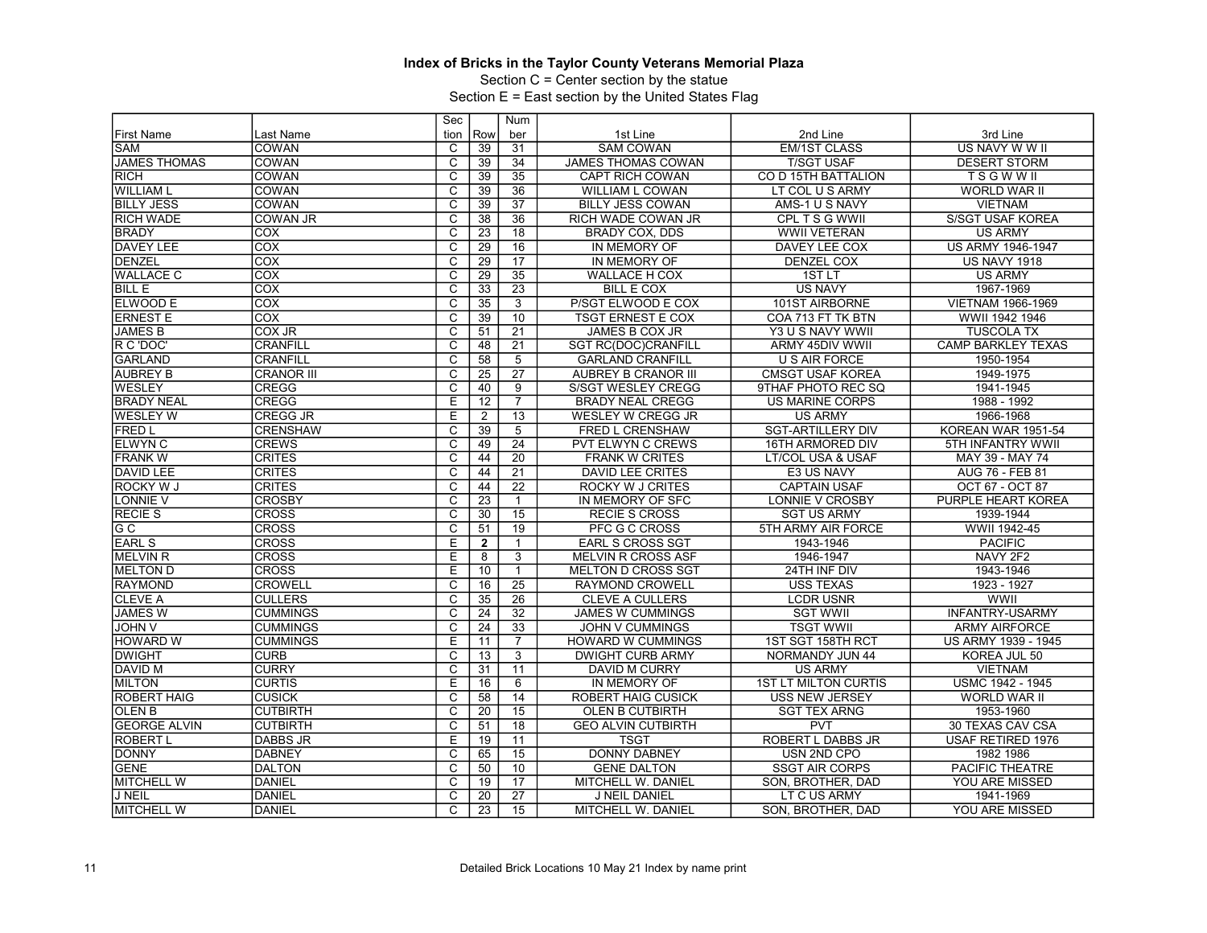# Index of Bricks in the Taylor County Veterans Memorial Plaza

Section C = Center section by the statue

Section E = East section by the United States Flag

| First Name | Last Name | Section | Row | Number | 1st Line | 2nd Line | 3rd Line |
|---|---|---|---|---|---|---|---|
| SAM | COWAN | C | 39 | 31 | SAM COWAN | EM/1ST CLASS | US NAVY W W II |
| JAMES THOMAS | COWAN | C | 39 | 34 | JAMES THOMAS COWAN | T/SGT USAF | DESERT STORM |
| RICH | COWAN | C | 39 | 35 | CAPT RICH COWAN | CO D 15TH BATTALION | T S G W W II |
| WILLIAM L | COWAN | C | 39 | 36 | WILLIAM L COWAN | LT COL U S ARMY | WORLD WAR II |
| BILLY JESS | COWAN | C | 39 | 37 | BILLY JESS COWAN | AMS-1 U S NAVY | VIETNAM |
| RICH WADE | COWAN JR | C | 38 | 36 | RICH WADE COWAN JR | CPL T S G WWII | S/SGT USAF KOREA |
| BRADY | COX | C | 23 | 18 | BRADY COX, DDS | WWII VETERAN | US ARMY |
| DAVEY LEE | COX | C | 29 | 16 | IN MEMORY OF | DAVEY LEE COX | US ARMY 1946-1947 |
| DENZEL | COX | C | 29 | 17 | IN MEMORY OF | DENZEL COX | US NAVY 1918 |
| WALLACE C | COX | C | 29 | 35 | WALLACE H COX | 1ST LT | US ARMY |
| BILL E | COX | C | 33 | 23 | BILL E COX | US NAVY | 1967-1969 |
| ELWOOD E | COX | C | 35 | 3 | P/SGT ELWOOD E COX | 101ST AIRBORNE | VIETNAM 1966-1969 |
| ERNEST E | COX | C | 39 | 10 | TSGT ERNEST E COX | COA 713 FT TK BTN | WWII 1942 1946 |
| JAMES B | COX JR | C | 51 | 21 | JAMES B COX JR | Y3 U S NAVY WWII | TUSCOLA TX |
| R C 'DOC' | CRANFILL | C | 48 | 21 | SGT RC(DOC)CRANFILL | ARMY 45DIV WWII | CAMP BARKLEY TEXAS |
| GARLAND | CRANFILL | C | 58 | 5 | GARLAND CRANFILL | U S AIR FORCE | 1950-1954 |
| AUBREY B | CRANOR III | C | 25 | 27 | AUBREY B CRANOR III | CMSGT USAF KOREA | 1949-1975 |
| WESLEY | CREGG | C | 40 | 9 | S/SGT WESLEY CREGG | 9THAF PHOTO REC SQ | 1941-1945 |
| BRADY NEAL | CREGG | E | 12 | 7 | BRADY NEAL CREGG | US MARINE CORPS | 1988 - 1992 |
| WESLEY W | CREGG JR | E | 2 | 13 | WESLEY W CREGG JR | US ARMY | 1966-1968 |
| FRED L | CRENSHAW | C | 39 | 5 | FRED L CRENSHAW | SGT-ARTILLERY DIV | KOREAN WAR 1951-54 |
| ELWYN C | CREWS | C | 49 | 24 | PVT ELWYN C CREWS | 16TH ARMORED DIV | 5TH INFANTRY WWII |
| FRANK W | CRITES | C | 44 | 20 | FRANK W CRITES | LT/COL USA & USAF | MAY 39 - MAY 74 |
| DAVID LEE | CRITES | C | 44 | 21 | DAVID LEE CRITES | E3 US NAVY | AUG 76 - FEB 81 |
| ROCKY W J | CRITES | C | 44 | 22 | ROCKY W J CRITES | CAPTAIN USAF | OCT 67 - OCT 87 |
| LONNIE V | CROSBY | C | 23 | 1 | IN MEMORY OF SFC | LONNIE V CROSBY | PURPLE HEART KOREA |
| RECIE S | CROSS | C | 30 | 15 | RECIE S CROSS | SGT US ARMY | 1939-1944 |
| G C | CROSS | C | 51 | 19 | PFC G C CROSS | 5TH ARMY AIR FORCE | WWII 1942-45 |
| EARL S | CROSS | E | **2** | 1 | EARL S CROSS SGT | 1943-1946 | PACIFIC |
| MELVIN R | CROSS | E | 8 | 3 | MELVIN R CROSS ASF | 1946-1947 | NAVY 2F2 |
| MELTON D | CROSS | E | 10 | 1 | MELTON D CROSS SGT | 24TH INF DIV | 1943-1946 |
| RAYMOND | CROWELL | C | 16 | 25 | RAYMOND CROWELL | USS TEXAS | 1923 - 1927 |
| CLEVE A | CULLERS | C | 35 | 26 | CLEVE A CULLERS | LCDR USNR | WWII |
| JAMES W | CUMMINGS | C | 24 | 32 | JAMES W CUMMINGS | SGT WWII | INFANTRY-USARMY |
| JOHN V | CUMMINGS | C | 24 | 33 | JOHN V CUMMINGS | TSGT WWII | ARMY AIRFORCE |
| HOWARD W | CUMMINGS | E | 11 | 7 | HOWARD W CUMMINGS | 1ST SGT 158TH RCT | US ARMY 1939 - 1945 |
| DWIGHT | CURB | C | 13 | 3 | DWIGHT CURB ARMY | NORMANDY JUN 44 | KOREA JUL 50 |
| DAVID M | CURRY | C | 31 | 11 | DAVID M CURRY | US ARMY | VIETNAM |
| MILTON | CURTIS | E | 16 | 6 | IN MEMORY OF | 1ST LT MILTON CURTIS | USMC 1942 - 1945 |
| ROBERT HAIG | CUSICK | C | 58 | 14 | ROBERT HAIG CUSICK | USS NEW JERSEY | WORLD WAR II |
| OLEN B | CUTBIRTH | C | 20 | 15 | OLEN B CUTBIRTH | SGT TEX ARNG | 1953-1960 |
| GEORGE ALVIN | CUTBIRTH | C | 51 | 18 | GEO ALVIN CUTBIRTH | PVT | 30 TEXAS CAV CSA |
| ROBERT L | DABBS JR | E | 19 | 11 | TSGT | ROBERT L DABBS JR | USAF RETIRED 1976 |
| DONNY | DABNEY | C | 65 | 15 | DONNY DABNEY | USN 2ND CPO | 1982 1986 |
| GENE | DALTON | C | 50 | 10 | GENE DALTON | SSGT AIR CORPS | PACIFIC THEATRE |
| MITCHELL W | DANIEL | C | 19 | 17 | MITCHELL W. DANIEL | SON, BROTHER, DAD | YOU ARE MISSED |
| J NEIL | DANIEL | C | 20 | 27 | J NEIL DANIEL | LT C US ARMY | 1941-1969 |
| MITCHELL W | DANIEL | C | 23 | 15 | MITCHELL W. DANIEL | SON, BROTHER, DAD | YOU ARE MISSED |

Detailed Brick Locations 10 May 21 Index by name print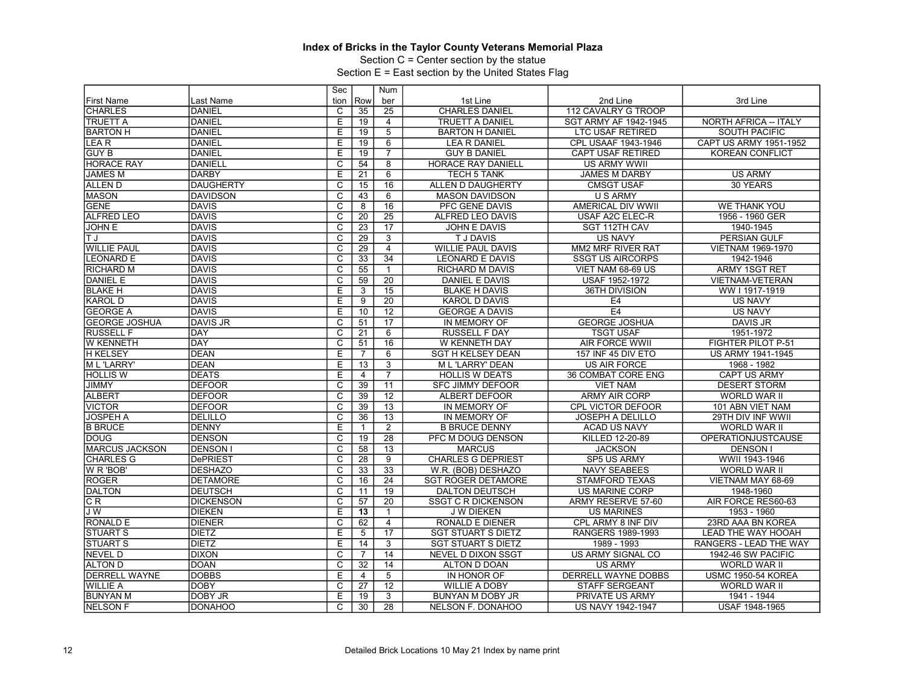**Index of Bricks in the Taylor County Veterans Memorial Plaza**

Section C = Center section by the statue

Section E = East section by the United States Flag

| First Name | Last Name | Section | Row | Number | 1st Line | 2nd Line | 3rd Line |
|---|---|---|---|---|---|---|---|
| CHARLES | DANIEL | C | 35 | 25 | CHARLES DANIEL | 112 CAVALRY G TROOP | |
| TRUETT A | DANIEL | E | 19 | 4 | TRUETT A DANIEL | SGT ARMY AF 1942-1945 | NORTH AFRICA -- ITALY |
| BARTON H | DANIEL | E | 19 | 5 | BARTON H DANIEL | LTC USAF RETIRED | SOUTH PACIFIC |
| LEA R | DANIEL | E | 19 | 6 | LEA R DANIEL | CPL USAAF 1943-1946 | CAPT US ARMY 1951-1952 |
| GUY B | DANIEL | E | 19 | 7 | GUY B DANIEL | CAPT USAF RETIRED | KOREAN CONFLICT |
| HORACE RAY | DANIELL | C | 54 | 8 | HORACE RAY DANIELL | US ARMY WWII | |
| JAMES M | DARBY | E | 21 | 6 | TECH 5 TANK | JAMES M DARBY | US ARMY |
| ALLEN D | DAUGHERTY | C | 15 | 16 | ALLEN D DAUGHERTY | CMSGT USAF | 30 YEARS |
| MASON | DAVIDSON | C | 43 | 6 | MASON DAVIDSON | U S ARMY | |
| GENE | DAVIS | C | 8 | 16 | PFC GENE DAVIS | AMERICAL DIV WWII | WE THANK YOU |
| ALFRED LEO | DAVIS | C | 20 | 25 | ALFRED LEO DAVIS | USAF A2C ELEC-R | 1956 - 1960 GER |
| JOHN E | DAVIS | C | 23 | 17 | JOHN E DAVIS | SGT 112TH CAV | 1940-1945 |
| T J | DAVIS | C | 29 | 3 | T J DAVIS | US NAVY | PERSIAN GULF |
| WILLIE PAUL | DAVIS | C | 29 | 4 | WILLIE PAUL DAVIS | MM2 MRF RIVER RAT | VIETNAM 1969-1970 |
| LEONARD E | DAVIS | C | 33 | 34 | LEONARD E DAVIS | SSGT US AIRCORPS | 1942-1946 |
| RICHARD M | DAVIS | C | 55 | 1 | RICHARD M DAVIS | VIET NAM 68-69 US | ARMY 1SGT RET |
| DANIEL E | DAVIS | C | 59 | 20 | DANIEL E DAVIS | USAF 1952-1972 | VIETNAM-VETERAN |
| BLAKE H | DAVIS | E | 3 | 15 | BLAKE H DAVIS | 36TH DIVISION | WW I 1917-1919 |
| KAROL D | DAVIS | E | 9 | 20 | KAROL D DAVIS | E4 | US NAVY |
| GEORGE A | DAVIS | E | 10 | 12 | GEORGE A DAVIS | E4 | US NAVY |
| GEORGE JOSHUA | DAVIS JR | C | 51 | 17 | IN MEMORY OF | GEORGE JOSHUA | DAVIS JR |
| RUSSELL F | DAY | C | 21 | 6 | RUSSELL F DAY | TSGT USAF | 1951-1972 |
| W KENNETH | DAY | C | 51 | 16 | W KENNETH DAY | AIR FORCE WWII | FIGHTER PILOT P-51 |
| H KELSEY | DEAN | E | 7 | 6 | SGT H KELSEY DEAN | 157 INF 45 DIV ETO | US ARMY 1941-1945 |
| M L 'LARRY' | DEAN | E | 13 | 3 | M L 'LARRY' DEAN | US AIR FORCE | 1968 - 1982 |
| HOLLIS W | DEATS | E | 4 | 7 | HOLLIS W DEATS | 36 COMBAT CORE ENG | CAPT US ARMY |
| JIMMY | DEFOOR | C | 39 | 11 | SFC JIMMY DEFOOR | VIET NAM | DESERT STORM |
| ALBERT | DEFOOR | C | 39 | 12 | ALBERT DEFOOR | ARMY AIR CORP | WORLD WAR II |
| VICTOR | DEFOOR | C | 39 | 13 | IN MEMORY OF | CPL VICTOR DEFOOR | 101 ABN VIET NAM |
| JOSPEH A | DELILLO | C | 36 | 13 | IN MEMORY OF | JOSEPH A DELILLO | 29TH DIV INF WWII |
| B BRUCE | DENNY | E | 1 | 2 | B BRUCE DENNY | ACAD US NAVY | WORLD WAR II |
| DOUG | DENSON | C | 19 | 28 | PFC M DOUG DENSON | KILLED 12-20-89 | OPERATIONJUSTCAUSE |
| MARCUS JACKSON | DENSON I | C | 58 | 13 | MARCUS | JACKSON | DENSON I |
| CHARLES G | DePRIEST | C | 28 | 9 | CHARLES G DEPRIEST | SP5 US ARMY | WWII 1943-1946 |
| W R 'BOB' | DESHAZO | C | 33 | 33 | W.R. (BOB) DESHAZO | NAVY SEABEES | WORLD WAR II |
| ROGER | DETAMORE | C | 16 | 24 | SGT ROGER DETAMORE | STAMFORD TEXAS | VIETNAM MAY 68-69 |
| DALTON | DEUTSCH | C | 11 | 19 | DALTON DEUTSCH | US MARINE CORP | 1948-1960 |
| C R | DICKENSON | C | 57 | 20 | SSGT C R DICKENSON | ARMY RESERVE 57-60 | AIR FORCE RES60-63 |
| J W | DIEKEN | E | **13** | 1 | J W DIEKEN | US MARINES | 1953 - 1960 |
| RONALD E | DIENER | C | 62 | 4 | RONALD E DIENER | CPL ARMY 8 INF DIV | 23RD AAA BN KOREA |
| STUART S | DIETZ | E | 5 | 17 | SGT STUART S DIETZ | RANGERS 1989-1993 | LEAD THE WAY HOOAH |
| STUART S | DIETZ | E | 14 | 3 | SGT STUART S DIETZ | 1989 - 1993 | RANGERS - LEAD THE WAY |
| NEVEL D | DIXON | C | 7 | 14 | NEVEL D DIXON SSGT | US ARMY SIGNAL CO | 1942-46 SW PACIFIC |
| ALTON D | DOAN | C | 32 | 14 | ALTON D DOAN | US ARMY | WORLD WAR II |
| DERRELL WAYNE | DOBBS | E | 4 | 5 | IN HONOR OF | DERRELL WAYNE DOBBS | USMC 1950-54 KOREA |
| WILLIE A | DOBY | C | 27 | 12 | WILLIE A DOBY | STAFF SERGEANT | WORLD WAR II |
| BUNYAN M | DOBY JR | E | 19 | 3 | BUNYAN M DOBY JR | PRIVATE US ARMY | 1941 - 1944 |
| NELSON F | DONAHOO | C | 30 | 28 | NELSON F. DONAHOO | US NAVY 1942-1947 | USAF 1948-1965 |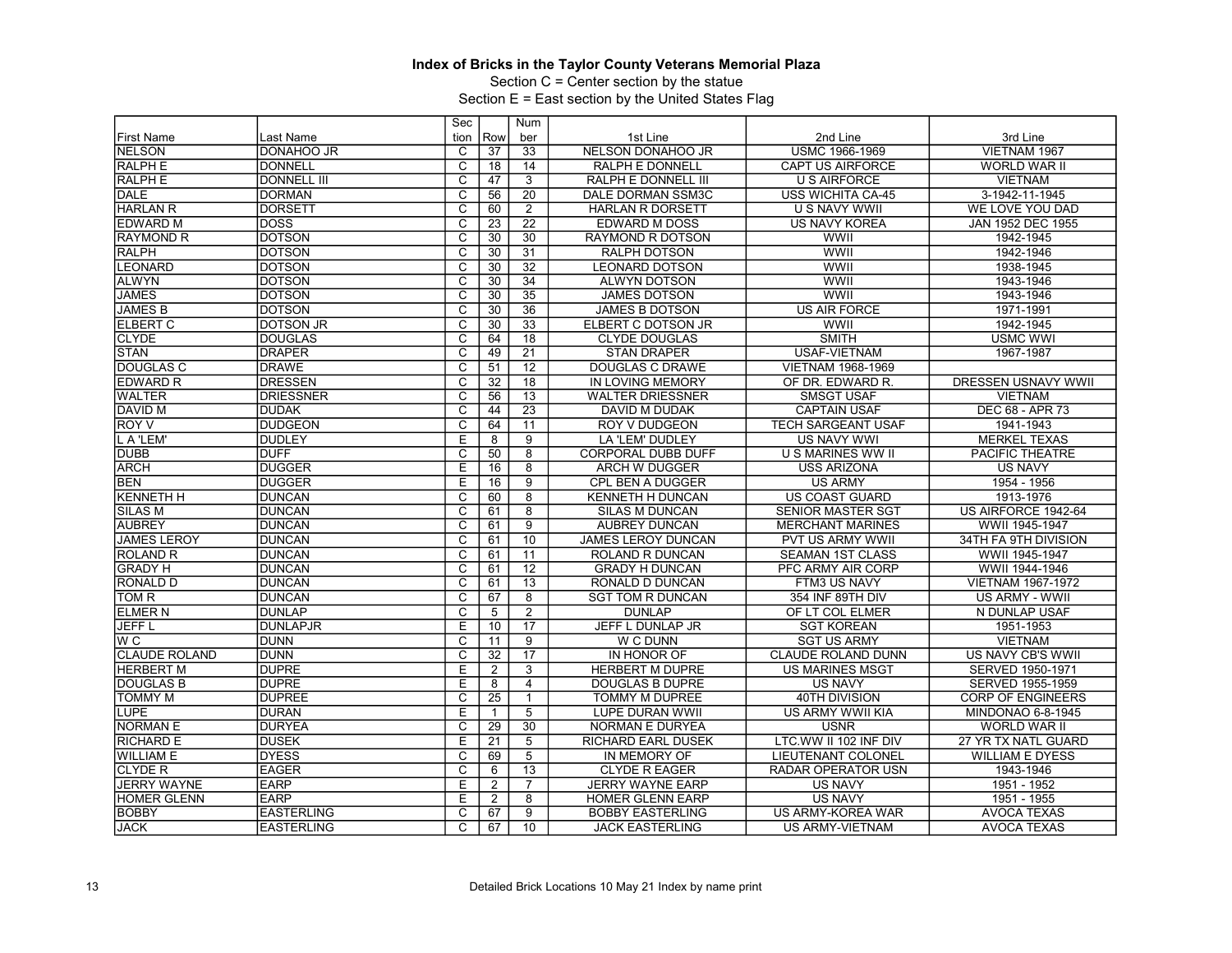**Index of Bricks in the Taylor County Veterans Memorial Plaza**

Section C = Center section by the statue

Section E = East section by the United States Flag

| First Name | Last Name | Section | Row | Number | 1st Line | 2nd Line | 3rd Line |
|---|---|---|---|---|---|---|---|
| NELSON | DONAHOO JR | C | 37 | 33 | NELSON DONAHOO JR | USMC 1966-1969 | VIETNAM 1967 |
| RALPH E | DONNELL | C | 18 | 14 | RALPH E DONNELL | CAPT US AIRFORCE | WORLD WAR II |
| RALPH E | DONNELL III | C | 47 | 3 | RALPH E DONNELL III | U S AIRFORCE | VIETNAM |
| DALE | DORMAN | C | 56 | 20 | DALE DORMAN SSM3C | USS WICHITA CA-45 | 3-1942-11-1945 |
| HARLAN R | DORSETT | C | 60 | 2 | HARLAN R DORSETT | U S NAVY WWII | WE LOVE YOU DAD |
| EDWARD M | DOSS | C | 23 | 22 | EDWARD M DOSS | US NAVY KOREA | JAN 1952 DEC 1955 |
| RAYMOND R | DOTSON | C | 30 | 30 | RAYMOND R DOTSON | WWII | 1942-1945 |
| RALPH | DOTSON | C | 30 | 31 | RALPH DOTSON | WWII | 1942-1946 |
| LEONARD | DOTSON | C | 30 | 32 | LEONARD DOTSON | WWII | 1938-1945 |
| ALWYN | DOTSON | C | 30 | 34 | ALWYN DOTSON | WWII | 1943-1946 |
| JAMES | DOTSON | C | 30 | 35 | JAMES DOTSON | WWII | 1943-1946 |
| JAMES B | DOTSON | C | 30 | 36 | JAMES B DOTSON | US AIR FORCE | 1971-1991 |
| ELBERT C | DOTSON JR | C | 30 | 33 | ELBERT C DOTSON JR | WWII | 1942-1945 |
| CLYDE | DOUGLAS | C | 64 | 18 | CLYDE DOUGLAS | SMITH | USMC WWI |
| STAN | DRAPER | C | 49 | 21 | STAN DRAPER | USAF-VIETNAM | 1967-1987 |
| DOUGLAS C | DRAWE | C | 51 | 12 | DOUGLAS C DRAWE | VIETNAM 1968-1969 | |
| EDWARD R | DRESSEN | C | 32 | 18 | IN LOVING MEMORY | OF DR. EDWARD R. | DRESSEN USNAVY WWII |
| WALTER | DRIESSNER | C | 56 | 13 | WALTER DRIESSNER | SMSGT USAF | VIETNAM |
| DAVID M | DUDAK | C | 44 | 23 | DAVID M DUDAK | CAPTAIN USAF | DEC 68 - APR 73 |
| ROY V | DUDGEON | C | 64 | 11 | ROY V DUDGEON | TECH SARGEANT USAF | 1941-1943 |
| L A 'LEM' | DUDLEY | E | 8 | 9 | LA 'LEM' DUDLEY | US NAVY WWI | MERKEL TEXAS |
| DUBB | DUFF | C | 50 | 8 | CORPORAL DUBB DUFF | U S MARINES WW II | PACIFIC THEATRE |
| ARCH | DUGGER | E | 16 | 8 | ARCH W DUGGER | USS ARIZONA | US NAVY |
| BEN | DUGGER | E | 16 | 9 | CPL BEN A DUGGER | US ARMY | 1954 - 1956 |
| KENNETH H | DUNCAN | C | 60 | 8 | KENNETH H DUNCAN | US COAST GUARD | 1913-1976 |
| SILAS M | DUNCAN | C | 61 | 8 | SILAS M DUNCAN | SENIOR MASTER SGT | US AIRFORCE 1942-64 |
| AUBREY | DUNCAN | C | 61 | 9 | AUBREY DUNCAN | MERCHANT MARINES | WWII 1945-1947 |
| JAMES LEROY | DUNCAN | C | 61 | 10 | JAMES LEROY DUNCAN | PVT US ARMY WWII | 34TH FA 9TH DIVISION |
| ROLAND R | DUNCAN | C | 61 | 11 | ROLAND R DUNCAN | SEAMAN 1ST CLASS | WWII 1945-1947 |
| GRADY H | DUNCAN | C | 61 | 12 | GRADY H DUNCAN | PFC ARMY AIR CORP | WWII 1944-1946 |
| RONALD D | DUNCAN | C | 61 | 13 | RONALD D DUNCAN | FTM3 US NAVY | VIETNAM 1967-1972 |
| TOM R | DUNCAN | C | 67 | 8 | SGT TOM R DUNCAN | 354 INF 89TH DIV | US ARMY - WWII |
| ELMER N | DUNLAP | C | 5 | 2 | DUNLAP | OF LT COL ELMER | N DUNLAP USAF |
| JEFF L | DUNLAPJR | E | 10 | 17 | JEFF L DUNLAP JR | SGT KOREAN | 1951-1953 |
| W C | DUNN | C | 11 | 9 | W C DUNN | SGT US ARMY | VIETNAM |
| CLAUDE ROLAND | DUNN | C | 32 | 17 | IN HONOR OF | CLAUDE ROLAND DUNN | US NAVY CB'S WWII |
| HERBERT M | DUPRE | E | 2 | 3 | HERBERT M DUPRE | US MARINES MSGT | SERVED 1950-1971 |
| DOUGLAS B | DUPRE | E | 8 | 4 | DOUGLAS B DUPRE | US NAVY | SERVED 1955-1959 |
| TOMMY M | DUPREE | C | 25 | 1 | TOMMY M DUPREE | 40TH DIVISION | CORP OF ENGINEERS |
| LUPE | DURAN | E | 1 | 5 | LUPE DURAN WWII | US ARMY WWII KIA | MINDONAO 6-8-1945 |
| NORMAN E | DURYEA | C | 29 | 30 | NORMAN E DURYEA | USNR | WORLD WAR II |
| RICHARD E | DUSEK | E | 21 | 5 | RICHARD EARL DUSEK | LTC.WW II 102 INF DIV | 27 YR TX NATL GUARD |
| WILLIAM E | DYESS | C | 69 | 5 | IN MEMORY OF | LIEUTENANT COLONEL | WILLIAM E DYESS |
| CLYDE R | EAGER | C | 6 | 13 | CLYDE R EAGER | RADAR OPERATOR USN | 1943-1946 |
| JERRY WAYNE | EARP | E | 2 | 7 | JERRY WAYNE EARP | US NAVY | 1951 - 1952 |
| HOMER GLENN | EARP | E | 2 | 8 | HOMER GLENN EARP | US NAVY | 1951 - 1955 |
| BOBBY | EASTERLING | C | 67 | 9 | BOBBY EASTERLING | US ARMY-KOREA WAR | AVOCA TEXAS |
| JACK | EASTERLING | C | 67 | 10 | JACK EASTERLING | US ARMY-VIETNAM | AVOCA TEXAS |

Detailed Brick Locations 10 May 21 Index by name print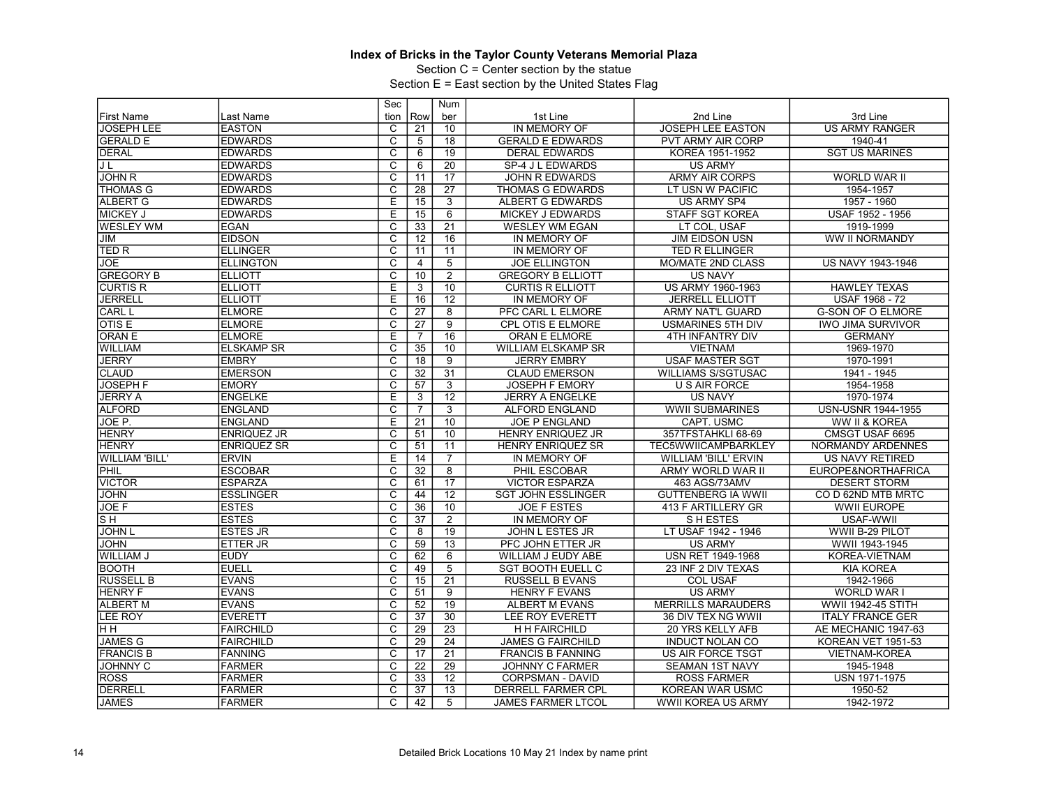**Index of Bricks in the Taylor County Veterans Memorial Plaza**

Section C = Center section by the statue

Section E = East section by the United States Flag

| First Name | Last Name | Section | Row | Number | 1st Line | 2nd Line | 3rd Line |
|---|---|---|---|---|---|---|---|
| JOSEPH LEE | EASTON | C | 21 | 10 | IN MEMORY OF | JOSEPH LEE EASTON | US ARMY RANGER |
| GERALD E | EDWARDS | C | 5 | 18 | GERALD E EDWARDS | PVT ARMY AIR CORP | 1940-41 |
| DERAL | EDWARDS | C | 6 | 19 | DERAL EDWARDS | KOREA 1951-1952 | SGT US MARINES |
| J L | EDWARDS | C | 6 | 20 | SP-4 J L EDWARDS | US ARMY | |
| JOHN R | EDWARDS | C | 11 | 17 | JOHN R EDWARDS | ARMY AIR CORPS | WORLD WAR II |
| THOMAS G | EDWARDS | C | 28 | 27 | THOMAS G EDWARDS | LT USN W PACIFIC | 1954-1957 |
| ALBERT G | EDWARDS | E | 15 | 3 | ALBERT G EDWARDS | US ARMY SP4 | 1957 - 1960 |
| MICKEY J | EDWARDS | E | 15 | 6 | MICKEY J EDWARDS | STAFF SGT KOREA | USAF 1952 - 1956 |
| WESLEY WM | EGAN | C | 33 | 21 | WESLEY WM EGAN | LT COL, USAF | 1919-1999 |
| JIM | EIDSON | C | 12 | 16 | IN MEMORY OF | JIM EIDSON USN | WW II NORMANDY |
| TED R | ELLINGER | C | 11 | 11 | IN MEMORY OF | TED R ELLINGER | |
| JOE | ELLINGTON | C | 4 | 5 | JOE ELLINGTON | MO/MATE 2ND CLASS | US NAVY 1943-1946 |
| GREGORY B | ELLIOTT | C | 10 | 2 | GREGORY B ELLIOTT | US NAVY | |
| CURTIS R | ELLIOTT | E | 3 | 10 | CURTIS R ELLIOTT | US ARMY 1960-1963 | HAWLEY TEXAS |
| JERRELL | ELLIOTT | E | 16 | 12 | IN MEMORY OF | JERRELL ELLIOTT | USAF 1968 - 72 |
| CARL L | ELMORE | C | 27 | 8 | PFC CARL L ELMORE | ARMY NAT'L GUARD | G-SON OF O ELMORE |
| OTIS E | ELMORE | C | 27 | 9 | CPL OTIS E ELMORE | USMARINES 5TH DIV | IWO JIMA SURVIVOR |
| ORAN E | ELMORE | E | 7 | 16 | ORAN E ELMORE | 4TH INFANTRY DIV | GERMANY |
| WILLIAM | ELSKAMP SR | C | 35 | 10 | WILLIAM ELSKAMP SR | VIETNAM | 1969-1970 |
| JERRY | EMBRY | C | 18 | 9 | JERRY EMBRY | USAF MASTER SGT | 1970-1991 |
| CLAUD | EMERSON | C | 32 | 31 | CLAUD EMERSON | WILLIAMS S/SGTUSAC | 1941 - 1945 |
| JOSEPH F | EMORY | C | 57 | 3 | JOSEPH F EMORY | U S AIR FORCE | 1954-1958 |
| JERRY A | ENGELKE | E | 3 | 12 | JERRY A ENGELKE | US NAVY | 1970-1974 |
| ALFORD | ENGLAND | C | 7 | 3 | ALFORD ENGLAND | WWII SUBMARINES | USN-USNR 1944-1955 |
| JOE P. | ENGLAND | E | 21 | 10 | JOE P ENGLAND | CAPT. USMC | WW II & KOREA |
| HENRY | ENRIQUEZ JR | C | 51 | 10 | HENRY ENRIQUEZ JR | 357TFSTAHKLI 68-69 | CMSGT USAF 6695 |
| HENRY | ENRIQUEZ SR | C | 51 | 11 | HENRY ENRIQUEZ SR | TEC5WWIICAMPBARKLEY | NORMANDY ARDENNES |
| WILLIAM 'BILL' | ERVIN | E | 14 | 7 | IN MEMORY OF | WILLIAM 'BILL' ERVIN | US NAVY RETIRED |
| PHIL | ESCOBAR | C | 32 | 8 | PHIL ESCOBAR | ARMY WORLD WAR II | EUROPE&NORTHAFRICA |
| VICTOR | ESPARZA | C | 61 | 17 | VICTOR ESPARZA | 463 AGS/73AMV | DESERT STORM |
| JOHN | ESSLINGER | C | 44 | 12 | SGT JOHN ESSLINGER | GUTTENBERG IA WWII | CO D 62ND MTB MRTC |
| JOE F | ESTES | C | 36 | 10 | JOE F ESTES | 413 F ARTILLERY GR | WWII EUROPE |
| S H | ESTES | C | 37 | 2 | IN MEMORY OF | S H ESTES | USAF-WWII |
| JOHN L | ESTES JR | C | 8 | 19 | JOHN L ESTES JR | LT USAF 1942 - 1946 | WWII B-29 PILOT |
| JOHN | ETTER JR | C | 59 | 13 | PFC JOHN ETTER JR | US ARMY | WWII 1943-1945 |
| WILLIAM J | EUDY | C | 62 | 6 | WILLIAM J EUDY ABE | USN RET 1949-1968 | KOREA-VIETNAM |
| BOOTH | EUELL | C | 49 | 5 | SGT BOOTH EUELL C | 23 INF 2 DIV TEXAS | KIA KOREA |
| RUSSELL B | EVANS | C | 15 | 21 | RUSSELL B EVANS | COL USAF | 1942-1966 |
| HENRY F | EVANS | C | 51 | 9 | HENRY F EVANS | US ARMY | WORLD WAR I |
| ALBERT M | EVANS | C | 52 | 19 | ALBERT M EVANS | MERRILLS MARAUDERS | WWII 1942-45 STITH |
| LEE ROY | EVERETT | C | 37 | 30 | LEE ROY EVERETT | 36 DIV TEX NG WWII | ITALY FRANCE GER |
| H H | FAIRCHILD | C | 29 | 23 | H H FAIRCHILD | 20 YRS KELLY AFB | AE MECHANIC 1947-63 |
| JAMES G | FAIRCHILD | C | 29 | 24 | JAMES G FAIRCHILD | INDUCT NOLAN CO | KOREAN VET 1951-53 |
| FRANCIS B | FANNING | C | 17 | 21 | FRANCIS B FANNING | US AIR FORCE TSGT | VIETNAM-KOREA |
| JOHNNY C | FARMER | C | 22 | 29 | JOHNNY C FARMER | SEAMAN 1ST NAVY | 1945-1948 |
| ROSS | FARMER | C | 33 | 12 | CORPSMAN - DAVID | ROSS FARMER | USN 1971-1975 |
| DERRELL | FARMER | C | 37 | 13 | DERRELL FARMER CPL | KOREAN WAR USMC | 1950-52 |
| JAMES | FARMER | C | 42 | 5 | JAMES FARMER LTCOL | WWII KOREA US ARMY | 1942-1972 |

Detailed Brick Locations 10 May 21 Index by name print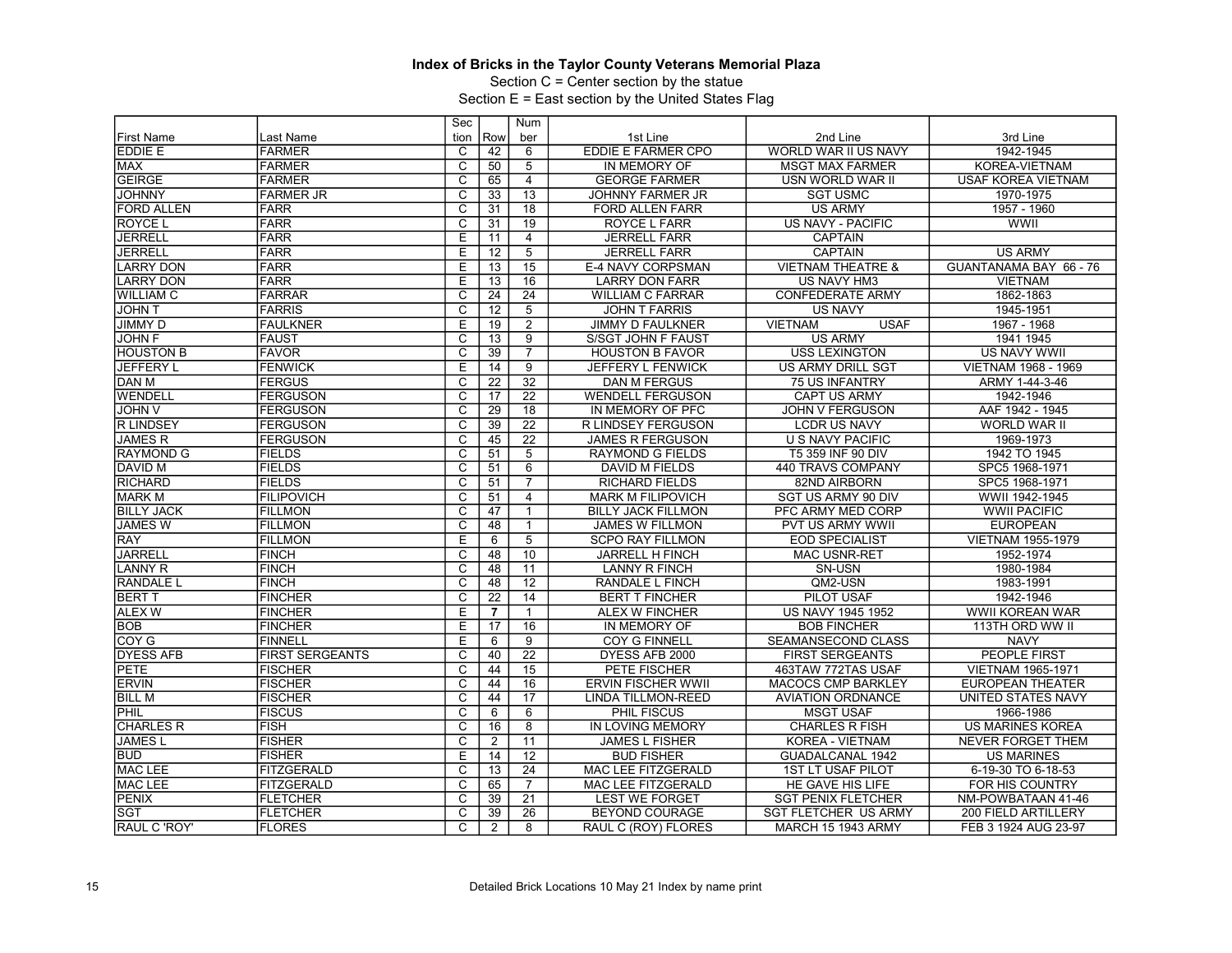**Index of Bricks in the Taylor County Veterans Memorial Plaza**

Section C = Center section by the statue

Section E = East section by the United States Flag

| First Name | Last Name | Section | Row | Number | 1st Line | 2nd Line | 3rd Line |
|---|---|---|---|---|---|---|---|
| EDDIE E | FARMER | C | 42 | 6 | EDDIE E FARMER CPO | WORLD WAR II US NAVY | 1942-1945 |
| MAX | FARMER | C | 50 | 5 | IN MEMORY OF | MSGT MAX FARMER | KOREA-VIETNAM |
| GEIRGE | FARMER | C | 65 | 4 | GEORGE FARMER | USN WORLD WAR II | USAF KOREA VIETNAM |
| JOHNNY | FARMER JR | C | 33 | 13 | JOHNNY FARMER JR | SGT USMC | 1970-1975 |
| FORD ALLEN | FARR | C | 31 | 18 | FORD ALLEN FARR | US ARMY | 1957 - 1960 |
| ROYCE L | FARR | C | 31 | 19 | ROYCE L FARR | US NAVY - PACIFIC | WWII |
| JERRELL | FARR | E | 11 | 4 | JERRELL FARR | CAPTAIN | |
| JERRELL | FARR | E | 12 | 5 | JERRELL FARR | CAPTAIN | US ARMY |
| LARRY DON | FARR | E | 13 | 15 | E-4 NAVY CORPSMAN | VIETNAM THEATRE & | GUANTANAMA BAY 66 - 76 |
| LARRY DON | FARR | E | 13 | 16 | LARRY DON FARR | US NAVY HM3 | VIETNAM |
| WILLIAM C | FARRAR | C | 24 | 24 | WILLIAM C FARRAR | CONFEDERATE ARMY | 1862-1863 |
| JOHN T | FARRIS | C | 12 | 5 | JOHN T FARRIS | US NAVY | 1945-1951 |
| JIMMY D | FAULKNER | E | 19 | 2 | JIMMY D FAULKNER | VIETNAM USAF | 1967 - 1968 |
| JOHN F | FAUST | C | 13 | 9 | S/SGT JOHN F FAUST | US ARMY | 1941 1945 |
| HOUSTON B | FAVOR | C | 39 | 7 | HOUSTON B FAVOR | USS LEXINGTON | US NAVY WWII |
| JEFFERY L | FENWICK | E | 14 | 9 | JEFFERY L FENWICK | US ARMY DRILL SGT | VIETNAM 1968 - 1969 |
| DAN M | FERGUS | C | 22 | 32 | DAN M FERGUS | 75 US INFANTRY | ARMY 1-44-3-46 |
| WENDELL | FERGUSON | C | 17 | 22 | WENDELL FERGUSON | CAPT US ARMY | 1942-1946 |
| JOHN V | FERGUSON | C | 29 | 18 | IN MEMORY OF PFC | JOHN V FERGUSON | AAF 1942 - 1945 |
| R LINDSEY | FERGUSON | C | 39 | 22 | R LINDSEY FERGUSON | LCDR US NAVY | WORLD WAR II |
| JAMES R | FERGUSON | C | 45 | 22 | JAMES R FERGUSON | U S NAVY PACIFIC | 1969-1973 |
| RAYMOND G | FIELDS | C | 51 | 5 | RAYMOND G FIELDS | T5 359 INF 90 DIV | 1942 TO 1945 |
| DAVID M | FIELDS | C | 51 | 6 | DAVID M FIELDS | 440 TRAVS COMPANY | SPC5 1968-1971 |
| RICHARD | FIELDS | C | 51 | 7 | RICHARD FIELDS | 82ND AIRBORN | SPC5 1968-1971 |
| MARK M | FILIPOVICH | C | 51 | 4 | MARK M FILIPOVICH | SGT US ARMY 90 DIV | WWII 1942-1945 |
| BILLY JACK | FILLMON | C | 47 | 1 | BILLY JACK FILLMON | PFC ARMY MED CORP | WWII PACIFIC |
| JAMES W | FILLMON | C | 48 | 1 | JAMES W FILLMON | PVT US ARMY WWII | EUROPEAN |
| RAY | FILLMON | E | 6 | 5 | SCPO RAY FILLMON | EOD SPECIALIST | VIETNAM 1955-1979 |
| JARRELL | FINCH | C | 48 | 10 | JARRELL H FINCH | MAC USNR-RET | 1952-1974 |
| LANNY R | FINCH | C | 48 | 11 | LANNY R FINCH | SN-USN | 1980-1984 |
| RANDALE L | FINCH | C | 48 | 12 | RANDALE L FINCH | QM2-USN | 1983-1991 |
| BERT T | FINCHER | C | 22 | 14 | BERT T FINCHER | PILOT USAF | 1942-1946 |
| ALEX W | FINCHER | E | **7** | 1 | ALEX W FINCHER | US NAVY 1945 1952 | WWII KOREAN WAR |
| BOB | FINCHER | E | 17 | 16 | IN MEMORY OF | BOB FINCHER | 113TH ORD WW II |
| COY G | FINNELL | E | 6 | 9 | COY G FINNELL | SEAMANSECOND CLASS | NAVY |
| DYESS AFB | FIRST SERGEANTS | C | 40 | 22 | DYESS AFB 2000 | FIRST SERGEANTS | PEOPLE FIRST |
| PETE | FISCHER | C | 44 | 15 | PETE FISCHER | 463TAW 772TAS USAF | VIETNAM 1965-1971 |
| ERVIN | FISCHER | C | 44 | 16 | ERVIN FISCHER WWII | MACOCS CMP BARKLEY | EUROPEAN THEATER |
| BILL M | FISCHER | C | 44 | 17 | LINDA TILLMON-REED | AVIATION ORDNANCE | UNITED STATES NAVY |
| PHIL | FISCUS | C | 6 | 6 | PHIL FISCUS | MSGT USAF | 1966-1986 |
| CHARLES R | FISH | C | 16 | 8 | IN LOVING MEMORY | CHARLES R FISH | US MARINES KOREA |
| JAMES L | FISHER | C | 2 | 11 | JAMES L FISHER | KOREA - VIETNAM | NEVER FORGET THEM |
| BUD | FISHER | E | 14 | 12 | BUD FISHER | GUADALCANAL 1942 | US MARINES |
| MAC LEE | FITZGERALD | C | 13 | 24 | MAC LEE FITZGERALD | 1ST LT USAF PILOT | 6-19-30 TO 6-18-53 |
| MAC LEE | FITZGERALD | C | 65 | 7 | MAC LEE FITZGERALD | HE GAVE HIS LIFE | FOR HIS COUNTRY |
| PENIX | FLETCHER | C | 39 | 21 | LEST WE FORGET | SGT PENIX FLETCHER | NM-POWBATAAN 41-46 |
| SGT | FLETCHER | C | 39 | 26 | BEYOND COURAGE | SGT FLETCHER US ARMY | 200 FIELD ARTILLERY |
| RAUL C 'ROY' | FLORES | C | 2 | 8 | RAUL C (ROY) FLORES | MARCH 15 1943 ARMY | FEB 3 1924 AUG 23-97 |

Detailed Brick Locations 10 May 21 Index by name print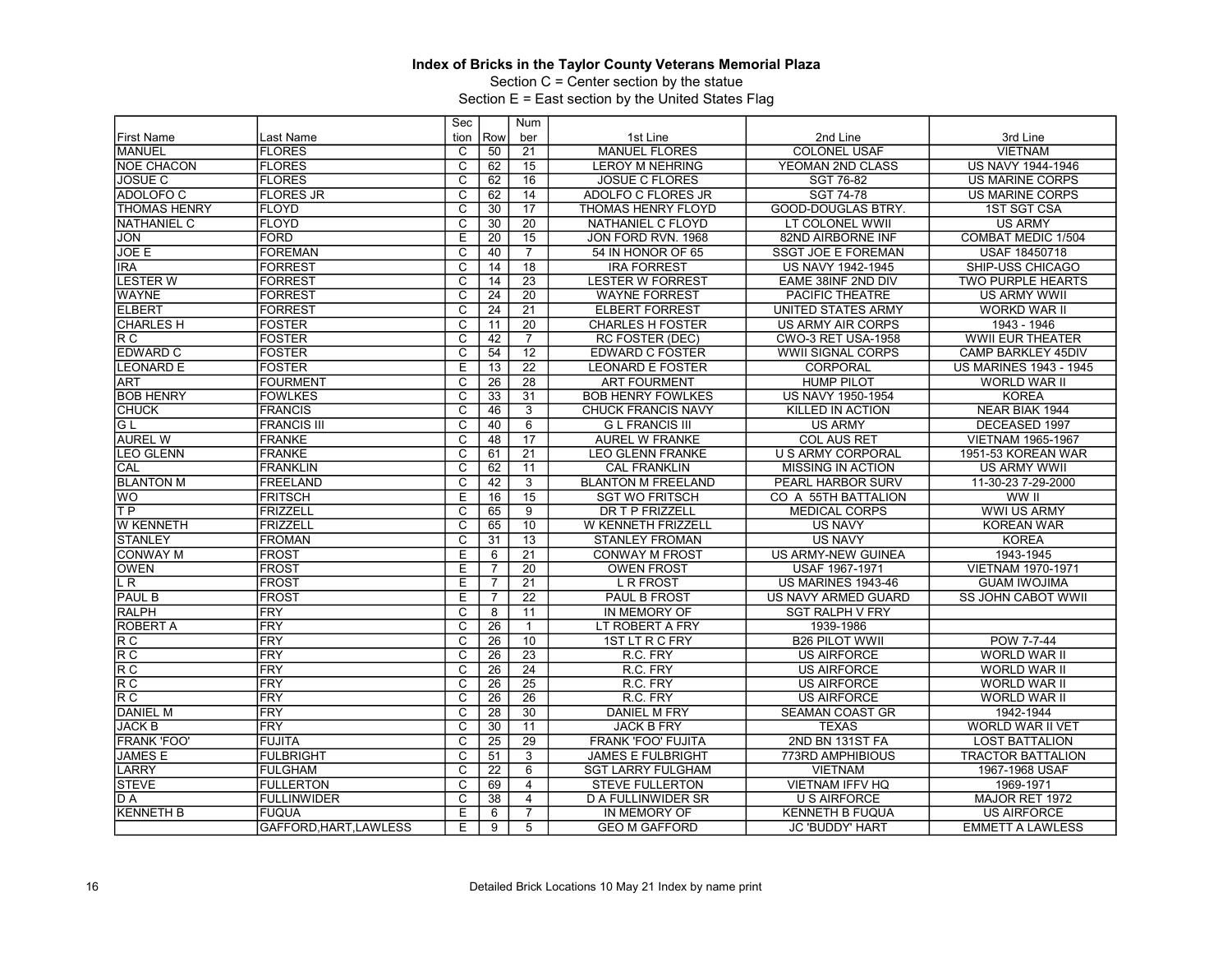**Index of Bricks in the Taylor County Veterans Memorial Plaza**

Section C = Center section by the statue

Section E = East section by the United States Flag

| First Name | Last Name | Section | Row | Number | 1st Line | 2nd Line | 3rd Line |
|---|---|---|---|---|---|---|---|
| MANUEL | FLORES | C | 50 | 21 | MANUEL FLORES | COLONEL USAF | VIETNAM |
| NOE CHACON | FLORES | C | 62 | 15 | LEROY M NEHRING | YEOMAN 2ND CLASS | US NAVY 1944-1946 |
| JOSUE C | FLORES | C | 62 | 16 | JOSUE C FLORES | SGT 76-82 | US MARINE CORPS |
| ADOLOFO C | FLORES JR | C | 62 | 14 | ADOLFO C FLORES JR | SGT 74-78 | US MARINE CORPS |
| THOMAS HENRY | FLOYD | C | 30 | 17 | THOMAS HENRY FLOYD | GOOD-DOUGLAS BTRY. | 1ST SGT CSA |
| NATHANIEL C | FLOYD | C | 30 | 20 | NATHANIEL C FLOYD | LT COLONEL WWII | US ARMY |
| JON | FORD | E | 20 | 15 | JON FORD RVN. 1968 | 82ND AIRBORNE INF | COMBAT MEDIC 1/504 |
| JOE E | FOREMAN | C | 40 | 7 | 54 IN HONOR OF 65 | SSGT JOE E FOREMAN | USAF 18450718 |
| IRA | FORREST | C | 14 | 18 | IRA FORREST | US NAVY 1942-1945 | SHIP-USS CHICAGO |
| LESTER W | FORREST | C | 14 | 23 | LESTER W FORREST | EAME 38INF 2ND DIV | TWO PURPLE HEARTS |
| WAYNE | FORREST | C | 24 | 20 | WAYNE FORREST | PACIFIC THEATRE | US ARMY WWII |
| ELBERT | FORREST | C | 24 | 21 | ELBERT FORREST | UNITED STATES ARMY | WORKD WAR II |
| CHARLES H | FOSTER | C | 11 | 20 | CHARLES H FOSTER | US ARMY AIR CORPS | 1943 - 1946 |
| R C | FOSTER | C | 42 | 7 | RC FOSTER (DEC) | CWO-3 RET USA-1958 | WWII EUR THEATER |
| EDWARD C | FOSTER | C | 54 | 12 | EDWARD C FOSTER | WWII SIGNAL CORPS | CAMP BARKLEY 45DIV |
| LEONARD E | FOSTER | E | 13 | 22 | LEONARD E FOSTER | CORPORAL | US MARINES 1943 - 1945 |
| ART | FOURMENT | C | 26 | 28 | ART FOURMENT | HUMP PILOT | WORLD WAR II |
| BOB HENRY | FOWLKES | C | 33 | 31 | BOB HENRY FOWLKES | US NAVY 1950-1954 | KOREA |
| CHUCK | FRANCIS | C | 46 | 3 | CHUCK FRANCIS NAVY | KILLED IN ACTION | NEAR BIAK 1944 |
| G L | FRANCIS III | C | 40 | 6 | G L FRANCIS III | US ARMY | DECEASED 1997 |
| AUREL W | FRANKE | C | 48 | 17 | AUREL W FRANKE | COL AUS RET | VIETNAM 1965-1967 |
| LEO GLENN | FRANKE | C | 61 | 21 | LEO GLENN FRANKE | U S ARMY CORPORAL | 1951-53 KOREAN WAR |
| CAL | FRANKLIN | C | 62 | 11 | CAL FRANKLIN | MISSING IN ACTION | US ARMY WWII |
| BLANTON M | FREELAND | C | 42 | 3 | BLANTON M FREELAND | PEARL HARBOR SURV | 11-30-23 7-29-2000 |
| WO | FRITSCH | E | 16 | 15 | SGT WO FRITSCH | CO A 55TH BATTALION | WW II |
| T P | FRIZZELL | C | 65 | 9 | DR T P FRIZZELL | MEDICAL CORPS | WWI US ARMY |
| W KENNETH | FRIZZELL | C | 65 | 10 | W KENNETH FRIZZELL | US NAVY | KOREAN WAR |
| STANLEY | FROMAN | C | 31 | 13 | STANLEY FROMAN | US NAVY | KOREA |
| CONWAY M | FROST | E | 6 | 21 | CONWAY M FROST | US ARMY-NEW GUINEA | 1943-1945 |
| OWEN | FROST | E | 7 | 20 | OWEN FROST | USAF 1967-1971 | VIETNAM 1970-1971 |
| L R | FROST | E | 7 | 21 | L R FROST | US MARINES 1943-46 | GUAM IWOJIMA |
| PAUL B | FROST | E | 7 | 22 | PAUL B FROST | US NAVY ARMED GUARD | SS JOHN CABOT WWII |
| RALPH | FRY | C | 8 | 11 | IN MEMORY OF | SGT RALPH V FRY | |
| ROBERT A | FRY | C | 26 | 1 | LT ROBERT A FRY | 1939-1986 | |
| R C | FRY | C | 26 | 10 | 1ST LT R C FRY | B26 PILOT WWII | POW 7-7-44 |
| R C | FRY | C | 26 | 23 | R.C. FRY | US AIRFORCE | WORLD WAR II |
| R C | FRY | C | 26 | 24 | R.C. FRY | US AIRFORCE | WORLD WAR II |
| R C | FRY | C | 26 | 25 | R.C. FRY | US AIRFORCE | WORLD WAR II |
| R C | FRY | C | 26 | 26 | R.C. FRY | US AIRFORCE | WORLD WAR II |
| DANIEL M | FRY | C | 28 | 30 | DANIEL M FRY | SEAMAN COAST GR | 1942-1944 |
| JACK B | FRY | C | 30 | 11 | JACK B FRY | TEXAS | WORLD WAR II VET |
| FRANK 'FOO' | FUJITA | C | 25 | 29 | FRANK 'FOO' FUJITA | 2ND BN 131ST FA | LOST BATTALION |
| JAMES E | FULBRIGHT | C | 51 | 3 | JAMES E FULBRIGHT | 773RD AMPHIBIOUS | TRACTOR BATTALION |
| LARRY | FULGHAM | C | 22 | 6 | SGT LARRY FULGHAM | VIETNAM | 1967-1968 USAF |
| STEVE | FULLERTON | C | 69 | 4 | STEVE FULLERTON | VIETNAM IFFV HQ | 1969-1971 |
| D A | FULLINWIDER | C | 38 | 4 | D A FULLINWIDER SR | U S AIRFORCE | MAJOR RET 1972 |
| KENNETH B | FUQUA | E | 6 | 7 | IN MEMORY OF | KENNETH B FUQUA | US AIRFORCE |
| | GAFFORD,HART,LAWLESS | E | 9 | 5 | GEO M GAFFORD | JC 'BUDDY' HART | EMMETT A LAWLESS |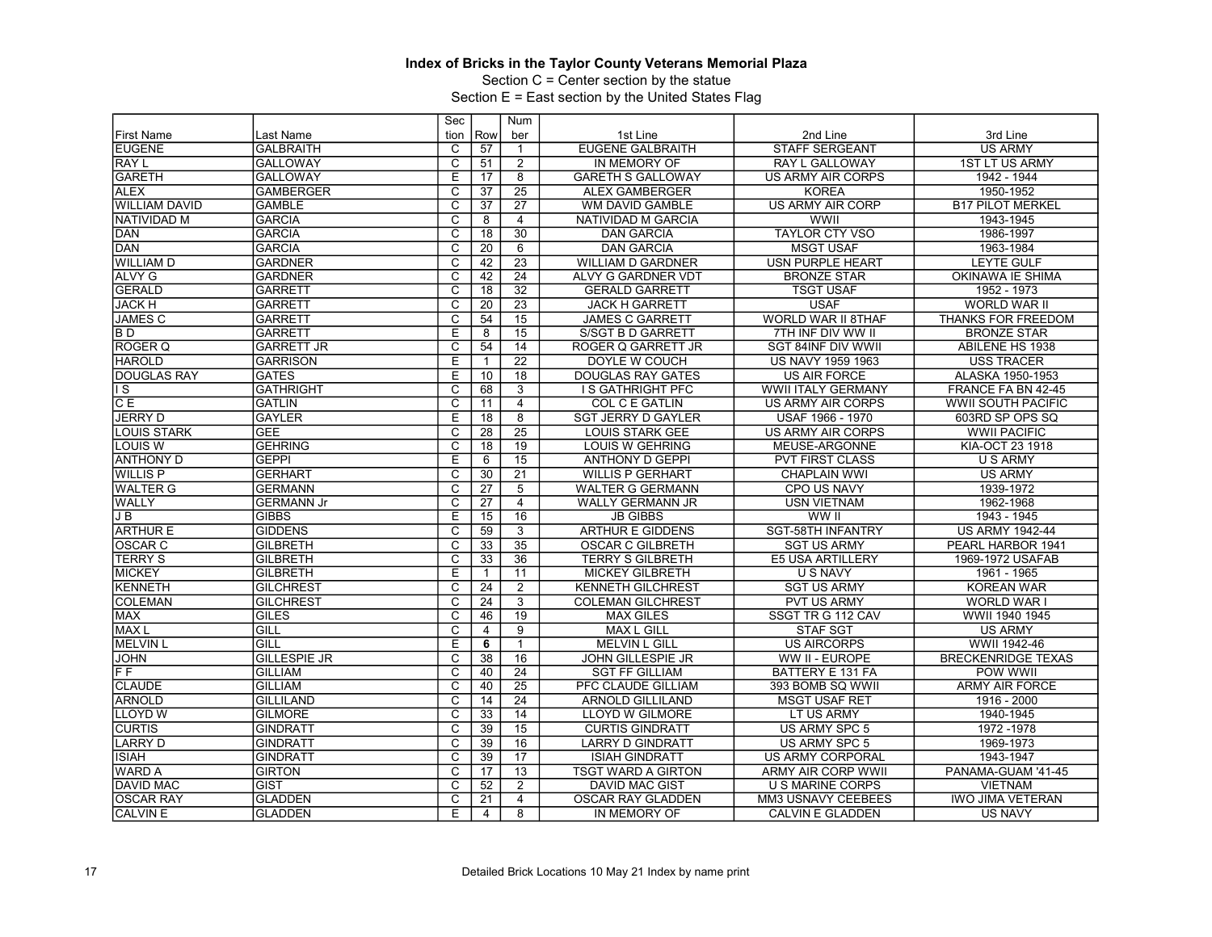# Index of Bricks in the Taylor County Veterans Memorial Plaza

Section C = Center section by the statue

Section E = East section by the United States Flag

| First Name | Last Name | Section | Row | Number | 1st Line | 2nd Line | 3rd Line |
|---|---|---|---|---|---|---|---|
| EUGENE | GALBRAITH | C | 57 | 1 | EUGENE GALBRAITH | STAFF SERGEANT | US ARMY |
| RAY L | GALLOWAY | C | 51 | 2 | IN MEMORY OF | RAY L GALLOWAY | 1ST LT US ARMY |
| GARETH | GALLOWAY | E | 17 | 8 | GARETH S GALLOWAY | US ARMY AIR CORPS | 1942 - 1944 |
| ALEX | GAMBERGER | C | 37 | 25 | ALEX GAMBERGER | KOREA | 1950-1952 |
| WILLIAM DAVID | GAMBLE | C | 37 | 27 | WM DAVID GAMBLE | US ARMY AIR CORP | B17 PILOT MERKEL |
| NATIVIDAD M | GARCIA | C | 8 | 4 | NATIVIDAD M GARCIA | WWII | 1943-1945 |
| DAN | GARCIA | C | 18 | 30 | DAN GARCIA | TAYLOR CTY VSO | 1986-1997 |
| DAN | GARCIA | C | 20 | 6 | DAN GARCIA | MSGT USAF | 1963-1984 |
| WILLIAM D | GARDNER | C | 42 | 23 | WILLIAM D GARDNER | USN PURPLE HEART | LEYTE GULF |
| ALVY G | GARDNER | C | 42 | 24 | ALVY G GARDNER VDT | BRONZE STAR | OKINAWA IE SHIMA |
| GERALD | GARRETT | C | 18 | 32 | GERALD GARRETT | TSGT USAF | 1952 - 1973 |
| JACK H | GARRETT | C | 20 | 23 | JACK H GARRETT | USAF | WORLD WAR II |
| JAMES C | GARRETT | C | 54 | 15 | JAMES C GARRETT | WORLD WAR II 8THAF | THANKS FOR FREEDOM |
| B D | GARRETT | E | 8 | 15 | S/SGT B D GARRETT | 7TH INF DIV WW II | BRONZE STAR |
| ROGER Q | GARRETT JR | C | 54 | 14 | ROGER Q GARRETT JR | SGT 84INF DIV WWII | ABILENE HS 1938 |
| HAROLD | GARRISON | E | 1 | 22 | DOYLE W COUCH | US NAVY 1959 1963 | USS TRACER |
| DOUGLAS RAY | GATES | E | 10 | 18 | DOUGLAS RAY GATES | US AIR FORCE | ALASKA 1950-1953 |
| I S | GATHRIGHT | C | 68 | 3 | I S GATHRIGHT PFC | WWII ITALY GERMANY | FRANCE FA BN 42-45 |
| C E | GATLIN | C | 11 | 4 | COL C E GATLIN | US ARMY AIR CORPS | WWII SOUTH PACIFIC |
| JERRY D | GAYLER | E | 18 | 8 | SGT JERRY D GAYLER | USAF 1966 - 1970 | 603RD SP OPS SQ |
| LOUIS STARK | GEE | C | 28 | 25 | LOUIS STARK GEE | US ARMY AIR CORPS | WWII PACIFIC |
| LOUIS W | GEHRING | C | 18 | 19 | LOUIS W GEHRING | MEUSE-ARGONNE | KIA-OCT 23 1918 |
| ANTHONY D | GEPPI | E | 6 | 15 | ANTHONY D GEPPI | PVT FIRST CLASS | U S ARMY |
| WILLIS P | GERHART | C | 30 | 21 | WILLIS P GERHART | CHAPLAIN WWI | US ARMY |
| WALTER G | GERMANN | C | 27 | 5 | WALTER G GERMANN | CPO US NAVY | 1939-1972 |
| WALLY | GERMANN Jr | C | 27 | 4 | WALLY GERMANN JR | USN VIETNAM | 1962-1968 |
| J B | GIBBS | E | 15 | 16 | JB GIBBS | WW II | 1943 - 1945 |
| ARTHUR E | GIDDENS | C | 59 | 3 | ARTHUR E GIDDENS | SGT-58TH INFANTRY | US ARMY 1942-44 |
| OSCAR C | GILBRETH | C | 33 | 35 | OSCAR C GILBRETH | SGT US ARMY | PEARL HARBOR 1941 |
| TERRY S | GILBRETH | C | 33 | 36 | TERRY S GILBRETH | E5 USA ARTILLERY | 1969-1972 USAFAB |
| MICKEY | GILBRETH | E | 1 | 11 | MICKEY GILBRETH | U S NAVY | 1961 - 1965 |
| KENNETH | GILCHREST | C | 24 | 2 | KENNETH GILCHREST | SGT US ARMY | KOREAN WAR |
| COLEMAN | GILCHREST | C | 24 | 3 | COLEMAN GILCHREST | PVT US ARMY | WORLD WAR I |
| MAX | GILES | C | 46 | 19 | MAX GILES | SSGT TR G 112 CAV | WWII 1940 1945 |
| MAX L | GILL | C | 4 | 9 | MAX L GILL | STAF SGT | US ARMY |
| MELVIN L | GILL | E | **6** | 1 | MELVIN L GILL | US AIRCORPS | WWII 1942-46 |
| JOHN | GILLESPIE JR | C | 38 | 16 | JOHN GILLESPIE JR | WW II - EUROPE | BRECKENRIDGE TEXAS |
| F F | GILLIAM | C | 40 | 24 | SGT FF GILLIAM | BATTERY E 131 FA | POW WWII |
| CLAUDE | GILLIAM | C | 40 | 25 | PFC CLAUDE GILLIAM | 393 BOMB SQ WWII | ARMY AIR FORCE |
| ARNOLD | GILLILAND | C | 14 | 24 | ARNOLD GILLILAND | MSGT USAF RET | 1916 - 2000 |
| LLOYD W | GILMORE | C | 33 | 14 | LLOYD W GILMORE | LT US ARMY | 1940-1945 |
| CURTIS | GINDRATT | C | 39 | 15 | CURTIS GINDRATT | US ARMY SPC 5 | 1972 -1978 |
| LARRY D | GINDRATT | C | 39 | 16 | LARRY D GINDRATT | US ARMY SPC 5 | 1969-1973 |
| ISIAH | GINDRATT | C | 39 | 17 | ISIAH GINDRATT | US ARMY CORPORAL | 1943-1947 |
| WARD A | GIRTON | C | 17 | 13 | TSGT WARD A GIRTON | ARMY AIR CORP WWII | PANAMA-GUAM '41-45 |
| DAVID MAC | GIST | C | 52 | 2 | DAVID MAC GIST | U S MARINE CORPS | VIETNAM |
| OSCAR RAY | GLADDEN | C | 21 | 4 | OSCAR RAY GLADDEN | MM3 USNAVY CEEBEES | IWO JIMA VETERAN |
| CALVIN E | GLADDEN | E | 4 | 8 | IN MEMORY OF | CALVIN E GLADDEN | US NAVY |

Detailed Brick Locations 10 May 21 Index by name print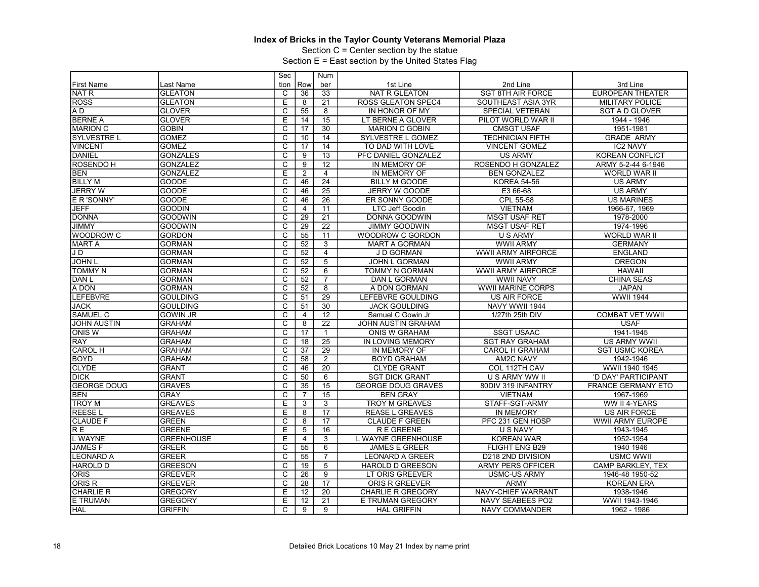# Index of Bricks in the Taylor County Veterans Memorial Plaza

Section C = Center section by the statue

Section E = East section by the United States Flag

| First Name | Last Name | Section | Row | Number | 1st Line | 2nd Line | 3rd Line |
|---|---|---|---|---|---|---|---|
| NAT R | GLEATON | C | 36 | 33 | NAT R GLEATON | SGT 8TH AIR FORCE | EUROPEAN THEATER |
| ROSS | GLEATON | E | 8 | 21 | ROSS GLEATON SPEC4 | SOUTHEAST ASIA 3YR | MILITARY POLICE |
| A D | GLOVER | C | 55 | 8 | IN HONOR OF MY | SPECIAL VETERAN | SGT A D GLOVER |
| BERNE A | GLOVER | E | 14 | 15 | LT BERNE A GLOVER | PILOT WORLD WAR II | 1944 - 1946 |
| MARION C | GOBIN | C | 17 | 30 | MARION C GOBIN | CMSGT USAF | 1951-1981 |
| SYLVESTRE L | GOMEZ | C | 10 | 14 | SYLVESTRE L GOMEZ | TECHNICIAN FIFTH | GRADE ARMY |
| VINCENT | GOMEZ | C | 17 | 14 | TO DAD WITH LOVE | VINCENT GOMEZ | IC2 NAVY |
| DANIEL | GONZALES | C | 9 | 13 | PFC DANIEL GONZALEZ | US ARMY | KOREAN CONFLICT |
| ROSENDO H | GONZALEZ | C | 9 | 12 | IN MEMORY OF | ROSENDO H GONZALEZ | ARMY 5-2-44 6-1946 |
| BEN | GONZALEZ | E | 2 | 4 | IN MEMORY OF | BEN GONZALEZ | WORLD WAR II |
| BILLY M | GOODE | C | 46 | 24 | BILLY M GOODE | KOREA 54-56 | US ARMY |
| JERRY W | GOODE | C | 46 | 25 | JERRY W GOODE | E3 66-68 | US ARMY |
| E R 'SONNY' | GOODE | C | 46 | 26 | ER SONNY GOODE | CPL 55-58 | US MARINES |
| JEFF | GOODIN | C | 4 | 11 | LTC Jeff Goodin | VIETNAM | 1966-67, 1969 |
| DONNA | GOODWIN | C | 29 | 21 | DONNA GOODWIN | MSGT USAF RET | 1978-2000 |
| JIMMY | GOODWIN | C | 29 | 22 | JIMMY GOODWIN | MSGT USAF RET | 1974-1996 |
| WOODROW C | GORDON | C | 55 | 11 | WOODROW C GORDON | U S ARMY | WORLD WAR II |
| MART A | GORMAN | C | 52 | 3 | MART A GORMAN | WWII ARMY | GERMANY |
| J D | GORMAN | C | 52 | 4 | J D GORMAN | WWII ARMY AIRFORCE | ENGLAND |
| JOHN L | GORMAN | C | 52 | 5 | JOHN L GORMAN | WWII ARMY | OREGON |
| TOMMY N | GORMAN | C | 52 | 6 | TOMMY N GORMAN | WWII ARMY AIRFORCE | HAWAII |
| DAN L | GORMAN | C | 52 | 7 | DAN L GORMAN | WWII NAVY | CHINA SEAS |
| A DON | GORMAN | C | 52 | 8 | A DON GORMAN | WWII MARINE CORPS | JAPAN |
| LEFEBVRE | GOULDING | C | 51 | 29 | LEFEBVRE GOULDING | US AIR FORCE | WWII 1944 |
| JACK | GOULDING | C | 51 | 30 | JACK GOULDING | NAVY WWII 1944 | |
| SAMUEL C | GOWIN JR | C | 4 | 12 | Samuel C Gowin Jr | 1/27th 25th DIV | COMBAT VET WWII |
| JOHN AUSTIN | GRAHAM | C | 8 | 22 | JOHN AUSTIN GRAHAM | | USAF |
| ONIS W | GRAHAM | C | 17 | 1 | ONIS W GRAHAM | SSGT USAAC | 1941-1945 |
| RAY | GRAHAM | C | 18 | 25 | IN LOVING MEMORY | SGT RAY GRAHAM | US ARMY WWII |
| CAROL H | GRAHAM | C | 37 | 29 | IN MEMORY OF | CAROL H GRAHAM | SGT USMC KOREA |
| BOYD | GRAHAM | C | 58 | 2 | BOYD GRAHAM | AM2C NAVY | 1942-1946 |
| CLYDE | GRANT | C | 46 | 20 | CLYDE GRANT | COL 112TH CAV | WWII 1940 1945 |
| DICK | GRANT | C | 50 | 6 | SGT DICK GRANT | U S ARMY WW II | 'D DAY' PARTICIPANT |
| GEORGE DOUG | GRAVES | C | 35 | 15 | GEORGE DOUG GRAVES | 80DIV 319 INFANTRY | FRANCE GERMANY ETO |
| BEN | GRAY | C | 7 | 15 | BEN GRAY | VIETNAM | 1967-1969 |
| TROY M | GREAVES | E | 3 | 3 | TROY M GREAVES | STAFF-SGT-ARMY | WW II 4-YEARS |
| REESE L | GREAVES | E | 8 | 17 | REASE L GREAVES | IN MEMORY | US AIR FORCE |
| CLAUDE F | GREEN | C | 8 | 17 | CLAUDE F GREEN | PFC 231 GEN HOSP | WWII ARMY EUROPE |
| R E | GREENE | E | 5 | 16 | R E GREENE | U S NAVY | 1943-1945 |
| L WAYNE | GREENHOUSE | E | 4 | 3 | L WAYNE GREENHOUSE | KOREAN WAR | 1952-1954 |
| JAMES F | GREER | C | 55 | 6 | JAMES E GREER | FLIGHT ENG B29 | 1940 1946 |
| LEONARD A | GREER | C | 55 | 7 | LEONARD A GREER | D218 2ND DIVISION | USMC WWII |
| HAROLD D | GREESON | C | 19 | 5 | HAROLD D GREESON | ARMY PERS OFFICER | CAMP BARKLEY, TEX |
| ORIS | GREEVER | C | 26 | 9 | LT ORIS GREEVER | USMC-US ARMY | 1946-48 1950-52 |
| ORIS R | GREEVER | C | 28 | 17 | ORIS R GREEVER | ARMY | KOREAN ERA |
| CHARLIE R | GREGORY | E | 12 | 20 | CHARLIE R GREGORY | NAVY-CHIEF WARRANT | 1938-1946 |
| E TRUMAN | GREGORY | E | 12 | 21 | E TRUMAN GREGORY | NAVY SEABEES PO2 | WWII 1943-1946 |
| HAL | GRIFFIN | C | 9 | 9 | HAL GRIFFIN | NAVY COMMANDER | 1962 - 1986 |

Detailed Brick Locations 10 May 21 Index by name print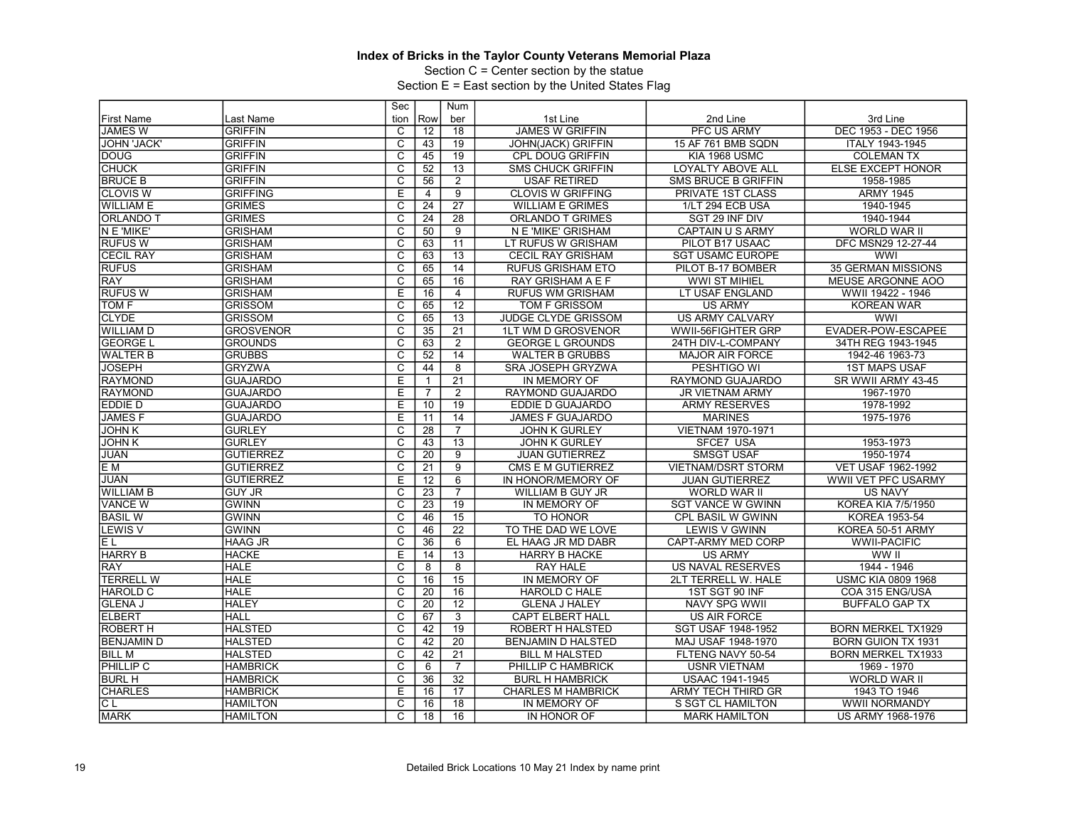**Index of Bricks in the Taylor County Veterans Memorial Plaza**

Section C = Center section by the statue

Section E = East section by the United States Flag

| First Name | Last Name | Section | Row | Number | 1st Line | 2nd Line | 3rd Line |
|---|---|---|---|---|---|---|---|
| JAMES W | GRIFFIN | C | 12 | 18 | JAMES W GRIFFIN | PFC US ARMY | DEC 1953 - DEC 1956 |
| JOHN 'JACK' | GRIFFIN | C | 43 | 19 | JOHN(JACK) GRIFFIN | 15 AF 761 BMB SQDN | ITALY 1943-1945 |
| DOUG | GRIFFIN | C | 45 | 19 | CPL DOUG GRIFFIN | KIA 1968 USMC | COLEMAN TX |
| CHUCK | GRIFFIN | C | 52 | 13 | SMS CHUCK GRIFFIN | LOYALTY ABOVE ALL | ELSE EXCEPT HONOR |
| BRUCE B | GRIFFIN | C | 56 | 2 | USAF RETIRED | SMS BRUCE B GRIFFIN | 1958-1985 |
| CLOVIS W | GRIFFING | E | 4 | 9 | CLOVIS W GRIFFING | PRIVATE 1ST CLASS | ARMY 1945 |
| WILLIAM E | GRIMES | C | 24 | 27 | WILLIAM E GRIMES | 1/LT 294 ECB USA | 1940-1945 |
| ORLANDO T | GRIMES | C | 24 | 28 | ORLANDO T GRIMES | SGT 29 INF DIV | 1940-1944 |
| N E 'MIKE' | GRISHAM | C | 50 | 9 | N E 'MIKE' GRISHAM | CAPTAIN U S ARMY | WORLD WAR II |
| RUFUS W | GRISHAM | C | 63 | 11 | LT RUFUS W GRISHAM | PILOT B17 USAAC | DFC MSN29 12-27-44 |
| CECIL RAY | GRISHAM | C | 63 | 13 | CECIL RAY GRISHAM | SGT USAMC EUROPE | WWI |
| RUFUS | GRISHAM | C | 65 | 14 | RUFUS GRISHAM ETO | PILOT B-17 BOMBER | 35 GERMAN MISSIONS |
| RAY | GRISHAM | C | 65 | 16 | RAY GRISHAM A E F | WWI ST MIHIEL | MEUSE ARGONNE AOO |
| RUFUS W | GRISHAM | E | 16 | 4 | RUFUS WM GRISHAM | LT USAF ENGLAND | WWII 19422 - 1946 |
| TOM F | GRISSOM | C | 65 | 12 | TOM F GRISSOM | US ARMY | KOREAN WAR |
| CLYDE | GRISSOM | C | 65 | 13 | JUDGE CLYDE GRISSOM | US ARMY CALVARY | WWI |
| WILLIAM D | GROSVENOR | C | 35 | 21 | 1LT WM D GROSVENOR | WWII-56FIGHTER GRP | EVADER-POW-ESCAPEE |
| GEORGE L | GROUNDS | C | 63 | 2 | GEORGE L GROUNDS | 24TH DIV-L-COMPANY | 34TH REG 1943-1945 |
| WALTER B | GRUBBS | C | 52 | 14 | WALTER B GRUBBS | MAJOR AIR FORCE | 1942-46 1963-73 |
| JOSEPH | GRYZWA | C | 44 | 8 | SRA JOSEPH GRYZWA | PESHTIGO WI | 1ST MAPS USAF |
| RAYMOND | GUAJARDO | E | 1 | 21 | IN MEMORY OF | RAYMOND GUAJARDO | SR WWII ARMY 43-45 |
| RAYMOND | GUAJARDO | E | 7 | 2 | RAYMOND GUAJARDO | JR VIETNAM ARMY | 1967-1970 |
| EDDIE D | GUAJARDO | E | 10 | 19 | EDDIE D GUAJARDO | ARMY RESERVES | 1978-1992 |
| JAMES F | GUAJARDO | E | 11 | 14 | JAMES F GUAJARDO | MARINES | 1975-1976 |
| JOHN K | GURLEY | C | 28 | 7 | JOHN K GURLEY | VIETNAM 1970-1971 | |
| JOHN K | GURLEY | C | 43 | 13 | JOHN K GURLEY | SFCE7 USA | 1953-1973 |
| JUAN | GUTIERREZ | C | 20 | 9 | JUAN GUTIERREZ | SMSGT USAF | 1950-1974 |
| E M | GUTIERREZ | C | 21 | 9 | CMS E M GUTIERREZ | VIETNAM/DSRT STORM | VET USAF 1962-1992 |
| JUAN | GUTIERREZ | E | 12 | 6 | IN HONOR/MEMORY OF | JUAN GUTIERREZ | WWII VET PFC USARMY |
| WILLIAM B | GUY JR | C | 23 | 7 | WILLIAM B GUY JR | WORLD WAR II | US NAVY |
| VANCE W | GWINN | C | 23 | 19 | IN MEMORY OF | SGT VANCE W GWINN | KOREA KIA 7/5/1950 |
| BASIL W | GWINN | C | 46 | 15 | TO HONOR | CPL BASIL W GWINN | KOREA 1953-54 |
| LEWIS V | GWINN | C | 46 | 22 | TO THE DAD WE LOVE | LEWIS V GWINN | KOREA 50-51 ARMY |
| E L | HAAG JR | C | 36 | 6 | EL HAAG JR MD DABR | CAPT-ARMY MED CORP | WWII-PACIFIC |
| HARRY B | HACKE | E | 14 | 13 | HARRY B HACKE | US ARMY | WW II |
| RAY | HALE | C | 8 | 8 | RAY HALE | US NAVAL RESERVES | 1944 - 1946 |
| TERRELL W | HALE | C | 16 | 15 | IN MEMORY OF | 2LT TERRELL W. HALE | USMC KIA 0809 1968 |
| HAROLD C | HALE | C | 20 | 16 | HAROLD C HALE | 1ST SGT 90 INF | COA 315 ENG/USA |
| GLENA J | HALEY | C | 20 | 12 | GLENA J HALEY | NAVY SPG WWII | BUFFALO GAP TX |
| ELBERT | HALL | C | 67 | 3 | CAPT ELBERT HALL | US AIR FORCE | |
| ROBERT H | HALSTED | C | 42 | 19 | ROBERT H HALSTED | SGT USAF 1948-1952 | BORN MERKEL TX1929 |
| BENJAMIN D | HALSTED | C | 42 | 20 | BENJAMIN D HALSTED | MAJ USAF 1948-1970 | BORN GUION TX 1931 |
| BILL M | HALSTED | C | 42 | 21 | BILL M HALSTED | FLTENG NAVY 50-54 | BORN MERKEL TX1933 |
| PHILLIP C | HAMBRICK | C | 6 | 7 | PHILLIP C HAMBRICK | USNR VIETNAM | 1969 - 1970 |
| BURL H | HAMBRICK | C | 36 | 32 | BURL H HAMBRICK | USAAC 1941-1945 | WORLD WAR II |
| CHARLES | HAMBRICK | E | 16 | 17 | CHARLES M HAMBRICK | ARMY TECH THIRD GR | 1943 TO 1946 |
| C L | HAMILTON | C | 16 | 18 | IN MEMORY OF | S SGT CL HAMILTON | WWII NORMANDY |
| MARK | HAMILTON | C | 18 | 16 | IN HONOR OF | MARK HAMILTON | US ARMY 1968-1976 |

Detailed Brick Locations 10 May 21 Index by name print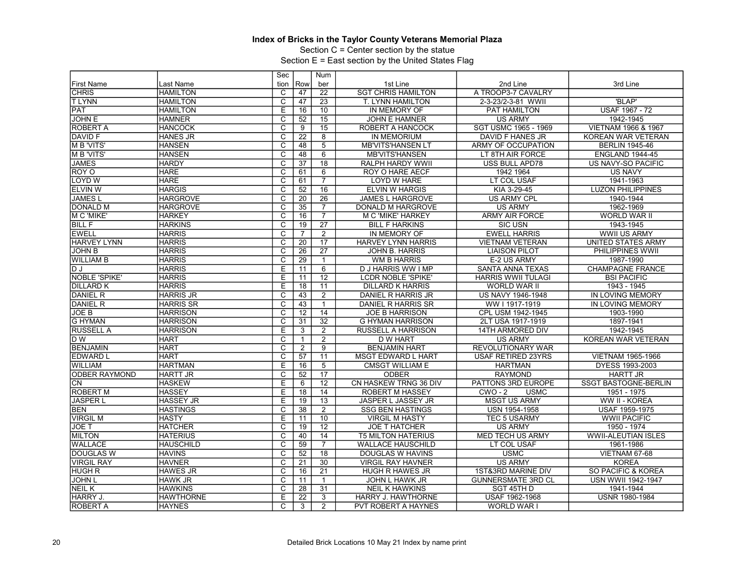**Index of Bricks in the Taylor County Veterans Memorial Plaza**

Section C = Center section by the statue

Section E = East section by the United States Flag

| First Name | Last Name | Section | Row | Number | 1st Line | 2nd Line | 3rd Line |
|---|---|---|---|---|---|---|---|
| CHRIS | HAMILTON | C | 47 | 22 | SGT CHRIS HAMILTON | A TROOP3-7 CAVALRY | |
| T LYNN | HAMILTON | C | 47 | 23 | T. LYNN HAMILTON | 2-3-23/2-3-81 WWII | 'BLAP' |
| PAT | HAMILTON | E | 16 | 10 | IN MEMORY OF | PAT HAMILTON | USAF 1967 - 72 |
| JOHN E | HAMNER | C | 52 | 15 | JOHN E HAMNER | US ARMY | 1942-1945 |
| ROBERT A | HANCOCK | C | 9 | 15 | ROBERT A HANCOCK | SGT USMC 1965 - 1969 | VIETNAM 1966 & 1967 |
| DAVID F | HANES JR | C | 22 | 8 | IN MEMORIUM | DAVID F HANES JR | KOREAN WAR VETERAN |
| M B 'VITS' | HANSEN | C | 48 | 5 | MB'VITS'HANSEN LT | ARMY OF OCCUPATION | BERLIN 1945-46 |
| M B 'VITS' | HANSEN | C | 48 | 6 | MB'VITS'HANSEN | LT 8TH AIR FORCE | ENGLAND 1944-45 |
| JAMES | HARDY | C | 37 | 18 | RALPH HARDY WWII | USS BULL APD78 | US NAVY-SO PACIFIC |
| ROY O | HARE | C | 61 | 6 | ROY O HARE AECF | 1942 1964 | US NAVY |
| LOYD W | HARE | C | 61 | 7 | LOYD W HARE | LT COL USAF | 1941-1963 |
| ELVIN W | HARGIS | C | 52 | 16 | ELVIN W HARGIS | KIA 3-29-45 | LUZON PHILIPPINES |
| JAMES L | HARGROVE | C | 20 | 26 | JAMES L HARGROVE | US ARMY CPL | 1940-1944 |
| DONALD M | HARGROVE | C | 35 | 7 | DONALD M HARGROVE | US ARMY | 1962-1969 |
| M C 'MIKE' | HARKEY | C | 16 | 7 | M C 'MIKE' HARKEY | ARMY AIR FORCE | WORLD WAR II |
| BILL F | HARKINS | C | 19 | 27 | BILL F HARKINS | SIC USN | 1943-1945 |
| EWELL | HARRIS | C | 7 | 2 | IN MEMORY OF | EWELL HARRIS | WWII US ARMY |
| HARVEY LYNN | HARRIS | C | 20 | 17 | HARVEY LYNN HARRIS | VIETNAM VETERAN | UNITED STATES ARMY |
| JOHN B | HARRIS | C | 26 | 27 | JOHN B. HARRIS | LIAISON PILOT | PHILIPPINES WWII |
| WILLIAM B | HARRIS | C | 29 | 1 | WM B HARRIS | E-2 US ARMY | 1987-1990 |
| D J | HARRIS | E | 11 | 6 | D J HARRIS WW I MP | SANTA ANNA TEXAS | CHAMPAGNE FRANCE |
| NOBLE 'SPIKE' | HARRIS | E | 11 | 12 | LCDR NOBLE 'SPIKE' | HARRIS WWII TULAGI | BSI PACIFIC |
| DILLARD K | HARRIS | E | 18 | 11 | DILLARD K HARRIS | WORLD WAR II | 1943 - 1945 |
| DANIEL R | HARRIS JR | C | 43 | 2 | DANIEL R HARRIS JR | US NAVY 1946-1948 | IN LOVING MEMORY |
| DANIEL R | HARRIS SR | C | 43 | 1 | DANIEL R HARRIS SR | WW I 1917-1919 | IN LOVING MEMORY |
| JOE B | HARRISON | C | 12 | 14 | JOE B HARRISON | CPL USM 1942-1945 | 1903-1990 |
| G HYMAN | HARRISON | C | 31 | 32 | G HYMAN HARRISON | 2LT USA 1917-1919 | 1897-1941 |
| RUSSELL A | HARRISON | E | 3 | 2 | RUSSELL A HARRISON | 14TH ARMORED DIV | 1942-1945 |
| D W | HART | C | 1 | 2 | D W HART | US ARMY | KOREAN WAR VETERAN |
| BENJAMIN | HART | C | 2 | 9 | BENJAMIN HART | REVOLUTIONARY WAR | |
| EDWARD L | HART | C | 57 | 11 | MSGT EDWARD L HART | USAF RETIRED 23YRS | VIETNAM 1965-1966 |
| WILLIAM | HARTMAN | E | 16 | 5 | CMSGT WILLIAM E | HARTMAN | DYESS 1993-2003 |
| ODBER RAYMOND | HARTT JR | C | 52 | 17 | ODBER | RAYMOND | HARTT JR |
| CN | HASKEW | E | 6 | 12 | CN HASKEW TRNG 36 DIV | PATTONS 3RD EUROPE | SSGT BASTOGNE-BERLIN |
| ROBERT M | HASSEY | E | 18 | 14 | ROBERT M HASSEY | CWO - 2 USMC | 1951 - 1975 |
| JASPER L | HASSEY JR | E | 19 | 13 | JASPER L JASSEY JR | MSGT US ARMY | WW II - KOREA |
| BEN | HASTINGS | C | 38 | 2 | SSG BEN HASTINGS | USN 1954-1958 | USAF 1959-1975 |
| VIRGIL M | HASTY | E | 11 | 10 | VIRGIL M HASTY | TEC 5 USARMY | WWII PACIFIC |
| JOE T | HATCHER | C | 19 | 12 | JOE T HATCHER | US ARMY | 1950 - 1974 |
| MILTON | HATERIUS | C | 40 | 14 | T5 MILTON HATERIUS | MED TECH US ARMY | WWII-ALEUTIAN ISLES |
| WALLACE | HAUSCHILD | C | 59 | 7 | WALLACE HAUSCHILD | LT COL USAF | 1961-1986 |
| DOUGLAS W | HAVINS | C | 52 | 18 | DOUGLAS W HAVINS | USMC | VIETNAM 67-68 |
| VIRGIL RAY | HAVNER | C | 21 | 30 | VIRGIL RAY HAVNER | US ARMY | KOREA |
| HUGH R | HAWES JR | C | 16 | 21 | HUGH R HAWES JR | 1ST&3RD MARINE DIV | SO PACIFIC & KOREA |
| JOHN L | HAWK JR | C | 11 | 1 | JOHN L HAWK JR | GUNNERSMATE 3RD CL | USN WWII 1942-1947 |
| NEIL K | HAWKINS | C | 28 | 31 | NEIL K HAWKINS | SGT 45TH D | 1941-1944 |
| HARRY J. | HAWTHORNE | E | 22 | 3 | HARRY J. HAWTHORNE | USAF 1962-1968 | USNR 1980-1984 |
| ROBERT A | HAYNES | C | 3 | 2 | PVT ROBERT A HAYNES | WORLD WAR I | |

Detailed Brick Locations 10 May 21 Index by name print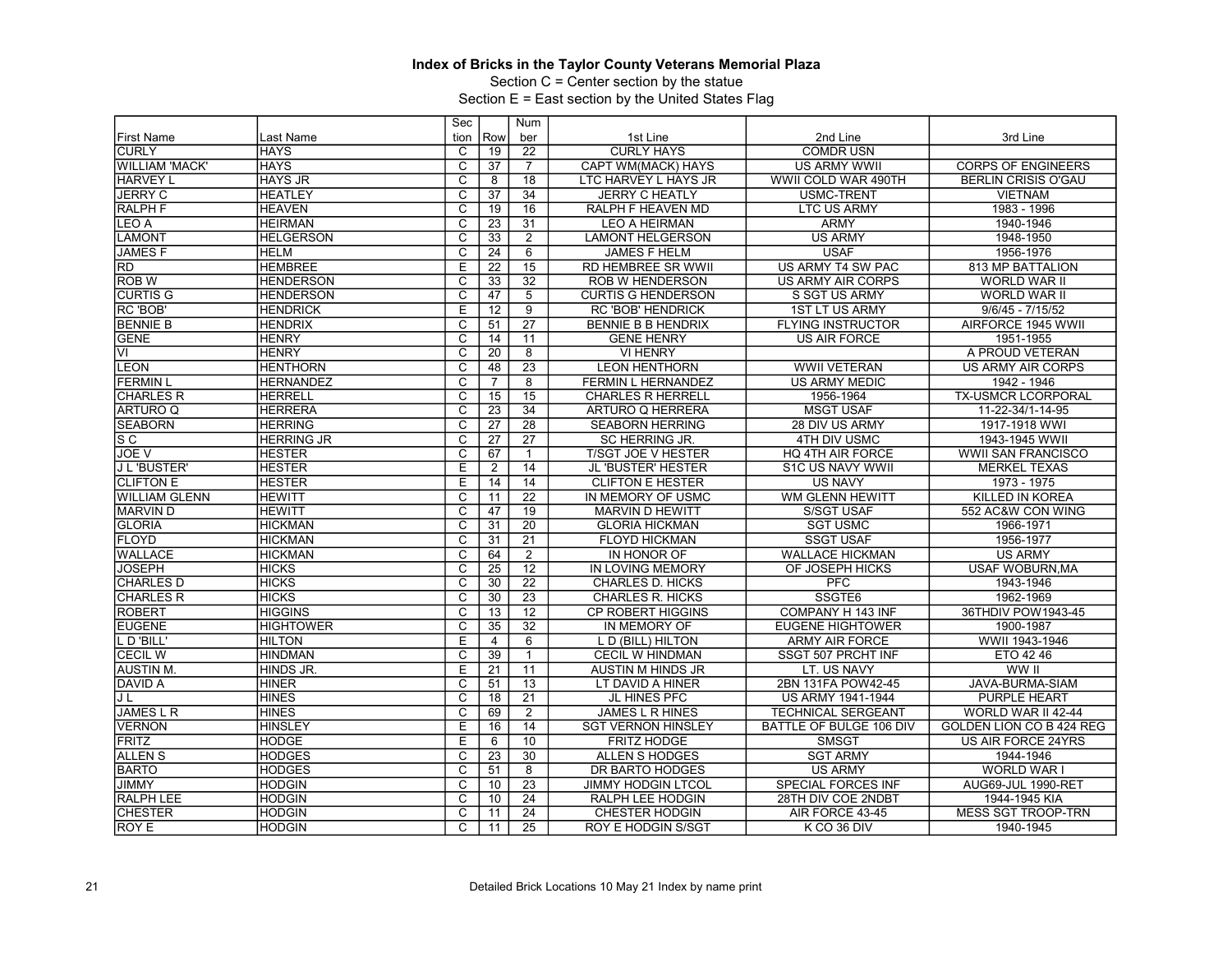**Index of Bricks in the Taylor County Veterans Memorial Plaza**

Section C = Center section by the statue

Section E = East section by the United States Flag

| First Name | Last Name | Section | Row | Number | 1st Line | 2nd Line | 3rd Line |
|---|---|---|---|---|---|---|---|
| CURLY | HAYS | C | 19 | 22 | CURLY HAYS | COMDR USN | |
| WILLIAM 'MACK' | HAYS | C | 37 | 7 | CAPT WM(MACK) HAYS | US ARMY WWII | CORPS OF ENGINEERS |
| HARVEY L | HAYS JR | C | 8 | 18 | LTC HARVEY L HAYS JR | WWII COLD WAR 490TH | BERLIN CRISIS O'GAU |
| JERRY C | HEATLEY | C | 37 | 34 | JERRY C HEATLY | USMC-TRENT | VIETNAM |
| RALPH F | HEAVEN | C | 19 | 16 | RALPH F HEAVEN MD | LTC US ARMY | 1983 - 1996 |
| LEO A | HEIRMAN | C | 23 | 31 | LEO A HEIRMAN | ARMY | 1940-1946 |
| LAMONT | HELGERSON | C | 33 | 2 | LAMONT HELGERSON | US ARMY | 1948-1950 |
| JAMES F | HELM | C | 24 | 6 | JAMES F HELM | USAF | 1956-1976 |
| RD | HEMBREE | E | 22 | 15 | RD HEMBREE SR WWII | US ARMY T4 SW PAC | 813 MP BATTALION |
| ROB W | HENDERSON | C | 33 | 32 | ROB W HENDERSON | US ARMY AIR CORPS | WORLD WAR II |
| CURTIS G | HENDERSON | C | 47 | 5 | CURTIS G HENDERSON | S SGT US ARMY | WORLD WAR II |
| RC 'BOB' | HENDRICK | E | 12 | 9 | RC 'BOB' HENDRICK | 1ST LT US ARMY | 9/6/45 - 7/15/52 |
| BENNIE B | HENDRIX | C | 51 | 27 | BENNIE B B HENDRIX | FLYING INSTRUCTOR | AIRFORCE 1945 WWII |
| GENE | HENRY | C | 14 | 11 | GENE HENRY | US AIR FORCE | 1951-1955 |
| VI | HENRY | C | 20 | 8 | VI HENRY | | A PROUD VETERAN |
| LEON | HENTHORN | C | 48 | 23 | LEON HENTHORN | WWII VETERAN | US ARMY AIR CORPS |
| FERMIN L | HERNANDEZ | C | 7 | 8 | FERMIN L HERNANDEZ | US ARMY MEDIC | 1942 - 1946 |
| CHARLES R | HERRELL | C | 15 | 15 | CHARLES R HERRELL | 1956-1964 | TX-USMCR LCORPORAL |
| ARTURO Q | HERRERA | C | 23 | 34 | ARTURO Q HERRERA | MSGT USAF | 11-22-34/1-14-95 |
| SEABORN | HERRING | C | 27 | 28 | SEABORN HERRING | 28 DIV US ARMY | 1917-1918 WWI |
| S C | HERRING JR | C | 27 | 27 | SC HERRING JR. | 4TH DIV USMC | 1943-1945 WWII |
| JOE V | HESTER | C | 67 | 1 | T/SGT JOE V HESTER | HQ 4TH AIR FORCE | WWII SAN FRANCISCO |
| J L 'BUSTER' | HESTER | E | 2 | 14 | JL 'BUSTER' HESTER | S1C US NAVY WWII | MERKEL TEXAS |
| CLIFTON E | HESTER | E | 14 | 14 | CLIFTON E HESTER | US NAVY | 1973 - 1975 |
| WILLIAM GLENN | HEWITT | C | 11 | 22 | IN MEMORY OF USMC | WM GLENN HEWITT | KILLED IN KOREA |
| MARVIN D | HEWITT | C | 47 | 19 | MARVIN D HEWITT | S/SGT USAF | 552 AC&W CON WING |
| GLORIA | HICKMAN | C | 31 | 20 | GLORIA HICKMAN | SGT USMC | 1966-1971 |
| FLOYD | HICKMAN | C | 31 | 21 | FLOYD HICKMAN | SSGT USAF | 1956-1977 |
| WALLACE | HICKMAN | C | 64 | 2 | IN HONOR OF | WALLACE HICKMAN | US ARMY |
| JOSEPH | HICKS | C | 25 | 12 | IN LOVING MEMORY | OF JOSEPH HICKS | USAF WOBURN,MA |
| CHARLES D | HICKS | C | 30 | 22 | CHARLES D. HICKS | PFC | 1943-1946 |
| CHARLES R | HICKS | C | 30 | 23 | CHARLES R. HICKS | SSGTE6 | 1962-1969 |
| ROBERT | HIGGINS | C | 13 | 12 | CP ROBERT HIGGINS | COMPANY H 143 INF | 36THDIV POW1943-45 |
| EUGENE | HIGHTOWER | C | 35 | 32 | IN MEMORY OF | EUGENE HIGHTOWER | 1900-1987 |
| L D 'BILL' | HILTON | E | 4 | 6 | L D (BILL) HILTON | ARMY AIR FORCE | WWII 1943-1946 |
| CECIL W | HINDMAN | C | 39 | 1 | CECIL W HINDMAN | SSGT 507 PRCHT INF | ETO 42 46 |
| AUSTIN M. | HINDS JR. | E | 21 | 11 | AUSTIN M HINDS JR | LT. US NAVY | WW II |
| DAVID A | HINER | C | 51 | 13 | LT DAVID A HINER | 2BN 131FA POW42-45 | JAVA-BURMA-SIAM |
| J L | HINES | C | 18 | 21 | JL HINES PFC | US ARMY 1941-1944 | PURPLE HEART |
| JAMES L R | HINES | C | 69 | 2 | JAMES L R HINES | TECHNICAL SERGEANT | WORLD WAR II 42-44 |
| VERNON | HINSLEY | E | 16 | 14 | SGT VERNON HINSLEY | BATTLE OF BULGE 106 DIV | GOLDEN LION CO B 424 REG |
| FRITZ | HODGE | E | 6 | 10 | FRITZ HODGE | SMSGT | US AIR FORCE 24YRS |
| ALLEN S | HODGES | C | 23 | 30 | ALLEN S HODGES | SGT ARMY | 1944-1946 |
| BARTO | HODGES | C | 51 | 8 | DR BARTO HODGES | US ARMY | WORLD WAR I |
| JIMMY | HODGIN | C | 10 | 23 | JIMMY HODGIN LTCOL | SPECIAL FORCES INF | AUG69-JUL 1990-RET |
| RALPH LEE | HODGIN | C | 10 | 24 | RALPH LEE HODGIN | 28TH DIV COE 2NDBT | 1944-1945 KIA |
| CHESTER | HODGIN | C | 11 | 24 | CHESTER HODGIN | AIR FORCE 43-45 | MESS SGT TROOP-TRN |
| ROY E | HODGIN | C | 11 | 25 | ROY E HODGIN S/SGT | K CO 36 DIV | 1940-1945 |

Detailed Brick Locations 10 May 21 Index by name print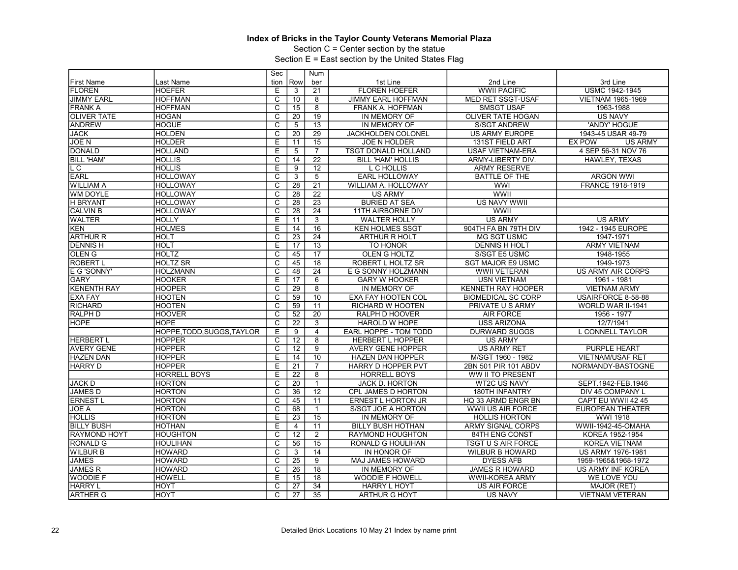### Index of Bricks in the Taylor County Veterans Memorial Plaza

Section C = Center section by the statue

Section E = East section by the United States Flag

| First Name | Last Name | Section | Row | Number | 1st Line | 2nd Line | 3rd Line |
|---|---|---|---|---|---|---|---|
| FLOREN | HOEFER | E | 3 | 21 | FLOREN HOEFER | WWII PACIFIC | USMC 1942-1945 |
| JIMMY EARL | HOFFMAN | C | 10 | 8 | JIMMY EARL HOFFMAN | MED RET SSGT-USAF | VIETNAM 1965-1969 |
| FRANK A | HOFFMAN | C | 15 | 8 | FRANK A. HOFFMAN | SMSGT USAF | 1963-1988 |
| OLIVER TATE | HOGAN | C | 20 | 19 | IN MEMORY OF | OLIVER TATE HOGAN | US NAVY |
| ANDREW | HOGUE | C | 5 | 13 | IN MEMORY OF | S/SGT ANDREW | 'ANDY' HOGUE |
| JACK | HOLDEN | C | 20 | 29 | JACKHOLDEN COLONEL | US ARMY EUROPE | 1943-45 USAR 49-79 |
| JOE N | HOLDER | E | 11 | 15 | JOE N HOLDER | 131ST FIELD ART | EX POW US ARMY |
| DONALD | HOLLAND | E | 5 | 7 | TSGT DONALD HOLLAND | USAF VIETNAM-ERA | 4 SEP 56-31 NOV 76 |
| BILL 'HAM' | HOLLIS | C | 14 | 22 | BILL 'HAM' HOLLIS | ARMY-LIBERTY DIV. | HAWLEY, TEXAS |
| L C | HOLLIS | E | 9 | 12 | L C HOLLIS | ARMY RESERVE | |
| EARL | HOLLOWAY | C | 3 | 5 | EARL HOLLOWAY | BATTLE OF THE | ARGON WWI |
| WILLIAM A | HOLLOWAY | C | 28 | 21 | WILLIAM A. HOLLOWAY | WWI | FRANCE 1918-1919 |
| WM DOYLE | HOLLOWAY | C | 28 | 22 | US ARMY | WWII | |
| H BRYANT | HOLLOWAY | C | 28 | 23 | BURIED AT SEA | US NAVY WWII | |
| CALVIN B | HOLLOWAY | C | 28 | 24 | 11TH AIRBORNE DIV | WWII | |
| WALTER | HOLLY | E | 11 | 3 | WALTER HOLLY | US ARMY | US ARMY |
| KEN | HOLMES | E | 14 | 16 | KEN HOLMES SSGT | 904TH FA BN 79TH DIV | 1942 - 1945 EUROPE |
| ARTHUR R | HOLT | C | 23 | 24 | ARTHUR R HOLT | MG SGT USMC | 1947-1971 |
| DENNIS H | HOLT | E | 17 | 13 | TO HONOR | DENNIS H HOLT | ARMY VIETNAM |
| OLEN G | HOLTZ | C | 45 | 17 | OLEN G HOLTZ | S/SGT E5 USMC | 1948-1955 |
| ROBERT L | HOLTZ SR | C | 45 | 18 | ROBERT L HOLTZ SR | SGT MAJOR E9 USMC | 1949-1973 |
| E G 'SONNY' | HOLZMANN | C | 48 | 24 | E G SONNY HOLZMANN | WWII VETERAN | US ARMY AIR CORPS |
| GARY | HOOKER | E | 17 | 6 | GARY W HOOKER | USN VIETNAM | 1961 - 1981 |
| KENENTH RAY | HOOPER | C | 29 | 8 | IN MEMORY OF | KENNETH RAY HOOPER | VIETNAM ARMY |
| EXA FAY | HOOTEN | C | 59 | 10 | EXA FAY HOOTEN COL | BIOMEDICAL SC CORP | USAIRFORCE 8-58-88 |
| RICHARD | HOOTEN | C | 59 | 11 | RICHARD W HOOTEN | PRIVATE U S ARMY | WORLD WAR II-1941 |
| RALPH D | HOOVER | C | 52 | 20 | RALPH D HOOVER | AIR FORCE | 1956 - 1977 |
| HOPE | HOPE | C | 22 | 3 | HAROLD W HOPE | USS ARIZONA | 12/7/1941 |
| | HOPPE,TODD,SUGGS,TAYLOR | E | 9 | 4 | EARL HOPPE - TOM TODD | DURWARD SUGGS | L CONNELL TAYLOR |
| HERBERT L | HOPPER | C | 12 | 8 | HERBERT L HOPPER | US ARMY | |
| AVERY GENE | HOPPER | C | 12 | 9 | AVERY GENE HOPPER | US ARMY RET | PURPLE HEART |
| HAZEN DAN | HOPPER | E | 14 | 10 | HAZEN DAN HOPPER | M/SGT 1960 - 1982 | VIETNAM/USAF RET |
| HARRY D | HOPPER | E | 21 | 7 | HARRY D HOPPER PVT | 2BN 501 PIR 101 ABDV | NORMANDY-BASTOGNE |
| | HORRELL BOYS | E | 22 | 8 | HORRELL BOYS | WW II TO PRESENT | |
| JACK D | HORTON | C | 20 | 1 | JACK D. HORTON | WT2C US NAVY | SEPT.1942-FEB.1946 |
| JAMES D | HORTON | C | 36 | 12 | CPL JAMES D HORTON | 180TH INFANTRY | DIV 45 COMPANY L |
| ERNEST L | HORTON | C | 45 | 11 | ERNEST L HORTON JR | HQ 33 ARMD ENGR BN | CAPT EU WWII 42 45 |
| JOE A | HORTON | C | 68 | 1 | S/SGT JOE A HORTON | WWII US AIR FORCE | EUROPEAN THEATER |
| HOLLIS | HORTON | E | 23 | 15 | IN MEMORY OF | HOLLIS HORTON | WWI 1918 |
| BILLY BUSH | HOTHAN | E | 4 | 11 | BILLY BUSH HOTHAN | ARMY SIGNAL CORPS | WWII-1942-45-OMAHA |
| RAYMOND HOYT | HOUGHTON | C | 12 | 2 | RAYMOND HOUGHTON | 84TH ENG CONST | KOREA 1952-1954 |
| RONALD G | HOULIHAN | C | 56 | 15 | RONALD G HOULIHAN | TSGT U S AIR FORCE | KOREA VIETNAM |
| WILBUR B | HOWARD | C | 3 | 14 | IN HONOR OF | WILBUR B HOWARD | US ARMY 1976-1981 |
| JAMES | HOWARD | C | 25 | 9 | MAJ JAMES HOWARD | DYESS AFB | 1959-1965&1968-1972 |
| JAMES R | HOWARD | C | 26 | 18 | IN MEMORY OF | JAMES R HOWARD | US ARMY INF KOREA |
| WOODIE F | HOWELL | E | 15 | 18 | WOODIE F HOWELL | WWII-KOREA ARMY | WE LOVE YOU |
| HARRY L | HOYT | C | 27 | 34 | HARRY L HOYT | US AIR FORCE | MAJOR (RET) |
| ARTHER G | HOYT | C | 27 | 35 | ARTHUR G HOYT | US NAVY | VIETNAM VETERAN |

Detailed Brick Locations 10 May 21 Index by name print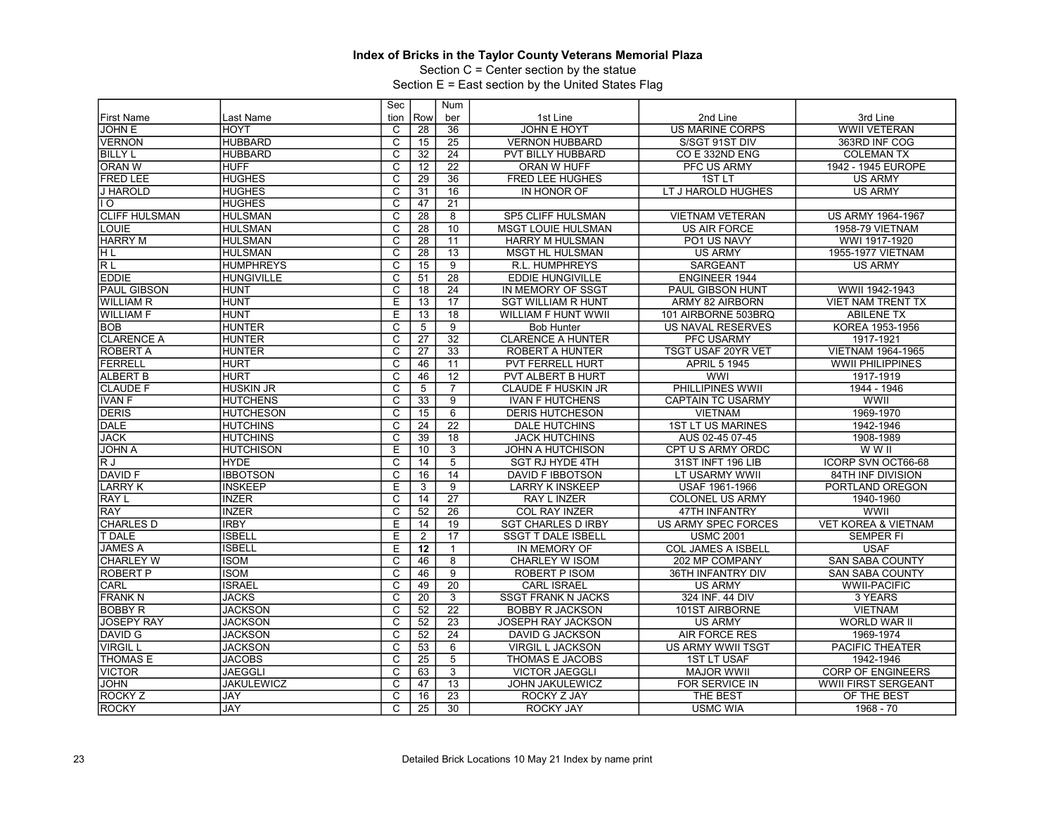**Index of Bricks in the Taylor County Veterans Memorial Plaza**

Section C = Center section by the statue

Section E = East section by the United States Flag

| First Name | Last Name | Section | Row | Number | 1st Line | 2nd Line | 3rd Line |
|---|---|---|---|---|---|---|---|
| JOHN E | HOYT | C | 28 | 36 | JOHN E HOYT | US MARINE CORPS | WWII VETERAN |
| VERNON | HUBBARD | C | 15 | 25 | VERNON HUBBARD | S/SGT 91ST DIV | 363RD INF COG |
| BILLY L | HUBBARD | C | 32 | 24 | PVT BILLY HUBBARD | CO E 332ND ENG | COLEMAN TX |
| ORAN W | HUFF | C | 12 | 22 | ORAN W HUFF | PFC US ARMY | 1942 - 1945 EUROPE |
| FRED LEE | HUGHES | C | 29 | 36 | FRED LEE HUGHES | 1ST LT | US ARMY |
| J HAROLD | HUGHES | C | 31 | 16 | IN HONOR OF | LT J HAROLD HUGHES | US ARMY |
| I O | HUGHES | C | 47 | 21 | | | |
| CLIFF HULSMAN | HULSMAN | C | 28 | 8 | SP5 CLIFF HULSMAN | VIETNAM VETERAN | US ARMY 1964-1967 |
| LOUIE | HULSMAN | C | 28 | 10 | MSGT LOUIE HULSMAN | US AIR FORCE | 1958-79 VIETNAM |
| HARRY M | HULSMAN | C | 28 | 11 | HARRY M HULSMAN | PO1 US NAVY | WWI 1917-1920 |
| H L | HULSMAN | C | 28 | 13 | MSGT HL HULSMAN | US ARMY | 1955-1977 VIETNAM |
| R L | HUMPHREYS | C | 15 | 9 | R.L. HUMPHREYS | SARGEANT | US ARMY |
| EDDIE | HUNGIVILLE | C | 51 | 28 | EDDIE HUNGIVILLE | ENGINEER 1944 | |
| PAUL GIBSON | HUNT | C | 18 | 24 | IN MEMORY OF SSGT | PAUL GIBSON HUNT | WWII 1942-1943 |
| WILLIAM R | HUNT | E | 13 | 17 | SGT WILLIAM R HUNT | ARMY 82 AIRBORN | VIET NAM TRENT TX |
| WILLIAM F | HUNT | E | 13 | 18 | WILLIAM F HUNT WWII | 101 AIRBORNE 503BRQ | ABILENE TX |
| BOB | HUNTER | C | 5 | 9 | Bob Hunter | US NAVAL RESERVES | KOREA 1953-1956 |
| CLARENCE A | HUNTER | C | 27 | 32 | CLARENCE A HUNTER | PFC USARMY | 1917-1921 |
| ROBERT A | HUNTER | C | 27 | 33 | ROBERT A HUNTER | TSGT USAF 20YR VET | VIETNAM 1964-1965 |
| FERRELL | HURT | C | 46 | 11 | PVT FERRELL HURT | APRIL 5 1945 | WWII PHILIPPINES |
| ALBERT B | HURT | C | 46 | 12 | PVT ALBERT B HURT | WWI | 1917-1919 |
| CLAUDE F | HUSKIN JR | C | 5 | 7 | CLAUDE F HUSKIN JR | PHILLIPINES WWII | 1944 - 1946 |
| IVAN F | HUTCHENS | C | 33 | 9 | IVAN F HUTCHENS | CAPTAIN TC USARMY | WWII |
| DERIS | HUTCHESON | C | 15 | 6 | DERIS HUTCHESON | VIETNAM | 1969-1970 |
| DALE | HUTCHINS | C | 24 | 22 | DALE HUTCHINS | 1ST LT US MARINES | 1942-1946 |
| JACK | HUTCHINS | C | 39 | 18 | JACK HUTCHINS | AUS 02-45 07-45 | 1908-1989 |
| JOHN A | HUTCHISON | E | 10 | 3 | JOHN A HUTCHISON | CPT U S ARMY ORDC | W W II |
| R J | HYDE | C | 14 | 5 | SGT RJ HYDE 4TH | 31ST INFT 196 LIB | ICORP SVN OCT66-68 |
| DAVID F | IBBOTSON | C | 16 | 14 | DAVID F IBBOTSON | LT USARMY WWII | 84TH INF DIVISION |
| LARRY K | INSKEEP | E | 3 | 9 | LARRY K INSKEEP | USAF 1961-1966 | PORTLAND OREGON |
| RAY L | INZER | C | 14 | 27 | RAY L INZER | COLONEL US ARMY | 1940-1960 |
| RAY | INZER | C | 52 | 26 | COL RAY INZER | 47TH INFANTRY | WWII |
| CHARLES D | IRBY | E | 14 | 19 | SGT CHARLES D IRBY | US ARMY SPEC FORCES | VET KOREA & VIETNAM |
| T DALE | ISBELL | E | 2 | 17 | SSGT T DALE ISBELL | USMC 2001 | SEMPER FI |
| JAMES A | ISBELL | E | **12** | 1 | IN MEMORY OF | COL JAMES A ISBELL | USAF |
| CHARLEY W | ISOM | C | 46 | 8 | CHARLEY W ISOM | 202 MP COMPANY | SAN SABA COUNTY |
| ROBERT P | ISOM | C | 46 | 9 | ROBERT P ISOM | 36TH INFANTRY DIV | SAN SABA COUNTY |
| CARL | ISRAEL | C | 49 | 20 | CARL ISRAEL | US ARMY | WWII-PACIFIC |
| FRANK N | JACKS | C | 20 | 3 | SSGT FRANK N JACKS | 324 INF. 44 DIV | 3 YEARS |
| BOBBY R | JACKSON | C | 52 | 22 | BOBBY R JACKSON | 101ST AIRBORNE | VIETNAM |
| JOSEPY RAY | JACKSON | C | 52 | 23 | JOSEPH RAY JACKSON | US ARMY | WORLD WAR II |
| DAVID G | JACKSON | C | 52 | 24 | DAVID G JACKSON | AIR FORCE RES | 1969-1974 |
| VIRGIL L | JACKSON | C | 53 | 6 | VIRGIL L JACKSON | US ARMY WWII TSGT | PACIFIC THEATER |
| THOMAS E | JACOBS | C | 25 | 5 | THOMAS E JACOBS | 1ST LT USAF | 1942-1946 |
| VICTOR | JAEGGLI | C | 63 | 3 | VICTOR JAEGGLI | MAJOR WWII | CORP OF ENGINEERS |
| JOHN | JAKULEWICZ | C | 47 | 13 | JOHN JAKULEWICZ | FOR SERVICE IN | WWII FIRST SERGEANT |
| ROCKY Z | JAY | C | 16 | 23 | ROCKY Z JAY | THE BEST | OF THE BEST |
| ROCKY | JAY | C | 25 | 30 | ROCKY JAY | USMC WIA | 1968 - 70 |

Detailed Brick Locations 10 May 21 Index by name print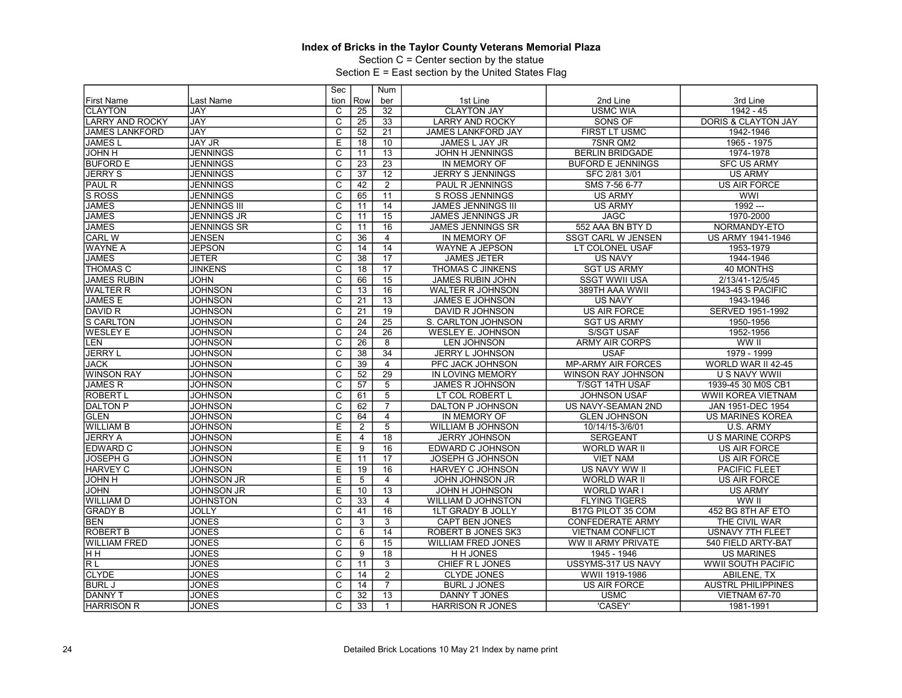**Index of Bricks in the Taylor County Veterans Memorial Plaza**

Section C = Center section by the statue

Section E = East section by the United States Flag

| First Name | Last Name | Section | Row | Number | 1st Line | 2nd Line | 3rd Line |
|---|---|---|---|---|---|---|---|
| CLAYTON | JAY | C | 25 | 32 | CLAYTON JAY | USMC WIA | 1942 - 45 |
| LARRY AND ROCKY | JAY | C | 25 | 33 | LARRY AND ROCKY | SONS OF | DORIS & CLAYTON JAY |
| JAMES LANKFORD | JAY | C | 52 | 21 | JAMES LANKFORD JAY | FIRST LT USMC | 1942-1946 |
| JAMES L | JAY JR | E | 18 | 10 | JAMES L JAY JR | 7SNR QM2 | 1965 - 1975 |
| JOHN H | JENNINGS | C | 11 | 13 | JOHN H JENNINGS | BERLIN BRIDGADE | 1974-1978 |
| BUFORD E | JENNINGS | C | 23 | 23 | IN MEMORY OF | BUFORD E JENNINGS | SFC US ARMY |
| JERRY S | JENNINGS | C | 37 | 12 | JERRY S JENNINGS | SFC 2/81 3/01 | US ARMY |
| PAUL R | JENNINGS | C | 42 | 2 | PAUL R JENNINGS | SMS 7-56 6-77 | US AIR FORCE |
| S ROSS | JENNINGS | C | 65 | 11 | S ROSS JENNINGS | US ARMY | WWI |
| JAMES | JENNINGS III | C | 11 | 14 | JAMES JENNINGS III | US ARMY | 1992 --- |
| JAMES | JENNINGS JR | C | 11 | 15 | JAMES JENNINGS JR | JAGC | 1970-2000 |
| JAMES | JENNINGS SR | C | 11 | 16 | JAMES JENNINGS SR | 552 AAA BN BTY D | NORMANDY-ETO |
| CARL W | JENSEN | C | 36 | 4 | IN MEMORY OF | SSGT CARL W JENSEN | US ARMY 1941-1946 |
| WAYNE A | JEPSON | C | 14 | 14 | WAYNE A JEPSON | LT COLONEL USAF | 1953-1979 |
| JAMES | JETER | C | 38 | 17 | JAMES JETER | US NAVY | 1944-1946 |
| THOMAS C | JINKENS | C | 18 | 17 | THOMAS C JINKENS | SGT US ARMY | 40 MONTHS |
| JAMES RUBIN | JOHN | C | 66 | 15 | JAMES RUBIN JOHN | SSGT WWII USA | 2/13/41-12/5/45 |
| WALTER R | JOHNSON | C | 13 | 16 | WALTER R JOHNSON | 389TH AAA WWII | 1943-45 S PACIFIC |
| JAMES E | JOHNSON | C | 21 | 13 | JAMES E JOHNSON | US NAVY | 1943-1946 |
| DAVID R | JOHNSON | C | 21 | 19 | DAVID R JOHNSON | US AIR FORCE | SERVED 1951-1992 |
| S CARLTON | JOHNSON | C | 24 | 25 | S. CARLTON JOHNSON | SGT US ARMY | 1950-1956 |
| WESLEY E | JOHNSON | C | 24 | 26 | WESLEY E. JOHNSON | S/SGT USAF | 1952-1956 |
| LEN | JOHNSON | C | 26 | 8 | LEN JOHNSON | ARMY AIR CORPS | WW II |
| JERRY L | JOHNSON | C | 38 | 34 | JERRY L JOHNSON | USAF | 1979 - 1999 |
| JACK | JOHNSON | C | 39 | 4 | PFC JACK JOHNSON | MP-ARMY AIR FORCES | WORLD WAR II 42-45 |
| WINSON RAY | JOHNSON | C | 52 | 29 | IN LOVING MEMORY | WINSON RAY JOHNSON | U S NAVY WWII |
| JAMES R | JOHNSON | C | 57 | 5 | JAMES R JOHNSON | T/SGT 14TH USAF | 1939-45 30 M0S CB1 |
| ROBERT L | JOHNSON | C | 61 | 5 | LT COL ROBERT L | JOHNSON USAF | WWII KOREA VIETNAM |
| DALTON P | JOHNSON | C | 62 | 7 | DALTON P JOHNSON | US NAVY-SEAMAN 2ND | JAN 1951-DEC 1954 |
| GLEN | JOHNSON | C | 64 | 4 | IN MEMORY OF | GLEN JOHNSON | US MARINES KOREA |
| WILLIAM B | JOHNSON | E | 2 | 5 | WILLIAM B JOHNSON | 10/14/15-3/6/01 | U.S. ARMY |
| JERRY A | JOHNSON | E | 4 | 18 | JERRY JOHNSON | SERGEANT | U S MARINE CORPS |
| EDWARD C | JOHNSON | E | 9 | 16 | EDWARD C JOHNSON | WORLD WAR II | US AIR FORCE |
| JOSEPH G | JOHNSON | E | 11 | 17 | JOSEPH G JOHNSON | VIET NAM | US AIR FORCE |
| HARVEY C | JOHNSON | E | 19 | 16 | HARVEY C JOHNSON | US NAVY WW II | PACIFIC FLEET |
| JOHN H | JOHNSON JR | E | 5 | 4 | JOHN JOHNSON JR | WORLD WAR II | US AIR FORCE |
| JOHN | JOHNSON JR | E | 10 | 13 | JOHN H JOHNSON | WORLD WAR I | US ARMY |
| WILLIAM D | JOHNSTON | C | 33 | 4 | WILLIAM D JOHNSTON | FLYING TIGERS | WW II |
| GRADY B | JOLLY | C | 41 | 16 | 1LT GRADY B JOLLY | B17G PILOT 35 COM | 452 BG 8TH AF ETO |
| BEN | JONES | C | 3 | 3 | CAPT BEN JONES | CONFEDERATE ARMY | THE CIVIL WAR |
| ROBERT B | JONES | C | 6 | 14 | ROBERT B JONES SK3 | VIETNAM CONFLICT | USNAVY 7TH FLEET |
| WILLIAM FRED | JONES | C | 6 | 15 | WILLIAM FRED JONES | WW II ARMY PRIVATE | 540 FIELD ARTY-BAT |
| H H | JONES | C | 9 | 18 | H H JONES | 1945 - 1946 | US MARINES |
| R L | JONES | C | 11 | 3 | CHIEF R L JONES | USSYMS-317 US NAVY | WWII SOUTH PACIFIC |
| CLYDE | JONES | C | 14 | 2 | CLYDE JONES | WWII 1919-1986 | ABILENE, TX |
| BURL J | JONES | C | 14 | 7 | BURL J JONES | US AIR FORCE | AUSTRL PHILIPPINES |
| DANNY T | JONES | C | 32 | 13 | DANNY T JONES | USMC | VIETNAM 67-70 |
| HARRISON R | JONES | C | 33 | 1 | HARRISON R JONES | 'CASEY' | 1981-1991 |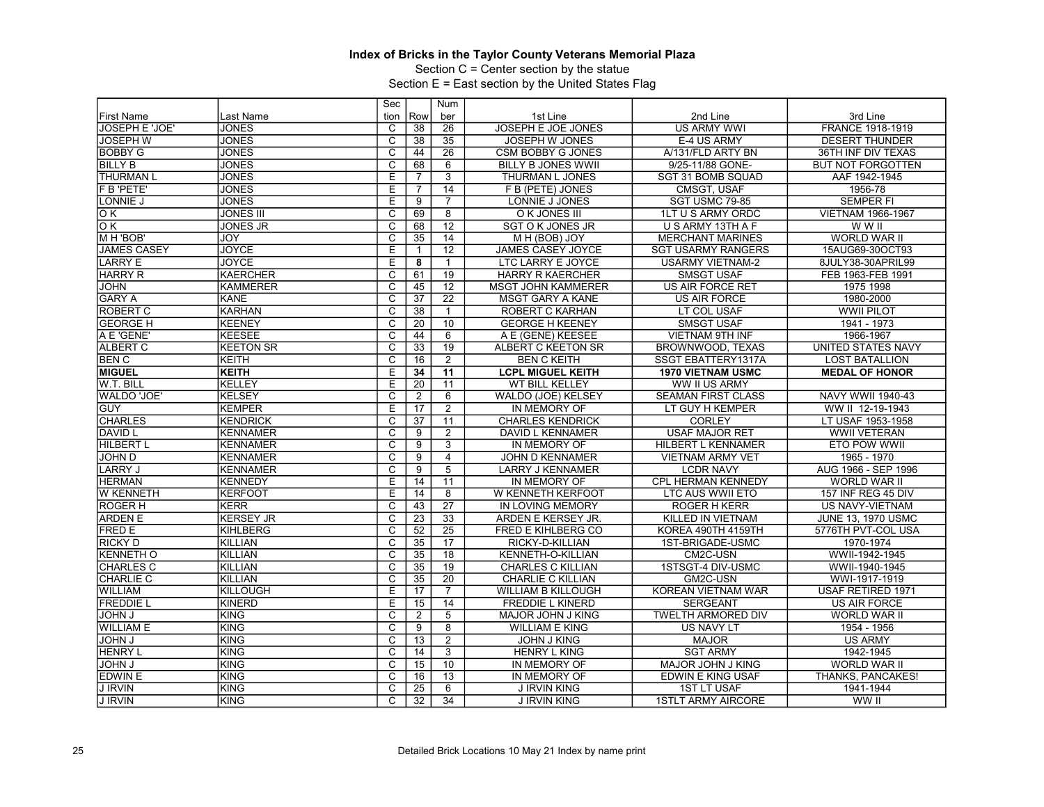# Index of Bricks in the Taylor County Veterans Memorial Plaza

Section C = Center section by the statue

Section E = East section by the United States Flag

| First Name | Last Name | Section | Row | Number | 1st Line | 2nd Line | 3rd Line |
|---|---|---|---|---|---|---|---|
| JOSEPH E 'JOE' | JONES | C | 38 | 26 | JOSEPH E JOE JONES | US ARMY WWI | FRANCE 1918-1919 |
| JOSEPH W | JONES | C | 38 | 35 | JOSEPH W JONES | E-4 US ARMY | DESERT THUNDER |
| BOBBY G | JONES | C | 44 | 26 | CSM BOBBY G JONES | A/131/FLD ARTY BN | 36TH INF DIV TEXAS |
| BILLY B | JONES | C | 68 | 6 | BILLY B JONES WWII | 9/25-11/88 GONE- | BUT NOT FORGOTTEN |
| THURMAN L | JONES | E | 7 | 3 | THURMAN L JONES | SGT 31 BOMB SQUAD | AAF 1942-1945 |
| F B 'PETE' | JONES | E | 7 | 14 | F B (PETE) JONES | CMSGT, USAF | 1956-78 |
| LONNIE J | JONES | E | 9 | 7 | LONNIE J JONES | SGT USMC 79-85 | SEMPER FI |
| O K | JONES III | C | 69 | 8 | O K JONES III | 1LT U S ARMY ORDC | VIETNAM 1966-1967 |
| O K | JONES JR | C | 68 | 12 | SGT O K JONES JR | U S ARMY 13TH A F | W W II |
| M H 'BOB' | JOY | C | 35 | 14 | M H (BOB) JOY | MERCHANT MARINES | WORLD WAR II |
| JAMES CASEY | JOYCE | E | 1 | 12 | JAMES CASEY JOYCE | SGT USARMY RANGERS | 15AUG69-30OCT93 |
| LARRY E | JOYCE | E | **8** | 1 | LTC LARRY E JOYCE | USARMY VIETNAM-2 | 8JULY38-30APRIL99 |
| HARRY R | KAERCHER | C | 61 | 19 | HARRY R KAERCHER | SMSGT USAF | FEB 1963-FEB 1991 |
| JOHN | KAMMERER | C | 45 | 12 | MSGT JOHN KAMMERER | US AIR FORCE RET | 1975 1998 |
| GARY A | KANE | C | 37 | 22 | MSGT GARY A KANE | US AIR FORCE | 1980-2000 |
| ROBERT C | KARHAN | C | 38 | 1 | ROBERT C KARHAN | LT COL USAF | WWII PILOT |
| GEORGE H | KEENEY | C | 20 | 10 | GEORGE H KEENEY | SMSGT USAF | 1941 - 1973 |
| A E 'GENE' | KEESEE | C | 44 | 6 | A E (GENE) KEESEE | VIETNAM 9TH INF | 1966-1967 |
| ALBERT C | KEETON SR | C | 33 | 19 | ALBERT C KEETON SR | BROWNWOOD, TEXAS | UNITED STATES NAVY |
| BEN C | KEITH | C | 16 | 2 | BEN C KEITH | SSGT EBATTERY1317A | LOST BATALLION |
| **MIGUEL** | **KEITH** | **E** | **34** | **11** | **LCPL MIGUEL KEITH** | **1970 VIETNAM USMC** | **MEDAL OF HONOR** |
| W.T. BILL | KELLEY | E | 20 | 11 | WT BILL KELLEY | WW II US ARMY | |
| WALDO 'JOE' | KELSEY | C | 2 | 6 | WALDO (JOE) KELSEY | SEAMAN FIRST CLASS | NAVY WWII 1940-43 |
| GUY | KEMPER | E | 17 | 2 | IN MEMORY OF | LT GUY H KEMPER | WW II 12-19-1943 |
| CHARLES | KENDRICK | C | 37 | 11 | CHARLES KENDRICK | CORLEY | LT USAF 1953-1958 |
| DAVID L | KENNAMER | C | 9 | 2 | DAVID L KENNAMER | USAF MAJOR RET | WWII VETERAN |
| HILBERT L | KENNAMER | C | 9 | 3 | IN MEMORY OF | HILBERT L KENNAMER | ETO POW WWII |
| JOHN D | KENNAMER | C | 9 | 4 | JOHN D KENNAMER | VIETNAM ARMY VET | 1965 - 1970 |
| LARRY J | KENNAMER | C | 9 | 5 | LARRY J KENNAMER | LCDR NAVY | AUG 1966 - SEP 1996 |
| HERMAN | KENNEDY | E | 14 | 11 | IN MEMORY OF | CPL HERMAN KENNEDY | WORLD WAR II |
| W KENNETH | KERFOOT | E | 14 | 8 | W KENNETH KERFOOT | LTC AUS WWII ETO | 157 INF REG 45 DIV |
| ROGER H | KERR | C | 43 | 27 | IN LOVING MEMORY | ROGER H KERR | US NAVY-VIETNAM |
| ARDEN E | KERSEY JR | C | 23 | 33 | ARDEN E KERSEY JR. | KILLED IN VIETNAM | JUNE 13, 1970 USMC |
| FRED E | KIHLBERG | C | 52 | 25 | FRED E KIHLBERG CO | KOREA 490TH 4159TH | 5776TH PVT-COL USA |
| RICKY D | KILLIAN | C | 35 | 17 | RICKY-D-KILLIAN | 1ST-BRIGADE-USMC | 1970-1974 |
| KENNETH O | KILLIAN | C | 35 | 18 | KENNETH-O-KILLIAN | CM2C-USN | WWII-1942-1945 |
| CHARLES C | KILLIAN | C | 35 | 19 | CHARLES C KILLIAN | 1STSGT-4 DIV-USMC | WWII-1940-1945 |
| CHARLIE C | KILLIAN | C | 35 | 20 | CHARLIE C KILLIAN | GM2C-USN | WWI-1917-1919 |
| WILLIAM | KILLOUGH | E | 17 | 7 | WILLIAM B KILLOUGH | KOREAN VIETNAM WAR | USAF RETIRED 1971 |
| FREDDIE L | KINERD | E | 15 | 14 | FREDDIE L KINERD | SERGEANT | US AIR FORCE |
| JOHN J | KING | C | 2 | 5 | MAJOR JOHN J KING | TWELTH ARMORED DIV | WORLD WAR II |
| WILLIAM E | KING | C | 9 | 8 | WILLIAM E KING | US NAVY LT | 1954 - 1956 |
| JOHN J | KING | C | 13 | 2 | JOHN J KING | MAJOR | US ARMY |
| HENRY L | KING | C | 14 | 3 | HENRY L KING | SGT ARMY | 1942-1945 |
| JOHN J | KING | C | 15 | 10 | IN MEMORY OF | MAJOR JOHN J KING | WORLD WAR II |
| EDWIN E | KING | C | 16 | 13 | IN MEMORY OF | EDWIN E KING USAF | THANKS, PANCAKES! |
| J IRVIN | KING | C | 25 | 6 | J IRVIN KING | 1ST LT USAF | 1941-1944 |
| J IRVIN | KING | C | 32 | 34 | J IRVIN KING | 1STLT ARMY AIRCORE | WW II |

Detailed Brick Locations 10 May 21 Index by name print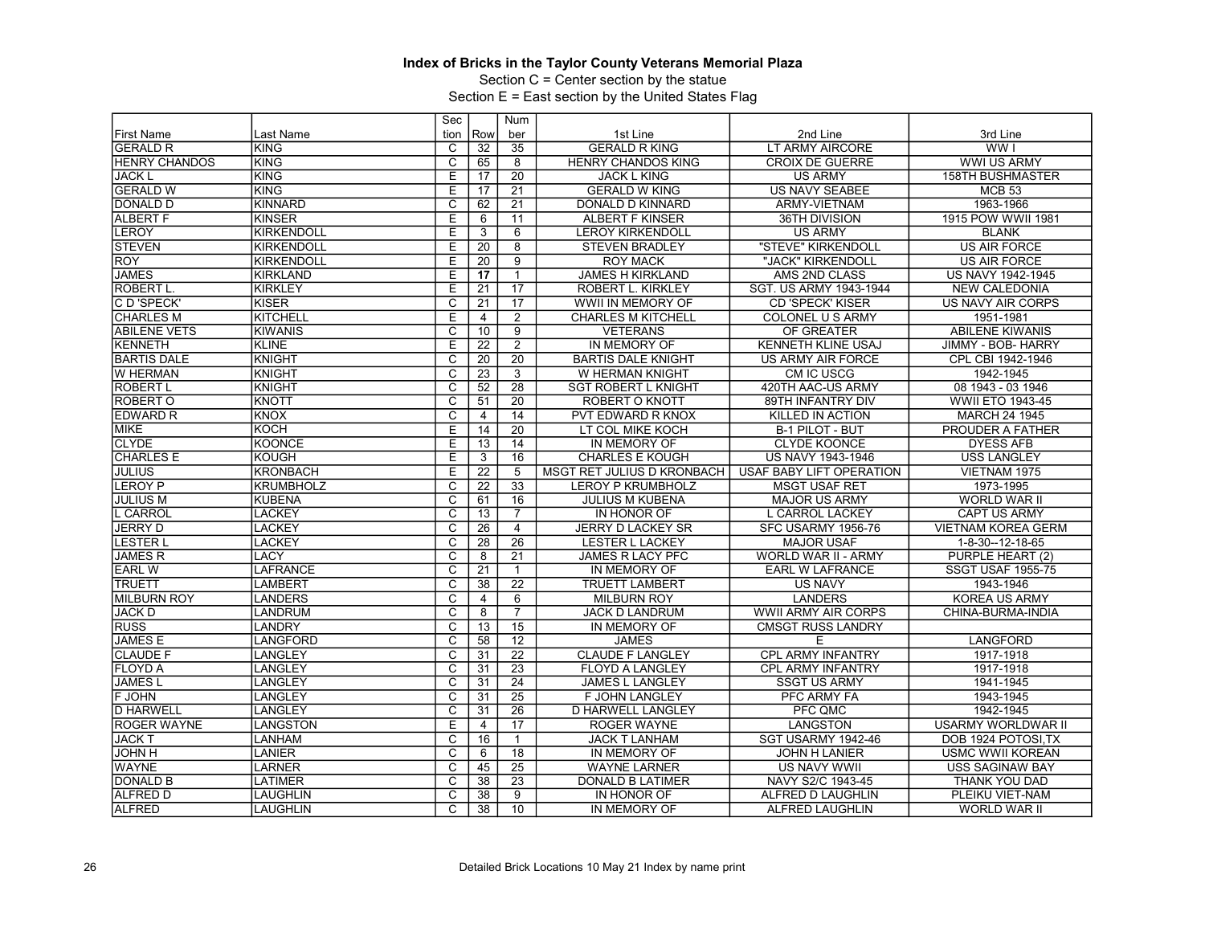**Index of Bricks in the Taylor County Veterans Memorial Plaza**

Section C = Center section by the statue

Section E = East section by the United States Flag

| First Name | Last Name | Section | Row | Number | 1st Line | 2nd Line | 3rd Line |
|---|---|---|---|---|---|---|---|
| GERALD R | KING | C | 32 | 35 | GERALD R KING | LT ARMY AIRCORE | WW I |
| HENRY CHANDOS | KING | C | 65 | 8 | HENRY CHANDOS KING | CROIX DE GUERRE | WWI US ARMY |
| JACK L | KING | E | 17 | 20 | JACK L KING | US ARMY | 158TH BUSHMASTER |
| GERALD W | KING | E | 17 | 21 | GERALD W KING | US NAVY SEABEE | MCB 53 |
| DONALD D | KINNARD | C | 62 | 21 | DONALD D KINNARD | ARMY-VIETNAM | 1963-1966 |
| ALBERT F | KINSER | E | 6 | 11 | ALBERT F KINSER | 36TH DIVISION | 1915 POW WWII 1981 |
| LEROY | KIRKENDOLL | E | 3 | 6 | LEROY KIRKENDOLL | US ARMY | BLANK |
| STEVEN | KIRKENDOLL | E | 20 | 8 | STEVEN BRADLEY | "STEVE" KIRKENDOLL | US AIR FORCE |
| ROY | KIRKENDOLL | E | 20 | 9 | ROY MACK | "JACK" KIRKENDOLL | US AIR FORCE |
| JAMES | KIRKLAND | E | **17** | 1 | JAMES H KIRKLAND | AMS 2ND CLASS | US NAVY 1942-1945 |
| ROBERT L. | KIRKLEY | E | 21 | 17 | ROBERT L. KIRKLEY | SGT. US ARMY 1943-1944 | NEW CALEDONIA |
| C D 'SPECK' | KISER | C | 21 | 17 | WWII IN MEMORY OF | CD 'SPECK' KISER | US NAVY AIR CORPS |
| CHARLES M | KITCHELL | E | 4 | 2 | CHARLES M KITCHELL | COLONEL U S ARMY | 1951-1981 |
| ABILENE VETS | KIWANIS | C | 10 | 9 | VETERANS | OF GREATER | ABILENE KIWANIS |
| KENNETH | KLINE | E | 22 | 2 | IN MEMORY OF | KENNETH KLINE USAJ | JIMMY - BOB- HARRY |
| BARTIS DALE | KNIGHT | C | 20 | 20 | BARTIS DALE KNIGHT | US ARMY AIR FORCE | CPL CBI 1942-1946 |
| W HERMAN | KNIGHT | C | 23 | 3 | W HERMAN KNIGHT | CM IC USCG | 1942-1945 |
| ROBERT L | KNIGHT | C | 52 | 28 | SGT ROBERT L KNIGHT | 420TH AAC-US ARMY | 08 1943 - 03 1946 |
| ROBERT O | KNOTT | C | 51 | 20 | ROBERT O KNOTT | 89TH INFANTRY DIV | WWII ETO 1943-45 |
| EDWARD R | KNOX | C | 4 | 14 | PVT EDWARD R KNOX | KILLED IN ACTION | MARCH 24 1945 |
| MIKE | KOCH | E | 14 | 20 | LT COL MIKE KOCH | B-1 PILOT - BUT | PROUDER A FATHER |
| CLYDE | KOONCE | E | 13 | 14 | IN MEMORY OF | CLYDE KOONCE | DYESS AFB |
| CHARLES E | KOUGH | E | 3 | 16 | CHARLES E KOUGH | US NAVY 1943-1946 | USS LANGLEY |
| JULIUS | KRONBACH | E | 22 | 5 | MSGT RET JULIUS D KRONBACH | USAF BABY LIFT OPERATION | VIETNAM 1975 |
| LEROY P | KRUMBHOLZ | C | 22 | 33 | LEROY P KRUMBHOLZ | MSGT USAF RET | 1973-1995 |
| JULIUS M | KUBENA | C | 61 | 16 | JULIUS M KUBENA | MAJOR US ARMY | WORLD WAR II |
| L CARROL | LACKEY | C | 13 | 7 | IN HONOR OF | L CARROL LACKEY | CAPT US ARMY |
| JERRY D | LACKEY | C | 26 | 4 | JERRY D LACKEY SR | SFC USARMY 1956-76 | VIETNAM KOREA GERM |
| LESTER L | LACKEY | C | 28 | 26 | LESTER L LACKEY | MAJOR USAF | 1-8-30--12-18-65 |
| JAMES R | LACY | C | 8 | 21 | JAMES R LACY PFC | WORLD WAR II - ARMY | PURPLE HEART (2) |
| EARL W | LAFRANCE | C | 21 | 1 | IN MEMORY OF | EARL W LAFRANCE | SSGT USAF 1955-75 |
| TRUETT | LAMBERT | C | 38 | 22 | TRUETT LAMBERT | US NAVY | 1943-1946 |
| MILBURN ROY | LANDERS | C | 4 | 6 | MILBURN ROY | LANDERS | KOREA US ARMY |
| JACK D | LANDRUM | C | 8 | 7 | JACK D LANDRUM | WWII ARMY AIR CORPS | CHINA-BURMA-INDIA |
| RUSS | LANDRY | C | 13 | 15 | IN MEMORY OF | CMSGT RUSS LANDRY | |
| JAMES E | LANGFORD | C | 58 | 12 | JAMES | E | LANGFORD |
| CLAUDE F | LANGLEY | C | 31 | 22 | CLAUDE F LANGLEY | CPL ARMY INFANTRY | 1917-1918 |
| FLOYD A | LANGLEY | C | 31 | 23 | FLOYD A LANGLEY | CPL ARMY INFANTRY | 1917-1918 |
| JAMES L | LANGLEY | C | 31 | 24 | JAMES L LANGLEY | SSGT US ARMY | 1941-1945 |
| F JOHN | LANGLEY | C | 31 | 25 | F JOHN LANGLEY | PFC ARMY FA | 1943-1945 |
| D HARWELL | LANGLEY | C | 31 | 26 | D HARWELL LANGLEY | PFC QMC | 1942-1945 |
| ROGER WAYNE | LANGSTON | E | 4 | 17 | ROGER WAYNE | LANGSTON | USARMY WORLDWAR II |
| JACK T | LANHAM | C | 16 | 1 | JACK T LANHAM | SGT USARMY 1942-46 | DOB 1924 POTOSI,TX |
| JOHN H | LANIER | C | 6 | 18 | IN MEMORY OF | JOHN H LANIER | USMC WWII KOREAN |
| WAYNE | LARNER | C | 45 | 25 | WAYNE LARNER | US NAVY WWII | USS SAGINAW BAY |
| DONALD B | LATIMER | C | 38 | 23 | DONALD B LATIMER | NAVY S2/C 1943-45 | THANK YOU DAD |
| ALFRED D | LAUGHLIN | C | 38 | 9 | IN HONOR OF | ALFRED D LAUGHLIN | PLEIKU VIET-NAM |
| ALFRED | LAUGHLIN | C | 38 | 10 | IN MEMORY OF | ALFRED LAUGHLIN | WORLD WAR II |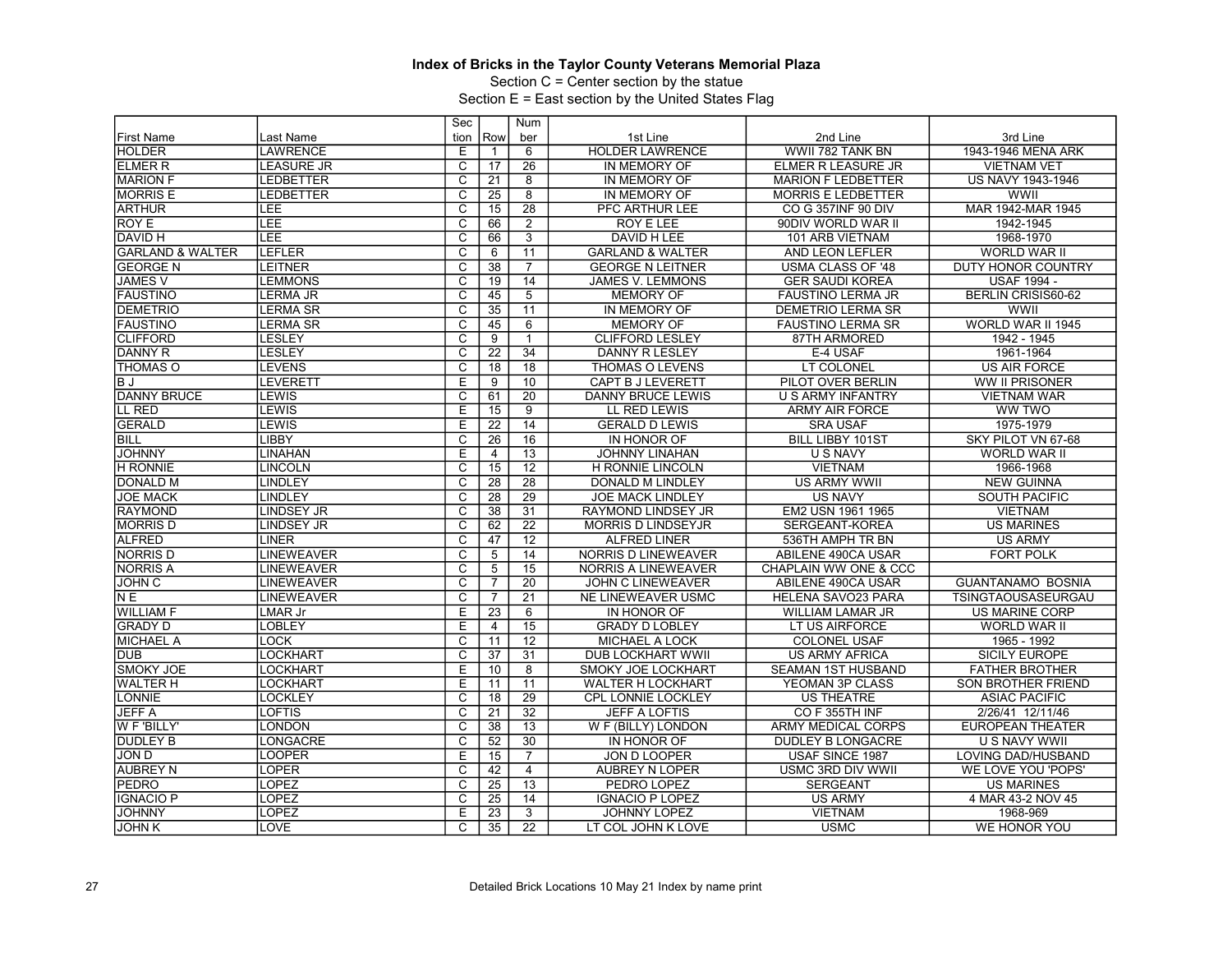# Index of Bricks in the Taylor County Veterans Memorial Plaza

Section C = Center section by the statue

Section E = East section by the United States Flag

| First Name | Last Name | Section | Row | Number | 1st Line | 2nd Line | 3rd Line |
|---|---|---|---|---|---|---|---|
| HOLDER | LAWRENCE | E | 1 | 6 | HOLDER LAWRENCE | WWII 782 TANK BN | 1943-1946 MENA ARK |
| ELMER R | LEASURE JR | C | 17 | 26 | IN MEMORY OF | ELMER R LEASURE JR | VIETNAM VET |
| MARION F | LEDBETTER | C | 21 | 8 | IN MEMORY OF | MARION F LEDBETTER | US NAVY 1943-1946 |
| MORRIS E | LEDBETTER | C | 25 | 8 | IN MEMORY OF | MORRIS E LEDBETTER | WWII |
| ARTHUR | LEE | C | 15 | 28 | PFC ARTHUR LEE | CO G 357INF 90 DIV | MAR 1942-MAR 1945 |
| ROY E | LEE | C | 66 | 2 | ROY E LEE | 90DIV WORLD WAR II | 1942-1945 |
| DAVID H | LEE | C | 66 | 3 | DAVID H LEE | 101 ARB VIETNAM | 1968-1970 |
| GARLAND & WALTER | LEFLER | C | 6 | 11 | GARLAND & WALTER | AND LEON LEFLER | WORLD WAR II |
| GEORGE N | LEITNER | C | 38 | 7 | GEORGE N LEITNER | USMA CLASS OF '48 | DUTY HONOR COUNTRY |
| JAMES V | LEMMONS | C | 19 | 14 | JAMES V. LEMMONS | GER SAUDI KOREA | USAF 1994 - |
| FAUSTINO | LERMA JR | C | 45 | 5 | MEMORY OF | FAUSTINO LERMA JR | BERLIN CRISIS60-62 |
| DEMETRIO | LERMA SR | C | 35 | 11 | IN MEMORY OF | DEMETRIO LERMA SR | WWII |
| FAUSTINO | LERMA SR | C | 45 | 6 | MEMORY OF | FAUSTINO LERMA SR | WORLD WAR II 1945 |
| CLIFFORD | LESLEY | C | 9 | 1 | CLIFFORD LESLEY | 87TH ARMORED | 1942 - 1945 |
| DANNY R | LESLEY | C | 22 | 34 | DANNY R LESLEY | E-4 USAF | 1961-1964 |
| THOMAS O | LEVENS | C | 18 | 18 | THOMAS O LEVENS | LT COLONEL | US AIR FORCE |
| B J | LEVERETT | E | 9 | 10 | CAPT B J LEVERETT | PILOT OVER BERLIN | WW II PRISONER |
| DANNY BRUCE | LEWIS | C | 61 | 20 | DANNY BRUCE LEWIS | U S ARMY INFANTRY | VIETNAM WAR |
| LL RED | LEWIS | E | 15 | 9 | LL RED LEWIS | ARMY AIR FORCE | WW TWO |
| GERALD | LEWIS | E | 22 | 14 | GERALD D LEWIS | SRA USAF | 1975-1979 |
| BILL | LIBBY | C | 26 | 16 | IN HONOR OF | BILL LIBBY 101ST | SKY PILOT VN 67-68 |
| JOHNNY | LINAHAN | E | 4 | 13 | JOHNNY LINAHAN | U S NAVY | WORLD WAR II |
| H RONNIE | LINCOLN | C | 15 | 12 | H RONNIE LINCOLN | VIETNAM | 1966-1968 |
| DONALD M | LINDLEY | C | 28 | 28 | DONALD M LINDLEY | US ARMY WWII | NEW GUINNA |
| JOE MACK | LINDLEY | C | 28 | 29 | JOE MACK LINDLEY | US NAVY | SOUTH PACIFIC |
| RAYMOND | LINDSEY JR | C | 38 | 31 | RAYMOND LINDSEY JR | EM2 USN 1961 1965 | VIETNAM |
| MORRIS D | LINDSEY JR | C | 62 | 22 | MORRIS D LINDSEYJR | SERGEANT-KOREA | US MARINES |
| ALFRED | LINER | C | 47 | 12 | ALFRED LINER | 536TH AMPH TR BN | US ARMY |
| NORRIS D | LINEWEAVER | C | 5 | 14 | NORRIS D LINEWEAVER | ABILENE 490CA USAR | FORT POLK |
| NORRIS A | LINEWEAVER | C | 5 | 15 | NORRIS A LINEWEAVER | CHAPLAIN WW ONE & CCC | |
| JOHN C | LINEWEAVER | C | 7 | 20 | JOHN C LINEWEAVER | ABILENE 490CA USAR | GUANTANAMO BOSNIA |
| N E | LINEWEAVER | C | 7 | 21 | NE LINEWEAVER USMC | HELENA SAVO23 PARA | TSINGTAOUSASEURGAU |
| WILLIAM F | LMAR Jr | E | 23 | 6 | IN HONOR OF | WILLIAM LAMAR JR | US MARINE CORP |
| GRADY D | LOBLEY | E | 4 | 15 | GRADY D LOBLEY | LT US AIRFORCE | WORLD WAR II |
| MICHAEL A | LOCK | C | 11 | 12 | MICHAEL A LOCK | COLONEL USAF | 1965 - 1992 |
| DUB | LOCKHART | C | 37 | 31 | DUB LOCKHART WWII | US ARMY AFRICA | SICILY EUROPE |
| SMOKY JOE | LOCKHART | E | 10 | 8 | SMOKY JOE LOCKHART | SEAMAN 1ST HUSBAND | FATHER BROTHER |
| WALTER H | LOCKHART | E | 11 | 11 | WALTER H LOCKHART | YEOMAN 3P CLASS | SON BROTHER FRIEND |
| LONNIE | LOCKLEY | C | 18 | 29 | CPL LONNIE LOCKLEY | US THEATRE | ASIAC PACIFIC |
| JEFF A | LOFTIS | C | 21 | 32 | JEFF A LOFTIS | CO F 355TH INF | 2/26/41 12/11/46 |
| W F 'BILLY' | LONDON | C | 38 | 13 | W F (BILLY) LONDON | ARMY MEDICAL CORPS | EUROPEAN THEATER |
| DUDLEY B | LONGACRE | C | 52 | 30 | IN HONOR OF | DUDLEY B LONGACRE | U S NAVY WWII |
| JON D | LOOPER | E | 15 | 7 | JON D LOOPER | USAF SINCE 1987 | LOVING DAD/HUSBAND |
| AUBREY N | LOPER | C | 42 | 4 | AUBREY N LOPER | USMC 3RD DIV WWII | WE LOVE YOU 'POPS' |
| PEDRO | LOPEZ | C | 25 | 13 | PEDRO LOPEZ | SERGEANT | US MARINES |
| IGNACIO P | LOPEZ | C | 25 | 14 | IGNACIO P LOPEZ | US ARMY | 4 MAR 43-2 NOV 45 |
| JOHNNY | LOPEZ | E | 23 | 3 | JOHNNY LOPEZ | VIETNAM | 1968-969 |
| JOHN K | LOVE | C | 35 | 22 | LT COL JOHN K LOVE | USMC | WE HONOR YOU |

Detailed Brick Locations 10 May 21 Index by name print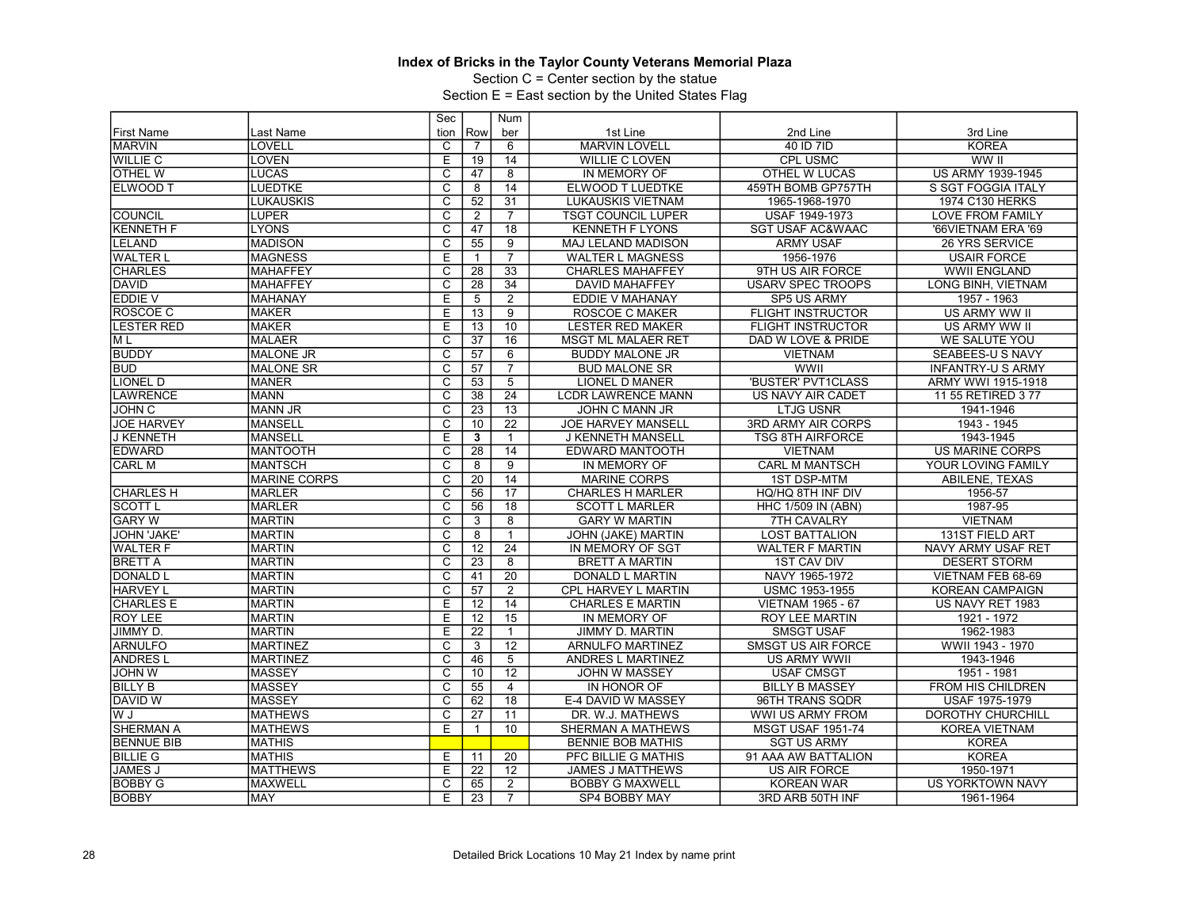# Index of Bricks in the Taylor County Veterans Memorial Plaza

Section C = Center section by the statue

Section E = East section by the United States Flag

| First Name | Last Name | Section | Row | Number | 1st Line | 2nd Line | 3rd Line |
|---|---|---|---|---|---|---|---|
| MARVIN | LOVELL | C | 7 | 6 | MARVIN LOVELL | 40 ID 7ID | KOREA |
| WILLIE C | LOVEN | E | 19 | 14 | WILLIE C LOVEN | CPL USMC | WW II |
| OTHEL W | LUCAS | C | 47 | 8 | IN MEMORY OF | OTHEL W LUCAS | US ARMY 1939-1945 |
| ELWOOD T | LUEDTKE | C | 8 | 14 | ELWOOD T LUEDTKE | 459TH BOMB GP757TH | S SGT FOGGIA ITALY |
| | LUKAUSKIS | C | 52 | 31 | LUKAUSKIS VIETNAM | 1965-1968-1970 | 1974 C130 HERKS |
| COUNCIL | LUPER | C | 2 | 7 | TSGT COUNCIL LUPER | USAF 1949-1973 | LOVE FROM FAMILY |
| KENNETH F | LYONS | C | 47 | 18 | KENNETH F LYONS | SGT USAF AC&WAAC | '66VIETNAM ERA '69 |
| LELAND | MADISON | C | 55 | 9 | MAJ LELAND MADISON | ARMY USAF | 26 YRS SERVICE |
| WALTER L | MAGNESS | E | 1 | 7 | WALTER L MAGNESS | 1956-1976 | USAIR FORCE |
| CHARLES | MAHAFFEY | C | 28 | 33 | CHARLES MAHAFFEY | 9TH US AIR FORCE | WWII ENGLAND |
| DAVID | MAHAFFEY | C | 28 | 34 | DAVID MAHAFFEY | USARV SPEC TROOPS | LONG BINH, VIETNAM |
| EDDIE V | MAHANAY | E | 5 | 2 | EDDIE V MAHANAY | SP5 US ARMY | 1957 - 1963 |
| ROSCOE C | MAKER | E | 13 | 9 | ROSCOE C MAKER | FLIGHT INSTRUCTOR | US ARMY WW II |
| LESTER RED | MAKER | E | 13 | 10 | LESTER RED MAKER | FLIGHT INSTRUCTOR | US ARMY WW II |
| M L | MALAER | C | 37 | 16 | MSGT ML MALAER RET | DAD W LOVE & PRIDE | WE SALUTE YOU |
| BUDDY | MALONE JR | C | 57 | 6 | BUDDY MALONE JR | VIETNAM | SEABEES-U S NAVY |
| BUD | MALONE SR | C | 57 | 7 | BUD MALONE SR | WWII | INFANTRY-U S ARMY |
| LIONEL D | MANER | C | 53 | 5 | LIONEL D MANER | 'BUSTER' PVT1CLASS | ARMY WWI 1915-1918 |
| LAWRENCE | MANN | C | 38 | 24 | LCDR LAWRENCE MANN | US NAVY AIR CADET | 11 55 RETIRED 3 77 |
| JOHN C | MANN JR | C | 23 | 13 | JOHN C MANN JR | LTJG USNR | 1941-1946 |
| JOE HARVEY | MANSELL | C | 10 | 22 | JOE HARVEY MANSELL | 3RD ARMY AIR CORPS | 1943 - 1945 |
| J KENNETH | MANSELL | E | **3** | 1 | J KENNETH MANSELL | TSG 8TH AIRFORCE | 1943-1945 |
| EDWARD | MANTOOTH | C | 28 | 14 | EDWARD MANTOOTH | VIETNAM | US MARINE CORPS |
| CARL M | MANTSCH | C | 8 | 9 | IN MEMORY OF | CARL M MANTSCH | YOUR LOVING FAMILY |
| | MARINE CORPS | C | 20 | 14 | MARINE CORPS | 1ST DSP-MTM | ABILENE, TEXAS |
| CHARLES H | MARLER | C | 56 | 17 | CHARLES H MARLER | HQ/HQ 8TH INF DIV | 1956-57 |
| SCOTT L | MARLER | C | 56 | 18 | SCOTT L MARLER | HHC 1/509 IN (ABN) | 1987-95 |
| GARY W | MARTIN | C | 3 | 8 | GARY W MARTIN | 7TH CAVALRY | VIETNAM |
| JOHN 'JAKE' | MARTIN | C | 8 | 1 | JOHN (JAKE) MARTIN | LOST BATTALION | 131ST FIELD ART |
| WALTER F | MARTIN | C | 12 | 24 | IN MEMORY OF SGT | WALTER F MARTIN | NAVY ARMY USAF RET |
| BRETT A | MARTIN | C | 23 | 8 | BRETT A MARTIN | 1ST CAV DIV | DESERT STORM |
| DONALD L | MARTIN | C | 41 | 20 | DONALD L MARTIN | NAVY 1965-1972 | VIETNAM FEB 68-69 |
| HARVEY L | MARTIN | C | 57 | 2 | CPL HARVEY L MARTIN | USMC 1953-1955 | KOREAN CAMPAIGN |
| CHARLES E | MARTIN | E | 12 | 14 | CHARLES E MARTIN | VIETNAM 1965 - 67 | US NAVY RET 1983 |
| ROY LEE | MARTIN | E | 12 | 15 | IN MEMORY OF | ROY LEE MARTIN | 1921 - 1972 |
| JIMMY D. | MARTIN | E | 22 | 1 | JIMMY D. MARTIN | SMSGT USAF | 1962-1983 |
| ARNULFO | MARTINEZ | C | 3 | 12 | ARNULFO MARTINEZ | SMSGT US AIR FORCE | WWII 1943 - 1970 |
| ANDRES L | MARTINEZ | C | 46 | 5 | ANDRES L MARTINEZ | US ARMY WWII | 1943-1946 |
| JOHN W | MASSEY | C | 10 | 12 | JOHN W MASSEY | USAF CMSGT | 1951 - 1981 |
| BILLY B | MASSEY | C | 55 | 4 | IN HONOR OF | BILLY B MASSEY | FROM HIS CHILDREN |
| DAVID W | MASSEY | C | 62 | 18 | E-4 DAVID W MASSEY | 96TH TRANS SQDR | USAF 1975-1979 |
| W J | MATHEWS | C | 27 | 11 | DR. W.J. MATHEWS | WWI US ARMY FROM | DOROTHY CHURCHILL |
| SHERMAN A | MATHEWS | E | 1 | 10 | SHERMAN A MATHEWS | MSGT USAF 1951-74 | KOREA VIETNAM |
| BENNUE BIB | MATHIS | | | | BENNIE BOB MATHIS | SGT US ARMY | KOREA |
| BILLIE G | MATHIS | E | 11 | 20 | PFC BILLIE G MATHIS | 91 AAA AW BATTALION | KOREA |
| JAMES J | MATTHEWS | E | 22 | 12 | JAMES J MATTHEWS | US AIR FORCE | 1950-1971 |
| BOBBY G | MAXWELL | C | 65 | 2 | BOBBY G MAXWELL | KOREAN WAR | US YORKTOWN NAVY |
| BOBBY | MAY | E | 23 | 7 | SP4 BOBBY MAY | 3RD ARB 50TH INF | 1961-1964 |

Detailed Brick Locations 10 May 21 Index by name print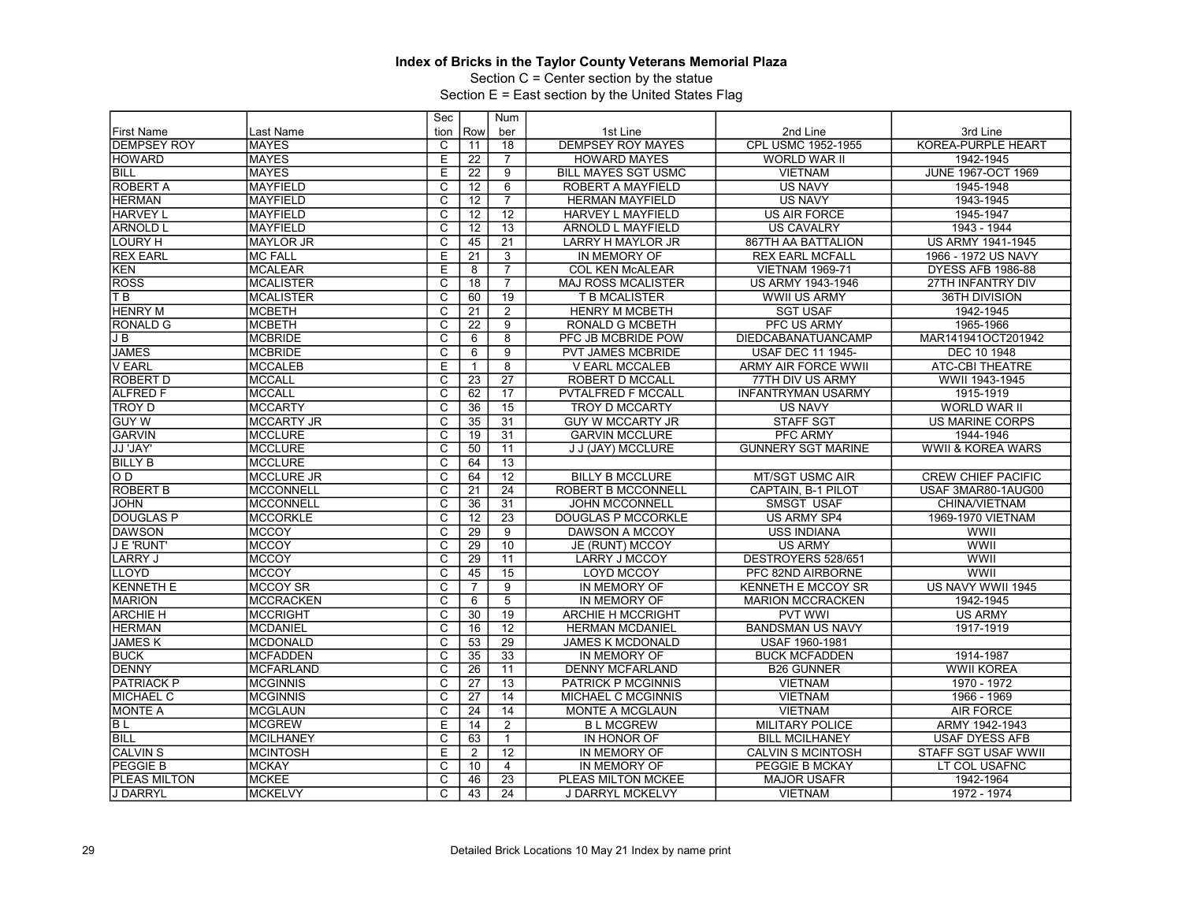**Index of Bricks in the Taylor County Veterans Memorial Plaza**

Section C = Center section by the statue

Section E = East section by the United States Flag

| First Name | Last Name | Section | Row | Number | 1st Line | 2nd Line | 3rd Line |
|---|---|---|---|---|---|---|---|
| DEMPSEY ROY | MAYES | C | 11 | 18 | DEMPSEY ROY MAYES | CPL USMC 1952-1955 | KOREA-PURPLE HEART |
| HOWARD | MAYES | E | 22 | 7 | HOWARD MAYES | WORLD WAR II | 1942-1945 |
| BILL | MAYES | E | 22 | 9 | BILL MAYES SGT USMC | VIETNAM | JUNE 1967-OCT 1969 |
| ROBERT A | MAYFIELD | C | 12 | 6 | ROBERT A MAYFIELD | US NAVY | 1945-1948 |
| HERMAN | MAYFIELD | C | 12 | 7 | HERMAN MAYFIELD | US NAVY | 1943-1945 |
| HARVEY L | MAYFIELD | C | 12 | 12 | HARVEY L MAYFIELD | US AIR FORCE | 1945-1947 |
| ARNOLD L | MAYFIELD | C | 12 | 13 | ARNOLD L MAYFIELD | US CAVALRY | 1943 - 1944 |
| LOURY H | MAYLOR JR | C | 45 | 21 | LARRY H MAYLOR JR | 867TH AA BATTALION | US ARMY 1941-1945 |
| REX EARL | MC FALL | E | 21 | 3 | IN MEMORY OF | REX EARL MCFALL | 1966 - 1972 US NAVY |
| KEN | MCALEAR | E | 8 | 7 | COL KEN McALEAR | VIETNAM 1969-71 | DYESS AFB 1986-88 |
| ROSS | MCALISTER | C | 18 | 7 | MAJ ROSS MCALISTER | US ARMY 1943-1946 | 27TH INFANTRY DIV |
| T B | MCALISTER | C | 60 | 19 | T B MCALISTER | WWII US ARMY | 36TH DIVISION |
| HENRY M | MCBETH | C | 21 | 2 | HENRY M MCBETH | SGT USAF | 1942-1945 |
| RONALD G | MCBETH | C | 22 | 9 | RONALD G MCBETH | PFC US ARMY | 1965-1966 |
| J B | MCBRIDE | C | 6 | 8 | PFC JB MCBRIDE POW | DIEDCABANATUANCAMP | MAR141941OCT201942 |
| JAMES | MCBRIDE | C | 6 | 9 | PVT JAMES MCBRIDE | USAF DEC 11 1945- | DEC 10 1948 |
| V EARL | MCCALEB | E | 1 | 8 | V EARL MCCALEB | ARMY AIR FORCE WWII | ATC-CBI THEATRE |
| ROBERT D | MCCALL | C | 23 | 27 | ROBERT D MCCALL | 77TH DIV US ARMY | WWII 1943-1945 |
| ALFRED F | MCCALL | C | 62 | 17 | PVTALFRED F MCCALL | INFANTRYMAN USARMY | 1915-1919 |
| TROY D | MCCARTY | C | 36 | 15 | TROY D MCCARTY | US NAVY | WORLD WAR II |
| GUY W | MCCARTY JR | C | 35 | 31 | GUY W MCCARTY JR | STAFF SGT | US MARINE CORPS |
| GARVIN | MCCLURE | C | 19 | 31 | GARVIN MCCLURE | PFC ARMY | 1944-1946 |
| JJ 'JAY' | MCCLURE | C | 50 | 11 | J J (JAY) MCCLURE | GUNNERY SGT MARINE | WWII & KOREA WARS |
| BILLY B | MCCLURE | C | 64 | 13 | | | |
| O D | MCCLURE JR | C | 64 | 12 | BILLY B MCCLURE | MT/SGT USMC AIR | CREW CHIEF PACIFIC |
| ROBERT B | MCCONNELL | C | 21 | 24 | ROBERT B MCCONNELL | CAPTAIN, B-1 PILOT | USAF 3MAR80-1AUG00 |
| JOHN | MCCONNELL | C | 36 | 31 | JOHN MCCONNELL | SMSGT USAF | CHINA/VIETNAM |
| DOUGLAS P | MCCORKLE | C | 12 | 23 | DOUGLAS P MCCORKLE | US ARMY SP4 | 1969-1970 VIETNAM |
| DAWSON | MCCOY | C | 29 | 9 | DAWSON A MCCOY | USS INDIANA | WWII |
| J E 'RUNT' | MCCOY | C | 29 | 10 | JE (RUNT) MCCOY | US ARMY | WWII |
| LARRY J | MCCOY | C | 29 | 11 | LARRY J MCCOY | DESTROYERS 528/651 | WWII |
| LLOYD | MCCOY | C | 45 | 15 | LOYD MCCOY | PFC 82ND AIRBORNE | WWII |
| KENNETH E | MCCOY SR | C | 7 | 9 | IN MEMORY OF | KENNETH E MCCOY SR | US NAVY WWII 1945 |
| MARION | MCCRACKEN | C | 6 | 5 | IN MEMORY OF | MARION MCCRACKEN | 1942-1945 |
| ARCHIE H | MCCRIGHT | C | 30 | 19 | ARCHIE H MCCRIGHT | PVT WWI | US ARMY |
| HERMAN | MCDANIEL | C | 16 | 12 | HERMAN MCDANIEL | BANDSMAN US NAVY | 1917-1919 |
| JAMES K | MCDONALD | C | 53 | 29 | JAMES K MCDONALD | USAF 1960-1981 | |
| BUCK | MCFADDEN | C | 35 | 33 | IN MEMORY OF | BUCK MCFADDEN | 1914-1987 |
| DENNY | MCFARLAND | C | 26 | 11 | DENNY MCFARLAND | B26 GUNNER | WWII KOREA |
| PATRIACK P | MCGINNIS | C | 27 | 13 | PATRICK P MCGINNIS | VIETNAM | 1970 - 1972 |
| MICHAEL C | MCGINNIS | C | 27 | 14 | MICHAEL C MCGINNIS | VIETNAM | 1966 - 1969 |
| MONTE A | MCGLAUN | C | 24 | 14 | MONTE A MCGLAUN | VIETNAM | AIR FORCE |
| B L | MCGREW | E | 14 | 2 | B L MCGREW | MILITARY POLICE | ARMY 1942-1943 |
| BILL | MCILHANEY | C | 63 | 1 | IN HONOR OF | BILL MCILHANEY | USAF DYESS AFB |
| CALVIN S | MCINTOSH | E | 2 | 12 | IN MEMORY OF | CALVIN S MCINTOSH | STAFF SGT USAF WWII |
| PEGGIE B | MCKAY | C | 10 | 4 | IN MEMORY OF | PEGGIE B MCKAY | LT COL USAFNC |
| PLEAS MILTON | MCKEE | C | 46 | 23 | PLEAS MILTON MCKEE | MAJOR USAFR | 1942-1964 |
| J DARRYL | MCKELVY | C | 43 | 24 | J DARRYL MCKELVY | VIETNAM | 1972 - 1974 |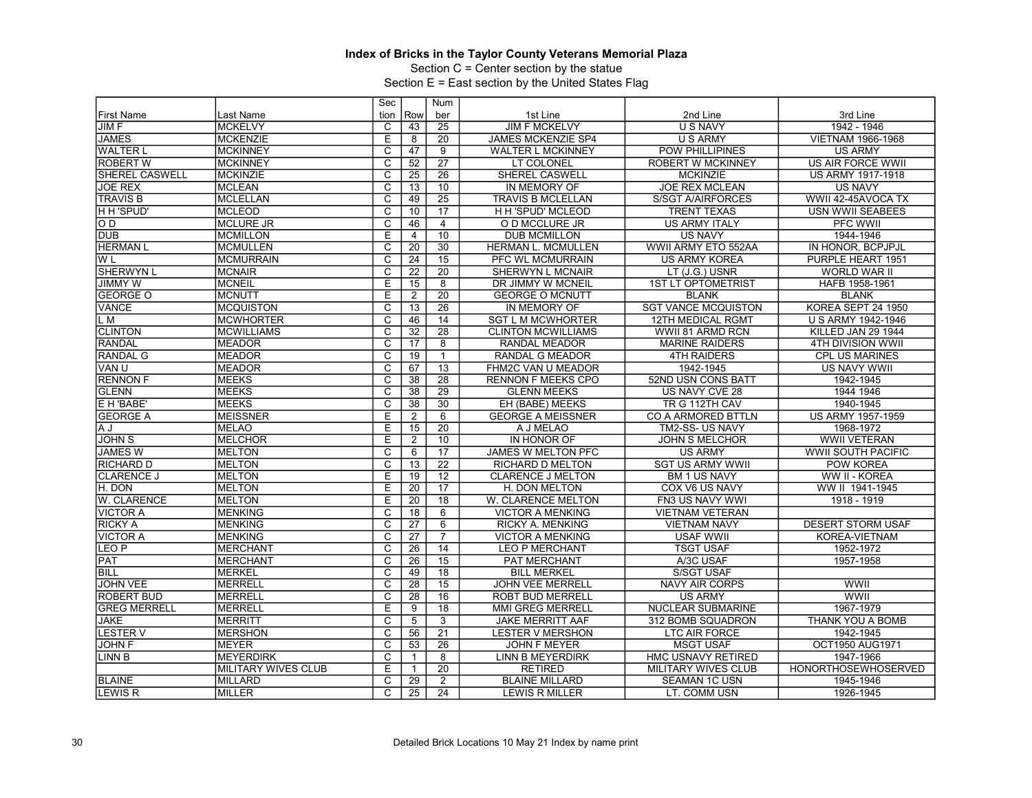**Index of Bricks in the Taylor County Veterans Memorial Plaza**

Section C = Center section by the statue

Section E = East section by the United States Flag

| First Name | Last Name | Section | Row | Number | 1st Line | 2nd Line | 3rd Line |
|---|---|---|---|---|---|---|---|
| JIM F | MCKELVY | C | 43 | 25 | JIM F MCKELVY | U S NAVY | 1942 - 1946 |
| JAMES | MCKENZIE | E | 8 | 20 | JAMES MCKENZIE SP4 | U S ARMY | VIETNAM 1966-1968 |
| WALTER L | MCKINNEY | C | 47 | 9 | WALTER L MCKINNEY | POW PHILLIPINES | US ARMY |
| ROBERT W | MCKINNEY | C | 52 | 27 | LT COLONEL | ROBERT W MCKINNEY | US AIR FORCE WWII |
| SHEREL CASWELL | MCKINZIE | C | 25 | 26 | SHEREL CASWELL | MCKINZIE | US ARMY 1917-1918 |
| JOE REX | MCLEAN | C | 13 | 10 | IN MEMORY OF | JOE REX MCLEAN | US NAVY |
| TRAVIS B | MCLELLAN | C | 49 | 25 | TRAVIS B MCLELLAN | S/SGT A/AIRFORCES | WWII 42-45AVOCA TX |
| H H 'SPUD' | MCLEOD | C | 10 | 17 | H H 'SPUD' MCLEOD | TRENT TEXAS | USN WWII SEABEES |
| O D | MCLURE JR | C | 46 | 4 | O D MCCLURE JR | US ARMY ITALY | PFC WWII |
| DUB | MCMILLON | E | 4 | 10 | DUB MCMILLON | US NAVY | 1944-1946 |
| HERMAN L | MCMULLEN | C | 20 | 30 | HERMAN L. MCMULLEN | WWII ARMY ETO 552AA | IN HONOR, BCPJPJL |
| W L | MCMURRAIN | C | 24 | 15 | PFC WL MCMURRAIN | US ARMY KOREA | PURPLE HEART 1951 |
| SHERWYN L | MCNAIR | C | 22 | 20 | SHERWYN L MCNAIR | LT (J.G.) USNR | WORLD WAR II |
| JIMMY W | MCNEIL | E | 15 | 8 | DR JIMMY W MCNEIL | 1ST LT OPTOMETRIST | HAFB 1958-1961 |
| GEORGE O | MCNUTT | E | 2 | 20 | GEORGE O MCNUTT | BLANK | BLANK |
| VANCE | MCQUISTON | C | 13 | 26 | IN MEMORY OF | SGT VANCE MCQUISTON | KOREA SEPT 24 1950 |
| L M | MCWHORTER | C | 46 | 14 | SGT L M MCWHORTER | 12TH MEDICAL RGMT | U S ARMY 1942-1946 |
| CLINTON | MCWILLIAMS | C | 32 | 28 | CLINTON MCWILLIAMS | WWII 81 ARMD RCN | KILLED JAN 29 1944 |
| RANDAL | MEADOR | C | 17 | 8 | RANDAL MEADOR | MARINE RAIDERS | 4TH DIVISION WWII |
| RANDAL G | MEADOR | C | 19 | 1 | RANDAL G MEADOR | 4TH RAIDERS | CPL US MARINES |
| VAN U | MEADOR | C | 67 | 13 | FHM2C VAN U MEADOR | 1942-1945 | US NAVY WWII |
| RENNON F | MEEKS | C | 38 | 28 | RENNON F MEEKS CPO | 52ND USN CONS BATT | 1942-1945 |
| GLENN | MEEKS | C | 38 | 29 | GLENN MEEKS | US NAVY CVE 28 | 1944 1946 |
| E H 'BABE' | MEEKS | C | 38 | 30 | EH (BABE) MEEKS | TR G 112TH CAV | 1940-1945 |
| GEORGE A | MEISSNER | E | 2 | 6 | GEORGE A MEISSNER | CO A ARMORED BTTLN | US ARMY 1957-1959 |
| A J | MELAO | E | 15 | 20 | A J MELAO | TM2-SS- US NAVY | 1968-1972 |
| JOHN S | MELCHOR | E | 2 | 10 | IN HONOR OF | JOHN S MELCHOR | WWII VETERAN |
| JAMES W | MELTON | C | 6 | 17 | JAMES W MELTON PFC | US ARMY | WWII SOUTH PACIFIC |
| RICHARD D | MELTON | C | 13 | 22 | RICHARD D MELTON | SGT US ARMY WWII | POW KOREA |
| CLARENCE J | MELTON | E | 19 | 12 | CLARENCE J MELTON | BM 1 US NAVY | WW II - KOREA |
| H. DON | MELTON | E | 20 | 17 | H. DON MELTON | COX V6 US NAVY | WW II 1941-1945 |
| W. CLARENCE | MELTON | E | 20 | 18 | W. CLARENCE MELTON | FN3 US NAVY WWI | 1918 - 1919 |
| VICTOR A | MENKING | C | 18 | 6 | VICTOR A MENKING | VIETNAM VETERAN | |
| RICKY A | MENKING | C | 27 | 6 | RICKY A. MENKING | VIETNAM NAVY | DESERT STORM USAF |
| VICTOR A | MENKING | C | 27 | 7 | VICTOR A MENKING | USAF WWII | KOREA-VIETNAM |
| LEO P | MERCHANT | C | 26 | 14 | LEO P MERCHANT | TSGT USAF | 1952-1972 |
| PAT | MERCHANT | C | 26 | 15 | PAT MERCHANT | A/3C USAF | 1957-1958 |
| BILL | MERKEL | C | 49 | 18 | BILL MERKEL | S/SGT USAF | |
| JOHN VEE | MERRELL | C | 28 | 15 | JOHN VEE MERRELL | NAVY AIR CORPS | WWII |
| ROBERT BUD | MERRELL | C | 28 | 16 | ROBT BUD MERRELL | US ARMY | WWII |
| GREG MERRELL | MERRELL | E | 9 | 18 | MMI GREG MERRELL | NUCLEAR SUBMARINE | 1967-1979 |
| JAKE | MERRITT | C | 5 | 3 | JAKE MERRITT AAF | 312 BOMB SQUADRON | THANK YOU A BOMB |
| LESTER V | MERSHON | C | 56 | 21 | LESTER V MERSHON | LTC AIR FORCE | 1942-1945 |
| JOHN F | MEYER | C | 53 | 26 | JOHN F MEYER | MSGT USAF | OCT1950 AUG1971 |
| LINN B | MEYERDIRK | C | 1 | 8 | LINN B MEYERDIRK | HMC USNAVY RETIRED | 1947-1966 |
| | MILITARY WIVES CLUB | E | 1 | 20 | RETIRED | MILITARY WIVES CLUB | HONORTHOSEWHOSERVED |
| BLAINE | MILLARD | C | 29 | 2 | BLAINE MILLARD | SEAMAN 1C USN | 1945-1946 |
| LEWIS R | MILLER | C | 25 | 24 | LEWIS R MILLER | LT. COMM USN | 1926-1945 |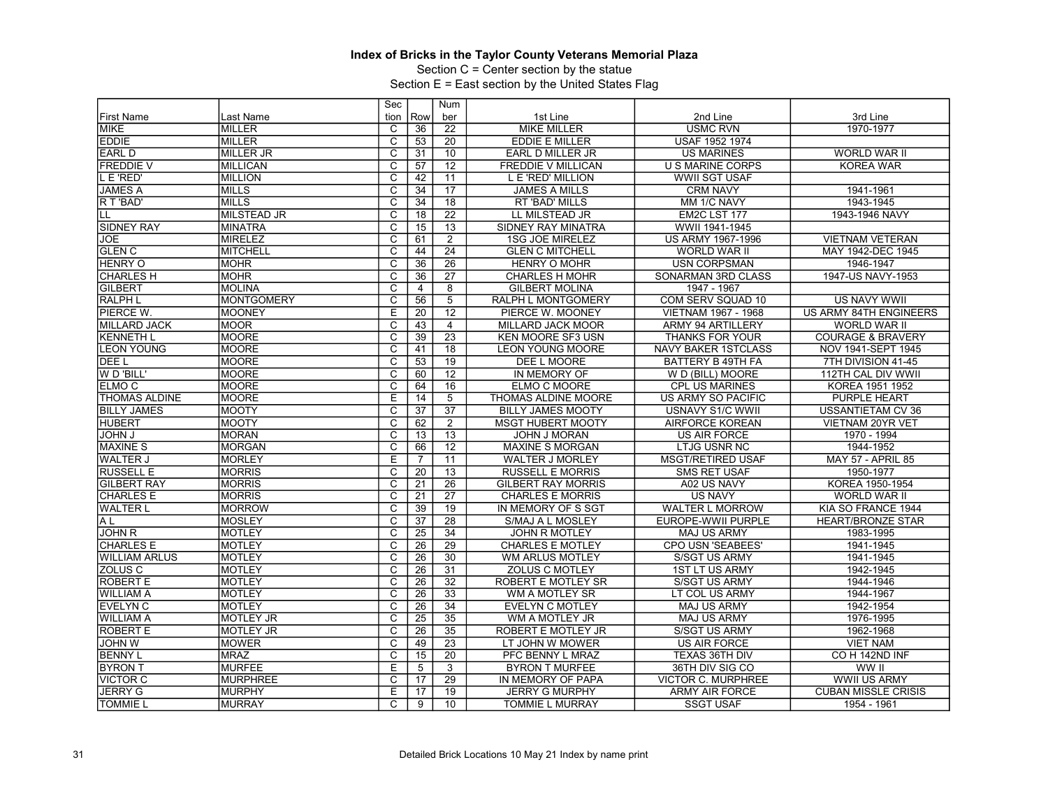**Index of Bricks in the Taylor County Veterans Memorial Plaza**

Section C = Center section by the statue

Section E = East section by the United States Flag

| First Name | Last Name | Section | Row | Number | 1st Line | 2nd Line | 3rd Line |
|---|---|---|---|---|---|---|---|
| MIKE | MILLER | C | 36 | 22 | MIKE MILLER | USMC RVN | 1970-1977 |
| EDDIE | MILLER | C | 53 | 20 | EDDIE E MILLER | USAF 1952 1974 | |
| EARL D | MILLER JR | C | 31 | 10 | EARL D MILLER JR | US MARINES | WORLD WAR II |
| FREDDIE V | MILLICAN | C | 57 | 12 | FREDDIE V MILLICAN | U S MARINE CORPS | KOREA WAR |
| L E 'RED' | MILLION | C | 42 | 11 | L E 'RED' MILLION | WWII SGT USAF | |
| JAMES A | MILLS | C | 34 | 17 | JAMES A MILLS | CRM NAVY | 1941-1961 |
| R T 'BAD' | MILLS | C | 34 | 18 | RT 'BAD' MILLS | MM 1/C NAVY | 1943-1945 |
| LL | MILSTEAD JR | C | 18 | 22 | LL MILSTEAD JR | EM2C LST 177 | 1943-1946 NAVY |
| SIDNEY RAY | MINATRA | C | 15 | 13 | SIDNEY RAY MINATRA | WWII 1941-1945 | |
| JOE | MIRELEZ | C | 61 | 2 | 1SG JOE MIRELEZ | US ARMY 1967-1996 | VIETNAM VETERAN |
| GLEN C | MITCHELL | C | 44 | 24 | GLEN C MITCHELL | WORLD WAR II | MAY 1942-DEC 1945 |
| HENRY O | MOHR | C | 36 | 26 | HENRY O MOHR | USN CORPSMAN | 1946-1947 |
| CHARLES H | MOHR | C | 36 | 27 | CHARLES H MOHR | SONARMAN 3RD CLASS | 1947-US NAVY-1953 |
| GILBERT | MOLINA | C | 4 | 8 | GILBERT MOLINA | 1947 - 1967 | |
| RALPH L | MONTGOMERY | C | 56 | 5 | RALPH L MONTGOMERY | COM SERV SQUAD 10 | US NAVY WWII |
| PIERCE W. | MOONEY | E | 20 | 12 | PIERCE W. MOONEY | VIETNAM 1967 - 1968 | US ARMY 84TH ENGINEERS |
| MILLARD JACK | MOOR | C | 43 | 4 | MILLARD JACK MOOR | ARMY 94 ARTILLERY | WORLD WAR II |
| KENNETH L | MOORE | C | 39 | 23 | KEN MOORE SF3 USN | THANKS FOR YOUR | COURAGE & BRAVERY |
| LEON YOUNG | MOORE | C | 41 | 18 | LEON YOUNG MOORE | NAVY BAKER 1STCLASS | NOV 1941-SEPT 1945 |
| DEE L | MOORE | C | 53 | 19 | DEE L MOORE | BATTERY B 49TH FA | 7TH DIVISION 41-45 |
| W D 'BILL' | MOORE | C | 60 | 12 | IN MEMORY OF | W D (BILL) MOORE | 112TH CAL DIV WWII |
| ELMO C | MOORE | C | 64 | 16 | ELMO C MOORE | CPL US MARINES | KOREA 1951 1952 |
| THOMAS ALDINE | MOORE | E | 14 | 5 | THOMAS ALDINE MOORE | US ARMY SO PACIFIC | PURPLE HEART |
| BILLY JAMES | MOOTY | C | 37 | 37 | BILLY JAMES MOOTY | USNAVY S1/C WWII | USSANTIETAM CV 36 |
| HUBERT | MOOTY | C | 62 | 2 | MSGT HUBERT MOOTY | AIRFORCE KOREAN | VIETNAM 20YR VET |
| JOHN J | MORAN | C | 13 | 13 | JOHN J MORAN | US AIR FORCE | 1970 - 1994 |
| MAXINE S | MORGAN | C | 66 | 12 | MAXINE S MORGAN | LTJG USNR NC | 1944-1952 |
| WALTER J | MORLEY | E | 7 | 11 | WALTER J MORLEY | MSGT/RETIRED USAF | MAY 57 - APRIL 85 |
| RUSSELL E | MORRIS | C | 20 | 13 | RUSSELL E MORRIS | SMS RET USAF | 1950-1977 |
| GILBERT RAY | MORRIS | C | 21 | 26 | GILBERT RAY MORRIS | A02 US NAVY | KOREA 1950-1954 |
| CHARLES E | MORRIS | C | 21 | 27 | CHARLES E MORRIS | US NAVY | WORLD WAR II |
| WALTER L | MORROW | C | 39 | 19 | IN MEMORY OF S SGT | WALTER L MORROW | KIA SO FRANCE 1944 |
| A L | MOSLEY | C | 37 | 28 | S/MAJ A L MOSLEY | EUROPE-WWII PURPLE | HEART/BRONZE STAR |
| JOHN R | MOTLEY | C | 25 | 34 | JOHN R MOTLEY | MAJ US ARMY | 1983-1995 |
| CHARLES E | MOTLEY | C | 26 | 29 | CHARLES E MOTLEY | CPO USN 'SEABEES' | 1941-1945 |
| WILLIAM ARLUS | MOTLEY | C | 26 | 30 | WM ARLUS MOTLEY | S/SGT US ARMY | 1941-1945 |
| ZOLUS C | MOTLEY | C | 26 | 31 | ZOLUS C MOTLEY | 1ST LT US ARMY | 1942-1945 |
| ROBERT E | MOTLEY | C | 26 | 32 | ROBERT E MOTLEY SR | S/SGT US ARMY | 1944-1946 |
| WILLIAM A | MOTLEY | C | 26 | 33 | WM A MOTLEY SR | LT COL US ARMY | 1944-1967 |
| EVELYN C | MOTLEY | C | 26 | 34 | EVELYN C MOTLEY | MAJ US ARMY | 1942-1954 |
| WILLIAM A | MOTLEY JR | C | 25 | 35 | WM A MOTLEY JR | MAJ US ARMY | 1976-1995 |
| ROBERT E | MOTLEY JR | C | 26 | 35 | ROBERT E MOTLEY JR | S/SGT US ARMY | 1962-1968 |
| JOHN W | MOWER | C | 49 | 23 | LT JOHN W MOWER | US AIR FORCE | VIET NAM |
| BENNY L | MRAZ | C | 15 | 20 | PFC BENNY L MRAZ | TEXAS 36TH DIV | CO H 142ND INF |
| BYRON T | MURFEE | E | 5 | 3 | BYRON T MURFEE | 36TH DIV SIG CO | WW II |
| VICTOR C | MURPHREE | C | 17 | 29 | IN MEMORY OF PAPA | VICTOR C. MURPHREE | WWII US ARMY |
| JERRY G | MURPHY | E | 17 | 19 | JERRY G MURPHY | ARMY AIR FORCE | CUBAN MISSLE CRISIS |
| TOMMIE L | MURRAY | C | 9 | 10 | TOMMIE L MURRAY | SSGT USAF | 1954 - 1961 |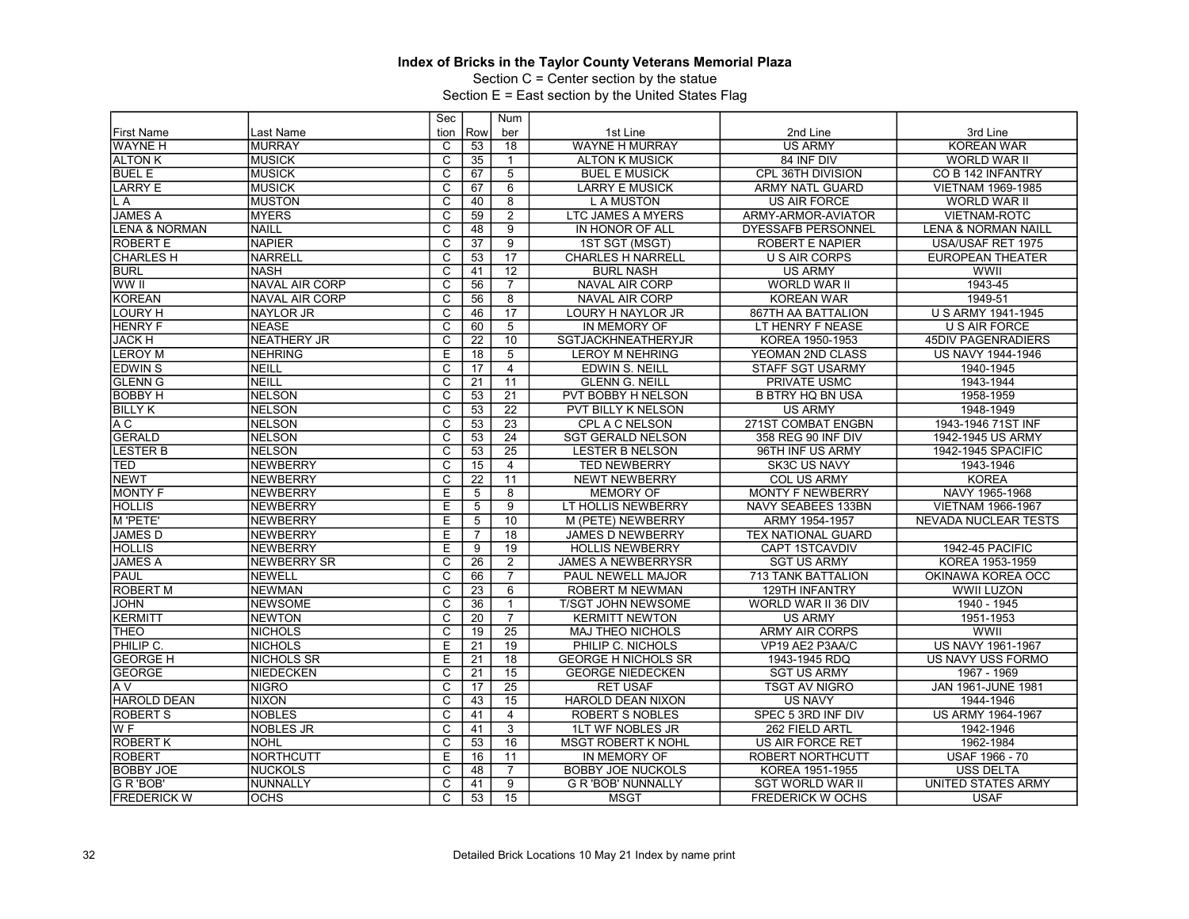**Index of Bricks in the Taylor County Veterans Memorial Plaza**

Section C = Center section by the statue

Section E = East section by the United States Flag

| First Name | Last Name | Section | Row | Number | 1st Line | 2nd Line | 3rd Line |
|---|---|---|---|---|---|---|---|
| WAYNE H | MURRAY | C | 53 | 18 | WAYNE H MURRAY | US ARMY | KOREAN WAR |
| ALTON K | MUSICK | C | 35 | 1 | ALTON K MUSICK | 84 INF DIV | WORLD WAR II |
| BUEL E | MUSICK | C | 67 | 5 | BUEL E MUSICK | CPL 36TH DIVISION | CO B 142 INFANTRY |
| LARRY E | MUSICK | C | 67 | 6 | LARRY E MUSICK | ARMY NATL GUARD | VIETNAM 1969-1985 |
| L A | MUSTON | C | 40 | 8 | L A MUSTON | US AIR FORCE | WORLD WAR II |
| JAMES A | MYERS | C | 59 | 2 | LTC JAMES A MYERS | ARMY-ARMOR-AVIATOR | VIETNAM-ROTC |
| LENA & NORMAN | NAILL | C | 48 | 9 | IN HONOR OF ALL | DYESSAFB PERSONNEL | LENA & NORMAN NAILL |
| ROBERT E | NAPIER | C | 37 | 9 | 1ST SGT (MSGT) | ROBERT E NAPIER | USA/USAF RET 1975 |
| CHARLES H | NARRELL | C | 53 | 17 | CHARLES H NARRELL | U S AIR CORPS | EUROPEAN THEATER |
| BURL | NASH | C | 41 | 12 | BURL NASH | US ARMY | WWII |
| WW II | NAVAL AIR CORP | C | 56 | 7 | NAVAL AIR CORP | WORLD WAR II | 1943-45 |
| KOREAN | NAVAL AIR CORP | C | 56 | 8 | NAVAL AIR CORP | KOREAN WAR | 1949-51 |
| LOURY H | NAYLOR JR | C | 46 | 17 | LOURY H NAYLOR JR | 867TH AA BATTALION | U S ARMY 1941-1945 |
| HENRY F | NEASE | C | 60 | 5 | IN MEMORY OF | LT HENRY F NEASE | U S AIR FORCE |
| JACK H | NEATHERY JR | C | 22 | 10 | SGTJACKHNEATHERYJR | KOREA 1950-1953 | 45DIV PAGENRADIERS |
| LEROY M | NEHRING | E | 18 | 5 | LEROY M NEHRING | YEOMAN 2ND CLASS | US NAVY 1944-1946 |
| EDWIN S | NEILL | C | 17 | 4 | EDWIN S. NEILL | STAFF SGT USARMY | 1940-1945 |
| GLENN G | NEILL | C | 21 | 11 | GLENN G. NEILL | PRIVATE USMC | 1943-1944 |
| BOBBY H | NELSON | C | 53 | 21 | PVT BOBBY H NELSON | B BTRY HQ BN USA | 1958-1959 |
| BILLY K | NELSON | C | 53 | 22 | PVT BILLY K NELSON | US ARMY | 1948-1949 |
| A C | NELSON | C | 53 | 23 | CPL A C NELSON | 271ST COMBAT ENGBN | 1943-1946 71ST INF |
| GERALD | NELSON | C | 53 | 24 | SGT GERALD NELSON | 358 REG 90 INF DIV | 1942-1945 US ARMY |
| LESTER B | NELSON | C | 53 | 25 | LESTER B NELSON | 96TH INF US ARMY | 1942-1945 SPACIFIC |
| TED | NEWBERRY | C | 15 | 4 | TED NEWBERRY | SK3C US NAVY | 1943-1946 |
| NEWT | NEWBERRY | C | 22 | 11 | NEWT NEWBERRY | COL US ARMY | KOREA |
| MONTY F | NEWBERRY | E | 5 | 8 | MEMORY OF | MONTY F NEWBERRY | NAVY 1965-1968 |
| HOLLIS | NEWBERRY | E | 5 | 9 | LT HOLLIS NEWBERRY | NAVY SEABEES 133BN | VIETNAM 1966-1967 |
| M 'PETE' | NEWBERRY | E | 5 | 10 | M (PETE) NEWBERRY | ARMY 1954-1957 | NEVADA NUCLEAR TESTS |
| JAMES D | NEWBERRY | E | 7 | 18 | JAMES D NEWBERRY | TEX NATIONAL GUARD | |
| HOLLIS | NEWBERRY | E | 9 | 19 | HOLLIS NEWBERRY | CAPT 1STCAVDIV | 1942-45 PACIFIC |
| JAMES A | NEWBERRY SR | C | 26 | 2 | JAMES A NEWBERRYSR | SGT US ARMY | KOREA 1953-1959 |
| PAUL | NEWELL | C | 66 | 7 | PAUL NEWELL MAJOR | 713 TANK BATTALION | OKINAWA KOREA OCC |
| ROBERT M | NEWMAN | C | 23 | 6 | ROBERT M NEWMAN | 129TH INFANTRY | WWII LUZON |
| JOHN | NEWSOME | C | 36 | 1 | T/SGT JOHN NEWSOME | WORLD WAR II 36 DIV | 1940 - 1945 |
| KERMITT | NEWTON | C | 20 | 7 | KERMITT NEWTON | US ARMY | 1951-1953 |
| THEO | NICHOLS | C | 19 | 25 | MAJ THEO NICHOLS | ARMY AIR CORPS | WWII |
| PHILIP C. | NICHOLS | E | 21 | 19 | PHILIP C. NICHOLS | VP19 AE2 P3AA/C | US NAVY 1961-1967 |
| GEORGE H | NICHOLS SR | E | 21 | 18 | GEORGE H NICHOLS SR | 1943-1945 RDQ | US NAVY USS FORMO |
| GEORGE | NIEDECKEN | C | 21 | 15 | GEORGE NIEDECKEN | SGT US ARMY | 1967 - 1969 |
| A V | NIGRO | C | 17 | 25 | RET USAF | TSGT AV NIGRO | JAN 1961-JUNE 1981 |
| HAROLD DEAN | NIXON | C | 43 | 15 | HAROLD DEAN NIXON | US NAVY | 1944-1946 |
| ROBERT S | NOBLES | C | 41 | 4 | ROBERT S NOBLES | SPEC 5 3RD INF DIV | US ARMY 1964-1967 |
| W F | NOBLES JR | C | 41 | 3 | 1LT WF NOBLES JR | 262 FIELD ARTL | 1942-1946 |
| ROBERT K | NOHL | C | 53 | 16 | MSGT ROBERT K NOHL | US AIR FORCE RET | 1962-1984 |
| ROBERT | NORTHCUTT | E | 16 | 11 | IN MEMORY OF | ROBERT NORTHCUTT | USAF 1966 - 70 |
| BOBBY JOE | NUCKOLS | C | 48 | 7 | BOBBY JOE NUCKOLS | KOREA 1951-1955 | USS DELTA |
| G R 'BOB' | NUNNALLY | C | 41 | 9 | G R 'BOB' NUNNALLY | SGT WORLD WAR II | UNITED STATES ARMY |
| FREDERICK W | OCHS | C | 53 | 15 | MSGT | FREDERICK W OCHS | USAF |

Detailed Brick Locations 10 May 21 Index by name print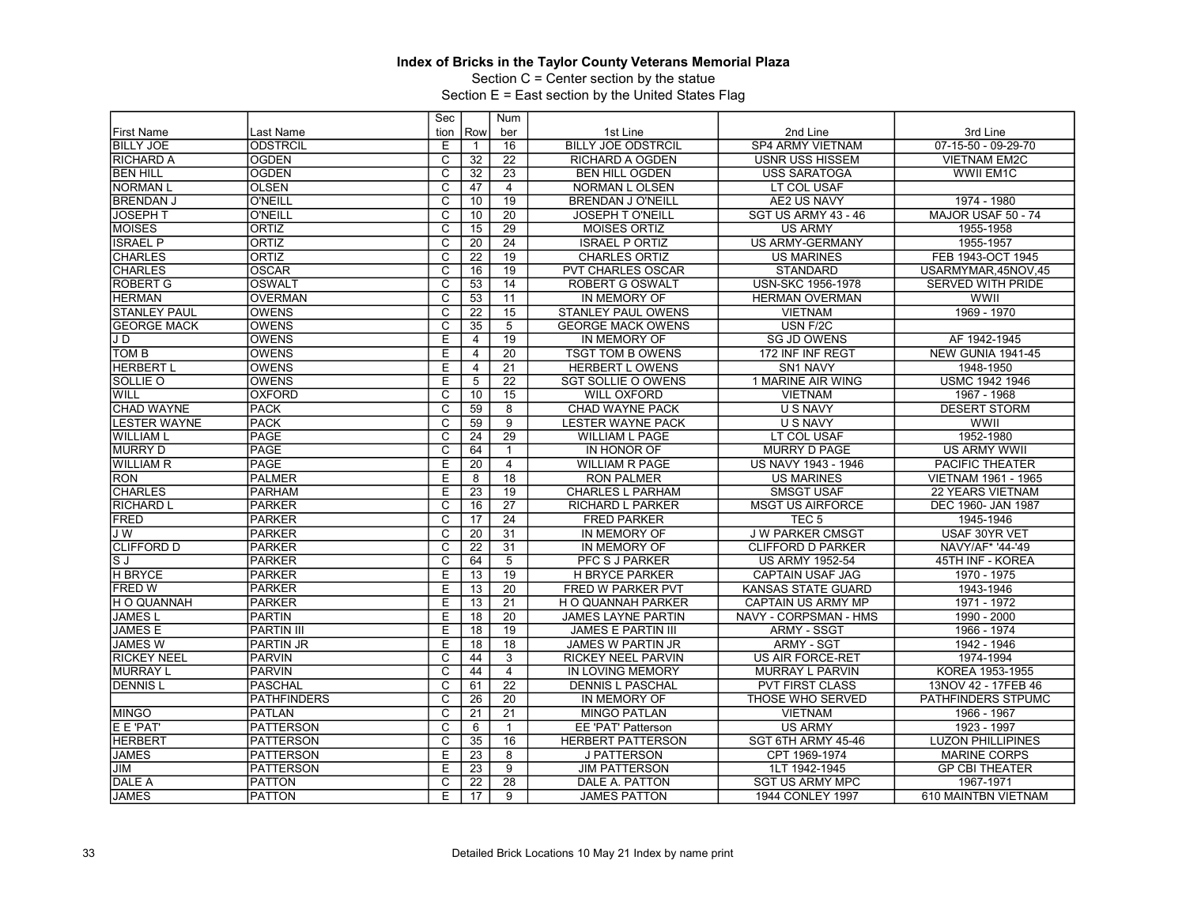**Index of Bricks in the Taylor County Veterans Memorial Plaza**

Section C = Center section by the statue

Section E = East section by the United States Flag

| First Name | Last Name | Section | Row | Number | 1st Line | 2nd Line | 3rd Line |
|---|---|---|---|---|---|---|---|
| BILLY JOE | ODSTRCIL | E | 1 | 16 | BILLY JOE ODSTRCIL | SP4 ARMY VIETNAM | 07-15-50 - 09-29-70 |
| RICHARD A | OGDEN | C | 32 | 22 | RICHARD A OGDEN | USNR USS HISSEM | VIETNAM EM2C |
| BEN HILL | OGDEN | C | 32 | 23 | BEN HILL OGDEN | USS SARATOGA | WWII EM1C |
| NORMAN L | OLSEN | C | 47 | 4 | NORMAN L OLSEN | LT COL USAF | |
| BRENDAN J | O'NEILL | C | 10 | 19 | BRENDAN J O'NEILL | AE2 US NAVY | 1974 - 1980 |
| JOSEPH T | O'NEILL | C | 10 | 20 | JOSEPH T O'NEILL | SGT US ARMY 43 - 46 | MAJOR USAF 50 - 74 |
| MOISES | ORTIZ | C | 15 | 29 | MOISES ORTIZ | US ARMY | 1955-1958 |
| ISRAEL P | ORTIZ | C | 20 | 24 | ISRAEL P ORTIZ | US ARMY-GERMANY | 1955-1957 |
| CHARLES | ORTIZ | C | 22 | 19 | CHARLES ORTIZ | US MARINES | FEB 1943-OCT 1945 |
| CHARLES | OSCAR | C | 16 | 19 | PVT CHARLES OSCAR | STANDARD | USARMYMAR,45NOV,45 |
| ROBERT G | OSWALT | C | 53 | 14 | ROBERT G OSWALT | USN-SKC 1956-1978 | SERVED WITH PRIDE |
| HERMAN | OVERMAN | C | 53 | 11 | IN MEMORY OF | HERMAN OVERMAN | WWII |
| STANLEY PAUL | OWENS | C | 22 | 15 | STANLEY PAUL OWENS | VIETNAM | 1969 - 1970 |
| GEORGE MACK | OWENS | C | 35 | 5 | GEORGE MACK OWENS | USN F/2C | |
| J D | OWENS | E | 4 | 19 | IN MEMORY OF | SG JD OWENS | AF 1942-1945 |
| TOM B | OWENS | E | 4 | 20 | TSGT TOM B OWENS | 172 INF INF REGT | NEW GUNIA 1941-45 |
| HERBERT L | OWENS | E | 4 | 21 | HERBERT L OWENS | SN1 NAVY | 1948-1950 |
| SOLLIE O | OWENS | E | 5 | 22 | SGT SOLLIE O OWENS | 1 MARINE AIR WING | USMC 1942 1946 |
| WILL | OXFORD | C | 10 | 15 | WILL OXFORD | VIETNAM | 1967 - 1968 |
| CHAD WAYNE | PACK | C | 59 | 8 | CHAD WAYNE PACK | U S NAVY | DESERT STORM |
| LESTER WAYNE | PACK | C | 59 | 9 | LESTER WAYNE PACK | U S NAVY | WWII |
| WILLIAM L | PAGE | C | 24 | 29 | WILLIAM L PAGE | LT COL USAF | 1952-1980 |
| MURRY D | PAGE | C | 64 | 1 | IN HONOR OF | MURRY D PAGE | US ARMY WWII |
| WILLIAM R | PAGE | E | 20 | 4 | WILLIAM R PAGE | US NAVY 1943 - 1946 | PACIFIC THEATER |
| RON | PALMER | E | 8 | 18 | RON PALMER | US MARINES | VIETNAM 1961 - 1965 |
| CHARLES | PARHAM | E | 23 | 19 | CHARLES L PARHAM | SMSGT USAF | 22 YEARS VIETNAM |
| RICHARD L | PARKER | C | 16 | 27 | RICHARD L PARKER | MSGT US AIRFORCE | DEC 1960- JAN 1987 |
| FRED | PARKER | C | 17 | 24 | FRED PARKER | TEC 5 | 1945-1946 |
| J W | PARKER | C | 20 | 31 | IN MEMORY OF | J W PARKER CMSGT | USAF 30YR VET |
| CLIFFORD D | PARKER | C | 22 | 31 | IN MEMORY OF | CLIFFORD D PARKER | NAVY/AF* '44-'49 |
| S J | PARKER | C | 64 | 5 | PFC S J PARKER | US ARMY 1952-54 | 45TH INF - KOREA |
| H BRYCE | PARKER | E | 13 | 19 | H BRYCE PARKER | CAPTAIN USAF JAG | 1970 - 1975 |
| FRED W | PARKER | E | 13 | 20 | FRED W PARKER PVT | KANSAS STATE GUARD | 1943-1946 |
| H O QUANNAH | PARKER | E | 13 | 21 | H O QUANNAH PARKER | CAPTAIN US ARMY MP | 1971 - 1972 |
| JAMES L | PARTIN | E | 18 | 20 | JAMES LAYNE PARTIN | NAVY - CORPSMAN - HMS | 1990 - 2000 |
| JAMES E | PARTIN III | E | 18 | 19 | JAMES E PARTIN III | ARMY - SSGT | 1966 - 1974 |
| JAMES W | PARTIN JR | E | 18 | 18 | JAMES W PARTIN JR | ARMY - SGT | 1942 - 1946 |
| RICKEY NEEL | PARVIN | C | 44 | 3 | RICKEY NEEL PARVIN | US AIR FORCE-RET | 1974-1994 |
| MURRAY L | PARVIN | C | 44 | 4 | IN LOVING MEMORY | MURRAY L PARVIN | KOREA 1953-1955 |
| DENNIS L | PASCHAL | C | 61 | 22 | DENNIS L PASCHAL | PVT FIRST CLASS | 13NOV 42 - 17FEB 46 |
| | PATHFINDERS | C | 26 | 20 | IN MEMORY OF | THOSE WHO SERVED | PATHFINDERS STPUMC |
| MINGO | PATLAN | C | 21 | 21 | MINGO PATLAN | VIETNAM | 1966 - 1967 |
| E E 'PAT' | PATTERSON | C | 6 | 1 | EE 'PAT' Patterson | US ARMY | 1923 - 1997 |
| HERBERT | PATTERSON | C | 35 | 16 | HERBERT PATTERSON | SGT 6TH ARMY 45-46 | LUZON PHILLIPINES |
| JAMES | PATTERSON | E | 23 | 8 | J PATTERSON | CPT 1969-1974 | MARINE CORPS |
| JIM | PATTERSON | E | 23 | 9 | JIM PATTERSON | 1LT 1942-1945 | GP CBI THEATER |
| DALE A | PATTON | C | 22 | 28 | DALE A. PATTON | SGT US ARMY MPC | 1967-1971 |
| JAMES | PATTON | E | 17 | 9 | JAMES PATTON | 1944 CONLEY 1997 | 610 MAINTBN VIETNAM |

Detailed Brick Locations 10 May 21 Index by name print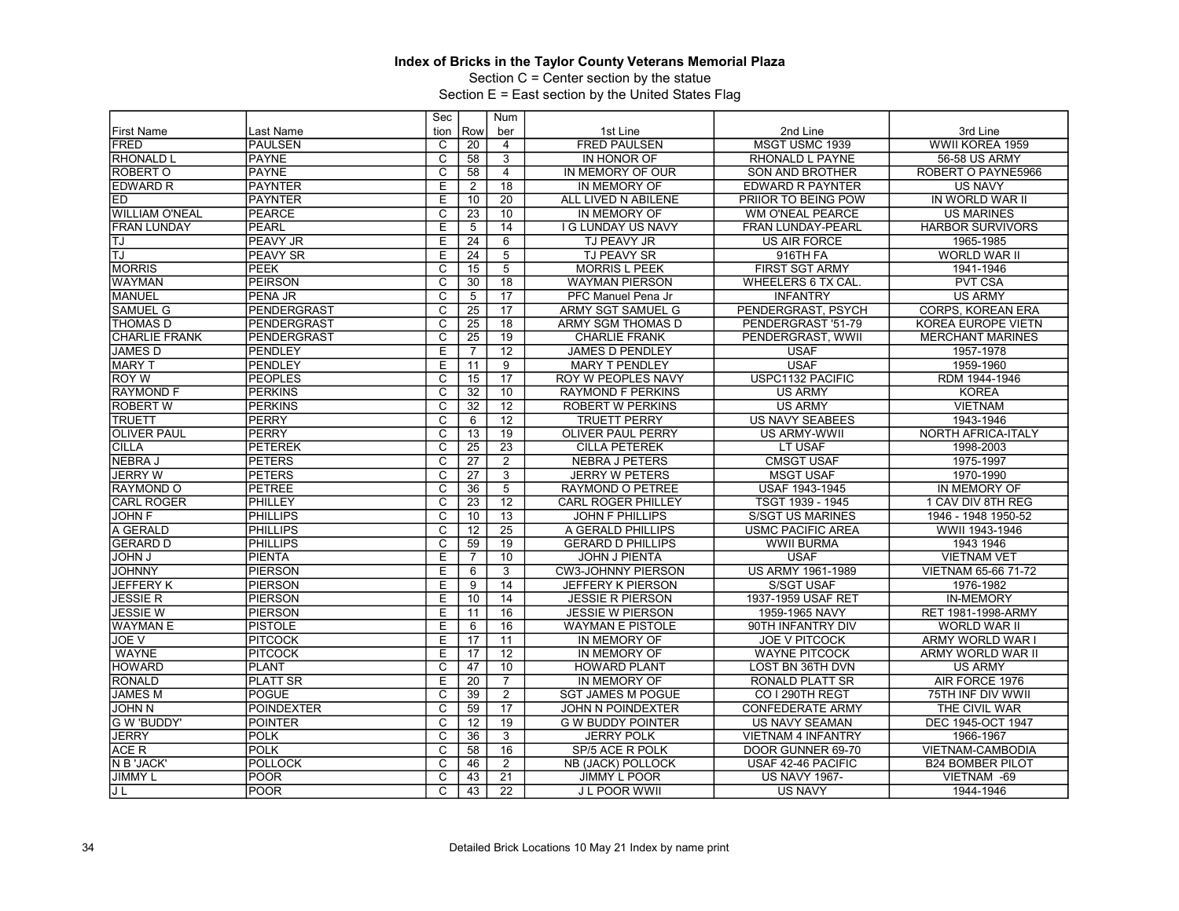**Index of Bricks in the Taylor County Veterans Memorial Plaza**

Section C = Center section by the statue

Section E = East section by the United States Flag

| First Name | Last Name | Section | Row | Number | 1st Line | 2nd Line | 3rd Line |
|---|---|---|---|---|---|---|---|
| FRED | PAULSEN | C | 20 | 4 | FRED PAULSEN | MSGT USMC 1939 | WWII KOREA 1959 |
| RHONALD L | PAYNE | C | 58 | 3 | IN HONOR OF | RHONALD L PAYNE | 56-58 US ARMY |
| ROBERT O | PAYNE | C | 58 | 4 | IN MEMORY OF OUR | SON AND BROTHER | ROBERT O PAYNE5966 |
| EDWARD R | PAYNTER | E | 2 | 18 | IN MEMORY OF | EDWARD R PAYNTER | US NAVY |
| ED | PAYNTER | E | 10 | 20 | ALL LIVED N ABILENE | PRIIOR TO BEING POW | IN WORLD WAR II |
| WILLIAM O'NEAL | PEARCE | C | 23 | 10 | IN MEMORY OF | WM O'NEAL PEARCE | US MARINES |
| FRAN LUNDAY | PEARL | E | 5 | 14 | I G LUNDAY US NAVY | FRAN LUNDAY-PEARL | HARBOR SURVIVORS |
| TJ | PEAVY JR | E | 24 | 6 | TJ PEAVY JR | US AIR FORCE | 1965-1985 |
| TJ | PEAVY SR | E | 24 | 5 | TJ PEAVY SR | 916TH FA | WORLD WAR II |
| MORRIS | PEEK | C | 15 | 5 | MORRIS L PEEK | FIRST SGT ARMY | 1941-1946 |
| WAYMAN | PEIRSON | C | 30 | 18 | WAYMAN PIERSON | WHEELERS 6 TX CAL. | PVT CSA |
| MANUEL | PENA JR | C | 5 | 17 | PFC Manuel Pena Jr | INFANTRY | US ARMY |
| SAMUEL G | PENDERGRAST | C | 25 | 17 | ARMY SGT SAMUEL G | PENDERGRAST, PSYCH | CORPS, KOREAN ERA |
| THOMAS D | PENDERGRAST | C | 25 | 18 | ARMY SGM THOMAS D | PENDERGRAST '51-79 | KOREA EUROPE VIETN |
| CHARLIE FRANK | PENDERGRAST | C | 25 | 19 | CHARLIE FRANK | PENDERGRAST, WWII | MERCHANT MARINES |
| JAMES D | PENDLEY | E | 7 | 12 | JAMES D PENDLEY | USAF | 1957-1978 |
| MARY T | PENDLEY | E | 11 | 9 | MARY T PENDLEY | USAF | 1959-1960 |
| ROY W | PEOPLES | C | 15 | 17 | ROY W PEOPLES NAVY | USPC1132 PACIFIC | RDM 1944-1946 |
| RAYMOND F | PERKINS | C | 32 | 10 | RAYMOND F PERKINS | US ARMY | KOREA |
| ROBERT W | PERKINS | C | 32 | 12 | ROBERT W PERKINS | US ARMY | VIETNAM |
| TRUETT | PERRY | C | 6 | 12 | TRUETT PERRY | US NAVY SEABEES | 1943-1946 |
| OLIVER PAUL | PERRY | C | 13 | 19 | OLIVER PAUL PERRY | US ARMY-WWII | NORTH AFRICA-ITALY |
| CILLA | PETEREK | C | 25 | 23 | CILLA PETEREK | LT USAF | 1998-2003 |
| NEBRA J | PETERS | C | 27 | 2 | NEBRA J PETERS | CMSGT USAF | 1975-1997 |
| JERRY W | PETERS | C | 27 | 3 | JERRY W PETERS | MSGT USAF | 1970-1990 |
| RAYMOND O | PETREE | C | 36 | 5 | RAYMOND O PETREE | USAF 1943-1945 | IN MEMORY OF |
| CARL ROGER | PHILLEY | C | 23 | 12 | CARL ROGER PHILLEY | TSGT 1939 - 1945 | 1 CAV DIV 8TH REG |
| JOHN F | PHILLIPS | C | 10 | 13 | JOHN F PHILLIPS | S/SGT US MARINES | 1946 - 1948 1950-52 |
| A GERALD | PHILLIPS | C | 12 | 25 | A GERALD PHILLIPS | USMC PACIFIC AREA | WWII 1943-1946 |
| GERARD D | PHILLIPS | C | 59 | 19 | GERARD D PHILLIPS | WWII BURMA | 1943 1946 |
| JOHN J | PIENTA | E | 7 | 10 | JOHN J PIENTA | USAF | VIETNAM VET |
| JOHNNY | PIERSON | E | 6 | 3 | CW3-JOHNNY PIERSON | US ARMY 1961-1989 | VIETNAM 65-66 71-72 |
| JEFFERY K | PIERSON | E | 9 | 14 | JEFFERY K PIERSON | S/SGT USAF | 1976-1982 |
| JESSIE R | PIERSON | E | 10 | 14 | JESSIE R PIERSON | 1937-1959 USAF RET | IN-MEMORY |
| JESSIE W | PIERSON | E | 11 | 16 | JESSIE W PIERSON | 1959-1965 NAVY | RET 1981-1998-ARMY |
| WAYMAN E | PISTOLE | E | 6 | 16 | WAYMAN E PISTOLE | 90TH INFANTRY DIV | WORLD WAR II |
| JOE V | PITCOCK | E | 17 | 11 | IN MEMORY OF | JOE V PITCOCK | ARMY WORLD WAR I |
| WAYNE | PITCOCK | E | 17 | 12 | IN MEMORY OF | WAYNE PITCOCK | ARMY WORLD WAR II |
| HOWARD | PLANT | C | 47 | 10 | HOWARD PLANT | LOST BN 36TH DVN | US ARMY |
| RONALD | PLATT SR | E | 20 | 7 | IN MEMORY OF | RONALD PLATT SR | AIR FORCE 1976 |
| JAMES M | POGUE | C | 39 | 2 | SGT JAMES M POGUE | CO I 290TH REGT | 75TH INF DIV WWII |
| JOHN N | POINDEXTER | C | 59 | 17 | JOHN N POINDEXTER | CONFEDERATE ARMY | THE CIVIL WAR |
| G W 'BUDDY' | POINTER | C | 12 | 19 | G W BUDDY POINTER | US NAVY SEAMAN | DEC 1945-OCT 1947 |
| JERRY | POLK | C | 36 | 3 | JERRY POLK | VIETNAM 4 INFANTRY | 1966-1967 |
| ACE R | POLK | C | 58 | 16 | SP/5 ACE R POLK | DOOR GUNNER 69-70 | VIETNAM-CAMBODIA |
| N B 'JACK' | POLLOCK | C | 46 | 2 | NB (JACK) POLLOCK | USAF 42-46 PACIFIC | B24 BOMBER PILOT |
| JIMMY L | POOR | C | 43 | 21 | JIMMY L POOR | US NAVY 1967- | VIETNAM -69 |
| J L | POOR | C | 43 | 22 | J L POOR WWII | US NAVY | 1944-1946 |

Detailed Brick Locations 10 May 21 Index by name print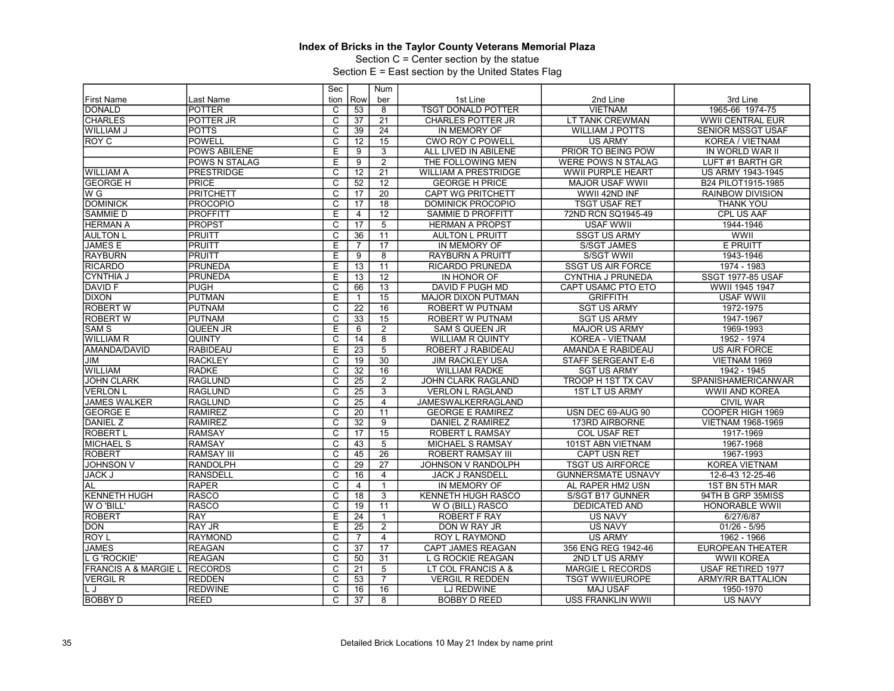# Index of Bricks in the Taylor County Veterans Memorial Plaza

Section C = Center section by the statue

Section E = East section by the United States Flag

| First Name | Last Name | Section | Row | Number | 1st Line | 2nd Line | 3rd Line |
|---|---|---|---|---|---|---|---|
| DONALD | POTTER | C | 53 | 8 | TSGT DONALD POTTER | VIETNAM | 1965-66 1974-75 |
| CHARLES | POTTER JR | C | 37 | 21 | CHARLES POTTER JR | LT TANK CREWMAN | WWII CENTRAL EUR |
| WILLIAM J | POTTS | C | 39 | 24 | IN MEMORY OF | WILLIAM J POTTS | SENIOR MSSGT USAF |
| ROY C | POWELL | C | 12 | 15 | CWO ROY C POWELL | US ARMY | KOREA / VIETNAM |
| | POWS ABILENE | E | 9 | 3 | ALL LIVED IN ABILENE | PRIOR TO BEING POW | IN WORLD WAR II |
| | POWS N STALAG | E | 9 | 2 | THE FOLLOWING MEN | WERE POWS N STALAG | LUFT #1 BARTH GR |
| WILLIAM A | PRESTRIDGE | C | 12 | 21 | WILLIAM A PRESTRIDGE | WWII PURPLE HEART | US ARMY 1943-1945 |
| GEORGE H | PRICE | C | 52 | 12 | GEORGE H PRICE | MAJOR USAF WWII | B24 PILOT1915-1985 |
| W G | PRITCHETT | C | 17 | 20 | CAPT WG PRITCHETT | WWII 42ND INF | RAINBOW DIVISION |
| DOMINICK | PROCOPIO | C | 17 | 18 | DOMINICK PROCOPIO | TSGT USAF RET | THANK YOU |
| SAMMIE D | PROFFITT | E | 4 | 12 | SAMMIE D PROFFITT | 72ND RCN SQ1945-49 | CPL US AAF |
| HERMAN A | PROPST | C | 17 | 5 | HERMAN A PROPST | USAF WWII | 1944-1946 |
| AULTON L | PRUITT | C | 36 | 11 | AULTON L PRUITT | SSGT US ARMY | WWII |
| JAMES E | PRUITT | E | 7 | 17 | IN MEMORY OF | S/SGT JAMES | E PRUITT |
| RAYBURN | PRUITT | E | 9 | 8 | RAYBURN A PRUITT | S/SGT WWII | 1943-1946 |
| RICARDO | PRUNEDA | E | 13 | 11 | RICARDO PRUNEDA | SSGT US AIR FORCE | 1974 - 1983 |
| CYNTHIA J | PRUNEDA | E | 13 | 12 | IN HONOR OF | CYNTHIA J PRUNEDA | SSGT 1977-85 USAF |
| DAVID F | PUGH | C | 66 | 13 | DAVID F PUGH MD | CAPT USAMC PTO ETO | WWII 1945 1947 |
| DIXON | PUTMAN | E | 1 | 15 | MAJOR DIXON PUTMAN | GRIFFITH | USAF WWII |
| ROBERT W | PUTNAM | C | 22 | 16 | ROBERT W PUTNAM | SGT US ARMY | 1972-1975 |
| ROBERT W | PUTNAM | C | 33 | 15 | ROBERT W PUTNAM | SGT US ARMY | 1947-1967 |
| SAM S | QUEEN JR | E | 6 | 2 | SAM S QUEEN JR | MAJOR US ARMY | 1969-1993 |
| WILLIAM R | QUINTY | C | 14 | 8 | WILLIAM R QUINTY | KOREA - VIETNAM | 1952 - 1974 |
| AMANDA/DAVID | RABIDEAU | E | 23 | 5 | ROBERT J RABIDEAU | AMANDA E RABIDEAU | US AIR FORCE |
| JIM | RACKLEY | C | 19 | 30 | JIM RACKLEY USA | STAFF SERGEANT E-6 | VIETNAM 1969 |
| WILLIAM | RADKE | C | 32 | 16 | WILLIAM RADKE | SGT US ARMY | 1942 - 1945 |
| JOHN CLARK | RAGLUND | C | 25 | 2 | JOHN CLARK RAGLAND | TROOP H 1ST TX CAV | SPANISHAMERICANWAR |
| VERLON L | RAGLUND | C | 25 | 3 | VERLON L RAGLAND | 1ST LT US ARMY | WWII AND KOREA |
| JAMES WALKER | RAGLUND | C | 25 | 4 | JAMESWALKERRAGLAND | | CIVIL WAR |
| GEORGE E | RAMIREZ | C | 20 | 11 | GEORGE E RAMIREZ | USN DEC 69-AUG 90 | COOPER HIGH 1969 |
| DANIEL Z | RAMIREZ | C | 32 | 9 | DANIEL Z RAMIREZ | 173RD AIRBORNE | VIETNAM 1968-1969 |
| ROBERT L | RAMSAY | C | 17 | 15 | ROBERT L RAMSAY | COL USAF RET | 1917-1969 |
| MICHAEL S | RAMSAY | C | 43 | 5 | MICHAEL S RAMSAY | 101ST ABN VIETNAM | 1967-1968 |
| ROBERT | RAMSAY III | C | 45 | 26 | ROBERT RAMSAY III | CAPT USN RET | 1967-1993 |
| JOHNSON V | RANDOLPH | C | 29 | 27 | JOHNSON V RANDOLPH | TSGT US AIRFORCE | KOREA VIETNAM |
| JACK J | RANSDELL | C | 16 | 4 | JACK J RANSDELL | GUNNERSMATE USNAVY | 12-6-43 12-25-46 |
| AL | RAPER | C | 4 | 1 | IN MEMORY OF | AL RAPER HM2 USN | 1ST BN 5TH MAR |
| KENNETH HUGH | RASCO | C | 18 | 3 | KENNETH HUGH RASCO | S/SGT B17 GUNNER | 94TH B GRP 35MISS |
| W O 'BILL' | RASCO | C | 19 | 11 | W O (BILL) RASCO | DEDICATED AND | HONORABLE WWII |
| ROBERT | RAY | E | 24 | 1 | ROBERT F RAY | US NAVY | 6/27/6/87 |
| DON | RAY JR | E | 25 | 2 | DON W RAY JR | US NAVY | 01/26 - 5/95 |
| ROY L | RAYMOND | C | 7 | 4 | ROY L RAYMOND | US ARMY | 1962 - 1966 |
| JAMES | REAGAN | C | 37 | 17 | CAPT JAMES REAGAN | 356 ENG REG 1942-46 | EUROPEAN THEATER |
| L G 'ROCKIE' | REAGAN | C | 50 | 31 | L G ROCKIE REAGAN | 2ND LT US ARMY | WWII KOREA |
| FRANCIS A & MARGIE L | RECORDS | C | 21 | 5 | LT COL FRANCIS A & | MARGIE L RECORDS | USAF RETIRED 1977 |
| VERGIL R | REDDEN | C | 53 | 7 | VERGIL R REDDEN | TSGT WWII/EUROPE | ARMY/RR BATTALION |
| L J | REDWINE | C | 16 | 16 | LJ REDWINE | MAJ USAF | 1950-1970 |
| BOBBY D | REED | C | 37 | 8 | BOBBY D REED | USS FRANKLIN WWII | US NAVY |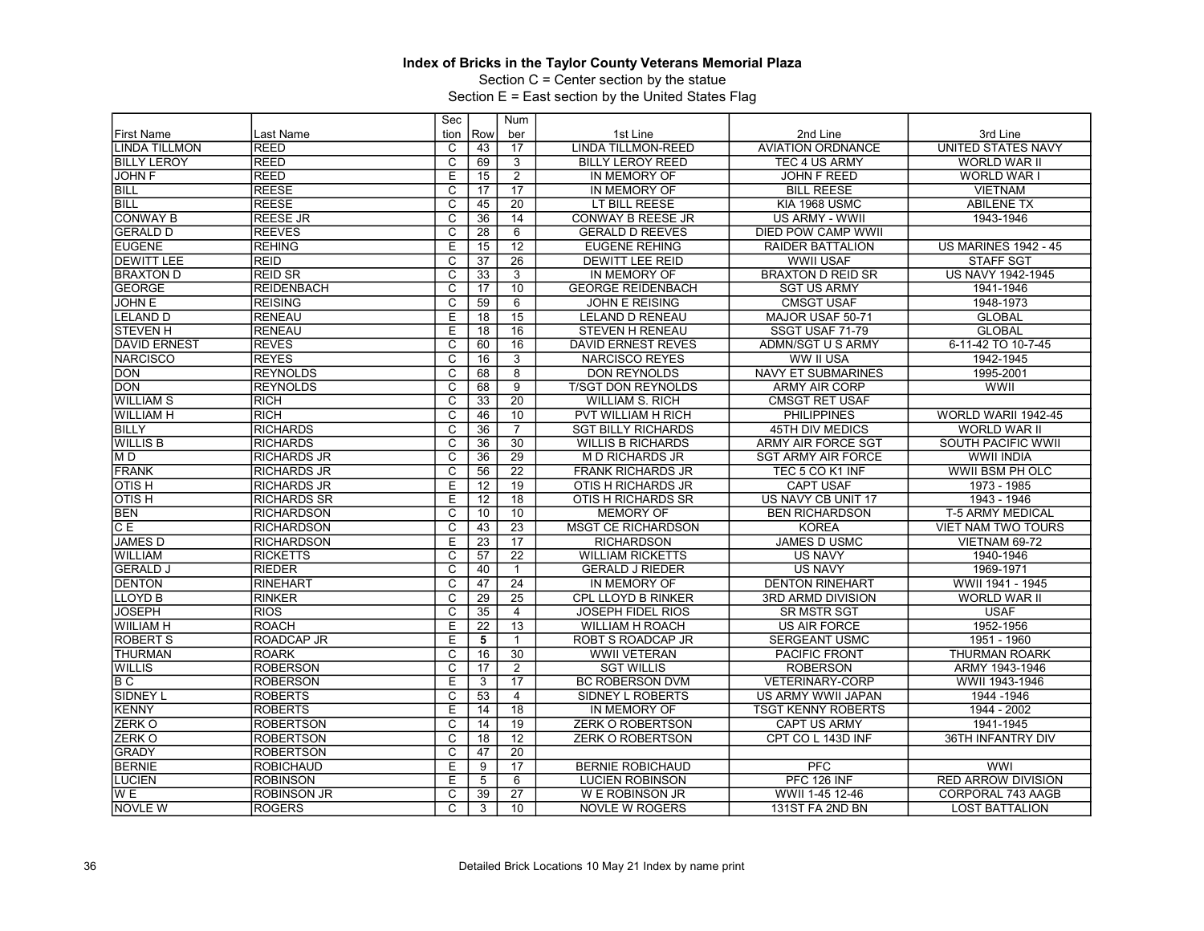# Index of Bricks in the Taylor County Veterans Memorial Plaza

Section C = Center section by the statue

Section E = East section by the United States Flag

| First Name | Last Name | Section | Row | Number | 1st Line | 2nd Line | 3rd Line |
|---|---|---|---|---|---|---|---|
| LINDA TILLMON | REED | C | 43 | 17 | LINDA TILLMON-REED | AVIATION ORDNANCE | UNITED STATES NAVY |
| BILLY LEROY | REED | C | 69 | 3 | BILLY LEROY REED | TEC 4 US ARMY | WORLD WAR II |
| JOHN F | REED | E | 15 | 2 | IN MEMORY OF | JOHN F REED | WORLD WAR I |
| BILL | REESE | C | 17 | 17 | IN MEMORY OF | BILL REESE | VIETNAM |
| BILL | REESE | C | 45 | 20 | LT BILL REESE | KIA 1968 USMC | ABILENE TX |
| CONWAY B | REESE JR | C | 36 | 14 | CONWAY B REESE JR | US ARMY - WWII | 1943-1946 |
| GERALD D | REEVES | C | 28 | 6 | GERALD D REEVES | DIED POW CAMP WWII | |
| EUGENE | REHING | E | 15 | 12 | EUGENE REHING | RAIDER BATTALION | US MARINES 1942 - 45 |
| DEWITT LEE | REID | C | 37 | 26 | DEWITT LEE REID | WWII USAF | STAFF SGT |
| BRAXTON D | REID SR | C | 33 | 3 | IN MEMORY OF | BRAXTON D REID SR | US NAVY 1942-1945 |
| GEORGE | REIDENBACH | C | 17 | 10 | GEORGE REIDENBACH | SGT US ARMY | 1941-1946 |
| JOHN E | REISING | C | 59 | 6 | JOHN E REISING | CMSGT USAF | 1948-1973 |
| LELAND D | RENEAU | E | 18 | 15 | LELAND D RENEAU | MAJOR USAF 50-71 | GLOBAL |
| STEVEN H | RENEAU | E | 18 | 16 | STEVEN H RENEAU | SSGT USAF 71-79 | GLOBAL |
| DAVID ERNEST | REVES | C | 60 | 16 | DAVID ERNEST REVES | ADMN/SGT U S ARMY | 6-11-42 TO 10-7-45 |
| NARCISCO | REYES | C | 16 | 3 | NARCISCO REYES | WW II USA | 1942-1945 |
| DON | REYNOLDS | C | 68 | 8 | DON REYNOLDS | NAVY ET SUBMARINES | 1995-2001 |
| DON | REYNOLDS | C | 68 | 9 | T/SGT DON REYNOLDS | ARMY AIR CORP | WWII |
| WILLIAM S | RICH | C | 33 | 20 | WILLIAM S. RICH | CMSGT RET USAF | |
| WILLIAM H | RICH | C | 46 | 10 | PVT WILLIAM H RICH | PHILIPPINES | WORLD WARII 1942-45 |
| BILLY | RICHARDS | C | 36 | 7 | SGT BILLY RICHARDS | 45TH DIV MEDICS | WORLD WAR II |
| WILLIS B | RICHARDS | C | 36 | 30 | WILLIS B RICHARDS | ARMY AIR FORCE SGT | SOUTH PACIFIC WWII |
| M D | RICHARDS JR | C | 36 | 29 | M D RICHARDS JR | SGT ARMY AIR FORCE | WWII INDIA |
| FRANK | RICHARDS JR | C | 56 | 22 | FRANK RICHARDS JR | TEC 5 CO K1 INF | WWII BSM PH OLC |
| OTIS H | RICHARDS JR | E | 12 | 19 | OTIS H RICHARDS JR | CAPT USAF | 1973 - 1985 |
| OTIS H | RICHARDS SR | E | 12 | 18 | OTIS H RICHARDS SR | US NAVY CB UNIT 17 | 1943 - 1946 |
| BEN | RICHARDSON | C | 10 | 10 | MEMORY OF | BEN RICHARDSON | T-5 ARMY MEDICAL |
| C E | RICHARDSON | C | 43 | 23 | MSGT CE RICHARDSON | KOREA | VIET NAM TWO TOURS |
| JAMES D | RICHARDSON | E | 23 | 17 | RICHARDSON | JAMES D USMC | VIETNAM 69-72 |
| WILLIAM | RICKETTS | C | 57 | 22 | WILLIAM RICKETTS | US NAVY | 1940-1946 |
| GERALD J | RIEDER | C | 40 | 1 | GERALD J RIEDER | US NAVY | 1969-1971 |
| DENTON | RINEHART | C | 47 | 24 | IN MEMORY OF | DENTON RINEHART | WWII 1941 - 1945 |
| LLOYD B | RINKER | C | 29 | 25 | CPL LLOYD B RINKER | 3RD ARMD DIVISION | WORLD WAR II |
| JOSEPH | RIOS | C | 35 | 4 | JOSEPH FIDEL RIOS | SR MSTR SGT | USAF |
| WIILIAM H | ROACH | E | 22 | 13 | WILLIAM H ROACH | US AIR FORCE | 1952-1956 |
| ROBERT S | ROADCAP JR | E | **5** | 1 | ROBT S ROADCAP JR | SERGEANT USMC | 1951 - 1960 |
| THURMAN | ROARK | C | 16 | 30 | WWII VETERAN | PACIFIC FRONT | THURMAN ROARK |
| WILLIS | ROBERSON | C | 17 | 2 | SGT WILLIS | ROBERSON | ARMY 1943-1946 |
| B C | ROBERSON | E | 3 | 17 | BC ROBERSON DVM | VETERINARY-CORP | WWII 1943-1946 |
| SIDNEY L | ROBERTS | C | 53 | 4 | SIDNEY L ROBERTS | US ARMY WWII JAPAN | 1944 -1946 |
| KENNY | ROBERTS | E | 14 | 18 | IN MEMORY OF | TSGT KENNY ROBERTS | 1944 - 2002 |
| ZERK O | ROBERTSON | C | 14 | 19 | ZERK O ROBERTSON | CAPT US ARMY | 1941-1945 |
| ZERK O | ROBERTSON | C | 18 | 12 | ZERK O ROBERTSON | CPT CO L 143D INF | 36TH INFANTRY DIV |
| GRADY | ROBERTSON | C | 47 | 20 | | | |
| BERNIE | ROBICHAUD | E | 9 | 17 | BERNIE ROBICHAUD | PFC | WWI |
| LUCIEN | ROBINSON | E | 5 | 6 | LUCIEN ROBINSON | PFC 126 INF | RED ARROW DIVISION |
| W E | ROBINSON JR | C | 39 | 27 | W E ROBINSON JR | WWII 1-45 12-46 | CORPORAL 743 AAGB |
| NOVLE W | ROGERS | C | 3 | 10 | NOVLE W ROGERS | 131ST FA 2ND BN | LOST BATTALION |

Detailed Brick Locations 10 May 21 Index by name print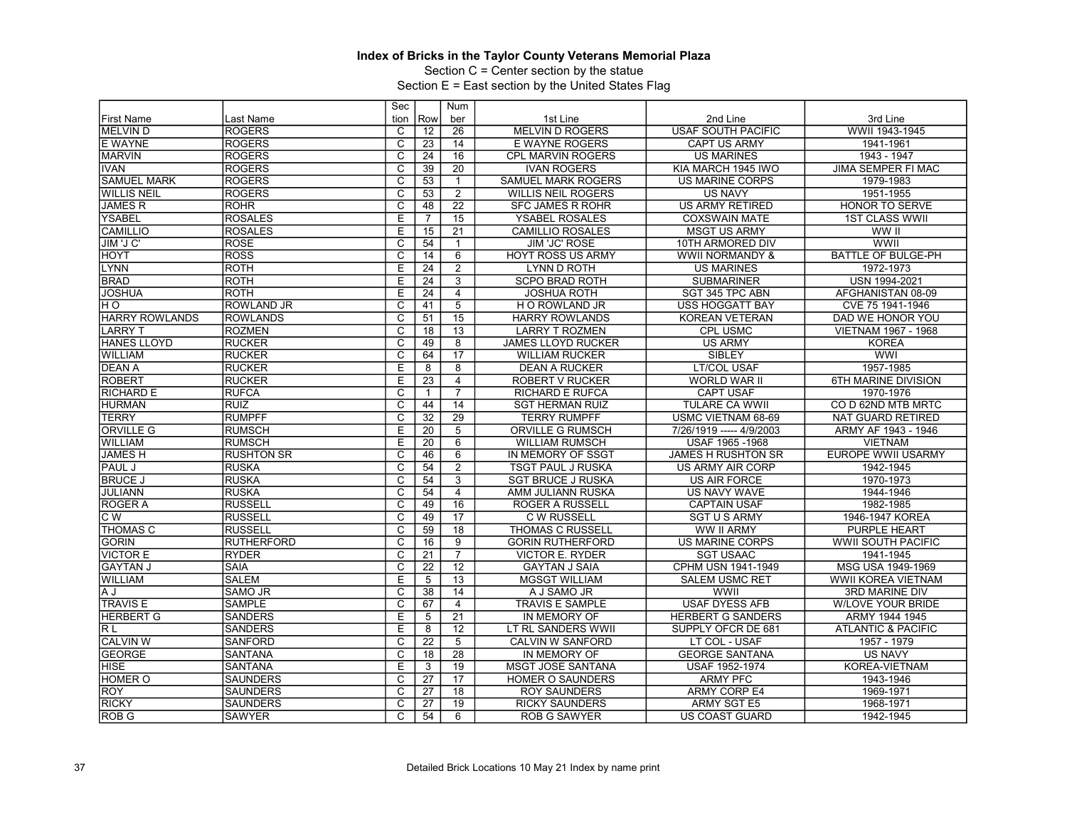**Index of Bricks in the Taylor County Veterans Memorial Plaza**

Section C = Center section by the statue

Section E = East section by the United States Flag

| First Name | Last Name | Section | Row | Number | 1st Line | 2nd Line | 3rd Line |
|---|---|---|---|---|---|---|---|
| MELVIN D | ROGERS | C | 12 | 26 | MELVIN D ROGERS | USAF SOUTH PACIFIC | WWII 1943-1945 |
| E WAYNE | ROGERS | C | 23 | 14 | E WAYNE ROGERS | CAPT US ARMY | 1941-1961 |
| MARVIN | ROGERS | C | 24 | 16 | CPL MARVIN ROGERS | US MARINES | 1943 - 1947 |
| IVAN | ROGERS | C | 39 | 20 | IVAN ROGERS | KIA MARCH 1945 IWO | JIMA SEMPER FI MAC |
| SAMUEL MARK | ROGERS | C | 53 | 1 | SAMUEL MARK ROGERS | US MARINE CORPS | 1979-1983 |
| WILLIS NEIL | ROGERS | C | 53 | 2 | WILLIS NEIL ROGERS | US NAVY | 1951-1955 |
| JAMES R | ROHR | C | 48 | 22 | SFC JAMES R ROHR | US ARMY RETIRED | HONOR TO SERVE |
| YSABEL | ROSALES | E | 7 | 15 | YSABEL ROSALES | COXSWAIN MATE | 1ST CLASS WWII |
| CAMILLIO | ROSALES | E | 15 | 21 | CAMILLIO ROSALES | MSGT US ARMY | WW II |
| JIM 'J C' | ROSE | C | 54 | 1 | JIM 'JC' ROSE | 10TH ARMORED DIV | WWII |
| HOYT | ROSS | C | 14 | 6 | HOYT ROSS US ARMY | WWII NORMANDY & | BATTLE OF BULGE-PH |
| LYNN | ROTH | E | 24 | 2 | LYNN D ROTH | US MARINES | 1972-1973 |
| BRAD | ROTH | E | 24 | 3 | SCPO BRAD ROTH | SUBMARINER | USN 1994-2021 |
| JOSHUA | ROTH | E | 24 | 4 | JOSHUA ROTH | SGT 345 TPC ABN | AFGHANISTAN 08-09 |
| H O | ROWLAND JR | C | 41 | 5 | H O ROWLAND JR | USS HOGGATT BAY | CVE 75 1941-1946 |
| HARRY ROWLANDS | ROWLANDS | C | 51 | 15 | HARRY ROWLANDS | KOREAN VETERAN | DAD WE HONOR YOU |
| LARRY T | ROZMEN | C | 18 | 13 | LARRY T ROZMEN | CPL USMC | VIETNAM 1967 - 1968 |
| HANES LLOYD | RUCKER | C | 49 | 8 | JAMES LLOYD RUCKER | US ARMY | KOREA |
| WILLIAM | RUCKER | C | 64 | 17 | WILLIAM RUCKER | SIBLEY | WWI |
| DEAN A | RUCKER | E | 8 | 8 | DEAN A RUCKER | LT/COL USAF | 1957-1985 |
| ROBERT | RUCKER | E | 23 | 4 | ROBERT V RUCKER | WORLD WAR II | 6TH MARINE DIVISION |
| RICHARD E | RUFCA | C | 1 | 7 | RICHARD E RUFCA | CAPT USAF | 1970-1976 |
| HURMAN | RUIZ | C | 44 | 14 | SGT HERMAN RUIZ | TULARE CA WWII | CO D 62ND MTB MRTC |
| TERRY | RUMPFF | C | 32 | 29 | TERRY RUMPFF | USMC VIETNAM 68-69 | NAT GUARD RETIRED |
| ORVILLE G | RUMSCH | E | 20 | 5 | ORVILLE G RUMSCH | 7/26/1919 ----- 4/9/2003 | ARMY AF 1943 - 1946 |
| WILLIAM | RUMSCH | E | 20 | 6 | WILLIAM RUMSCH | USAF 1965 -1968 | VIETNAM |
| JAMES H | RUSHTON SR | C | 46 | 6 | IN MEMORY OF SSGT | JAMES H RUSHTON SR | EUROPE WWII USARMY |
| PAUL J | RUSKA | C | 54 | 2 | TSGT PAUL J RUSKA | US ARMY AIR CORP | 1942-1945 |
| BRUCE J | RUSKA | C | 54 | 3 | SGT BRUCE J RUSKA | US AIR FORCE | 1970-1973 |
| JULIANN | RUSKA | C | 54 | 4 | AMM JULIANN RUSKA | US NAVY WAVE | 1944-1946 |
| ROGER A | RUSSELL | C | 49 | 16 | ROGER A RUSSELL | CAPTAIN USAF | 1982-1985 |
| C W | RUSSELL | C | 49 | 17 | C W RUSSELL | SGT U S ARMY | 1946-1947 KOREA |
| THOMAS C | RUSSELL | C | 59 | 18 | THOMAS C RUSSELL | WW II ARMY | PURPLE HEART |
| GORIN | RUTHERFORD | C | 16 | 9 | GORIN RUTHERFORD | US MARINE CORPS | WWII SOUTH PACIFIC |
| VICTOR E | RYDER | C | 21 | 7 | VICTOR E. RYDER | SGT USAAC | 1941-1945 |
| GAYTAN J | SAIA | C | 22 | 12 | GAYTAN J SAIA | CPHM USN 1941-1949 | MSG USA 1949-1969 |
| WILLIAM | SALEM | E | 5 | 13 | MGSGT WILLIAM | SALEM USMC RET | WWII KOREA VIETNAM |
| A J | SAMO JR | C | 38 | 14 | A J SAMO JR | WWII | 3RD MARINE DIV |
| TRAVIS E | SAMPLE | C | 67 | 4 | TRAVIS E SAMPLE | USAF DYESS AFB | W/LOVE YOUR BRIDE |
| HERBERT G | SANDERS | E | 5 | 21 | IN MEMORY OF | HERBERT G SANDERS | ARMY 1944 1945 |
| R L | SANDERS | E | 8 | 12 | LT RL SANDERS WWII | SUPPLY OFCR DE 681 | ATLANTIC & PACIFIC |
| CALVIN W | SANFORD | C | 22 | 5 | CALVIN W SANFORD | LT COL - USAF | 1957 - 1979 |
| GEORGE | SANTANA | C | 18 | 28 | IN MEMORY OF | GEORGE SANTANA | US NAVY |
| HISE | SANTANA | E | 3 | 19 | MSGT JOSE SANTANA | USAF 1952-1974 | KOREA-VIETNAM |
| HOMER O | SAUNDERS | C | 27 | 17 | HOMER O SAUNDERS | ARMY PFC | 1943-1946 |
| ROY | SAUNDERS | C | 27 | 18 | ROY SAUNDERS | ARMY CORP E4 | 1969-1971 |
| RICKY | SAUNDERS | C | 27 | 19 | RICKY SAUNDERS | ARMY SGT E5 | 1968-1971 |
| ROB G | SAWYER | C | 54 | 6 | ROB G SAWYER | US COAST GUARD | 1942-1945 |

Detailed Brick Locations 10 May 21 Index by name print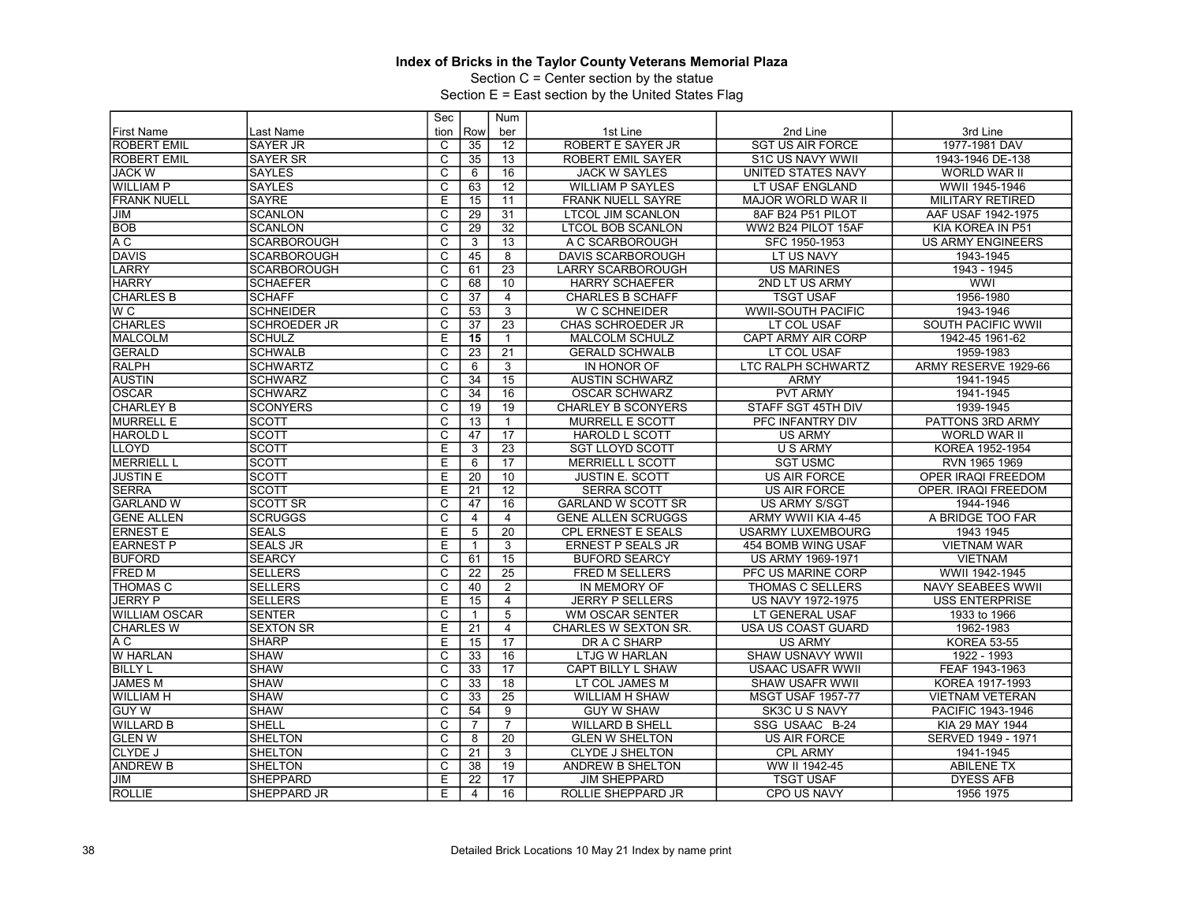**Index of Bricks in the Taylor County Veterans Memorial Plaza**

Section C = Center section by the statue

Section E = East section by the United States Flag

| First Name | Last Name | Section | Row | Number | 1st Line | 2nd Line | 3rd Line |
|---|---|---|---|---|---|---|---|
| ROBERT EMIL | SAYER JR | C | 35 | 12 | ROBERT E SAYER JR | SGT US AIR FORCE | 1977-1981 DAV |
| ROBERT EMIL | SAYER SR | C | 35 | 13 | ROBERT EMIL SAYER | S1C US NAVY WWII | 1943-1946 DE-138 |
| JACK W | SAYLES | C | 6 | 16 | JACK W SAYLES | UNITED STATES NAVY | WORLD WAR II |
| WILLIAM P | SAYLES | C | 63 | 12 | WILLIAM P SAYLES | LT USAF ENGLAND | WWII 1945-1946 |
| FRANK NUELL | SAYRE | E | 15 | 11 | FRANK NUELL SAYRE | MAJOR WORLD WAR II | MILITARY RETIRED |
| JIM | SCANLON | C | 29 | 31 | LTCOL JIM SCANLON | 8AF B24 P51 PILOT | AAF USAF 1942-1975 |
| BOB | SCANLON | C | 29 | 32 | LTCOL BOB SCANLON | WW2 B24 PILOT 15AF | KIA KOREA IN P51 |
| A C | SCARBOROUGH | C | 3 | 13 | A C SCARBOROUGH | SFC 1950-1953 | US ARMY ENGINEERS |
| DAVIS | SCARBOROUGH | C | 45 | 8 | DAVIS SCARBOROUGH | LT US NAVY | 1943-1945 |
| LARRY | SCARBOROUGH | C | 61 | 23 | LARRY SCARBOROUGH | US MARINES | 1943 - 1945 |
| HARRY | SCHAEFER | C | 68 | 10 | HARRY SCHAEFER | 2ND LT US ARMY | WWI |
| CHARLES B | SCHAFF | C | 37 | 4 | CHARLES B SCHAFF | TSGT USAF | 1956-1980 |
| W C | SCHNEIDER | C | 53 | 3 | W C SCHNEIDER | WWII-SOUTH PACIFIC | 1943-1946 |
| CHARLES | SCHROEDER JR | C | 37 | 23 | CHAS SCHROEDER JR | LT COL USAF | SOUTH PACIFIC WWII |
| MALCOLM | SCHULZ | E | **15** | 1 | MALCOLM SCHULZ | CAPT ARMY AIR CORP | 1942-45 1961-62 |
| GERALD | SCHWALB | C | 23 | 21 | GERALD SCHWALB | LT COL USAF | 1959-1983 |
| RALPH | SCHWARTZ | C | 6 | 3 | IN HONOR OF | LTC RALPH SCHWARTZ | ARMY RESERVE 1929-66 |
| AUSTIN | SCHWARZ | C | 34 | 15 | AUSTIN SCHWARZ | ARMY | 1941-1945 |
| OSCAR | SCHWARZ | C | 34 | 16 | OSCAR SCHWARZ | PVT ARMY | 1941-1945 |
| CHARLEY B | SCONYERS | C | 19 | 19 | CHARLEY B SCONYERS | STAFF SGT 45TH DIV | 1939-1945 |
| MURRELL E | SCOTT | C | 13 | 1 | MURRELL E SCOTT | PFC INFANTRY DIV | PATTONS 3RD ARMY |
| HAROLD L | SCOTT | C | 47 | 17 | HAROLD L SCOTT | US ARMY | WORLD WAR II |
| LLOYD | SCOTT | E | 3 | 23 | SGT LLOYD SCOTT | U S ARMY | KOREA 1952-1954 |
| MERRIELL L | SCOTT | E | 6 | 17 | MERRIELL L SCOTT | SGT USMC | RVN 1965 1969 |
| JUSTIN E | SCOTT | E | 20 | 10 | JUSTIN E. SCOTT | US AIR FORCE | OPER IRAQI FREEDOM |
| SERRA | SCOTT | E | 21 | 12 | SERRA SCOTT | US AIR FORCE | OPER. IRAQI FREEDOM |
| GARLAND W | SCOTT SR | C | 47 | 16 | GARLAND W SCOTT SR | US ARMY S/SGT | 1944-1946 |
| GENE ALLEN | SCRUGGS | C | 4 | 4 | GENE ALLEN SCRUGGS | ARMY WWII KIA 4-45 | A BRIDGE TOO FAR |
| ERNEST E | SEALS | E | 5 | 20 | CPL ERNEST E SEALS | USARMY LUXEMBOURG | 1943 1945 |
| EARNEST P | SEALS JR | E | 1 | 3 | ERNEST P SEALS JR | 454 BOMB WING USAF | VIETNAM WAR |
| BUFORD | SEARCY | C | 61 | 15 | BUFORD SEARCY | US ARMY 1969-1971 | VIETNAM |
| FRED M | SELLERS | C | 22 | 25 | FRED M SELLERS | PFC US MARINE CORP | WWII 1942-1945 |
| THOMAS C | SELLERS | C | 40 | 2 | IN MEMORY OF | THOMAS C SELLERS | NAVY SEABEES WWII |
| JERRY P | SELLERS | E | 15 | 4 | JERRY P SELLERS | US NAVY 1972-1975 | USS ENTERPRISE |
| WILLIAM OSCAR | SENTER | C | 1 | 5 | WM OSCAR SENTER | LT GENERAL USAF | 1933 to 1966 |
| CHARLES W | SEXTON SR | E | 21 | 4 | CHARLES W SEXTON SR. | USA US COAST GUARD | 1962-1983 |
| A C | SHARP | E | 15 | 17 | DR A C SHARP | US ARMY | KOREA 53-55 |
| W HARLAN | SHAW | C | 33 | 16 | LTJG W HARLAN | SHAW USNAVY WWII | 1922 - 1993 |
| BILLY L | SHAW | C | 33 | 17 | CAPT BILLY L SHAW | USAAC USAFR WWII | FEAF 1943-1963 |
| JAMES M | SHAW | C | 33 | 18 | LT COL JAMES M | SHAW USAFR WWII | KOREA 1917-1993 |
| WILLIAM H | SHAW | C | 33 | 25 | WILLIAM H SHAW | MSGT USAF 1957-77 | VIETNAM VETERAN |
| GUY W | SHAW | C | 54 | 9 | GUY W SHAW | SK3C U S NAVY | PACIFIC 1943-1946 |
| WILLARD B | SHELL | C | 7 | 7 | WILLARD B SHELL | SSG USAAC B-24 | KIA 29 MAY 1944 |
| GLEN W | SHELTON | C | 8 | 20 | GLEN W SHELTON | US AIR FORCE | SERVED 1949 - 1971 |
| CLYDE J | SHELTON | C | 21 | 3 | CLYDE J SHELTON | CPL ARMY | 1941-1945 |
| ANDREW B | SHELTON | C | 38 | 19 | ANDREW B SHELTON | WW II 1942-45 | ABILENE TX |
| JIM | SHEPPARD | E | 22 | 17 | JIM SHEPPARD | TSGT USAF | DYESS AFB |
| ROLLIE | SHEPPARD JR | E | 4 | 16 | ROLLIE SHEPPARD JR | CPO US NAVY | 1956 1975 |

Detailed Brick Locations 10 May 21 Index by name print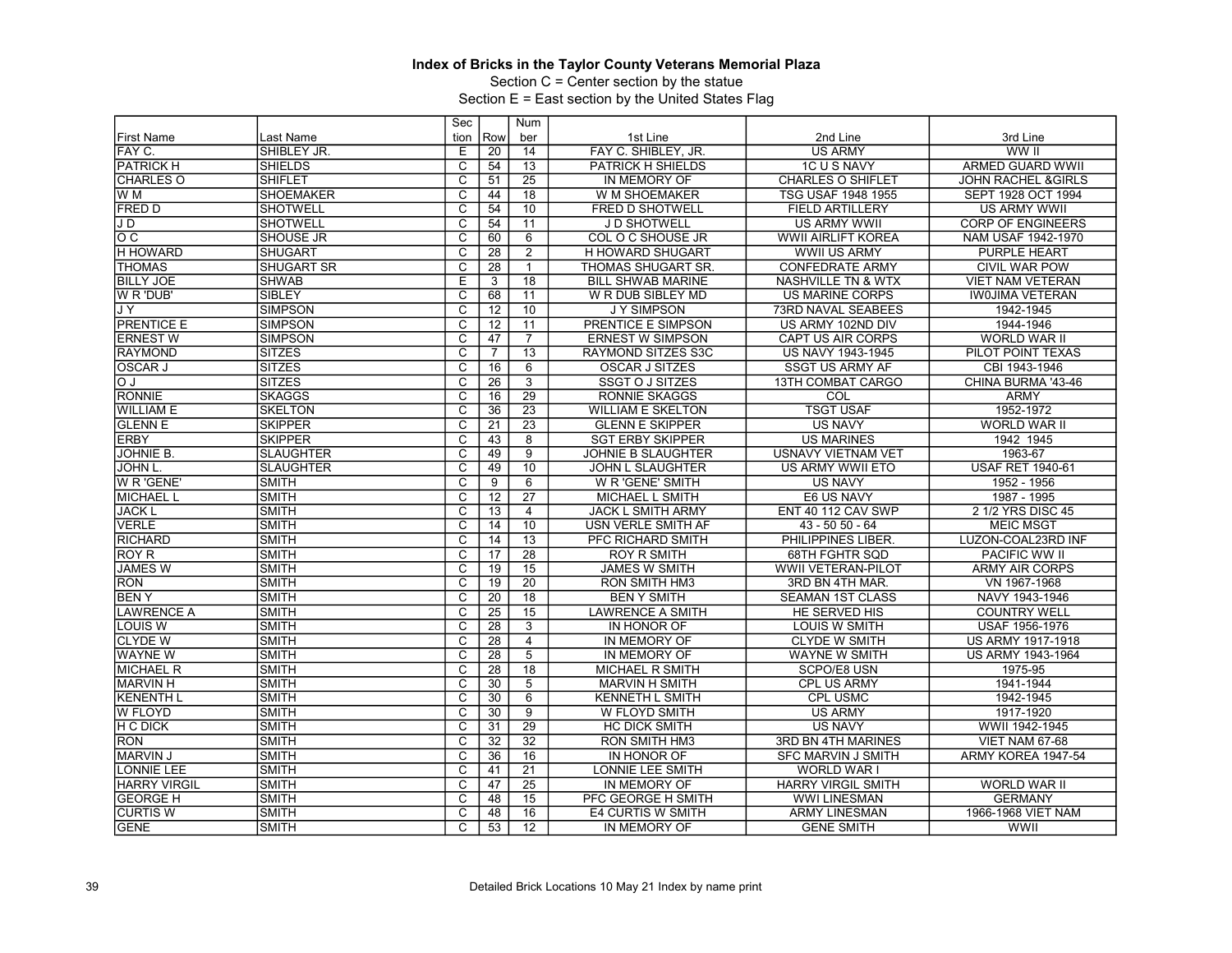# Index of Bricks in the Taylor County Veterans Memorial Plaza

Section C = Center section by the statue

Section E = East section by the United States Flag

| First Name | Last Name | Section | Row | Number | 1st Line | 2nd Line | 3rd Line |
|---|---|---|---|---|---|---|---|
| FAY C. | SHIBLEY JR. | E | 20 | 14 | FAY C. SHIBLEY, JR. | US ARMY | WW II |
| PATRICK H | SHIELDS | C | 54 | 13 | PATRICK H SHIELDS | 1C U S NAVY | ARMED GUARD WWII |
| CHARLES O | SHIFLET | C | 51 | 25 | IN MEMORY OF | CHARLES O SHIFLET | JOHN RACHEL &GIRLS |
| W M | SHOEMAKER | C | 44 | 18 | W M SHOEMAKER | TSG USAF 1948 1955 | SEPT 1928 OCT 1994 |
| FRED D | SHOTWELL | C | 54 | 10 | FRED D SHOTWELL | FIELD ARTILLERY | US ARMY WWII |
| J D | SHOTWELL | C | 54 | 11 | J D SHOTWELL | US ARMY WWII | CORP OF ENGINEERS |
| O C | SHOUSE JR | C | 60 | 6 | COL O C SHOUSE JR | WWII AIRLIFT KOREA | NAM USAF 1942-1970 |
| H HOWARD | SHUGART | C | 28 | 2 | H HOWARD SHUGART | WWII US ARMY | PURPLE HEART |
| THOMAS | SHUGART SR | C | 28 | 1 | THOMAS SHUGART SR. | CONFEDRATE ARMY | CIVIL WAR POW |
| BILLY JOE | SHWAB | E | 3 | 18 | BILL SHWAB MARINE | NASHVILLE TN & WTX | VIET NAM VETERAN |
| W R 'DUB' | SIBLEY | C | 68 | 11 | W R DUB SIBLEY MD | US MARINE CORPS | IW0JIMA VETERAN |
| J Y | SIMPSON | C | 12 | 10 | J Y SIMPSON | 73RD NAVAL SEABEES | 1942-1945 |
| PRENTICE E | SIMPSON | C | 12 | 11 | PRENTICE E SIMPSON | US ARMY 102ND DIV | 1944-1946 |
| ERNEST W | SIMPSON | C | 47 | 7 | ERNEST W SIMPSON | CAPT US AIR CORPS | WORLD WAR II |
| RAYMOND | SITZES | C | 7 | 13 | RAYMOND SITZES S3C | US NAVY 1943-1945 | PILOT POINT TEXAS |
| OSCAR J | SITZES | C | 16 | 6 | OSCAR J SITZES | SSGT US ARMY AF | CBI 1943-1946 |
| O J | SITZES | C | 26 | 3 | SSGT O J SITZES | 13TH COMBAT CARGO | CHINA BURMA '43-46 |
| RONNIE | SKAGGS | C | 16 | 29 | RONNIE SKAGGS | COL | ARMY |
| WILLIAM E | SKELTON | C | 36 | 23 | WILLIAM E SKELTON | TSGT USAF | 1952-1972 |
| GLENN E | SKIPPER | C | 21 | 23 | GLENN E SKIPPER | US NAVY | WORLD WAR II |
| ERBY | SKIPPER | C | 43 | 8 | SGT ERBY SKIPPER | US MARINES | 1942 1945 |
| JOHNIE B. | SLAUGHTER | C | 49 | 9 | JOHNIE B SLAUGHTER | USNAVY VIETNAM VET | 1963-67 |
| JOHN L. | SLAUGHTER | C | 49 | 10 | JOHN L SLAUGHTER | US ARMY WWII ETO | USAF RET 1940-61 |
| W R 'GENE' | SMITH | C | 9 | 6 | W R 'GENE' SMITH | US NAVY | 1952 - 1956 |
| MICHAEL L | SMITH | C | 12 | 27 | MICHAEL L SMITH | E6 US NAVY | 1987 - 1995 |
| JACK L | SMITH | C | 13 | 4 | JACK L SMITH ARMY | ENT 40 112 CAV SWP | 2 1/2 YRS DISC 45 |
| VERLE | SMITH | C | 14 | 10 | USN VERLE SMITH AF | 43 - 50 50 - 64 | MEIC MSGT |
| RICHARD | SMITH | C | 14 | 13 | PFC RICHARD SMITH | PHILIPPINES LIBER. | LUZON-COAL23RD INF |
| ROY R | SMITH | C | 17 | 28 | ROY R SMITH | 68TH FGHTR SQD | PACIFIC WW II |
| JAMES W | SMITH | C | 19 | 15 | JAMES W SMITH | WWII VETERAN-PILOT | ARMY AIR CORPS |
| RON | SMITH | C | 19 | 20 | RON SMITH HM3 | 3RD BN 4TH MAR. | VN 1967-1968 |
| BEN Y | SMITH | C | 20 | 18 | BEN Y SMITH | SEAMAN 1ST CLASS | NAVY 1943-1946 |
| LAWRENCE A | SMITH | C | 25 | 15 | LAWRENCE A SMITH | HE SERVED HIS | COUNTRY WELL |
| LOUIS W | SMITH | C | 28 | 3 | IN HONOR OF | LOUIS W SMITH | USAF 1956-1976 |
| CLYDE W | SMITH | C | 28 | 4 | IN MEMORY OF | CLYDE W SMITH | US ARMY 1917-1918 |
| WAYNE W | SMITH | C | 28 | 5 | IN MEMORY OF | WAYNE W SMITH | US ARMY 1943-1964 |
| MICHAEL R | SMITH | C | 28 | 18 | MICHAEL R SMITH | SCPO/E8 USN | 1975-95 |
| MARVIN H | SMITH | C | 30 | 5 | MARVIN H SMITH | CPL US ARMY | 1941-1944 |
| KENENTH L | SMITH | C | 30 | 6 | KENNETH L SMITH | CPL USMC | 1942-1945 |
| W FLOYD | SMITH | C | 30 | 9 | W FLOYD SMITH | US ARMY | 1917-1920 |
| H C DICK | SMITH | C | 31 | 29 | HC DICK SMITH | US NAVY | WWII 1942-1945 |
| RON | SMITH | C | 32 | 32 | RON SMITH HM3 | 3RD BN 4TH MARINES | VIET NAM 67-68 |
| MARVIN J | SMITH | C | 36 | 16 | IN HONOR OF | SFC MARVIN J SMITH | ARMY KOREA 1947-54 |
| LONNIE LEE | SMITH | C | 41 | 21 | LONNIE LEE SMITH | WORLD WAR I | |
| HARRY VIRGIL | SMITH | C | 47 | 25 | IN MEMORY OF | HARRY VIRGIL SMITH | WORLD WAR II |
| GEORGE H | SMITH | C | 48 | 15 | PFC GEORGE H SMITH | WWI LINESMAN | GERMANY |
| CURTIS W | SMITH | C | 48 | 16 | E4 CURTIS W SMITH | ARMY LINESMAN | 1966-1968 VIET NAM |
| GENE | SMITH | C | 53 | 12 | IN MEMORY OF | GENE SMITH | WWII |

Detailed Brick Locations 10 May 21 Index by name print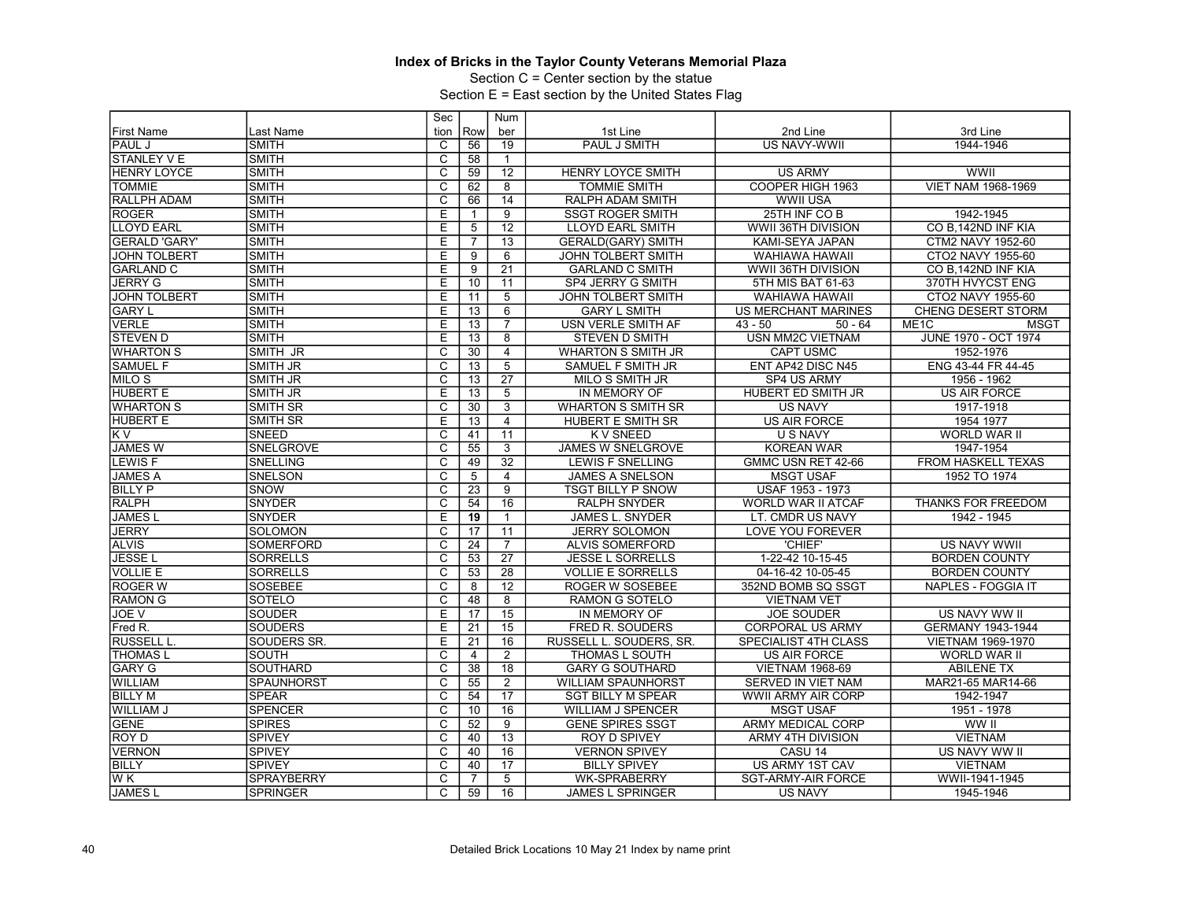**Index of Bricks in the Taylor County Veterans Memorial Plaza**

Section C = Center section by the statue

Section E = East section by the United States Flag

| First Name | Last Name | Section | Row | Number | 1st Line | 2nd Line | 3rd Line |
|---|---|---|---|---|---|---|---|
| PAUL J | SMITH | C | 56 | 19 | PAUL J SMITH | US NAVY-WWII | 1944-1946 |
| STANLEY V E | SMITH | C | 58 | 1 | | | |
| HENRY LOYCE | SMITH | C | 59 | 12 | HENRY LOYCE SMITH | US ARMY | WWII |
| TOMMIE | SMITH | C | 62 | 8 | TOMMIE SMITH | COOPER HIGH 1963 | VIET NAM 1968-1969 |
| RALLPH ADAM | SMITH | C | 66 | 14 | RALPH ADAM SMITH | WWII USA | |
| ROGER | SMITH | E | 1 | 9 | SSGT ROGER SMITH | 25TH INF CO B | 1942-1945 |
| LLOYD EARL | SMITH | E | 5 | 12 | LLOYD EARL SMITH | WWII 36TH DIVISION | CO B,142ND INF KIA |
| GERALD 'GARY' | SMITH | E | 7 | 13 | GERALD(GARY) SMITH | KAMI-SEYA JAPAN | CTM2 NAVY 1952-60 |
| JOHN TOLBERT | SMITH | E | 9 | 6 | JOHN TOLBERT SMITH | WAHIAWA HAWAII | CTO2 NAVY 1955-60 |
| GARLAND C | SMITH | E | 9 | 21 | GARLAND C SMITH | WWII 36TH DIVISION | CO B,142ND INF KIA |
| JERRY G | SMITH | E | 10 | 11 | SP4 JERRY G SMITH | 5TH MIS BAT 61-63 | 370TH HVYCST ENG |
| JOHN TOLBERT | SMITH | E | 11 | 5 | JOHN TOLBERT SMITH | WAHIAWA HAWAII | CTO2 NAVY 1955-60 |
| GARY L | SMITH | E | 13 | 6 | GARY L SMITH | US MERCHANT MARINES | CHENG DESERT STORM |
| VERLE | SMITH | E | 13 | 7 | USN VERLE SMITH AF | 43 - 50 50 - 64 | ME1C MSGT |
| STEVEN D | SMITH | E | 13 | 8 | STEVEN D SMITH | USN MM2C VIETNAM | JUNE 1970 - OCT 1974 |
| WHARTON S | SMITH JR | C | 30 | 4 | WHARTON S SMITH JR | CAPT USMC | 1952-1976 |
| SAMUEL F | SMITH JR | C | 13 | 5 | SAMUEL F SMITH JR | ENT AP42 DISC N45 | ENG 43-44 FR 44-45 |
| MILO S | SMITH JR | C | 13 | 27 | MILO S SMITH JR | SP4 US ARMY | 1956 - 1962 |
| HUBERT E | SMITH JR | E | 13 | 5 | IN MEMORY OF | HUBERT ED SMITH JR | US AIR FORCE |
| WHARTON S | SMITH SR | C | 30 | 3 | WHARTON S SMITH SR | US NAVY | 1917-1918 |
| HUBERT E | SMITH SR | E | 13 | 4 | HUBERT E SMITH SR | US AIR FORCE | 1954 1977 |
| K V | SNEED | C | 41 | 11 | K V SNEED | U S NAVY | WORLD WAR II |
| JAMES W | SNELGROVE | C | 55 | 3 | JAMES W SNELGROVE | KOREAN WAR | 1947-1954 |
| LEWIS F | SNELLING | C | 49 | 32 | LEWIS F SNELLING | GMMC USN RET 42-66 | FROM HASKELL TEXAS |
| JAMES A | SNELSON | C | 5 | 4 | JAMES A SNELSON | MSGT USAF | 1952 TO 1974 |
| BILLY P | SNOW | C | 23 | 9 | TSGT BILLY P SNOW | USAF 1953 - 1973 | |
| RALPH | SNYDER | C | 54 | 16 | RALPH SNYDER | WORLD WAR II ATCAF | THANKS FOR FREEDOM |
| JAMES L | SNYDER | E | **19** | 1 | JAMES L. SNYDER | LT. CMDR US NAVY | 1942 - 1945 |
| JERRY | SOLOMON | C | 17 | 11 | JERRY SOLOMON | LOVE YOU FOREVER | |
| ALVIS | SOMERFORD | C | 24 | 7 | ALVIS SOMERFORD | 'CHIEF' | US NAVY WWII |
| JESSE L | SORRELLS | C | 53 | 27 | JESSE L SORRELLS | 1-22-42 10-15-45 | BORDEN COUNTY |
| VOLLIE E | SORRELLS | C | 53 | 28 | VOLLIE E SORRELLS | 04-16-42 10-05-45 | BORDEN COUNTY |
| ROGER W | SOSEBEE | C | 8 | 12 | ROGER W SOSEBEE | 352ND BOMB SQ SSGT | NAPLES - FOGGIA IT |
| RAMON G | SOTELO | C | 48 | 8 | RAMON G SOTELO | VIETNAM VET | |
| JOE V | SOUDER | E | 17 | 15 | IN MEMORY OF | JOE SOUDER | US NAVY WW II |
| Fred R. | SOUDERS | E | 21 | 15 | FRED R. SOUDERS | CORPORAL US ARMY | GERMANY 1943-1944 |
| RUSSELL L. | SOUDERS SR. | E | 21 | 16 | RUSSELL L. SOUDERS, SR. | SPECIALIST 4TH CLASS | VIETNAM 1969-1970 |
| THOMAS L | SOUTH | C | 4 | 2 | THOMAS L SOUTH | US AIR FORCE | WORLD WAR II |
| GARY G | SOUTHARD | C | 38 | 18 | GARY G SOUTHARD | VIETNAM 1968-69 | ABILENE TX |
| WILLIAM | SPAUNHORST | C | 55 | 2 | WILLIAM SPAUNHORST | SERVED IN VIET NAM | MAR21-65 MAR14-66 |
| BILLY M | SPEAR | C | 54 | 17 | SGT BILLY M SPEAR | WWII ARMY AIR CORP | 1942-1947 |
| WILLIAM J | SPENCER | C | 10 | 16 | WILLIAM J SPENCER | MSGT USAF | 1951 - 1978 |
| GENE | SPIRES | C | 52 | 9 | GENE SPIRES SSGT | ARMY MEDICAL CORP | WW II |
| ROY D | SPIVEY | C | 40 | 13 | ROY D SPIVEY | ARMY 4TH DIVISION | VIETNAM |
| VERNON | SPIVEY | C | 40 | 16 | VERNON SPIVEY | CASU 14 | US NAVY WW II |
| BILLY | SPIVEY | C | 40 | 17 | BILLY SPIVEY | US ARMY 1ST CAV | VIETNAM |
| W K | SPRAYBERRY | C | 7 | 5 | WK-SPRABERRY | SGT-ARMY-AIR FORCE | WWII-1941-1945 |
| JAMES L | SPRINGER | C | 59 | 16 | JAMES L SPRINGER | US NAVY | 1945-1946 |

Detailed Brick Locations 10 May 21 Index by name print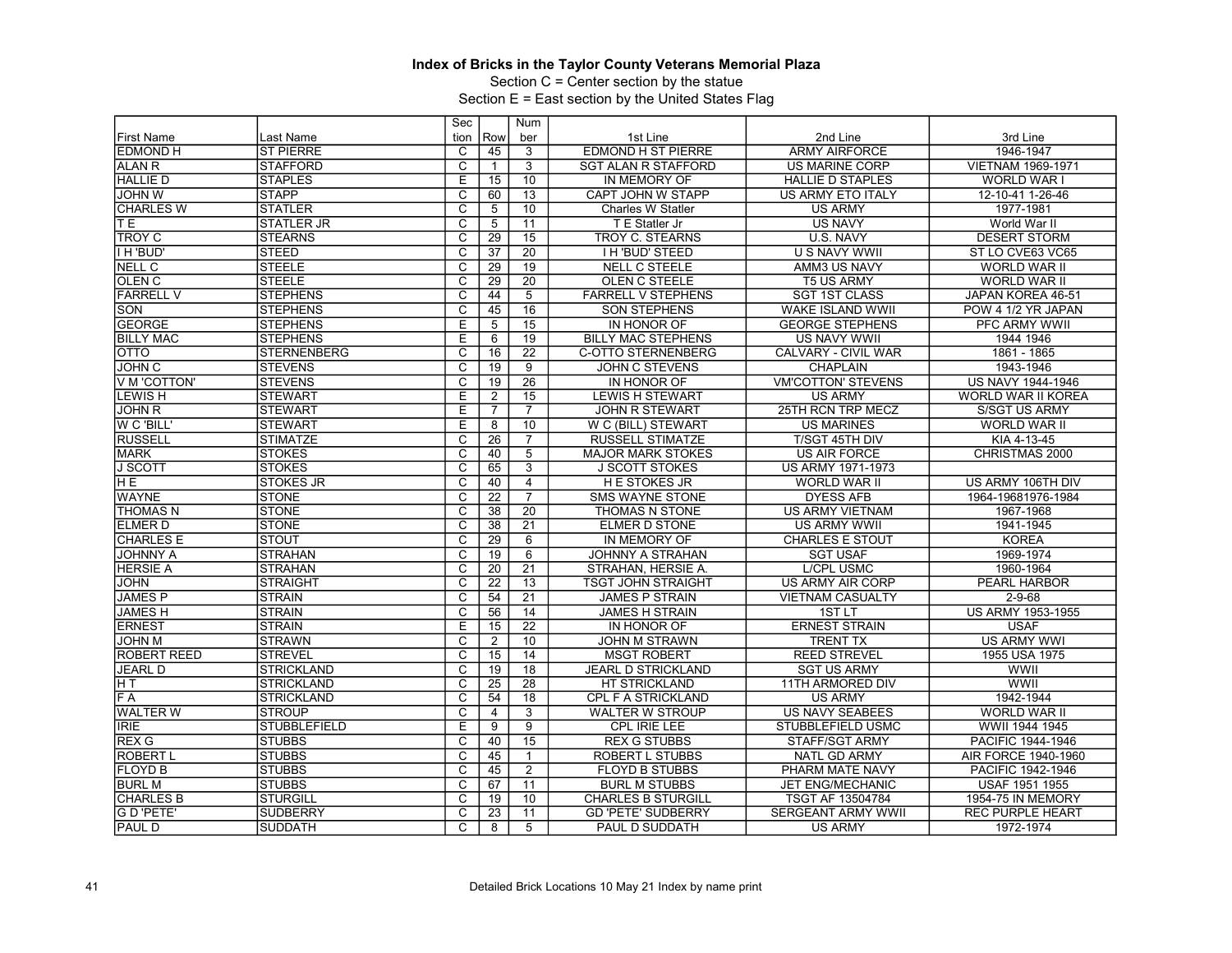**Index of Bricks in the Taylor County Veterans Memorial Plaza**

Section C = Center section by the statue

Section E = East section by the United States Flag

| First Name | Last Name | Section | Row | Number | 1st Line | 2nd Line | 3rd Line |
|---|---|---|---|---|---|---|---|
| EDMOND H | ST PIERRE | C | 45 | 3 | EDMOND H ST PIERRE | ARMY AIRFORCE | 1946-1947 |
| ALAN R | STAFFORD | C | 1 | 3 | SGT ALAN R STAFFORD | US MARINE CORP | VIETNAM 1969-1971 |
| HALLIE D | STAPLES | E | 15 | 10 | IN MEMORY OF | HALLIE D STAPLES | WORLD WAR I |
| JOHN W | STAPP | C | 60 | 13 | CAPT JOHN W STAPP | US ARMY ETO ITALY | 12-10-41 1-26-46 |
| CHARLES W | STATLER | C | 5 | 10 | Charles W Statler | US ARMY | 1977-1981 |
| T E | STATLER JR | C | 5 | 11 | T E Statler Jr | US NAVY | World War II |
| TROY C | STEARNS | C | 29 | 15 | TROY C. STEARNS | U.S. NAVY | DESERT STORM |
| I H 'BUD' | STEED | C | 37 | 20 | I H 'BUD' STEED | U S NAVY WWII | ST LO CVE63 VC65 |
| NELL C | STEELE | C | 29 | 19 | NELL C STEELE | AMM3 US NAVY | WORLD WAR II |
| OLEN C | STEELE | C | 29 | 20 | OLEN C STEELE | T5 US ARMY | WORLD WAR II |
| FARRELL V | STEPHENS | C | 44 | 5 | FARRELL V STEPHENS | SGT 1ST CLASS | JAPAN KOREA 46-51 |
| SON | STEPHENS | C | 45 | 16 | SON STEPHENS | WAKE ISLAND WWII | POW 4 1/2 YR JAPAN |
| GEORGE | STEPHENS | E | 5 | 15 | IN HONOR OF | GEORGE STEPHENS | PFC ARMY WWII |
| BILLY MAC | STEPHENS | E | 6 | 19 | BILLY MAC STEPHENS | US NAVY WWII | 1944 1946 |
| OTTO | STERNENBERG | C | 16 | 22 | C-OTTO STERNENBERG | CALVARY - CIVIL WAR | 1861 - 1865 |
| JOHN C | STEVENS | C | 19 | 9 | JOHN C STEVENS | CHAPLAIN | 1943-1946 |
| V M 'COTTON' | STEVENS | C | 19 | 26 | IN HONOR OF | VM'COTTON' STEVENS | US NAVY 1944-1946 |
| LEWIS H | STEWART | E | 2 | 15 | LEWIS H STEWART | US ARMY | WORLD WAR II KOREA |
| JOHN R | STEWART | E | 7 | 7 | JOHN R STEWART | 25TH RCN TRP MECZ | S/SGT US ARMY |
| W C 'BILL' | STEWART | E | 8 | 10 | W C (BILL) STEWART | US MARINES | WORLD WAR II |
| RUSSELL | STIMATZE | C | 26 | 7 | RUSSELL STIMATZE | T/SGT 45TH DIV | KIA 4-13-45 |
| MARK | STOKES | C | 40 | 5 | MAJOR MARK STOKES | US AIR FORCE | CHRISTMAS 2000 |
| J SCOTT | STOKES | C | 65 | 3 | J SCOTT STOKES | US ARMY 1971-1973 | |
| H E | STOKES JR | C | 40 | 4 | H E STOKES JR | WORLD WAR II | US ARMY 106TH DIV |
| WAYNE | STONE | C | 22 | 7 | SMS WAYNE STONE | DYESS AFB | 1964-19681976-1984 |
| THOMAS N | STONE | C | 38 | 20 | THOMAS N STONE | US ARMY VIETNAM | 1967-1968 |
| ELMER D | STONE | C | 38 | 21 | ELMER D STONE | US ARMY WWII | 1941-1945 |
| CHARLES E | STOUT | C | 29 | 6 | IN MEMORY OF | CHARLES E STOUT | KOREA |
| JOHNNY A | STRAHAN | C | 19 | 6 | JOHNNY A STRAHAN | SGT USAF | 1969-1974 |
| HERSIE A | STRAHAN | C | 20 | 21 | STRAHAN, HERSIE A. | L/CPL USMC | 1960-1964 |
| JOHN | STRAIGHT | C | 22 | 13 | TSGT JOHN STRAIGHT | US ARMY AIR CORP | PEARL HARBOR |
| JAMES P | STRAIN | C | 54 | 21 | JAMES P STRAIN | VIETNAM CASUALTY | 2-9-68 |
| JAMES H | STRAIN | C | 56 | 14 | JAMES H STRAIN | 1ST LT | US ARMY 1953-1955 |
| ERNEST | STRAIN | E | 15 | 22 | IN HONOR OF | ERNEST STRAIN | USAF |
| JOHN M | STRAWN | C | 2 | 10 | JOHN M STRAWN | TRENT TX | US ARMY WWI |
| ROBERT REED | STREVEL | C | 15 | 14 | MSGT ROBERT | REED STREVEL | 1955 USA 1975 |
| JEARL D | STRICKLAND | C | 19 | 18 | JEARL D STRICKLAND | SGT US ARMY | WWII |
| H T | STRICKLAND | C | 25 | 28 | HT STRICKLAND | 11TH ARMORED DIV | WWII |
| F A | STRICKLAND | C | 54 | 18 | CPL F A STRICKLAND | US ARMY | 1942-1944 |
| WALTER W | STROUP | C | 4 | 3 | WALTER W STROUP | US NAVY SEABEES | WORLD WAR II |
| IRIE | STUBBLEFIELD | E | 9 | 9 | CPL IRIE LEE | STUBBLEFIELD USMC | WWII 1944 1945 |
| REX G | STUBBS | C | 40 | 15 | REX G STUBBS | STAFF/SGT ARMY | PACIFIC 1944-1946 |
| ROBERT L | STUBBS | C | 45 | 1 | ROBERT L STUBBS | NATL GD ARMY | AIR FORCE 1940-1960 |
| FLOYD B | STUBBS | C | 45 | 2 | FLOYD B STUBBS | PHARM MATE NAVY | PACIFIC 1942-1946 |
| BURL M | STUBBS | C | 67 | 11 | BURL M STUBBS | JET ENG/MECHANIC | USAF 1951 1955 |
| CHARLES B | STURGILL | C | 19 | 10 | CHARLES B STURGILL | TSGT AF 13504784 | 1954-75 IN MEMORY |
| G D 'PETE' | SUDBERRY | C | 23 | 11 | GD 'PETE' SUDBERRY | SERGEANT ARMY WWII | REC PURPLE HEART |
| PAUL D | SUDDATH | C | 8 | 5 | PAUL D SUDDATH | US ARMY | 1972-1974 |

Detailed Brick Locations 10 May 21 Index by name print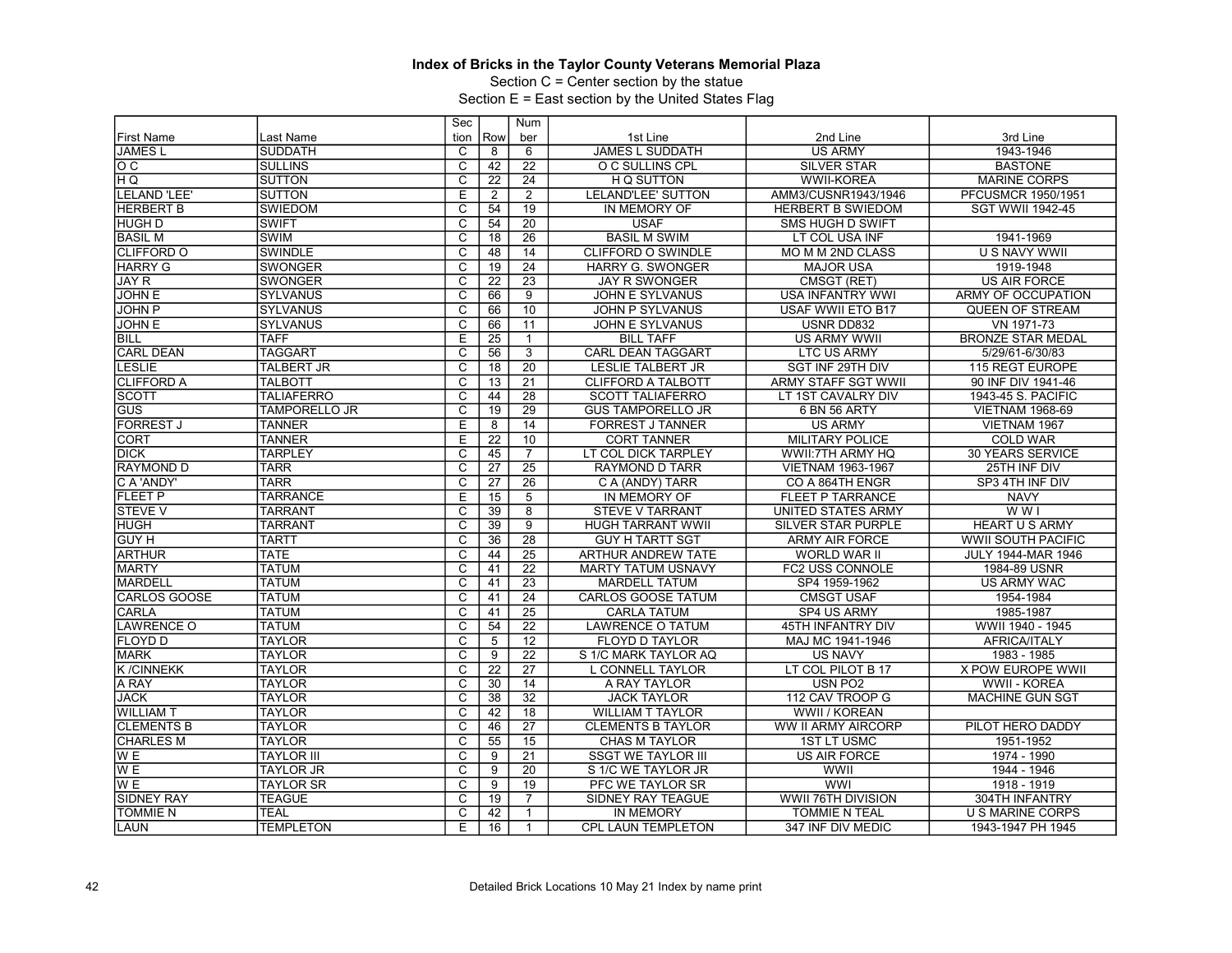**Index of Bricks in the Taylor County Veterans Memorial Plaza**

Section C = Center section by the statue

Section E = East section by the United States Flag

| First Name | Last Name | Section | Row | Number | 1st Line | 2nd Line | 3rd Line |
|---|---|---|---|---|---|---|---|
| JAMES L | SUDDATH | C | 8 | 6 | JAMES L SUDDATH | US ARMY | 1943-1946 |
| O C | SULLINS | C | 42 | 22 | O C SULLINS CPL | SILVER STAR | BASTONE |
| H Q | SUTTON | C | 22 | 24 | H Q SUTTON | WWII-KOREA | MARINE CORPS |
| LELAND 'LEE' | SUTTON | E | 2 | 2 | LELAND'LEE' SUTTON | AMM3/CUSNR1943/1946 | PFCUSMCR 1950/1951 |
| HERBERT B | SWIEDOM | C | 54 | 19 | IN MEMORY OF | HERBERT B SWIEDOM | SGT WWII 1942-45 |
| HUGH D | SWIFT | C | 54 | 20 | USAF | SMS HUGH D SWIFT | |
| BASIL M | SWIM | C | 18 | 26 | BASIL M SWIM | LT COL USA INF | 1941-1969 |
| CLIFFORD O | SWINDLE | C | 48 | 14 | CLIFFORD O SWINDLE | MO M M 2ND CLASS | U S NAVY WWII |
| HARRY G | SWONGER | C | 19 | 24 | HARRY G. SWONGER | MAJOR USA | 1919-1948 |
| JAY R | SWONGER | C | 22 | 23 | JAY R SWONGER | CMSGT (RET) | US AIR FORCE |
| JOHN E | SYLVANUS | C | 66 | 9 | JOHN E SYLVANUS | USA INFANTRY WWI | ARMY OF OCCUPATION |
| JOHN P | SYLVANUS | C | 66 | 10 | JOHN P SYLVANUS | USAF WWII ETO B17 | QUEEN OF STREAM |
| JOHN E | SYLVANUS | C | 66 | 11 | JOHN E SYLVANUS | USNR DD832 | VN 1971-73 |
| BILL | TAFF | E | 25 | 1 | BILL TAFF | US ARMY WWII | BRONZE STAR MEDAL |
| CARL DEAN | TAGGART | C | 56 | 3 | CARL DEAN TAGGART | LTC US ARMY | 5/29/61-6/30/83 |
| LESLIE | TALBERT JR | C | 18 | 20 | LESLIE TALBERT JR | SGT INF 29TH DIV | 115 REGT EUROPE |
| CLIFFORD A | TALBOTT | C | 13 | 21 | CLIFFORD A TALBOTT | ARMY STAFF SGT WWII | 90 INF DIV 1941-46 |
| SCOTT | TALIAFERRO | C | 44 | 28 | SCOTT TALIAFERRO | LT 1ST CAVALRY DIV | 1943-45 S. PACIFIC |
| GUS | TAMPORELLO JR | C | 19 | 29 | GUS TAMPORELLO JR | 6 BN 56 ARTY | VIETNAM 1968-69 |
| FORREST J | TANNER | E | 8 | 14 | FORREST J TANNER | US ARMY | VIETNAM 1967 |
| CORT | TANNER | E | 22 | 10 | CORT TANNER | MILITARY POLICE | COLD WAR |
| DICK | TARPLEY | C | 45 | 7 | LT COL DICK TARPLEY | WWII:7TH ARMY HQ | 30 YEARS SERVICE |
| RAYMOND D | TARR | C | 27 | 25 | RAYMOND D TARR | VIETNAM 1963-1967 | 25TH INF DIV |
| C A 'ANDY' | TARR | C | 27 | 26 | C A (ANDY) TARR | CO A 864TH ENGR | SP3 4TH INF DIV |
| FLEET P | TARRANCE | E | 15 | 5 | IN MEMORY OF | FLEET P TARRANCE | NAVY |
| STEVE V | TARRANT | C | 39 | 8 | STEVE V TARRANT | UNITED STATES ARMY | W W I |
| HUGH | TARRANT | C | 39 | 9 | HUGH TARRANT WWII | SILVER STAR PURPLE | HEART U S ARMY |
| GUY H | TARTT | C | 36 | 28 | GUY H TARTT SGT | ARMY AIR FORCE | WWII SOUTH PACIFIC |
| ARTHUR | TATE | C | 44 | 25 | ARTHUR ANDREW TATE | WORLD WAR II | JULY 1944-MAR 1946 |
| MARTY | TATUM | C | 41 | 22 | MARTY TATUM USNAVY | FC2 USS CONNOLE | 1984-89 USNR |
| MARDELL | TATUM | C | 41 | 23 | MARDELL TATUM | SP4 1959-1962 | US ARMY WAC |
| CARLOS GOOSE | TATUM | C | 41 | 24 | CARLOS GOOSE TATUM | CMSGT USAF | 1954-1984 |
| CARLA | TATUM | C | 41 | 25 | CARLA TATUM | SP4 US ARMY | 1985-1987 |
| LAWRENCE O | TATUM | C | 54 | 22 | LAWRENCE O TATUM | 45TH INFANTRY DIV | WWII 1940 - 1945 |
| FLOYD D | TAYLOR | C | 5 | 12 | FLOYD D TAYLOR | MAJ MC 1941-1946 | AFRICA/ITALY |
| MARK | TAYLOR | C | 9 | 22 | S 1/C MARK TAYLOR AQ | US NAVY | 1983 - 1985 |
| K /CINNEKK | TAYLOR | C | 22 | 27 | L CONNELL TAYLOR | LT COL PILOT B 17 | X POW EUROPE WWII |
| A RAY | TAYLOR | C | 30 | 14 | A RAY TAYLOR | USN PO2 | WWII - KOREA |
| JACK | TAYLOR | C | 38 | 32 | JACK TAYLOR | 112 CAV TROOP G | MACHINE GUN SGT |
| WILLIAM T | TAYLOR | C | 42 | 18 | WILLIAM T TAYLOR | WWII / KOREAN | |
| CLEMENTS B | TAYLOR | C | 46 | 27 | CLEMENTS B TAYLOR | WW II ARMY AIRCORP | PILOT HERO DADDY |
| CHARLES M | TAYLOR | C | 55 | 15 | CHAS M TAYLOR | 1ST LT USMC | 1951-1952 |
| W E | TAYLOR III | C | 9 | 21 | SSGT WE TAYLOR III | US AIR FORCE | 1974 - 1990 |
| W E | TAYLOR JR | C | 9 | 20 | S 1/C WE TAYLOR JR | WWII | 1944 - 1946 |
| W E | TAYLOR SR | C | 9 | 19 | PFC WE TAYLOR SR | WWI | 1918 - 1919 |
| SIDNEY RAY | TEAGUE | C | 19 | 7 | SIDNEY RAY TEAGUE | WWII 76TH DIVISION | 304TH INFANTRY |
| TOMMIE N | TEAL | C | 42 | 1 | IN MEMORY | TOMMIE N TEAL | U S MARINE CORPS |
| LAUN | TEMPLETON | E | 16 | 1 | CPL LAUN TEMPLETON | 347 INF DIV MEDIC | 1943-1947 PH 1945 |

Detailed Brick Locations 10 May 21 Index by name print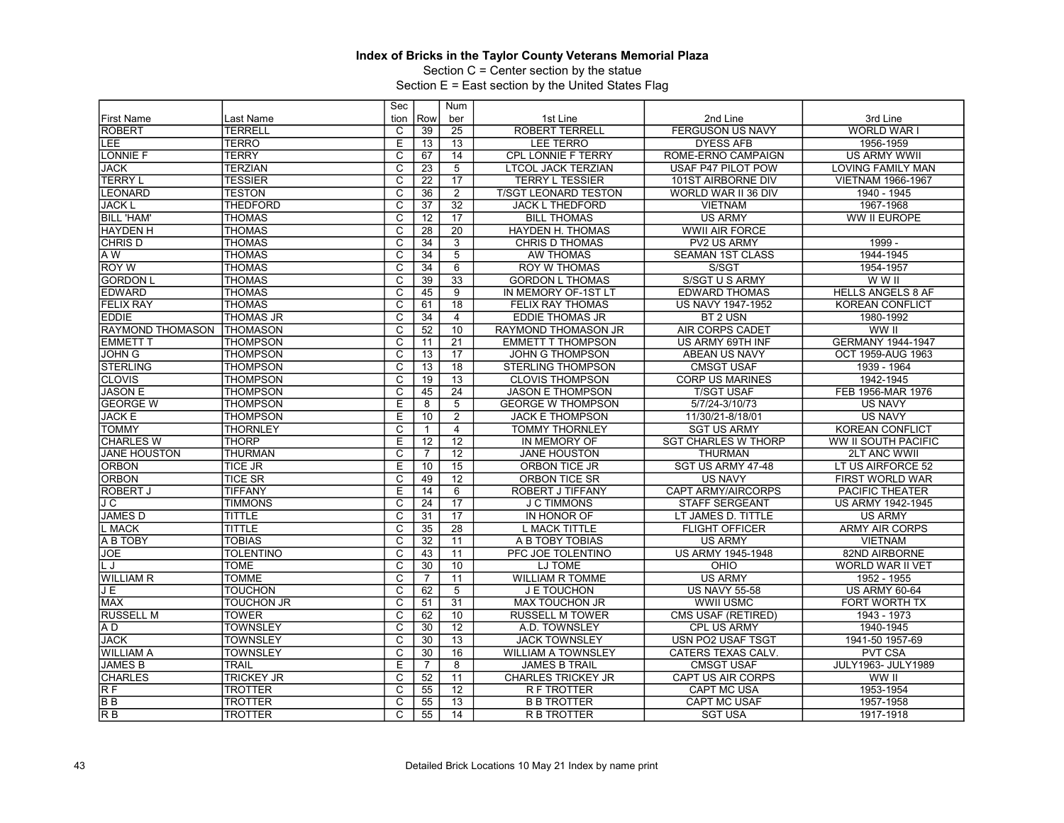### Index of Bricks in the Taylor County Veterans Memorial Plaza

Section C = Center section by the statue

Section E = East section by the United States Flag

| First Name | Last Name | Section | Row | Number | 1st Line | 2nd Line | 3rd Line |
|---|---|---|---|---|---|---|---|
| ROBERT | TERRELL | C | 39 | 25 | ROBERT TERRELL | FERGUSON US NAVY | WORLD WAR I |
| LEE | TERRO | E | 13 | 13 | LEE TERRO | DYESS AFB | 1956-1959 |
| LONNIE F | TERRY | C | 67 | 14 | CPL LONNIE F TERRY | ROME-ERNO CAMPAIGN | US ARMY WWII |
| JACK | TERZIAN | C | 23 | 5 | LTCOL JACK TERZIAN | USAF P47 PILOT POW | LOVING FAMILY MAN |
| TERRY L | TESSIER | C | 22 | 17 | TERRY L TESSIER | 101ST AIRBORNE DIV | VIETNAM 1966-1967 |
| LEONARD | TESTON | C | 36 | 2 | T/SGT LEONARD TESTON | WORLD WAR II 36 DIV | 1940 - 1945 |
| JACK L | THEDFORD | C | 37 | 32 | JACK L THEDFORD | VIETNAM | 1967-1968 |
| BILL 'HAM' | THOMAS | C | 12 | 17 | BILL THOMAS | US ARMY | WW II EUROPE |
| HAYDEN H | THOMAS | C | 28 | 20 | HAYDEN H. THOMAS | WWII AIR FORCE | |
| CHRIS D | THOMAS | C | 34 | 3 | CHRIS D THOMAS | PV2 US ARMY | 1999 - |
| A W | THOMAS | C | 34 | 5 | AW THOMAS | SEAMAN 1ST CLASS | 1944-1945 |
| ROY W | THOMAS | C | 34 | 6 | ROY W THOMAS | S/SGT | 1954-1957 |
| GORDON L | THOMAS | C | 39 | 33 | GORDON L THOMAS | S/SGT U S ARMY | W W II |
| EDWARD | THOMAS | C | 45 | 9 | IN MEMORY OF-1ST LT | EDWARD THOMAS | HELLS ANGELS 8 AF |
| FELIX RAY | THOMAS | C | 61 | 18 | FELIX RAY THOMAS | US NAVY 1947-1952 | KOREAN CONFLICT |
| EDDIE | THOMAS JR | C | 34 | 4 | EDDIE THOMAS JR | BT 2 USN | 1980-1992 |
| RAYMOND THOMASON | THOMASON | C | 52 | 10 | RAYMOND THOMASON JR | AIR CORPS CADET | WW II |
| EMMETT T | THOMPSON | C | 11 | 21 | EMMETT T THOMPSON | US ARMY 69TH INF | GERMANY 1944-1947 |
| JOHN G | THOMPSON | C | 13 | 17 | JOHN G THOMPSON | ABEAN US NAVY | OCT 1959-AUG 1963 |
| STERLING | THOMPSON | C | 13 | 18 | STERLING THOMPSON | CMSGT USAF | 1939 - 1964 |
| CLOVIS | THOMPSON | C | 19 | 13 | CLOVIS THOMPSON | CORP US MARINES | 1942-1945 |
| JASON E | THOMPSON | C | 45 | 24 | JASON E THOMPSON | T/SGT USAF | FEB 1956-MAR 1976 |
| GEORGE W | THOMPSON | E | 8 | 5 | GEORGE W THOMPSON | 5/7/24-3/10/73 | US NAVY |
| JACK E | THOMPSON | E | 10 | 2 | JACK E THOMPSON | 11/30/21-8/18/01 | US NAVY |
| TOMMY | THORNLEY | C | 1 | 4 | TOMMY THORNLEY | SGT US ARMY | KOREAN CONFLICT |
| CHARLES W | THORP | E | 12 | 12 | IN MEMORY OF | SGT CHARLES W THORP | WW II SOUTH PACIFIC |
| JANE HOUSTON | THURMAN | C | 7 | 12 | JANE HOUSTON | THURMAN | 2LT ANC WWII |
| ORBON | TICE JR | E | 10 | 15 | ORBON TICE JR | SGT US ARMY 47-48 | LT US AIRFORCE 52 |
| ORBON | TICE SR | C | 49 | 12 | ORBON TICE SR | US NAVY | FIRST WORLD WAR |
| ROBERT J | TIFFANY | E | 14 | 6 | ROBERT J TIFFANY | CAPT ARMY/AIRCORPS | PACIFIC THEATER |
| J C | TIMMONS | C | 24 | 17 | J C TIMMONS | STAFF SERGEANT | US ARMY 1942-1945 |
| JAMES D | TITTLE | C | 31 | 17 | IN HONOR OF | LT JAMES D. TITTLE | US ARMY |
| L MACK | TITTLE | C | 35 | 28 | L MACK TITTLE | FLIGHT OFFICER | ARMY AIR CORPS |
| A B TOBY | TOBIAS | C | 32 | 11 | A B TOBY TOBIAS | US ARMY | VIETNAM |
| JOE | TOLENTINO | C | 43 | 11 | PFC JOE TOLENTINO | US ARMY 1945-1948 | 82ND AIRBORNE |
| L J | TOME | C | 30 | 10 | LJ TOME | OHIO | WORLD WAR II VET |
| WILLIAM R | TOMME | C | 7 | 11 | WILLIAM R TOMME | US ARMY | 1952 - 1955 |
| J E | TOUCHON | C | 62 | 5 | J E TOUCHON | US NAVY 55-58 | US ARMY 60-64 |
| MAX | TOUCHON JR | C | 51 | 31 | MAX TOUCHON JR | WWII USMC | FORT WORTH TX |
| RUSSELL M | TOWER | C | 62 | 10 | RUSSELL M TOWER | CMS USAF (RETIRED) | 1943 - 1973 |
| A D | TOWNSLEY | C | 30 | 12 | A.D. TOWNSLEY | CPL US ARMY | 1940-1945 |
| JACK | TOWNSLEY | C | 30 | 13 | JACK TOWNSLEY | USN PO2 USAF TSGT | 1941-50 1957-69 |
| WILLIAM A | TOWNSLEY | C | 30 | 16 | WILLIAM A TOWNSLEY | CATERS TEXAS CALV. | PVT CSA |
| JAMES B | TRAIL | E | 7 | 8 | JAMES B TRAIL | CMSGT USAF | JULY1963- JULY1989 |
| CHARLES | TRICKEY JR | C | 52 | 11 | CHARLES TRICKEY JR | CAPT US AIR CORPS | WW II |
| R F | TROTTER | C | 55 | 12 | R F TROTTER | CAPT MC USA | 1953-1954 |
| B B | TROTTER | C | 55 | 13 | B B TROTTER | CAPT MC USAF | 1957-1958 |
| R B | TROTTER | C | 55 | 14 | R B TROTTER | SGT USA | 1917-1918 |

Detailed Brick Locations 10 May 21 Index by name print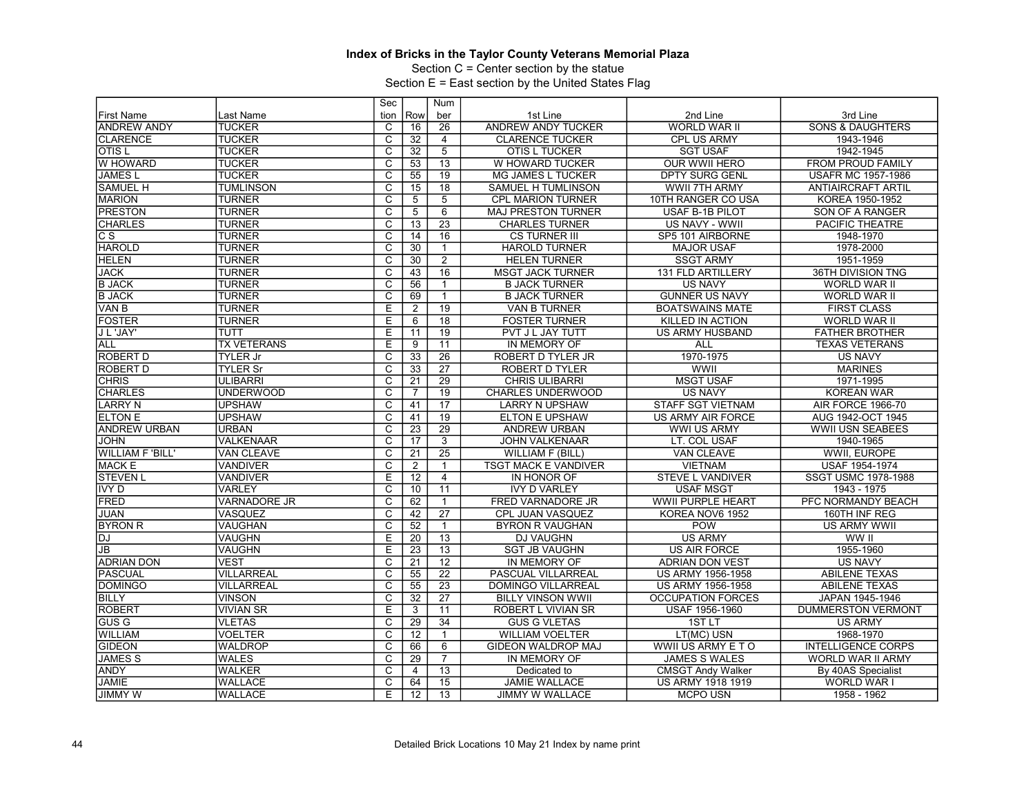**Index of Bricks in the Taylor County Veterans Memorial Plaza**

Section C = Center section by the statue

Section E = East section by the United States Flag

| First Name | Last Name | Section | Row | Number | 1st Line | 2nd Line | 3rd Line |
|---|---|---|---|---|---|---|---|
| ANDREW ANDY | TUCKER | C | 16 | 26 | ANDREW ANDY TUCKER | WORLD WAR II | SONS & DAUGHTERS |
| CLARENCE | TUCKER | C | 32 | 4 | CLARENCE TUCKER | CPL US ARMY | 1943-1946 |
| OTIS L | TUCKER | C | 32 | 5 | OTIS L TUCKER | SGT USAF | 1942-1945 |
| W HOWARD | TUCKER | C | 53 | 13 | W HOWARD TUCKER | OUR WWII HERO | FROM PROUD FAMILY |
| JAMES L | TUCKER | C | 55 | 19 | MG JAMES L TUCKER | DPTY SURG GENL | USAFR MC 1957-1986 |
| SAMUEL H | TUMLINSON | C | 15 | 18 | SAMUEL H TUMLINSON | WWII 7TH ARMY | ANTIAIRCRAFT ARTIL |
| MARION | TURNER | C | 5 | 5 | CPL MARION TURNER | 10TH RANGER CO USA | KOREA 1950-1952 |
| PRESTON | TURNER | C | 5 | 6 | MAJ PRESTON TURNER | USAF B-1B PILOT | SON OF A RANGER |
| CHARLES | TURNER | C | 13 | 23 | CHARLES TURNER | US NAVY - WWII | PACIFIC THEATRE |
| C S | TURNER | C | 14 | 16 | CS TURNER III | SP5 101 AIRBORNE | 1948-1970 |
| HAROLD | TURNER | C | 30 | 1 | HAROLD TURNER | MAJOR USAF | 1978-2000 |
| HELEN | TURNER | C | 30 | 2 | HELEN TURNER | SSGT ARMY | 1951-1959 |
| JACK | TURNER | C | 43 | 16 | MSGT JACK TURNER | 131 FLD ARTILLERY | 36TH DIVISION TNG |
| B JACK | TURNER | C | 56 | 1 | B JACK TURNER | US NAVY | WORLD WAR II |
| B JACK | TURNER | C | 69 | 1 | B JACK TURNER | GUNNER US NAVY | WORLD WAR II |
| VAN B | TURNER | E | 2 | 19 | VAN B TURNER | BOATSWAINS MATE | FIRST CLASS |
| FOSTER | TURNER | E | 6 | 18 | FOSTER TURNER | KILLED IN ACTION | WORLD WAR II |
| J L 'JAY' | TUTT | E | 11 | 19 | PVT J L JAY TUTT | US ARMY HUSBAND | FATHER BROTHER |
| ALL | TX VETERANS | E | 9 | 11 | IN MEMORY OF | ALL | TEXAS VETERANS |
| ROBERT D | TYLER Jr | C | 33 | 26 | ROBERT D TYLER JR | 1970-1975 | US NAVY |
| ROBERT D | TYLER Sr | C | 33 | 27 | ROBERT D TYLER | WWII | MARINES |
| CHRIS | ULIBARRI | C | 21 | 29 | CHRIS ULIBARRI | MSGT USAF | 1971-1995 |
| CHARLES | UNDERWOOD | C | 7 | 19 | CHARLES UNDERWOOD | US NAVY | KOREAN WAR |
| LARRY N | UPSHAW | C | 41 | 17 | LARRY N UPSHAW | STAFF SGT VIETNAM | AIR FORCE 1966-70 |
| ELTON E | UPSHAW | C | 41 | 19 | ELTON E UPSHAW | US ARMY AIR FORCE | AUG 1942-OCT 1945 |
| ANDREW URBAN | URBAN | C | 23 | 29 | ANDREW URBAN | WWI US ARMY | WWII USN SEABEES |
| JOHN | VALKENAAR | C | 17 | 3 | JOHN VALKENAAR | LT. COL USAF | 1940-1965 |
| WILLIAM F 'BILL' | VAN CLEAVE | C | 21 | 25 | WILLIAM F (BILL) | VAN CLEAVE | WWII, EUROPE |
| MACK E | VANDIVER | C | 2 | 1 | TSGT MACK E VANDIVER | VIETNAM | USAF 1954-1974 |
| STEVEN L | VANDIVER | E | 12 | 4 | IN HONOR OF | STEVE L VANDIVER | SSGT USMC 1978-1988 |
| IVY D | VARLEY | C | 10 | 11 | IVY D VARLEY | USAF MSGT | 1943 - 1975 |
| FRED | VARNADORE JR | C | 62 | 1 | FRED VARNADORE JR | WWII PURPLE HEART | PFC NORMANDY BEACH |
| JUAN | VASQUEZ | C | 42 | 27 | CPL JUAN VASQUEZ | KOREA NOV6 1952 | 160TH INF REG |
| BYRON R | VAUGHAN | C | 52 | 1 | BYRON R VAUGHAN | POW | US ARMY WWII |
| DJ | VAUGHN | E | 20 | 13 | DJ VAUGHN | US ARMY | WW II |
| JB | VAUGHN | E | 23 | 13 | SGT JB VAUGHN | US AIR FORCE | 1955-1960 |
| ADRIAN DON | VEST | C | 21 | 12 | IN MEMORY OF | ADRIAN DON VEST | US NAVY |
| PASCUAL | VILLARREAL | C | 55 | 22 | PASCUAL VILLARREAL | US ARMY 1956-1958 | ABILENE TEXAS |
| DOMINGO | VILLARREAL | C | 55 | 23 | DOMINGO VILLARREAL | US ARMY 1956-1958 | ABILENE TEXAS |
| BILLY | VINSON | C | 32 | 27 | BILLY VINSON WWII | OCCUPATION FORCES | JAPAN 1945-1946 |
| ROBERT | VIVIAN SR | E | 3 | 11 | ROBERT L VIVIAN SR | USAF 1956-1960 | DUMMERSTON VERMONT |
| GUS G | VLETAS | C | 29 | 34 | GUS G VLETAS | 1ST LT | US ARMY |
| WILLIAM | VOELTER | C | 12 | 1 | WILLIAM VOELTER | LT(MC) USN | 1968-1970 |
| GIDEON | WALDROP | C | 66 | 6 | GIDEON WALDROP MAJ | WWII US ARMY E T O | INTELLIGENCE CORPS |
| JAMES S | WALES | C | 29 | 7 | IN MEMORY OF | JAMES S WALES | WORLD WAR II ARMY |
| ANDY | WALKER | C | 4 | 13 | Dedicated to | CMSGT Andy Walker | By 40AS Specialist |
| JAMIE | WALLACE | C | 64 | 15 | JAMIE WALLACE | US ARMY 1918 1919 | WORLD WAR I |
| JIMMY W | WALLACE | E | 12 | 13 | JIMMY W WALLACE | MCPO USN | 1958 - 1962 |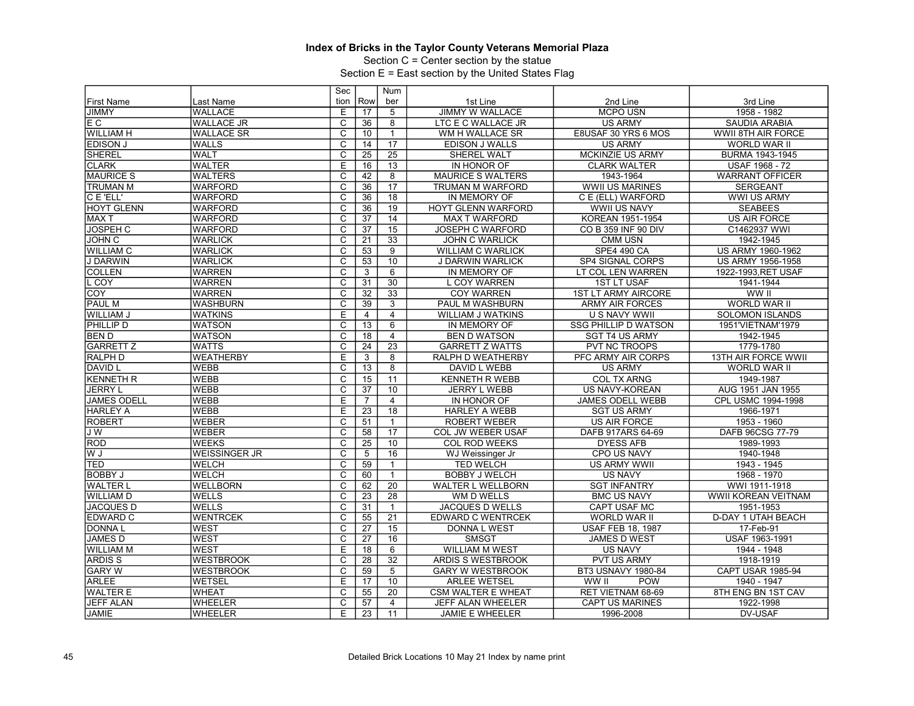# Index of Bricks in the Taylor County Veterans Memorial Plaza

Section C = Center section by the statue

Section E = East section by the United States Flag

| First Name | Last Name | Section | Row | Number | 1st Line | 2nd Line | 3rd Line |
|---|---|---|---|---|---|---|---|
| JIMMY | WALLACE | E | 17 | 5 | JIMMY W WALLACE | MCPO USN | 1958 - 1982 |
| E C | WALLACE JR | C | 36 | 8 | LTC E C WALLACE JR | US ARMY | SAUDIA ARABIA |
| WILLIAM H | WALLACE SR | C | 10 | 1 | WM H WALLACE SR | E8USAF 30 YRS 6 MOS | WWII 8TH AIR FORCE |
| EDISON J | WALLS | C | 14 | 17 | EDISON J WALLS | US ARMY | WORLD WAR II |
| SHEREL | WALT | C | 25 | 25 | SHEREL WALT | MCKINZIE US ARMY | BURMA 1943-1945 |
| CLARK | WALTER | E | 16 | 13 | IN HONOR OF | CLARK WALTER | USAF 1968 - 72 |
| MAURICE S | WALTERS | C | 42 | 8 | MAURICE S WALTERS | 1943-1964 | WARRANT OFFICER |
| TRUMAN M | WARFORD | C | 36 | 17 | TRUMAN M WARFORD | WWII US MARINES | SERGEANT |
| C E 'ELL' | WARFORD | C | 36 | 18 | IN MEMORY OF | C E (ELL) WARFORD | WWI US ARMY |
| HOYT GLENN | WARFORD | C | 36 | 19 | HOYT GLENN WARFORD | WWII US NAVY | SEABEES |
| MAX T | WARFORD | C | 37 | 14 | MAX T WARFORD | KOREAN 1951-1954 | US AIR FORCE |
| JOSPEH C | WARFORD | C | 37 | 15 | JOSEPH C WARFORD | CO B 359 INF 90 DIV | C1462937 WWI |
| JOHN C | WARLICK | C | 21 | 33 | JOHN C WARLICK | CMM USN | 1942-1945 |
| WILLIAM C | WARLICK | C | 53 | 9 | WILLIAM C WARLICK | SPE4 490 CA | US ARMY 1960-1962 |
| J DARWIN | WARLICK | C | 53 | 10 | J DARWIN WARLICK | SP4 SIGNAL CORPS | US ARMY 1956-1958 |
| COLLEN | WARREN | C | 3 | 6 | IN MEMORY OF | LT COL LEN WARREN | 1922-1993,RET USAF |
| L COY | WARREN | C | 31 | 30 | L COY WARREN | 1ST LT USAF | 1941-1944 |
| COY | WARREN | C | 32 | 33 | COY WARREN | 1ST LT ARMY AIRCORE | WW II |
| PAUL M | WASHBURN | C | 39 | 3 | PAUL M WASHBURN | ARMY AIR FORCES | WORLD WAR II |
| WILLIAM J | WATKINS | E | 4 | 4 | WILLIAM J WATKINS | U S NAVY WWII | SOLOMON ISLANDS |
| PHILLIP D | WATSON | C | 13 | 6 | IN MEMORY OF | SSG PHILLIP D WATSON | 1951'VIETNAM'1979 |
| BEN D | WATSON | C | 18 | 4 | BEN D WATSON | SGT T4 US ARMY | 1942-1945 |
| GARRETT Z | WATTS | C | 24 | 23 | GARRETT Z WATTS | PVT NC TROOPS | 1779-1780 |
| RALPH D | WEATHERBY | E | 3 | 8 | RALPH D WEATHERBY | PFC ARMY AIR CORPS | 13TH AIR FORCE WWII |
| DAVID L | WEBB | C | 13 | 8 | DAVID L WEBB | US ARMY | WORLD WAR II |
| KENNETH R | WEBB | C | 15 | 11 | KENNETH R WEBB | COL TX ARNG | 1949-1987 |
| JERRY L | WEBB | C | 37 | 10 | JERRY L WEBB | US NAVY-KOREAN | AUG 1951 JAN 1955 |
| JAMES ODELL | WEBB | E | 7 | 4 | IN HONOR OF | JAMES ODELL WEBB | CPL USMC 1994-1998 |
| HARLEY A | WEBB | E | 23 | 18 | HARLEY A WEBB | SGT US ARMY | 1966-1971 |
| ROBERT | WEBER | C | 51 | 1 | ROBERT WEBER | US AIR FORCE | 1953 - 1960 |
| J W | WEBER | C | 58 | 17 | COL JW WEBER USAF | DAFB 917ARS 64-69 | DAFB 96CSG 77-79 |
| ROD | WEEKS | C | 25 | 10 | COL ROD WEEKS | DYESS AFB | 1989-1993 |
| W J | WEISSINGER JR | C | 5 | 16 | WJ Weissinger Jr | CPO US NAVY | 1940-1948 |
| TED | WELCH | C | 59 | 1 | TED WELCH | US ARMY WWII | 1943 - 1945 |
| BOBBY J | WELCH | C | 60 | 1 | BOBBY J WELCH | US NAVY | 1968 - 1970 |
| WALTER L | WELLBORN | C | 62 | 20 | WALTER L WELLBORN | SGT INFANTRY | WWI 1911-1918 |
| WILLIAM D | WELLS | C | 23 | 28 | WM D WELLS | BMC US NAVY | WWII KOREAN VEITNAM |
| JACQUES D | WELLS | C | 31 | 1 | JACQUES D WELLS | CAPT USAF MC | 1951-1953 |
| EDWARD C | WENTRCEK | C | 55 | 21 | EDWARD C WENTRCEK | WORLD WAR II | D-DAY 1 UTAH BEACH |
| DONNA L | WEST | C | 27 | 15 | DONNA L WEST | USAF FEB 18, 1987 | 17-Feb-91 |
| JAMES D | WEST | C | 27 | 16 | SMSGT | JAMES D WEST | USAF 1963-1991 |
| WILLIAM M | WEST | E | 18 | 6 | WILLIAM M WEST | US NAVY | 1944 - 1948 |
| ARDIS S | WESTBROOK | C | 28 | 32 | ARDIS S WESTBROOK | PVT US ARMY | 1918-1919 |
| GARY W | WESTBROOK | C | 59 | 5 | GARY W WESTBROOK | BT3 USNAVY 1980-84 | CAPT USAR 1985-94 |
| ARLEE | WETSEL | E | 17 | 10 | ARLEE WETSEL | WW II POW | 1940 - 1947 |
| WALTER E | WHEAT | C | 55 | 20 | CSM WALTER E WHEAT | RET VIETNAM 68-69 | 8TH ENG BN 1ST CAV |
| JEFF ALAN | WHEELER | C | 57 | 4 | JEFF ALAN WHEELER | CAPT US MARINES | 1922-1998 |
| JAMIE | WHEELER | E | 23 | 11 | JAMIE E WHEELER | 1996-2008 | DV-USAF |

Detailed Brick Locations 10 May 21 Index by name print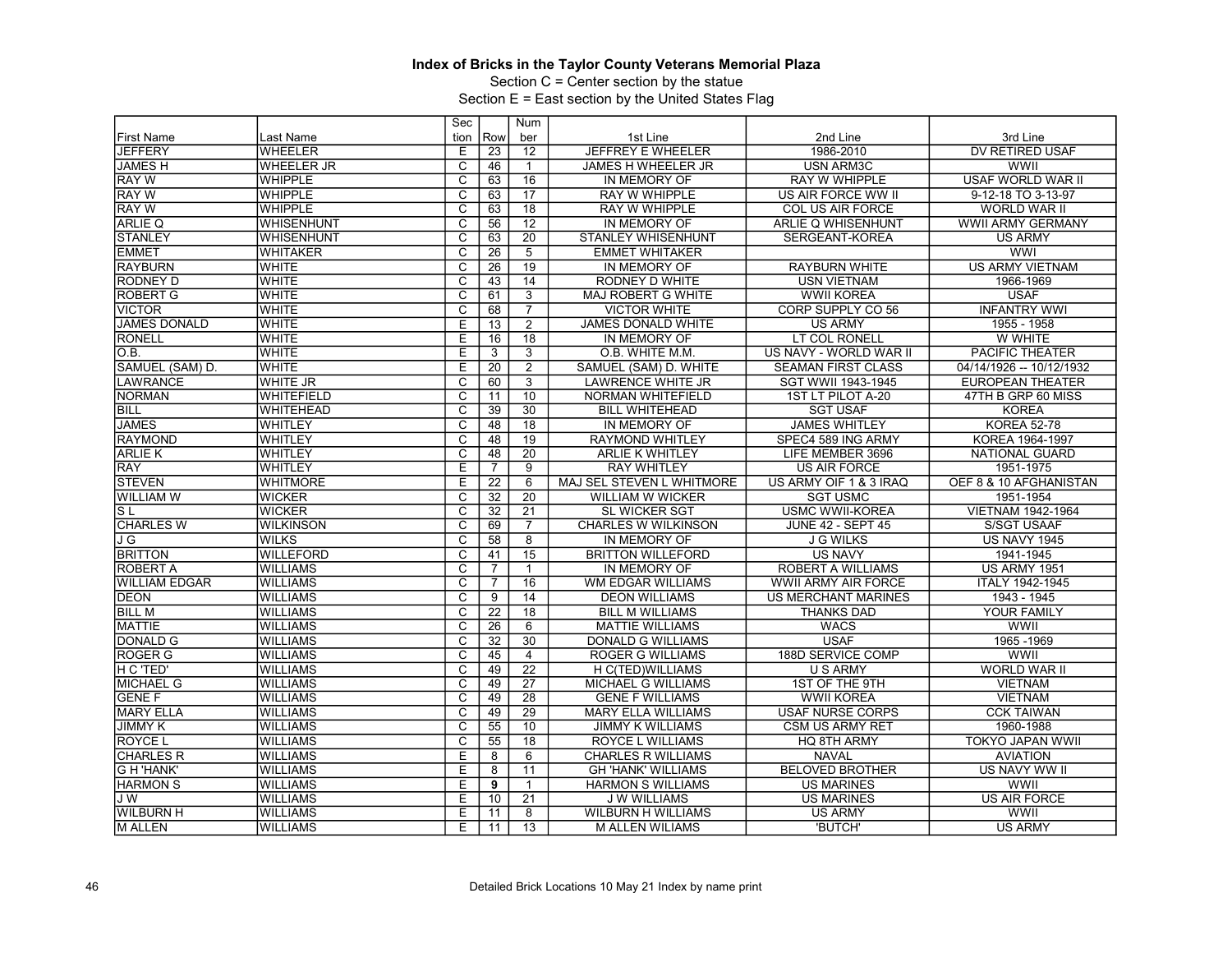**Index of Bricks in the Taylor County Veterans Memorial Plaza**

Section C = Center section by the statue

Section E = East section by the United States Flag

| First Name | Last Name | Section | Row | Number | 1st Line | 2nd Line | 3rd Line |
|---|---|---|---|---|---|---|---|
| JEFFERY | WHEELER | E | 23 | 12 | JEFFREY E WHEELER | 1986-2010 | DV RETIRED USAF |
| JAMES H | WHEELER JR | C | 46 | 1 | JAMES H WHEELER JR | USN ARM3C | WWII |
| RAY W | WHIPPLE | C | 63 | 16 | IN MEMORY OF | RAY W WHIPPLE | USAF WORLD WAR II |
| RAY W | WHIPPLE | C | 63 | 17 | RAY W WHIPPLE | US AIR FORCE WW II | 9-12-18 TO 3-13-97 |
| RAY W | WHIPPLE | C | 63 | 18 | RAY W WHIPPLE | COL US AIR FORCE | WORLD WAR II |
| ARLIE Q | WHISENHUNT | C | 56 | 12 | IN MEMORY OF | ARLIE Q WHISENHUNT | WWII ARMY GERMANY |
| STANLEY | WHISENHUNT | C | 63 | 20 | STANLEY WHISENHUNT | SERGEANT-KOREA | US ARMY |
| EMMET | WHITAKER | C | 26 | 5 | EMMET WHITAKER | | WWI |
| RAYBURN | WHITE | C | 26 | 19 | IN MEMORY OF | RAYBURN WHITE | US ARMY VIETNAM |
| RODNEY D | WHITE | C | 43 | 14 | RODNEY D WHITE | USN VIETNAM | 1966-1969 |
| ROBERT G | WHITE | C | 61 | 3 | MAJ ROBERT G WHITE | WWII KOREA | USAF |
| VICTOR | WHITE | C | 68 | 7 | VICTOR WHITE | CORP SUPPLY CO 56 | INFANTRY WWI |
| JAMES DONALD | WHITE | E | 13 | 2 | JAMES DONALD WHITE | US ARMY | 1955 - 1958 |
| RONELL | WHITE | E | 16 | 18 | IN MEMORY OF | LT COL RONELL | W WHITE |
| O.B. | WHITE | E | 3 | 3 | O.B. WHITE M.M. | US NAVY - WORLD WAR II | PACIFIC THEATER |
| SAMUEL (SAM) D. | WHITE | E | 20 | 2 | SAMUEL (SAM) D. WHITE | SEAMAN FIRST CLASS | 04/14/1926 -- 10/12/1932 |
| LAWRANCE | WHITE JR | C | 60 | 3 | LAWRENCE WHITE JR | SGT WWII 1943-1945 | EUROPEAN THEATER |
| NORMAN | WHITEFIELD | C | 11 | 10 | NORMAN WHITEFIELD | 1ST LT PILOT A-20 | 47TH B GRP 60 MISS |
| BILL | WHITEHEAD | C | 39 | 30 | BILL WHITEHEAD | SGT USAF | KOREA |
| JAMES | WHITLEY | C | 48 | 18 | IN MEMORY OF | JAMES WHITLEY | KOREA 52-78 |
| RAYMOND | WHITLEY | C | 48 | 19 | RAYMOND WHITLEY | SPEC4 589 ING ARMY | KOREA 1964-1997 |
| ARLIE K | WHITLEY | C | 48 | 20 | ARLIE K WHITLEY | LIFE MEMBER 3696 | NATIONAL GUARD |
| RAY | WHITLEY | E | 7 | 9 | RAY WHITLEY | US AIR FORCE | 1951-1975 |
| STEVEN | WHITMORE | E | 22 | 6 | MAJ SEL STEVEN L WHITMORE | US ARMY OIF 1 & 3 IRAQ | OEF 8 & 10 AFGHANISTAN |
| WILLIAM W | WICKER | C | 32 | 20 | WILLIAM W WICKER | SGT USMC | 1951-1954 |
| S L | WICKER | C | 32 | 21 | SL WICKER SGT | USMC WWII-KOREA | VIETNAM 1942-1964 |
| CHARLES W | WILKINSON | C | 69 | 7 | CHARLES W WILKINSON | JUNE 42 - SEPT 45 | S/SGT USAAF |
| J G | WILKS | C | 58 | 8 | IN MEMORY OF | J G WILKS | US NAVY 1945 |
| BRITTON | WILLEFORD | C | 41 | 15 | BRITTON WILLEFORD | US NAVY | 1941-1945 |
| ROBERT A | WILLIAMS | C | 7 | 1 | IN MEMORY OF | ROBERT A WILLIAMS | US ARMY 1951 |
| WILLIAM EDGAR | WILLIAMS | C | 7 | 16 | WM EDGAR WILLIAMS | WWII ARMY AIR FORCE | ITALY 1942-1945 |
| DEON | WILLIAMS | C | 9 | 14 | DEON WILLIAMS | US MERCHANT MARINES | 1943 - 1945 |
| BILL M | WILLIAMS | C | 22 | 18 | BILL M WILLIAMS | THANKS DAD | YOUR FAMILY |
| MATTIE | WILLIAMS | C | 26 | 6 | MATTIE WILLIAMS | WACS | WWII |
| DONALD G | WILLIAMS | C | 32 | 30 | DONALD G WILLIAMS | USAF | 1965 -1969 |
| ROGER G | WILLIAMS | C | 45 | 4 | ROGER G WILLIAMS | 188D SERVICE COMP | WWII |
| H C 'TED' | WILLIAMS | C | 49 | 22 | H C(TED)WILLIAMS | U S ARMY | WORLD WAR II |
| MICHAEL G | WILLIAMS | C | 49 | 27 | MICHAEL G WILLIAMS | 1ST OF THE 9TH | VIETNAM |
| GENE F | WILLIAMS | C | 49 | 28 | GENE F WILLIAMS | WWII KOREA | VIETNAM |
| MARY ELLA | WILLIAMS | C | 49 | 29 | MARY ELLA WILLIAMS | USAF NURSE CORPS | CCK TAIWAN |
| JIMMY K | WILLIAMS | C | 55 | 10 | JIMMY K WILLIAMS | CSM US ARMY RET | 1960-1988 |
| ROYCE L | WILLIAMS | C | 55 | 18 | ROYCE L WILLIAMS | HQ 8TH ARMY | TOKYO JAPAN WWII |
| CHARLES R | WILLIAMS | E | 8 | 6 | CHARLES R WILLIAMS | NAVAL | AVIATION |
| G H 'HANK' | WILLIAMS | E | 8 | 11 | GH 'HANK' WILLIAMS | BELOVED BROTHER | US NAVY WW II |
| HARMON S | WILLIAMS | E | **9** | 1 | HARMON S WILLIAMS | US MARINES | WWII |
| J W | WILLIAMS | E | 10 | 21 | J W WILLIAMS | US MARINES | US AIR FORCE |
| WILBURN H | WILLIAMS | E | 11 | 8 | WILBURN H WILLIAMS | US ARMY | WWII |
| M ALLEN | WILLIAMS | E | 11 | 13 | M ALLEN WILIAMS | 'BUTCH' | US ARMY |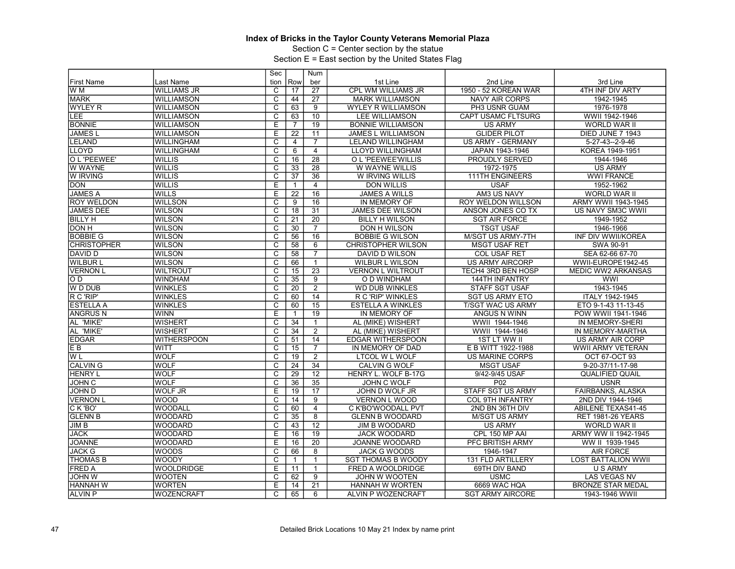**Index of Bricks in the Taylor County Veterans Memorial Plaza**

Section C = Center section by the statue

Section E = East section by the United States Flag

| First Name | Last Name | Section | Row | Number | 1st Line | 2nd Line | 3rd Line |
|---|---|---|---|---|---|---|---|
| W M | WILLIAMS JR | C | 17 | 27 | CPL WM WILLIAMS JR | 1950 - 52 KOREAN WAR | 4TH INF DIV ARTY |
| MARK | WILLIAMSON | C | 44 | 27 | MARK WILLIAMSON | NAVY AIR CORPS | 1942-1945 |
| WYLEY R | WILLIAMSON | C | 63 | 9 | WYLEY R WILLIAMSON | PH3 USNR GUAM | 1976-1978 |
| LEE | WILLIAMSON | C | 63 | 10 | LEE WILLIAMSON | CAPT USAMC FLTSURG | WWII 1942-1946 |
| BONNIE | WILLIAMSON | E | 7 | 19 | BONNIE WILLIAMSON | US ARMY | WORLD WAR II |
| JAMES L | WILLIAMSON | E | 22 | 11 | JAMES L WILLIAMSON | GLIDER PILOT | DIED JUNE 7 1943 |
| LELAND | WILLINGHAM | C | 4 | 7 | LELAND WILLINGHAM | US ARMY - GERMANY | 5-27-43--2-9-46 |
| LLOYD | WILLINGHAM | C | 6 | 4 | LLOYD WILLINGHAM | JAPAN 1943-1946 | KOREA 1949-1951 |
| O L 'PEEWEE' | WILLIS | C | 16 | 28 | O L 'PEEWEE'WILLIS | PROUDLY SERVED | 1944-1946 |
| W WAYNE | WILLIS | C | 33 | 28 | W WAYNE WILLIS | 1972-1975 | US ARMY |
| W IRVING | WILLIS | C | 37 | 36 | W IRVING WILLIS | 111TH ENGINEERS | WWI FRANCE |
| DON | WILLIS | E | 1 | 4 | DON WILLIS | USAF | 1952-1962 |
| JAMES A | WILLS | E | 22 | 16 | JAMES A WILLS | AM3 US NAVY | WORLD WAR II |
| ROY WELDON | WILLSON | C | 9 | 16 | IN MEMORY OF | ROY WELDON WILLSON | ARMY WWII 1943-1945 |
| JAMES DEE | WILSON | C | 18 | 31 | JAMES DEE WILSON | ANSON JONES CO TX | US NAVY SM3C WWII |
| BILLY H | WILSON | C | 21 | 20 | BILLY H WILSON | SGT AIR FORCE | 1949-1952 |
| DON H | WILSON | C | 30 | 7 | DON H WILSON | TSGT USAF | 1946-1966 |
| BOBBIE G | WILSON | C | 56 | 16 | BOBBIE G WILSON | M/SGT US ARMY-7TH | INF DIV WWII/KOREA |
| CHRISTOPHER | WILSON | C | 58 | 6 | CHRISTOPHER WILSON | MSGT USAF RET | SWA 90-91 |
| DAVID D | WILSON | C | 58 | 7 | DAVID D WILSON | COL USAF RET | SEA 62-66 67-70 |
| WILBUR L | WILSON | C | 66 | 1 | WILBUR L WILSON | US ARMY AIRCORP | WWII-EUROPE1942-45 |
| VERNON L | WILTROUT | C | 15 | 23 | VERNON L WILTROUT | TECH4 3RD BEN HOSP | MEDIC WW2 ARKANSAS |
| O D | WINDHAM | C | 35 | 9 | O D WINDHAM | 144TH INFANTRY | WWI |
| W D DUB | WINKLES | C | 20 | 2 | WD DUB WINKLES | STAFF SGT USAF | 1943-1945 |
| R C 'RIP' | WINKLES | C | 60 | 14 | R C 'RIP' WINKLES | SGT US ARMY ETO | ITALY 1942-1945 |
| ESTELLA A | WINKLES | C | 60 | 15 | ESTELLA A WINKLES | T/SGT WAC US ARMY | ETO 9-1-43 11-13-45 |
| ANGRUS N | WINN | E | 1 | 19 | IN MEMORY OF | ANGUS N WINN | POW WWII 1941-1946 |
| AL 'MIKE' | WISHERT | C | 34 | 1 | AL (MIKE) WISHERT | WWII 1944-1946 | IN MEMORY-SHERI |
| AL 'MIKE' | WISHERT | C | 34 | 2 | AL (MIKE) WISHERT | WWII 1944-1946 | IN MEMORY-MARTHA |
| EDGAR | WITHERSPOON | C | 51 | 14 | EDGAR WITHERSPOON | 1ST LT WW II | US ARMY AIR CORP |
| E B | WITT | C | 15 | 7 | IN MEMORY OF DAD | E B WITT 1922-1988 | WWII ARMY VETERAN |
| W L | WOLF | C | 19 | 2 | LTCOL W L WOLF | US MARINE CORPS | OCT 67-OCT 93 |
| CALVIN G | WOLF | C | 24 | 34 | CALVIN G WOLF | MSGT USAF | 9-20-37/11-17-98 |
| HENRY L | WOLF | C | 29 | 12 | HENRY L. WOLF B-17G | 9/42-9/45 USAF | QUALIFIED QUAIL |
| JOHN C | WOLF | C | 36 | 35 | JOHN C WOLF | P02 | USNR |
| JOHN D | WOLF JR | E | 19 | 17 | JOHN D WOLF JR | STAFF SGT US ARMY | FAIRBANKS, ALASKA |
| VERNON L | WOOD | C | 14 | 9 | VERNON L WOOD | COL 9TH INFANTRY | 2ND DIV 1944-1946 |
| C K 'BO' | WOODALL | C | 60 | 4 | C K'BO'WOODALL PVT | 2ND BN 36TH DIV | ABILENE TEXAS41-45 |
| GLENN B | WOODARD | C | 35 | 8 | GLENN B WOODARD | M/SGT US ARMY | RET 1981-26 YEARS |
| JIM B | WOODARD | C | 43 | 12 | JIM B WOODARD | US ARMY | WORLD WAR II |
| JACK | WOODARD | E | 16 | 19 | JACK WOODARD | CPL 150 MP AAI | ARMY WW II 1942-1945 |
| JOANNE | WOODARD | E | 16 | 20 | JOANNE WOODARD | PFC BRITISH ARMY | WW II 1939-1945 |
| JACK G | WOODS | C | 66 | 8 | JACK G WOODS | 1946-1947 | AIR FORCE |
| THOMAS B | WOODY | C | 1 | 1 | SGT THOMAS B WOODY | 131 FLD ARTILLERY | LOST BATTALION WWII |
| FRED A | WOOLDRIDGE | E | 11 | 1 | FRED A WOOLDRIDGE | 69TH DIV BAND | U S ARMY |
| JOHN W | WOOTEN | C | 62 | 9 | JOHN W WOOTEN | USMC | LAS VEGAS NV |
| HANNAH W | WORTEN | E | 14 | 21 | HANNAH W WORTEN | 6669 WAC HQA | BRONZE STAR MEDAL |
| ALVIN P | WOZENCRAFT | C | 65 | 6 | ALVIN P WOZENCRAFT | SGT ARMY AIRCORE | 1943-1946 WWII |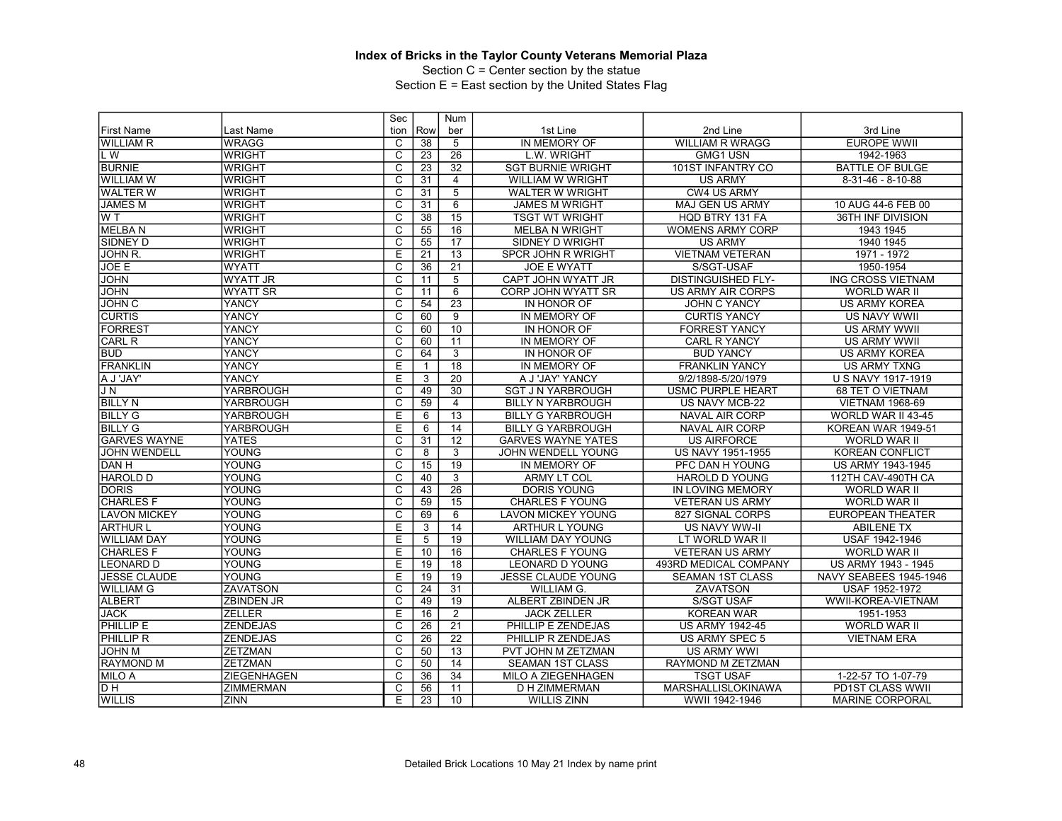**Index of Bricks in the Taylor County Veterans Memorial Plaza**

Section C = Center section by the statue

Section E = East section by the United States Flag

| First Name | Last Name | Section | Row | Number | 1st Line | 2nd Line | 3rd Line |
|---|---|---|---|---|---|---|---|
| WILLIAM R | WRAGG | C | 38 | 5 | IN MEMORY OF | WILLIAM R WRAGG | EUROPE WWII |
| L W | WRIGHT | C | 23 | 26 | L.W. WRIGHT | GMG1 USN | 1942-1963 |
| BURNIE | WRIGHT | C | 23 | 32 | SGT BURNIE WRIGHT | 101ST INFANTRY CO | BATTLE OF BULGE |
| WILLIAM W | WRIGHT | C | 31 | 4 | WILLIAM W WRIGHT | US ARMY | 8-31-46 - 8-10-88 |
| WALTER W | WRIGHT | C | 31 | 5 | WALTER W WRIGHT | CW4 US ARMY | |
| JAMES M | WRIGHT | C | 31 | 6 | JAMES M WRIGHT | MAJ GEN US ARMY | 10 AUG 44-6 FEB 00 |
| W T | WRIGHT | C | 38 | 15 | TSGT WT WRIGHT | HQD BTRY 131 FA | 36TH INF DIVISION |
| MELBA N | WRIGHT | C | 55 | 16 | MELBA N WRIGHT | WOMENS ARMY CORP | 1943 1945 |
| SIDNEY D | WRIGHT | C | 55 | 17 | SIDNEY D WRIGHT | US ARMY | 1940 1945 |
| JOHN R. | WRIGHT | E | 21 | 13 | SPCR JOHN R WRIGHT | VIETNAM VETERAN | 1971 - 1972 |
| JOE E | WYATT | C | 36 | 21 | JOE E WYATT | S/SGT-USAF | 1950-1954 |
| JOHN | WYATT JR | C | 11 | 5 | CAPT JOHN WYATT JR | DISTINGUISHED FLY- | ING CROSS VIETNAM |
| JOHN | WYATT SR | C | 11 | 6 | CORP JOHN WYATT SR | US ARMY AIR CORPS | WORLD WAR II |
| JOHN C | YANCY | C | 54 | 23 | IN HONOR OF | JOHN C YANCY | US ARMY KOREA |
| CURTIS | YANCY | C | 60 | 9 | IN MEMORY OF | CURTIS YANCY | US NAVY WWII |
| FORREST | YANCY | C | 60 | 10 | IN HONOR OF | FORREST YANCY | US ARMY WWII |
| CARL R | YANCY | C | 60 | 11 | IN MEMORY OF | CARL R YANCY | US ARMY WWII |
| BUD | YANCY | C | 64 | 3 | IN HONOR OF | BUD YANCY | US ARMY KOREA |
| FRANKLIN | YANCY | E | 1 | 18 | IN MEMORY OF | FRANKLIN YANCY | US ARMY TXNG |
| A J 'JAY' | YANCY | E | 3 | 20 | A J 'JAY' YANCY | 9/2/1898-5/20/1979 | U S NAVY 1917-1919 |
| J N | YARBROUGH | C | 49 | 30 | SGT J N YARBROUGH | USMC PURPLE HEART | 68 TET O VIETNAM |
| BILLY N | YARBROUGH | C | 59 | 4 | BILLY N YARBROUGH | US NAVY MCB-22 | VIETNAM 1968-69 |
| BILLY G | YARBROUGH | E | 6 | 13 | BILLY G YARBROUGH | NAVAL AIR CORP | WORLD WAR II 43-45 |
| BILLY G | YARBROUGH | E | 6 | 14 | BILLY G YARBROUGH | NAVAL AIR CORP | KOREAN WAR 1949-51 |
| GARVES WAYNE | YATES | C | 31 | 12 | GARVES WAYNE YATES | US AIRFORCE | WORLD WAR II |
| JOHN WENDELL | YOUNG | C | 8 | 3 | JOHN WENDELL YOUNG | US NAVY 1951-1955 | KOREAN CONFLICT |
| DAN H | YOUNG | C | 15 | 19 | IN MEMORY OF | PFC DAN H YOUNG | US ARMY 1943-1945 |
| HAROLD D | YOUNG | C | 40 | 3 | ARMY LT COL | HAROLD D YOUNG | 112TH CAV-490TH CA |
| DORIS | YOUNG | C | 43 | 26 | DORIS YOUNG | IN LOVING MEMORY | WORLD WAR II |
| CHARLES F | YOUNG | C | 59 | 15 | CHARLES F YOUNG | VETERAN US ARMY | WORLD WAR II |
| LAVON MICKEY | YOUNG | C | 69 | 6 | LAVON MICKEY YOUNG | 827 SIGNAL CORPS | EUROPEAN THEATER |
| ARTHUR L | YOUNG | E | 3 | 14 | ARTHUR L YOUNG | US NAVY WW-II | ABILENE TX |
| WILLIAM DAY | YOUNG | E | 5 | 19 | WILLIAM DAY YOUNG | LT WORLD WAR II | USAF 1942-1946 |
| CHARLES F | YOUNG | E | 10 | 16 | CHARLES F YOUNG | VETERAN US ARMY | WORLD WAR II |
| LEONARD D | YOUNG | E | 19 | 18 | LEONARD D YOUNG | 493RD MEDICAL COMPANY | US ARMY 1943 - 1945 |
| JESSE CLAUDE | YOUNG | E | 19 | 19 | JESSE CLAUDE YOUNG | SEAMAN 1ST CLASS | NAVY SEABEES 1945-1946 |
| WILLIAM G | ZAVATSON | C | 24 | 31 | WILLIAM G. | ZAVATSON | USAF 1952-1972 |
| ALBERT | ZBINDEN JR | C | 49 | 19 | ALBERT ZBINDEN JR | S/SGT USAF | WWII-KOREA-VIETNAM |
| JACK | ZELLER | E | 16 | 2 | JACK ZELLER | KOREAN WAR | 1951-1953 |
| PHILLIP E | ZENDEJAS | C | 26 | 21 | PHILLIP E ZENDEJAS | US ARMY 1942-45 | WORLD WAR II |
| PHILLIP R | ZENDEJAS | C | 26 | 22 | PHILLIP R ZENDEJAS | US ARMY SPEC 5 | VIETNAM ERA |
| JOHN M | ZETZMAN | C | 50 | 13 | PVT JOHN M ZETZMAN | US ARMY WWI | |
| RAYMOND M | ZETZMAN | C | 50 | 14 | SEAMAN 1ST CLASS | RAYMOND M ZETZMAN | |
| MILO A | ZIEGENHAGEN | C | 36 | 34 | MILO A ZIEGENHAGEN | TSGT USAF | 1-22-57 TO 1-07-79 |
| D H | ZIMMERMAN | C | 56 | 11 | D H ZIMMERMAN | MARSHALLISLOKINAWA | PD1ST CLASS WWII |
| WILLIS | ZINN | E | 23 | 10 | WILLIS ZINN | WWII 1942-1946 | MARINE CORPORAL |

Detailed Brick Locations 10 May 21 Index by name print